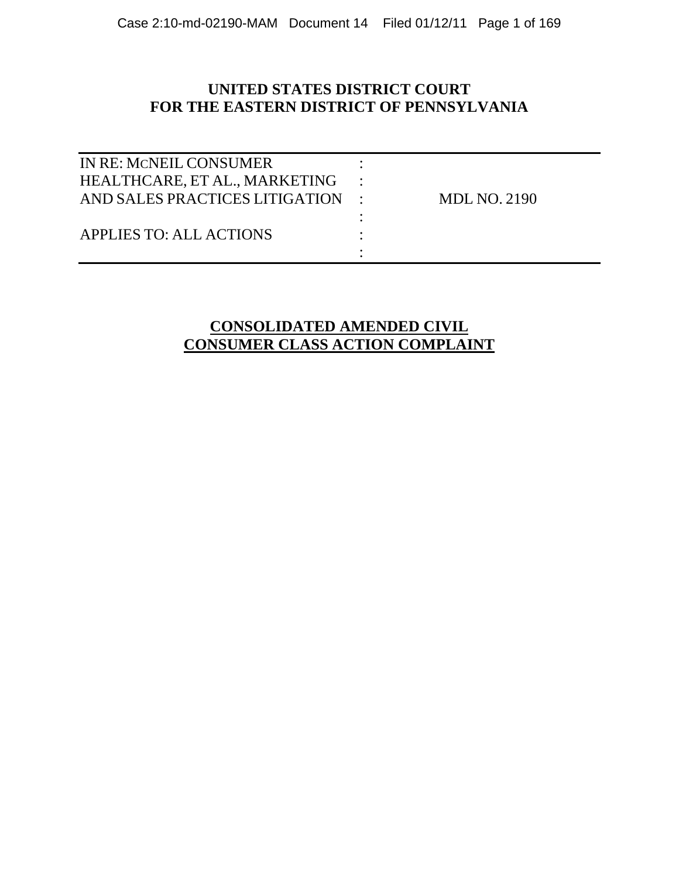**UNITED STATES DISTRICT COURT**
**FOR THE EASTERN DISTRICT OF PENNSYLVANIA**

| | | |
|---|---|---|
| IN RE: McNEIL CONSUMER HEALTHCARE, ET AL., MARKETING AND SALES PRACTICES LITIGATION | : | MDL NO. 2190 |
| APPLIES TO: ALL ACTIONS | : | |

# CONSOLIDATED AMENDED CIVIL CONSUMER CLASS ACTION COMPLAINT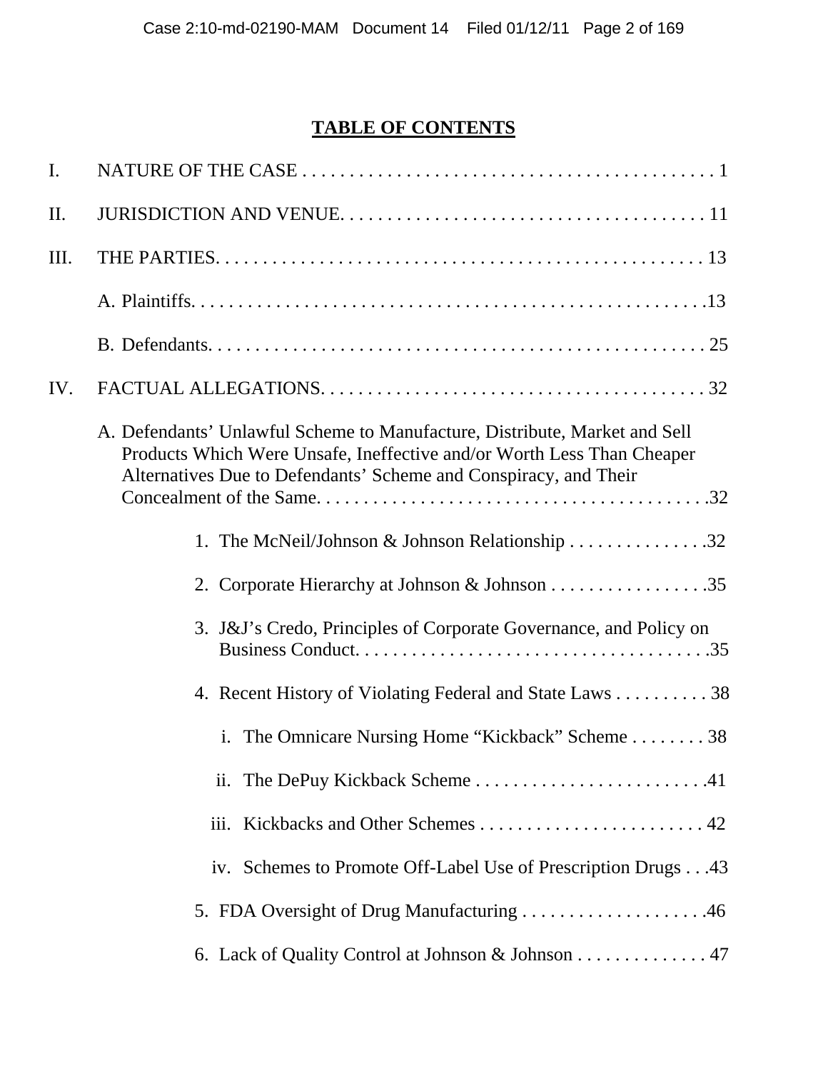## TABLE OF CONTENTS

I. NATURE OF THE CASE . . . . . . . . . . . . . . . . . . . . . . . . . . . . . . . . . . . . . . . . . . . . 1

II. JURISDICTION AND VENUE. . . . . . . . . . . . . . . . . . . . . . . . . . . . . . . . . . . . . . . 11

III. THE PARTIES. . . . . . . . . . . . . . . . . . . . . . . . . . . . . . . . . . . . . . . . . . . . . . . . . . . . 13

- A. Plaintiffs. . . . . . . . . . . . . . . . . . . . . . . . . . . . . . . . . . . . . . . . . . . . . . . . . . . . . .13
- B. Defendants. . . . . . . . . . . . . . . . . . . . . . . . . . . . . . . . . . . . . . . . . . . . . . . . . . . . . 25

IV. FACTUAL ALLEGATIONS. . . . . . . . . . . . . . . . . . . . . . . . . . . . . . . . . . . . . . . . . 32

- A. Defendants' Unlawful Scheme to Manufacture, Distribute, Market and Sell Products Which Were Unsafe, Ineffective and/or Worth Less Than Cheaper Alternatives Due to Defendants' Scheme and Conspiracy, and Their Concealment of the Same. . . . . . . . . . . . . . . . . . . . . . . . . . . . . . . . . . . . . . . . . .32
  - 1. The McNeil/Johnson & Johnson Relationship . . . . . . . . . . . . . . .32
  - 2. Corporate Hierarchy at Johnson & Johnson . . . . . . . . . . . . . . . . .35
  - 3. J&J's Credo, Principles of Corporate Governance, and Policy on Business Conduct. . . . . . . . . . . . . . . . . . . . . . . . . . . . . . . . . . . . . .35
  - 4. Recent History of Violating Federal and State Laws . . . . . . . . . . 38
    - i. The Omnicare Nursing Home "Kickback" Scheme . . . . . . . . 38
    - ii. The DePuy Kickback Scheme . . . . . . . . . . . . . . . . . . . . . . . . .41
    - iii. Kickbacks and Other Schemes . . . . . . . . . . . . . . . . . . . . . . . . 42
    - iv. Schemes to Promote Off-Label Use of Prescription Drugs . . .43
  - 5. FDA Oversight of Drug Manufacturing . . . . . . . . . . . . . . . . . . . .46
  - 6. Lack of Quality Control at Johnson & Johnson . . . . . . . . . . . . . . 47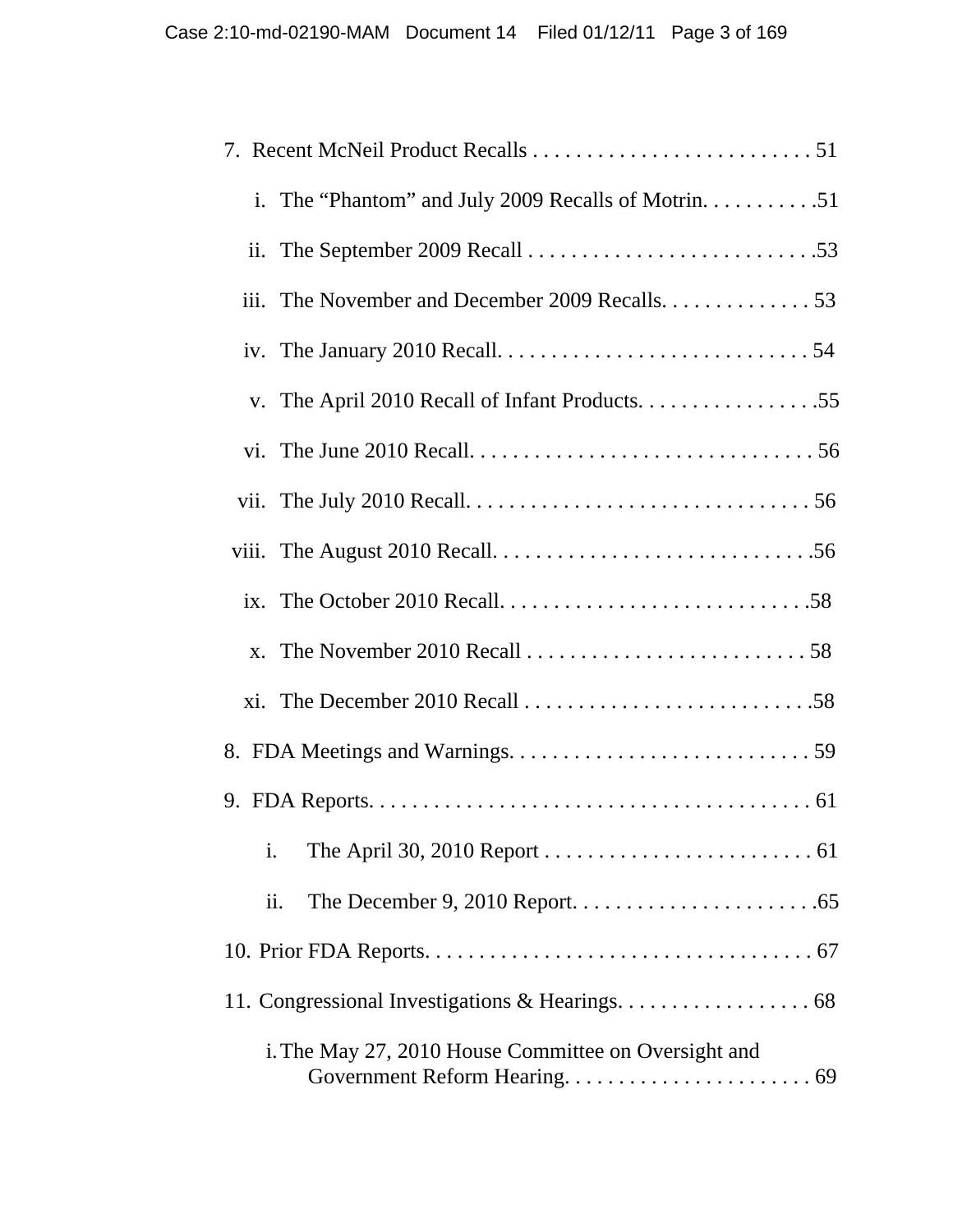7. Recent McNeil Product Recalls . . . . . . . . . . . . . . . . . . . . . . . . . . 51

   i. The “Phantom” and July 2009 Recalls of Motrin. . . . . . . . . . . .51

   ii. The September 2009 Recall . . . . . . . . . . . . . . . . . . . . . . . . . . .53

   iii. The November and December 2009 Recalls. . . . . . . . . . . . . . 53

   iv. The January 2010 Recall. . . . . . . . . . . . . . . . . . . . . . . . . . . . . 54

   v. The April 2010 Recall of Infant Products. . . . . . . . . . . . . . . . . .55

   vi. The June 2010 Recall. . . . . . . . . . . . . . . . . . . . . . . . . . . . . . . . 56

   vii. The July 2010 Recall. . . . . . . . . . . . . . . . . . . . . . . . . . . . . . . . 56

   viii. The August 2010 Recall. . . . . . . . . . . . . . . . . . . . . . . . . . . . . .56

   ix. The October 2010 Recall. . . . . . . . . . . . . . . . . . . . . . . . . . . . .58

   x. The November 2010 Recall . . . . . . . . . . . . . . . . . . . . . . . . . . 58

   xi. The December 2010 Recall . . . . . . . . . . . . . . . . . . . . . . . . . . .58

8. FDA Meetings and Warnings. . . . . . . . . . . . . . . . . . . . . . . . . . . . 59

9. FDA Reports. . . . . . . . . . . . . . . . . . . . . . . . . . . . . . . . . . . . . . . . . . 61

   i. The April 30, 2010 Report . . . . . . . . . . . . . . . . . . . . . . . . . . 61

   ii. The December 9, 2010 Report. . . . . . . . . . . . . . . . . . . . . . . .65

10. Prior FDA Reports. . . . . . . . . . . . . . . . . . . . . . . . . . . . . . . . . . . . 67

11. Congressional Investigations & Hearings. . . . . . . . . . . . . . . . . . 68

   i. The May 27, 2010 House Committee on Oversight and Government Reform Hearing. . . . . . . . . . . . . . . . . . . . . . . 69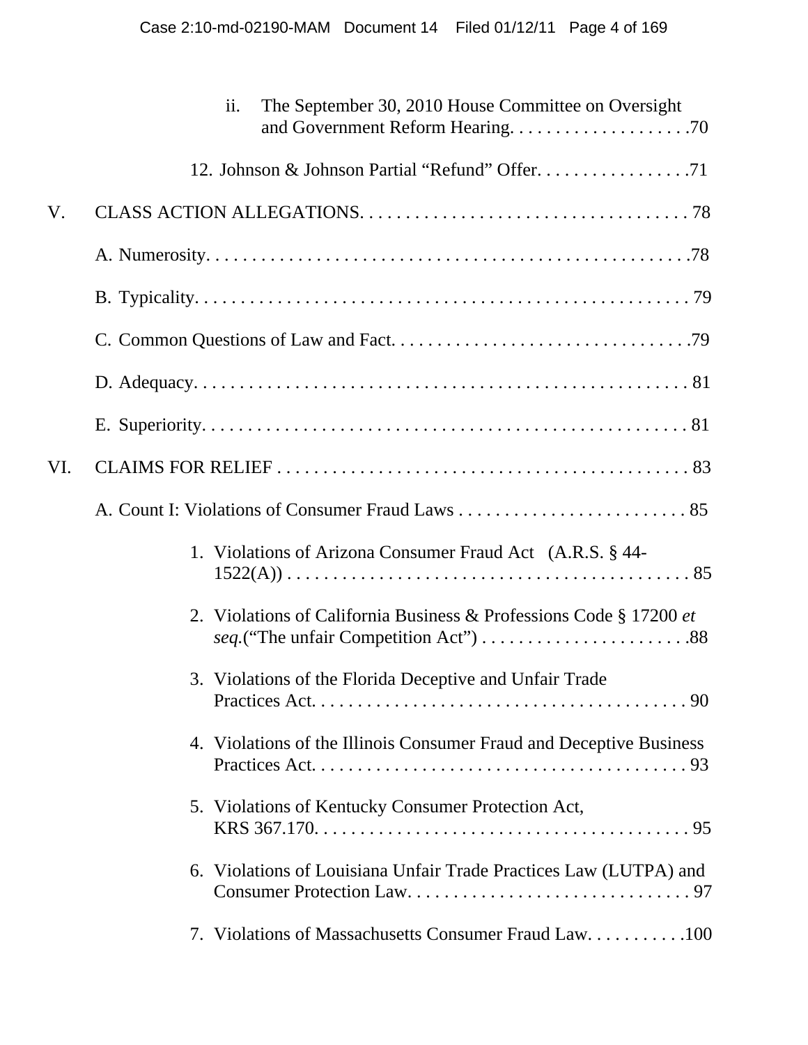ii. The September 30, 2010 House Committee on Oversight and Government Reform Hearing. . . . . . . . . . . . . . . . . . . .70

12. Johnson & Johnson Partial "Refund" Offer. . . . . . . . . . . . . . . . .71

V. CLASS ACTION ALLEGATIONS. . . . . . . . . . . . . . . . . . . . . . . . . . . . . . . . . . . . . 78

A. Numerosity. . . . . . . . . . . . . . . . . . . . . . . . . . . . . . . . . . . . . . . . . . . . . . . . . . . .78

B. Typicality. . . . . . . . . . . . . . . . . . . . . . . . . . . . . . . . . . . . . . . . . . . . . . . . . . . . 79

C. Common Questions of Law and Fact. . . . . . . . . . . . . . . . . . . . . . . . . . . . . . . .79

D. Adequacy. . . . . . . . . . . . . . . . . . . . . . . . . . . . . . . . . . . . . . . . . . . . . . . . . . . . 81

E. Superiority. . . . . . . . . . . . . . . . . . . . . . . . . . . . . . . . . . . . . . . . . . . . . . . . . . . 81

VI. CLAIMS FOR RELIEF . . . . . . . . . . . . . . . . . . . . . . . . . . . . . . . . . . . . . . . . . . . . . 83

A. Count I: Violations of Consumer Fraud Laws . . . . . . . . . . . . . . . . . . . . . . . . . 85

1. Violations of Arizona Consumer Fraud Act (A.R.S. § 44-1522(A)) . . . . . . . . . . . . . . . . . . . . . . . . . . . . . . . . . . . . . . . . . . . . 85

2. Violations of California Business & Professions Code § 17200 *et seq.*("The unfair Competition Act") . . . . . . . . . . . . . . . . . . . . . . .88

3. Violations of the Florida Deceptive and Unfair Trade Practices Act. . . . . . . . . . . . . . . . . . . . . . . . . . . . . . . . . . . . . . . . 90

4. Violations of the Illinois Consumer Fraud and Deceptive Business Practices Act. . . . . . . . . . . . . . . . . . . . . . . . . . . . . . . . . . . . . . . . 93

5. Violations of Kentucky Consumer Protection Act, KRS 367.170. . . . . . . . . . . . . . . . . . . . . . . . . . . . . . . . . . . . . . . . . . 95

6. Violations of Louisiana Unfair Trade Practices Law (LUTPA) and Consumer Protection Law. . . . . . . . . . . . . . . . . . . . . . . . . . . . . . . 97

7. Violations of Massachusetts Consumer Fraud Law. . . . . . . . . . .100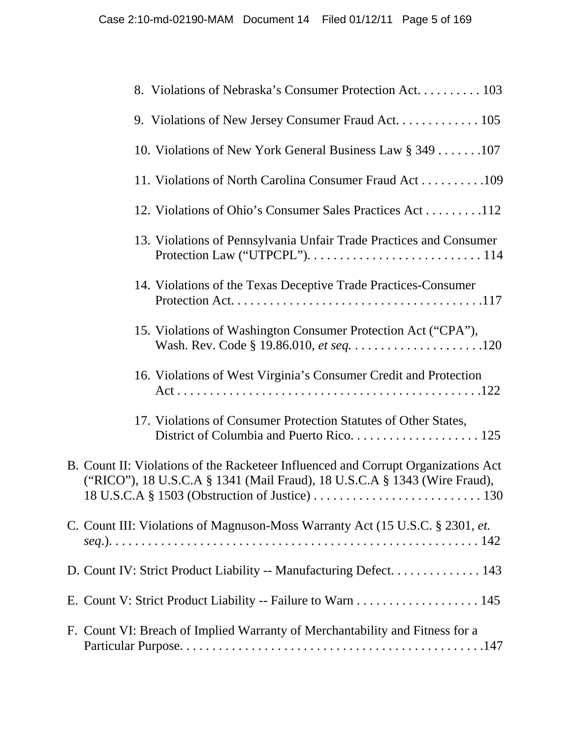8. Violations of Nebraska's Consumer Protection Act. . . . . . . . . . 103

9. Violations of New Jersey Consumer Fraud Act. . . . . . . . . . . . . 105

10. Violations of New York General Business Law § 349 . . . . . . .107

11. Violations of North Carolina Consumer Fraud Act . . . . . . . . . .109

12. Violations of Ohio's Consumer Sales Practices Act . . . . . . . . .112

13. Violations of Pennsylvania Unfair Trade Practices and Consumer Protection Law ("UTPCPL"). . . . . . . . . . . . . . . . . . . . . . . . . . . 114

14. Violations of the Texas Deceptive Trade Practices-Consumer Protection Act. . . . . . . . . . . . . . . . . . . . . . . . . . . . . . . . . . . . . . .117

15. Violations of Washington Consumer Protection Act ("CPA"), Wash. Rev. Code § 19.86.010, *et seq.* . . . . . . . . . . . . . . . . . . . . .120

16. Violations of West Virginia's Consumer Credit and Protection Act . . . . . . . . . . . . . . . . . . . . . . . . . . . . . . . . . . . . . . . . . . . . . .122

17. Violations of Consumer Protection Statutes of Other States, District of Columbia and Puerto Rico. . . . . . . . . . . . . . . . . . . . 125

B. Count II: Violations of the Racketeer Influenced and Corrupt Organizations Act ("RICO"), 18 U.S.C.A § 1341 (Mail Fraud), 18 U.S.C.A § 1343 (Wire Fraud), 18 U.S.C.A § 1503 (Obstruction of Justice) . . . . . . . . . . . . . . . . . . . . . . . . . . 130

C. Count III: Violations of Magnuson-Moss Warranty Act (15 U.S.C. § 2301, *et. seq*.). . . . . . . . . . . . . . . . . . . . . . . . . . . . . . . . . . . . . . . . . . . . . . . . . . . . . . 142

D. Count IV: Strict Product Liability -- Manufacturing Defect. . . . . . . . . . . . . . 143

E. Count V: Strict Product Liability -- Failure to Warn . . . . . . . . . . . . . . . . . . . 145

F. Count VI: Breach of Implied Warranty of Merchantability and Fitness for a Particular Purpose. . . . . . . . . . . . . . . . . . . . . . . . . . . . . . . . . . . . . . . . . . . . . .147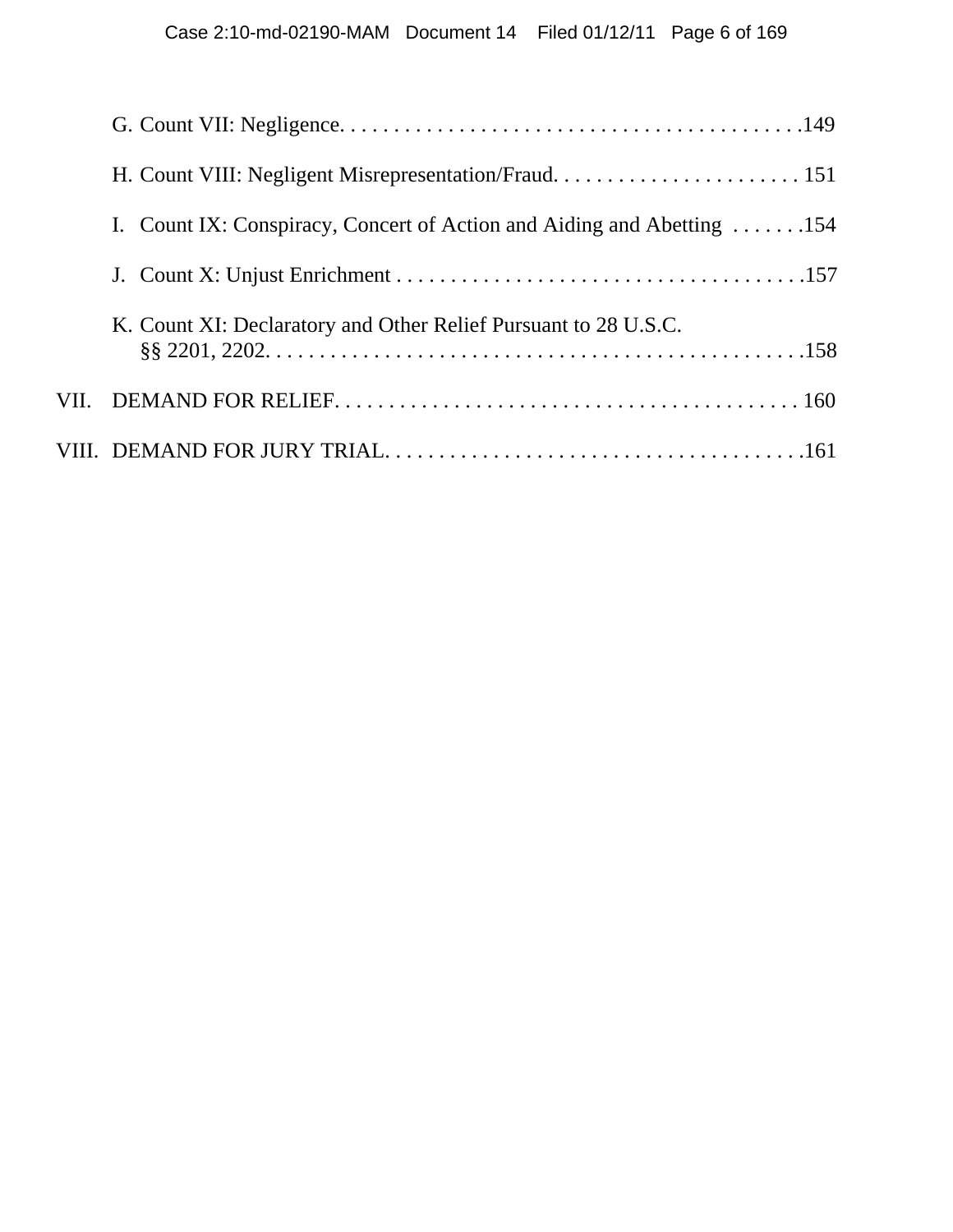G. Count VII: Negligence. . . . . . . . . . . . . . . . . . . . . . . . . . . . . . . . . . . . . . . . . .149

H. Count VIII: Negligent Misrepresentation/Fraud. . . . . . . . . . . . . . . . . . . . . . . 151

I. Count IX: Conspiracy, Concert of Action and Aiding and Abetting . . . . . . .154

J. Count X: Unjust Enrichment . . . . . . . . . . . . . . . . . . . . . . . . . . . . . . . . . . . . . .157

K. Count XI: Declaratory and Other Relief Pursuant to 28 U.S.C. §§ 2201, 2202. . . . . . . . . . . . . . . . . . . . . . . . . . . . . . . . . . . . . . . . . . . . . . . . .158

VII. DEMAND FOR RELIEF. . . . . . . . . . . . . . . . . . . . . . . . . . . . . . . . . . . . . . . . . . 160

VIII. DEMAND FOR JURY TRIAL. . . . . . . . . . . . . . . . . . . . . . . . . . . . . . . . . . . . . . .161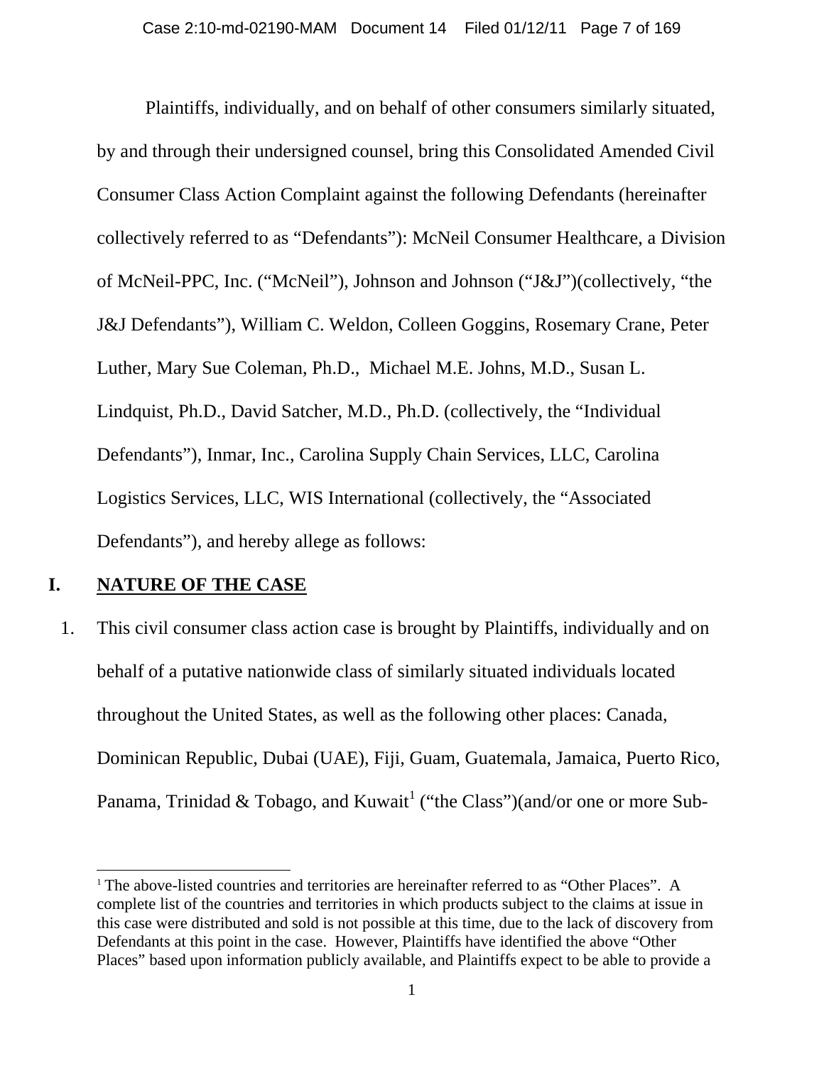Plaintiffs, individually, and on behalf of other consumers similarly situated, by and through their undersigned counsel, bring this Consolidated Amended Civil Consumer Class Action Complaint against the following Defendants (hereinafter collectively referred to as "Defendants"): McNeil Consumer Healthcare, a Division of McNeil-PPC, Inc. ("McNeil"), Johnson and Johnson ("J&J")(collectively, "the J&J Defendants"), William C. Weldon, Colleen Goggins, Rosemary Crane, Peter Luther, Mary Sue Coleman, Ph.D., Michael M.E. Johns, M.D., Susan L. Lindquist, Ph.D., David Satcher, M.D., Ph.D. (collectively, the "Individual Defendants"), Inmar, Inc., Carolina Supply Chain Services, LLC, Carolina Logistics Services, LLC, WIS International (collectively, the "Associated Defendants"), and hereby allege as follows:

## I. NATURE OF THE CASE

1. This civil consumer class action case is brought by Plaintiffs, individually and on behalf of a putative nationwide class of similarly situated individuals located throughout the United States, as well as the following other places: Canada, Dominican Republic, Dubai (UAE), Fiji, Guam, Guatemala, Jamaica, Puerto Rico, Panama, Trinidad & Tobago, and Kuwait[1] ("the Class")(and/or one or more Sub-

[1] The above-listed countries and territories are hereinafter referred to as "Other Places". A complete list of the countries and territories in which products subject to the claims at issue in this case were distributed and sold is not possible at this time, due to the lack of discovery from Defendants at this point in the case. However, Plaintiffs have identified the above "Other Places" based upon information publicly available, and Plaintiffs expect to be able to provide a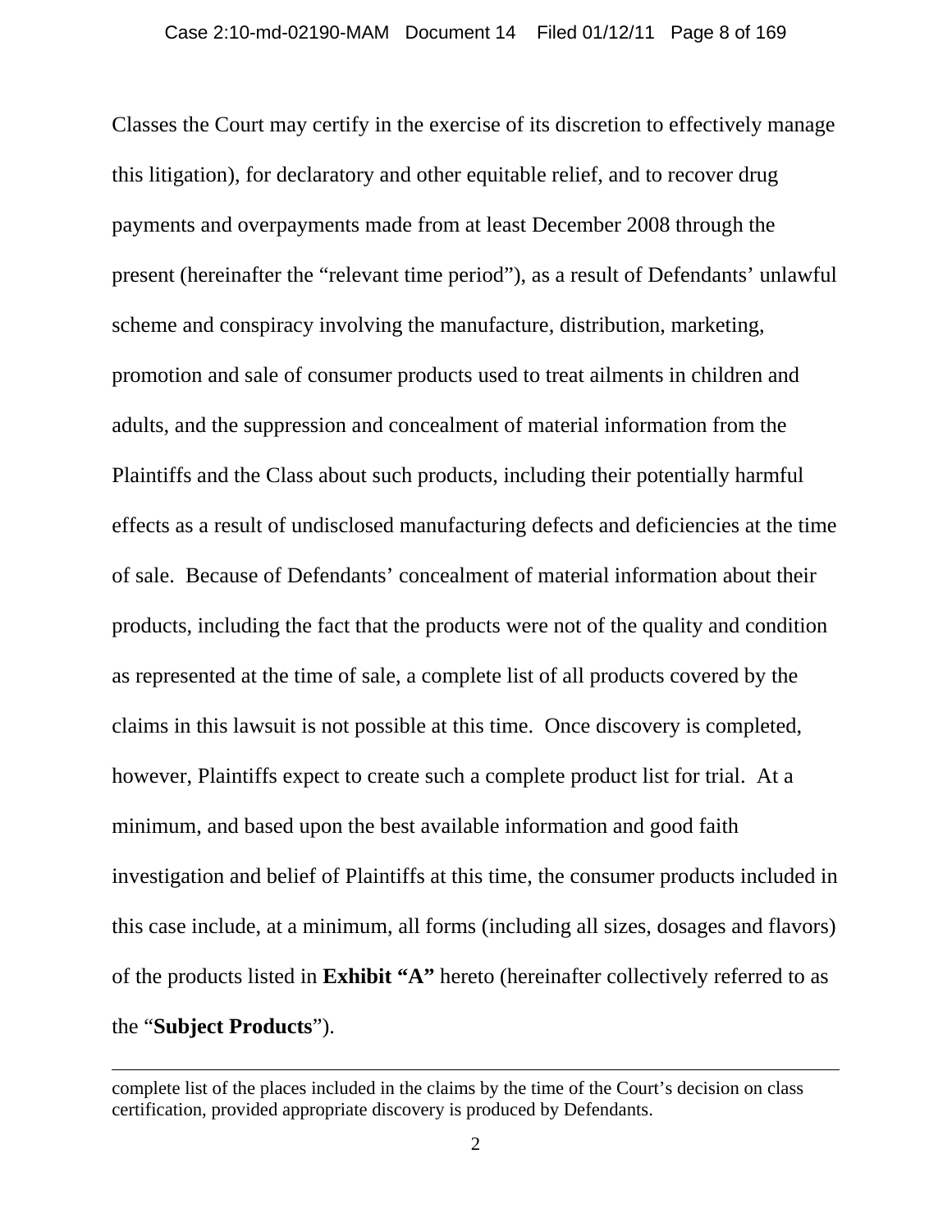Classes the Court may certify in the exercise of its discretion to effectively manage this litigation), for declaratory and other equitable relief, and to recover drug payments and overpayments made from at least December 2008 through the present (hereinafter the "relevant time period"), as a result of Defendants' unlawful scheme and conspiracy involving the manufacture, distribution, marketing, promotion and sale of consumer products used to treat ailments in children and adults, and the suppression and concealment of material information from the Plaintiffs and the Class about such products, including their potentially harmful effects as a result of undisclosed manufacturing defects and deficiencies at the time of sale. Because of Defendants' concealment of material information about their products, including the fact that the products were not of the quality and condition as represented at the time of sale, a complete list of all products covered by the claims in this lawsuit is not possible at this time. Once discovery is completed, however, Plaintiffs expect to create such a complete product list for trial. At a minimum, and based upon the best available information and good faith investigation and belief of Plaintiffs at this time, the consumer products included in this case include, at a minimum, all forms (including all sizes, dosages and flavors) of the products listed in **Exhibit "A"** hereto (hereinafter collectively referred to as the "**Subject Products**").

---

complete list of the places included in the claims by the time of the Court's decision on class certification, provided appropriate discovery is produced by Defendants.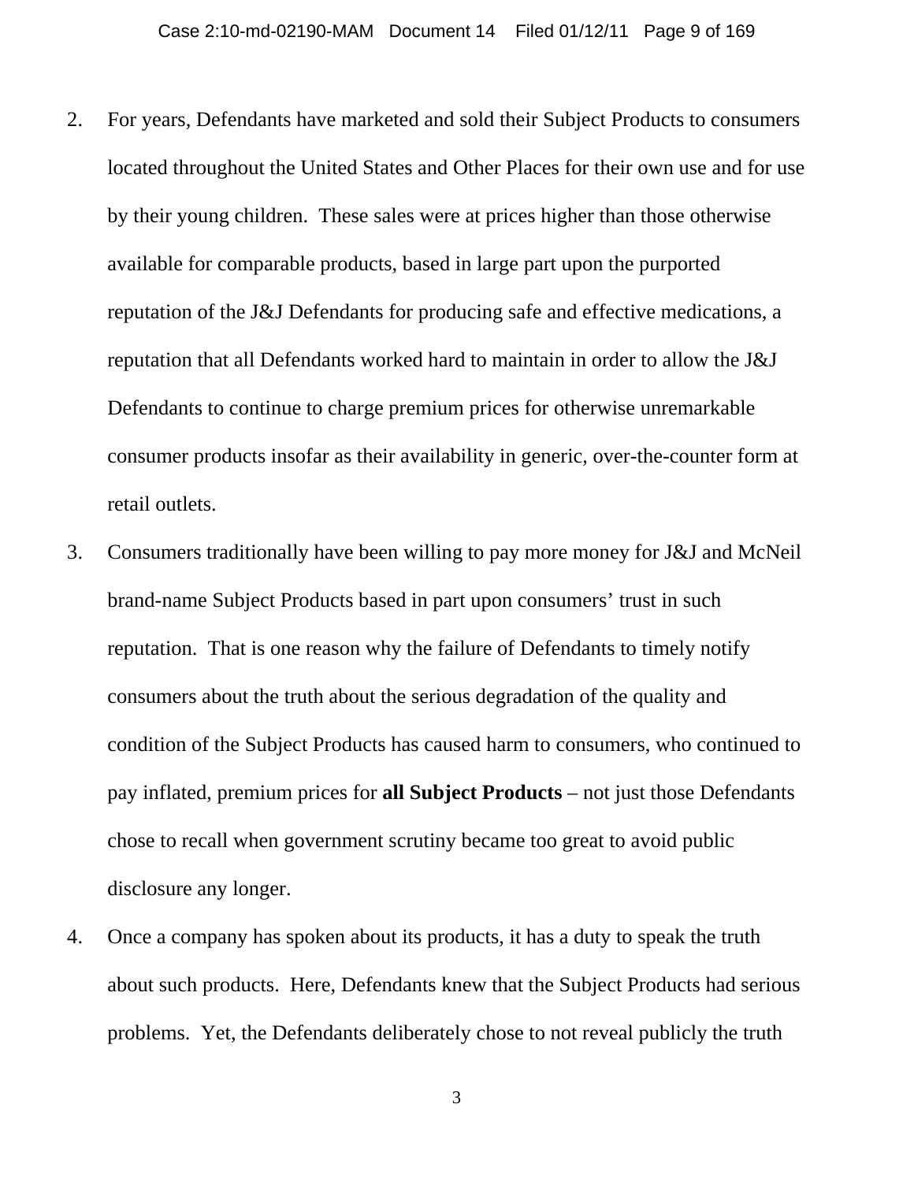2. For years, Defendants have marketed and sold their Subject Products to consumers located throughout the United States and Other Places for their own use and for use by their young children. These sales were at prices higher than those otherwise available for comparable products, based in large part upon the purported reputation of the J&J Defendants for producing safe and effective medications, a reputation that all Defendants worked hard to maintain in order to allow the J&J Defendants to continue to charge premium prices for otherwise unremarkable consumer products insofar as their availability in generic, over-the-counter form at retail outlets.

3. Consumers traditionally have been willing to pay more money for J&J and McNeil brand-name Subject Products based in part upon consumers' trust in such reputation. That is one reason why the failure of Defendants to timely notify consumers about the truth about the serious degradation of the quality and condition of the Subject Products has caused harm to consumers, who continued to pay inflated, premium prices for **all Subject Products** – not just those Defendants chose to recall when government scrutiny became too great to avoid public disclosure any longer.

4. Once a company has spoken about its products, it has a duty to speak the truth about such products. Here, Defendants knew that the Subject Products had serious problems. Yet, the Defendants deliberately chose to not reveal publicly the truth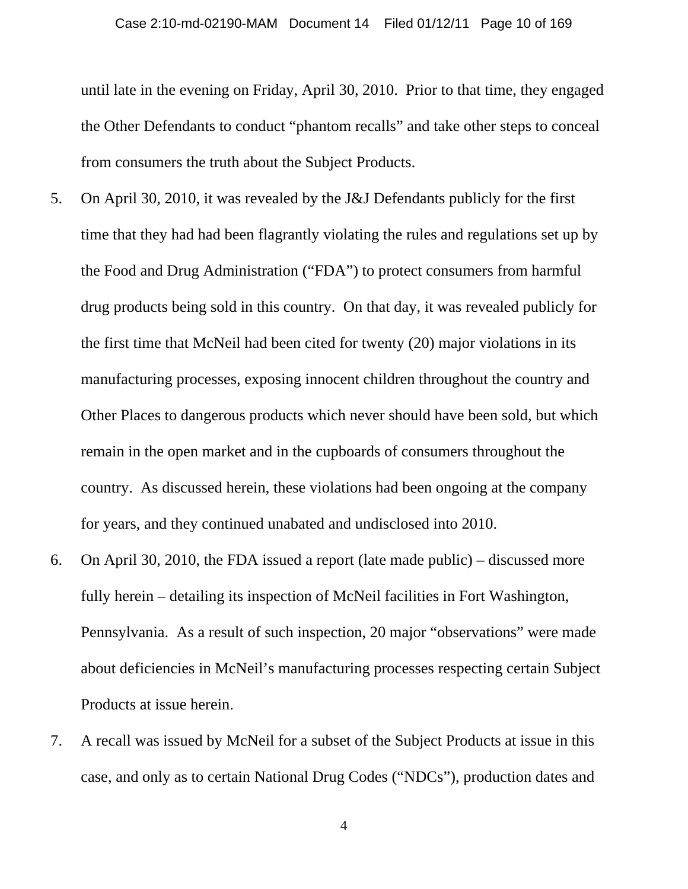until late in the evening on Friday, April 30, 2010. Prior to that time, they engaged the Other Defendants to conduct "phantom recalls" and take other steps to conceal from consumers the truth about the Subject Products.

5. On April 30, 2010, it was revealed by the J&J Defendants publicly for the first time that they had had been flagrantly violating the rules and regulations set up by the Food and Drug Administration ("FDA") to protect consumers from harmful drug products being sold in this country. On that day, it was revealed publicly for the first time that McNeil had been cited for twenty (20) major violations in its manufacturing processes, exposing innocent children throughout the country and Other Places to dangerous products which never should have been sold, but which remain in the open market and in the cupboards of consumers throughout the country. As discussed herein, these violations had been ongoing at the company for years, and they continued unabated and undisclosed into 2010.

6. On April 30, 2010, the FDA issued a report (late made public) – discussed more fully herein – detailing its inspection of McNeil facilities in Fort Washington, Pennsylvania. As a result of such inspection, 20 major "observations" were made about deficiencies in McNeil's manufacturing processes respecting certain Subject Products at issue herein.

7. A recall was issued by McNeil for a subset of the Subject Products at issue in this case, and only as to certain National Drug Codes ("NDCs"), production dates and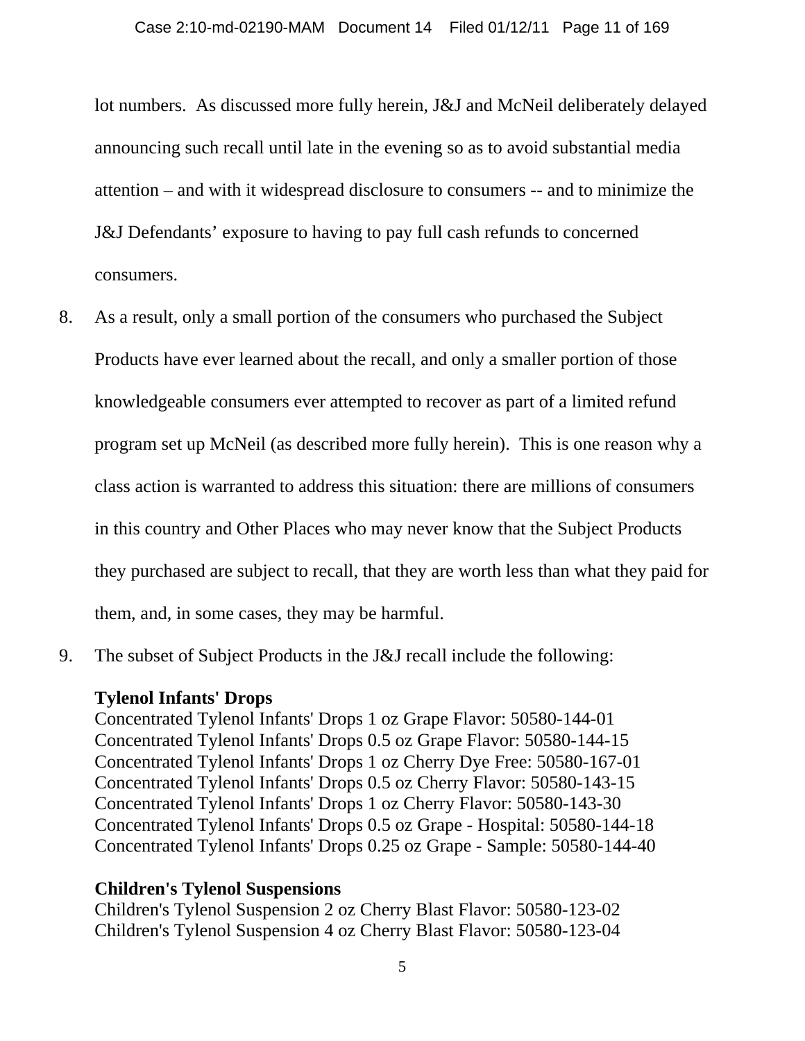lot numbers.  As discussed more fully herein, J&J and McNeil deliberately delayed announcing such recall until late in the evening so as to avoid substantial media attention – and with it widespread disclosure to consumers -- and to minimize the J&J Defendants' exposure to having to pay full cash refunds to concerned consumers.

8. As a result, only a small portion of the consumers who purchased the Subject Products have ever learned about the recall, and only a smaller portion of those knowledgeable consumers ever attempted to recover as part of a limited refund program set up McNeil (as described more fully herein).  This is one reason why a class action is warranted to address this situation: there are millions of consumers in this country and Other Places who may never know that the Subject Products they purchased are subject to recall, that they are worth less than what they paid for them, and, in some cases, they may be harmful.

9. The subset of Subject Products in the J&J recall include the following:

**Tylenol Infants' Drops**
Concentrated Tylenol Infants' Drops 1 oz Grape Flavor: 50580-144-01
Concentrated Tylenol Infants' Drops 0.5 oz Grape Flavor: 50580-144-15
Concentrated Tylenol Infants' Drops 1 oz Cherry Dye Free: 50580-167-01
Concentrated Tylenol Infants' Drops 0.5 oz Cherry Flavor: 50580-143-15
Concentrated Tylenol Infants' Drops 1 oz Cherry Flavor: 50580-143-30
Concentrated Tylenol Infants' Drops 0.5 oz Grape - Hospital: 50580-144-18
Concentrated Tylenol Infants' Drops 0.25 oz Grape - Sample: 50580-144-40

**Children's Tylenol Suspensions**
Children's Tylenol Suspension 2 oz Cherry Blast Flavor: 50580-123-02
Children's Tylenol Suspension 4 oz Cherry Blast Flavor: 50580-123-04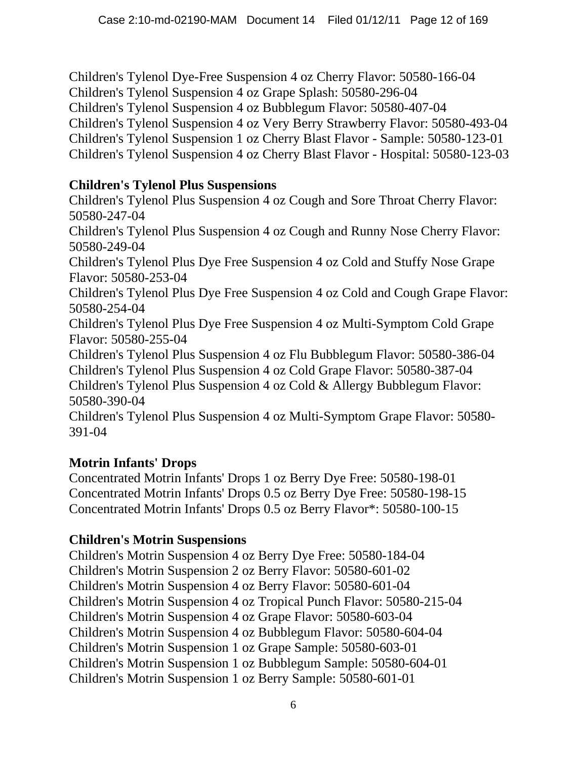Children's Tylenol Dye-Free Suspension 4 oz Cherry Flavor: 50580-166-04
Children's Tylenol Suspension 4 oz Grape Splash: 50580-296-04
Children's Tylenol Suspension 4 oz Bubblegum Flavor: 50580-407-04
Children's Tylenol Suspension 4 oz Very Berry Strawberry Flavor: 50580-493-04
Children's Tylenol Suspension 1 oz Cherry Blast Flavor - Sample: 50580-123-01
Children's Tylenol Suspension 4 oz Cherry Blast Flavor - Hospital: 50580-123-03

**Children's Tylenol Plus Suspensions**

Children's Tylenol Plus Suspension 4 oz Cough and Sore Throat Cherry Flavor: 50580-247-04
Children's Tylenol Plus Suspension 4 oz Cough and Runny Nose Cherry Flavor: 50580-249-04
Children's Tylenol Plus Dye Free Suspension 4 oz Cold and Stuffy Nose Grape Flavor: 50580-253-04
Children's Tylenol Plus Dye Free Suspension 4 oz Cold and Cough Grape Flavor: 50580-254-04
Children's Tylenol Plus Dye Free Suspension 4 oz Multi-Symptom Cold Grape Flavor: 50580-255-04
Children's Tylenol Plus Suspension 4 oz Flu Bubblegum Flavor: 50580-386-04
Children's Tylenol Plus Suspension 4 oz Cold Grape Flavor: 50580-387-04
Children's Tylenol Plus Suspension 4 oz Cold & Allergy Bubblegum Flavor: 50580-390-04
Children's Tylenol Plus Suspension 4 oz Multi-Symptom Grape Flavor: 50580-391-04

**Motrin Infants' Drops**

Concentrated Motrin Infants' Drops 1 oz Berry Dye Free: 50580-198-01
Concentrated Motrin Infants' Drops 0.5 oz Berry Dye Free: 50580-198-15
Concentrated Motrin Infants' Drops 0.5 oz Berry Flavor*: 50580-100-15

**Children's Motrin Suspensions**

Children's Motrin Suspension 4 oz Berry Dye Free: 50580-184-04
Children's Motrin Suspension 2 oz Berry Flavor: 50580-601-02
Children's Motrin Suspension 4 oz Berry Flavor: 50580-601-04
Children's Motrin Suspension 4 oz Tropical Punch Flavor: 50580-215-04
Children's Motrin Suspension 4 oz Grape Flavor: 50580-603-04
Children's Motrin Suspension 4 oz Bubblegum Flavor: 50580-604-04
Children's Motrin Suspension 1 oz Grape Sample: 50580-603-01
Children's Motrin Suspension 1 oz Bubblegum Sample: 50580-604-01
Children's Motrin Suspension 1 oz Berry Sample: 50580-601-01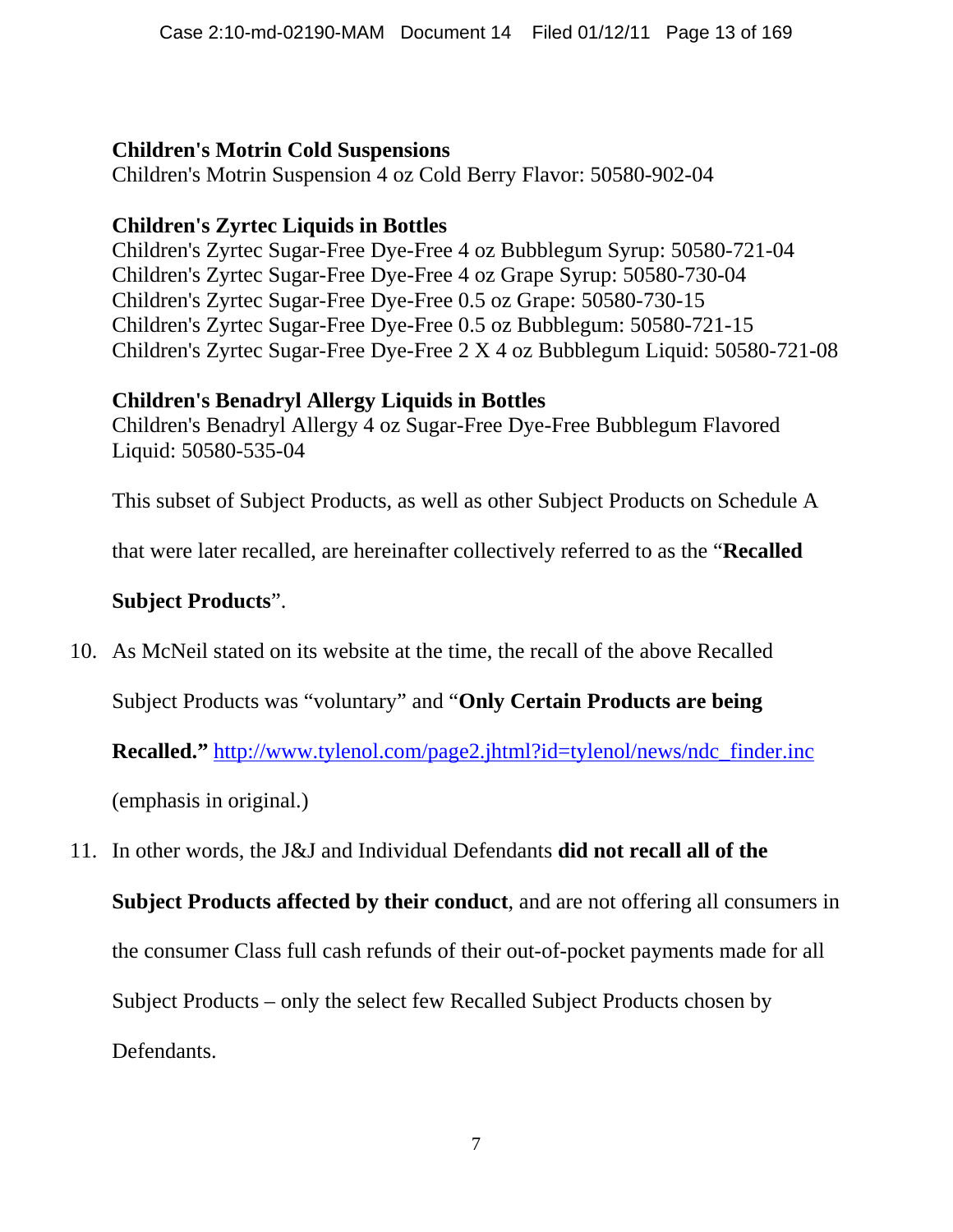**Children's Motrin Cold Suspensions**
Children's Motrin Suspension 4 oz Cold Berry Flavor: 50580-902-04

**Children's Zyrtec Liquids in Bottles**
Children's Zyrtec Sugar-Free Dye-Free 4 oz Bubblegum Syrup: 50580-721-04
Children's Zyrtec Sugar-Free Dye-Free 4 oz Grape Syrup: 50580-730-04
Children's Zyrtec Sugar-Free Dye-Free 0.5 oz Grape: 50580-730-15
Children's Zyrtec Sugar-Free Dye-Free 0.5 oz Bubblegum: 50580-721-15
Children's Zyrtec Sugar-Free Dye-Free 2 X 4 oz Bubblegum Liquid: 50580-721-08

**Children's Benadryl Allergy Liquids in Bottles**
Children's Benadryl Allergy 4 oz Sugar-Free Dye-Free Bubblegum Flavored Liquid: 50580-535-04

This subset of Subject Products, as well as other Subject Products on Schedule A that were later recalled, are hereinafter collectively referred to as the "**Recalled Subject Products**".

10. As McNeil stated on its website at the time, the recall of the above Recalled Subject Products was "voluntary" and "**Only Certain Products are being Recalled.**" http://www.tylenol.com/page2.jhtml?id=tylenol/news/ndc_finder.inc (emphasis in original.)

11. In other words, the J&J and Individual Defendants **did not recall all of the Subject Products affected by their conduct**, and are not offering all consumers in the consumer Class full cash refunds of their out-of-pocket payments made for all Subject Products – only the select few Recalled Subject Products chosen by Defendants.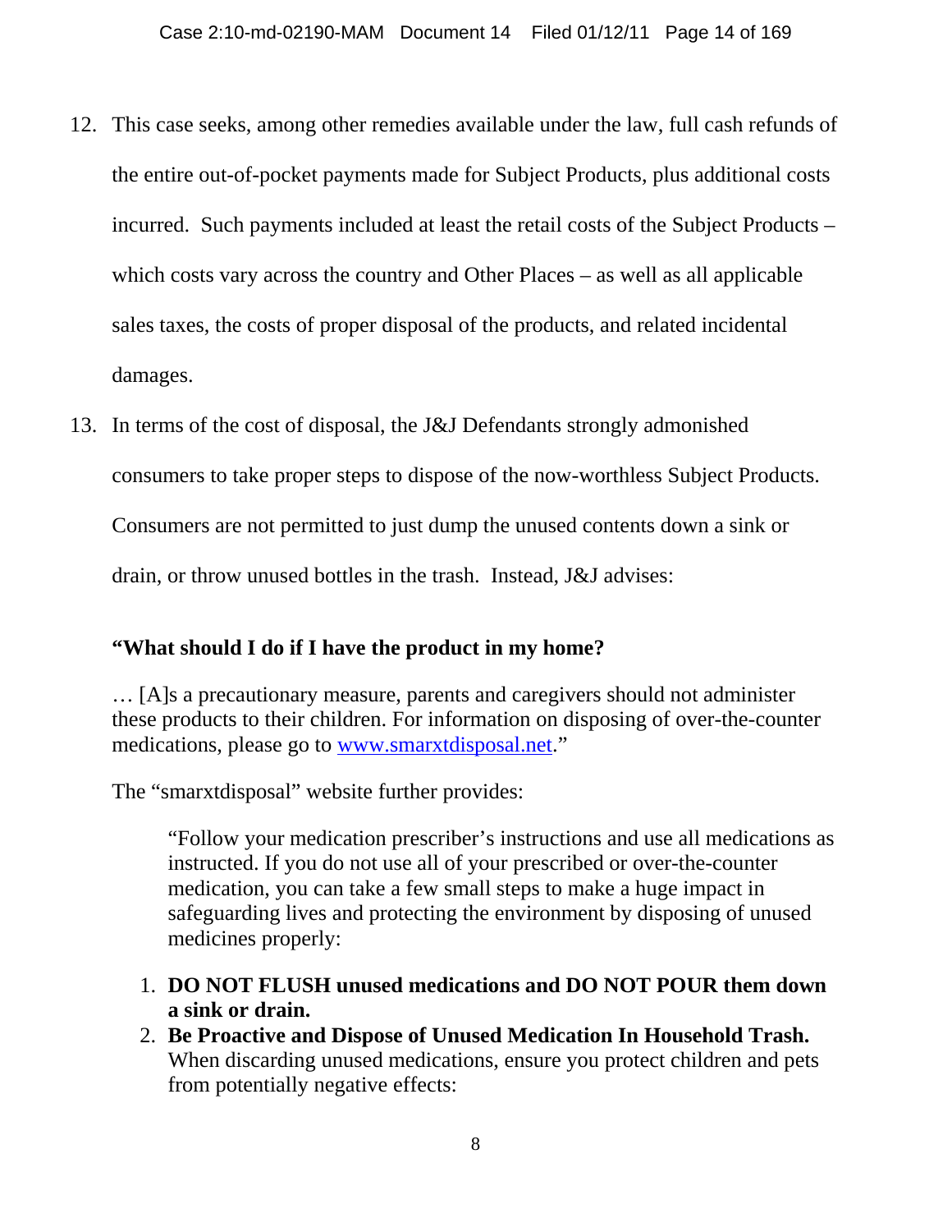12. This case seeks, among other remedies available under the law, full cash refunds of the entire out-of-pocket payments made for Subject Products, plus additional costs incurred. Such payments included at least the retail costs of the Subject Products – which costs vary across the country and Other Places – as well as all applicable sales taxes, the costs of proper disposal of the products, and related incidental damages.

13. In terms of the cost of disposal, the J&J Defendants strongly admonished consumers to take proper steps to dispose of the now-worthless Subject Products. Consumers are not permitted to just dump the unused contents down a sink or drain, or throw unused bottles in the trash. Instead, J&J advises:

> **"What should I do if I have the product in my home?**
>
> … [A]s a precautionary measure, parents and caregivers should not administer these products to their children. For information on disposing of over-the-counter medications, please go to www.smarxtdisposal.net."
>
> The "smarxtdisposal" website further provides:
>
> > "Follow your medication prescriber's instructions and use all medications as instructed. If you do not use all of your prescribed or over-the-counter medication, you can take a few small steps to make a huge impact in safeguarding lives and protecting the environment by disposing of unused medicines properly:
>
> 1. **DO NOT FLUSH unused medications and DO NOT POUR them down a sink or drain.**
> 2. **Be Proactive and Dispose of Unused Medication In Household Trash.** When discarding unused medications, ensure you protect children and pets from potentially negative effects: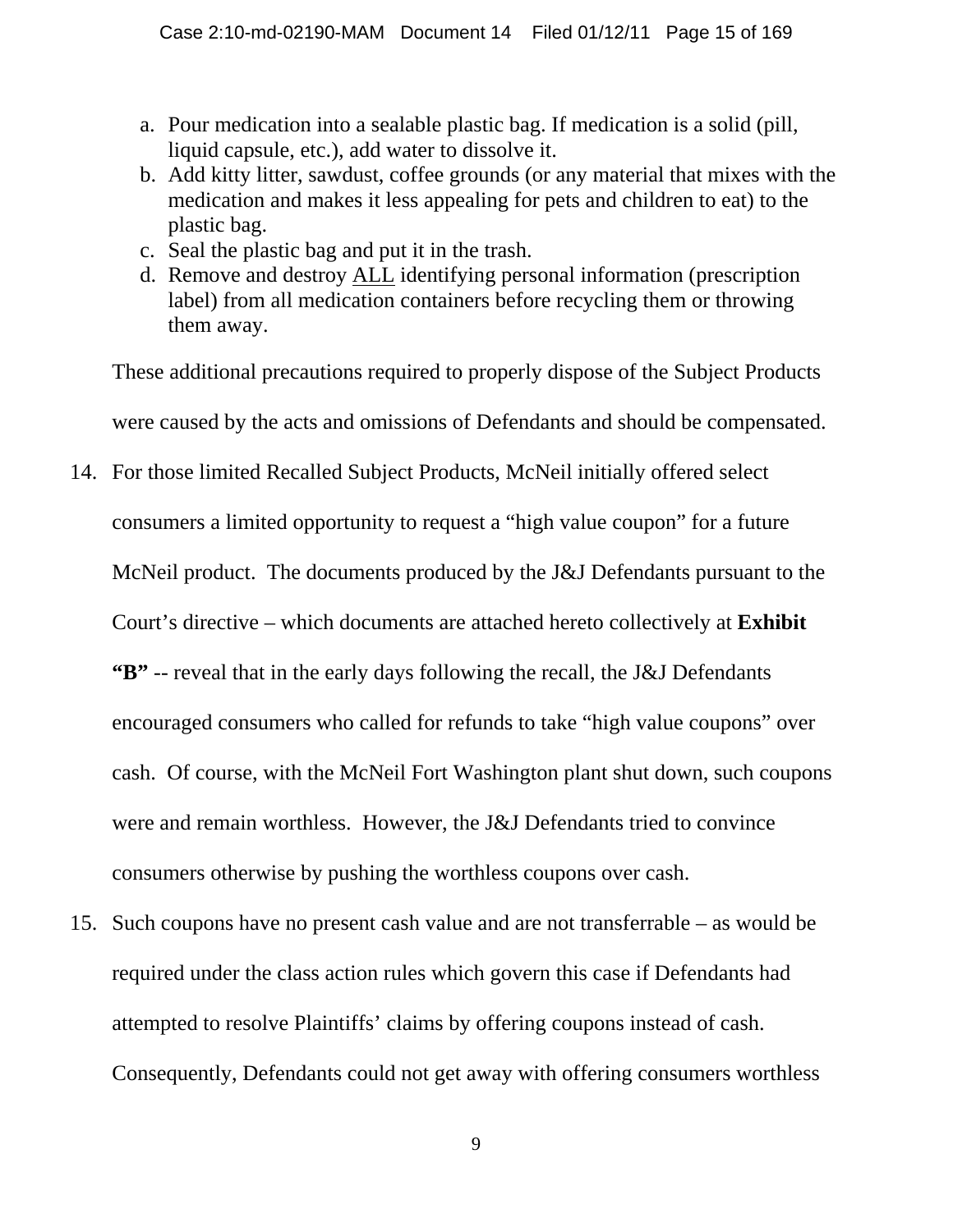a. Pour medication into a sealable plastic bag. If medication is a solid (pill, liquid capsule, etc.), add water to dissolve it.
b. Add kitty litter, sawdust, coffee grounds (or any material that mixes with the medication and makes it less appealing for pets and children to eat) to the plastic bag.
c. Seal the plastic bag and put it in the trash.
d. Remove and destroy <u>ALL</u> identifying personal information (prescription label) from all medication containers before recycling them or throwing them away.

These additional precautions required to properly dispose of the Subject Products were caused by the acts and omissions of Defendants and should be compensated.

14. For those limited Recalled Subject Products, McNeil initially offered select consumers a limited opportunity to request a "high value coupon" for a future McNeil product. The documents produced by the J&J Defendants pursuant to the Court's directive – which documents are attached hereto collectively at **Exhibit "B"** -- reveal that in the early days following the recall, the J&J Defendants encouraged consumers who called for refunds to take "high value coupons" over cash. Of course, with the McNeil Fort Washington plant shut down, such coupons were and remain worthless. However, the J&J Defendants tried to convince consumers otherwise by pushing the worthless coupons over cash.

15. Such coupons have no present cash value and are not transferrable – as would be required under the class action rules which govern this case if Defendants had attempted to resolve Plaintiffs' claims by offering coupons instead of cash. Consequently, Defendants could not get away with offering consumers worthless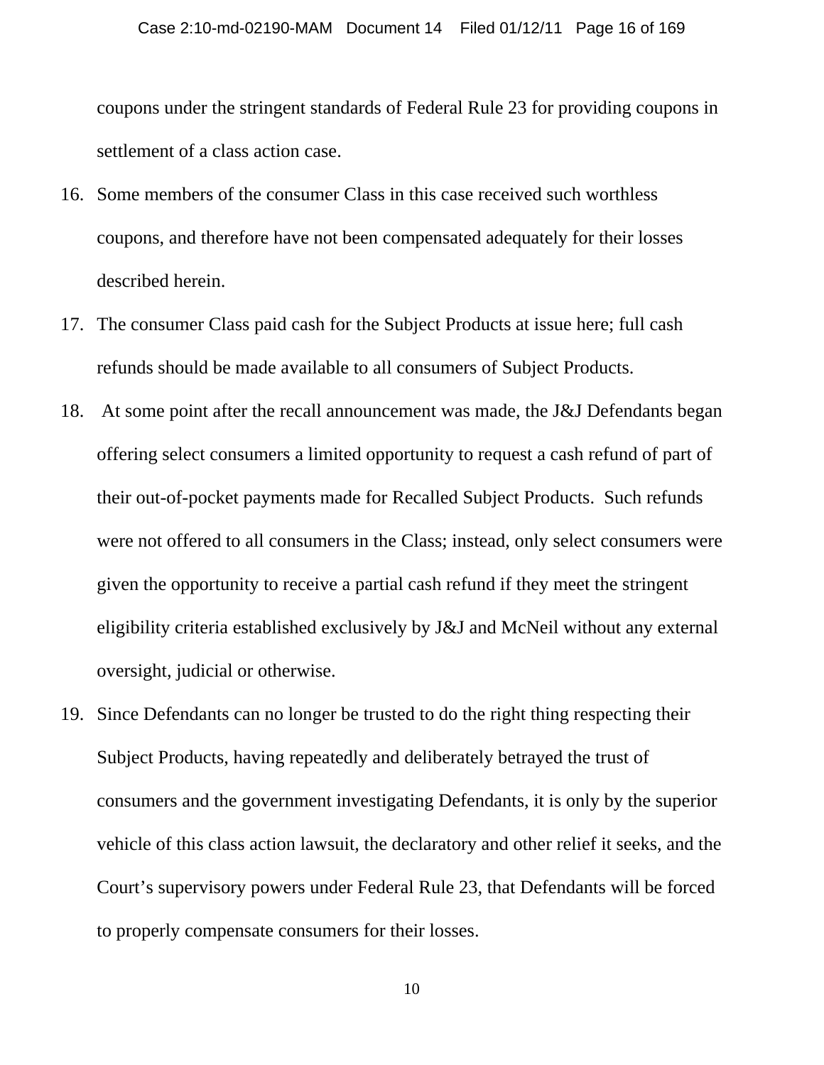coupons under the stringent standards of Federal Rule 23 for providing coupons in settlement of a class action case.

16. Some members of the consumer Class in this case received such worthless coupons, and therefore have not been compensated adequately for their losses described herein.

17. The consumer Class paid cash for the Subject Products at issue here; full cash refunds should be made available to all consumers of Subject Products.

18. At some point after the recall announcement was made, the J&J Defendants began offering select consumers a limited opportunity to request a cash refund of part of their out-of-pocket payments made for Recalled Subject Products. Such refunds were not offered to all consumers in the Class; instead, only select consumers were given the opportunity to receive a partial cash refund if they meet the stringent eligibility criteria established exclusively by J&J and McNeil without any external oversight, judicial or otherwise.

19. Since Defendants can no longer be trusted to do the right thing respecting their Subject Products, having repeatedly and deliberately betrayed the trust of consumers and the government investigating Defendants, it is only by the superior vehicle of this class action lawsuit, the declaratory and other relief it seeks, and the Court's supervisory powers under Federal Rule 23, that Defendants will be forced to properly compensate consumers for their losses.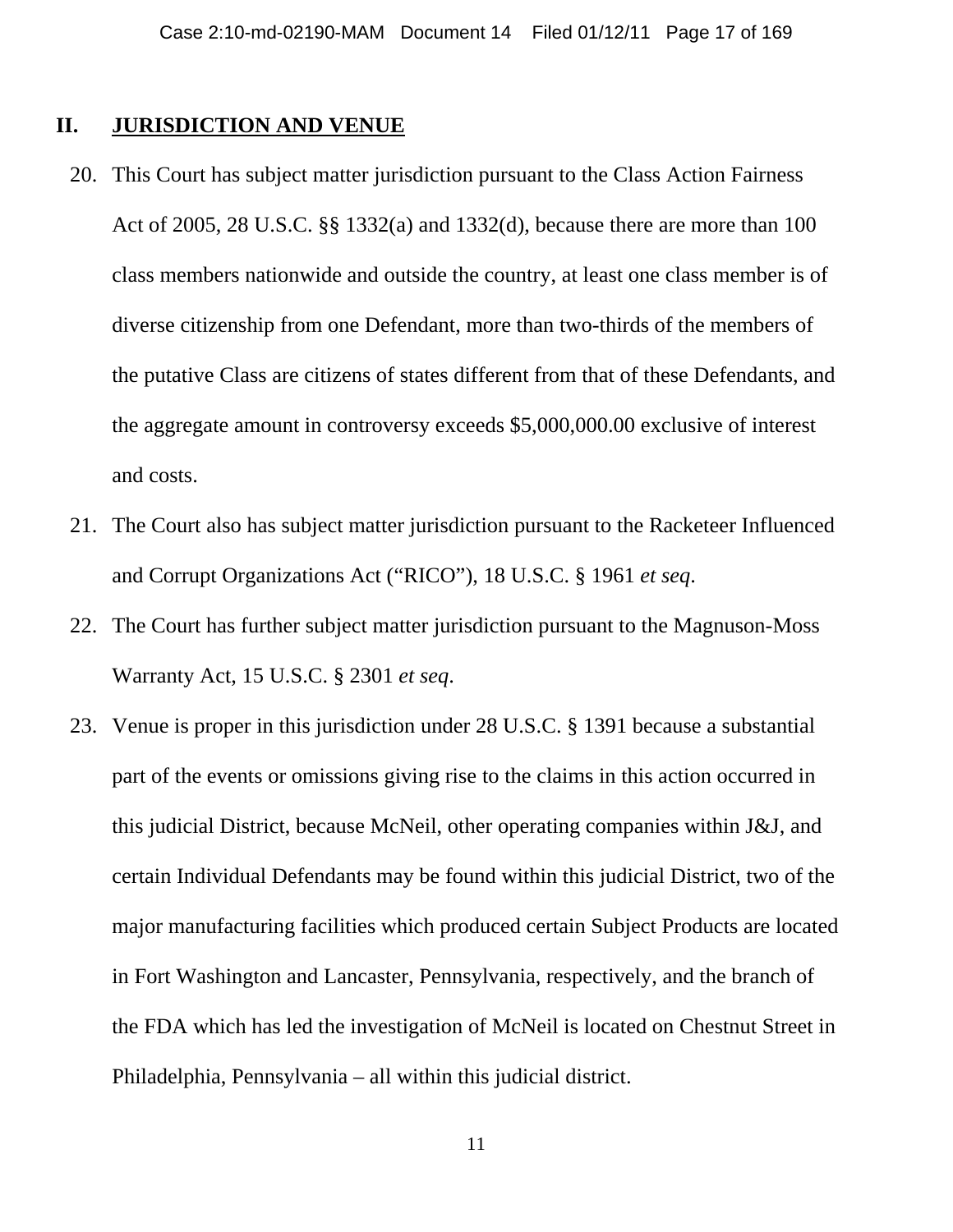## II. JURISDICTION AND VENUE

20. This Court has subject matter jurisdiction pursuant to the Class Action Fairness Act of 2005, 28 U.S.C. §§ 1332(a) and 1332(d), because there are more than 100 class members nationwide and outside the country, at least one class member is of diverse citizenship from one Defendant, more than two-thirds of the members of the putative Class are citizens of states different from that of these Defendants, and the aggregate amount in controversy exceeds $5,000,000.00 exclusive of interest and costs.

21. The Court also has subject matter jurisdiction pursuant to the Racketeer Influenced and Corrupt Organizations Act ("RICO"), 18 U.S.C. § 1961 *et seq*.

22. The Court has further subject matter jurisdiction pursuant to the Magnuson-Moss Warranty Act, 15 U.S.C. § 2301 *et seq*.

23. Venue is proper in this jurisdiction under 28 U.S.C. § 1391 because a substantial part of the events or omissions giving rise to the claims in this action occurred in this judicial District, because McNeil, other operating companies within J&J, and certain Individual Defendants may be found within this judicial District, two of the major manufacturing facilities which produced certain Subject Products are located in Fort Washington and Lancaster, Pennsylvania, respectively, and the branch of the FDA which has led the investigation of McNeil is located on Chestnut Street in Philadelphia, Pennsylvania – all within this judicial district.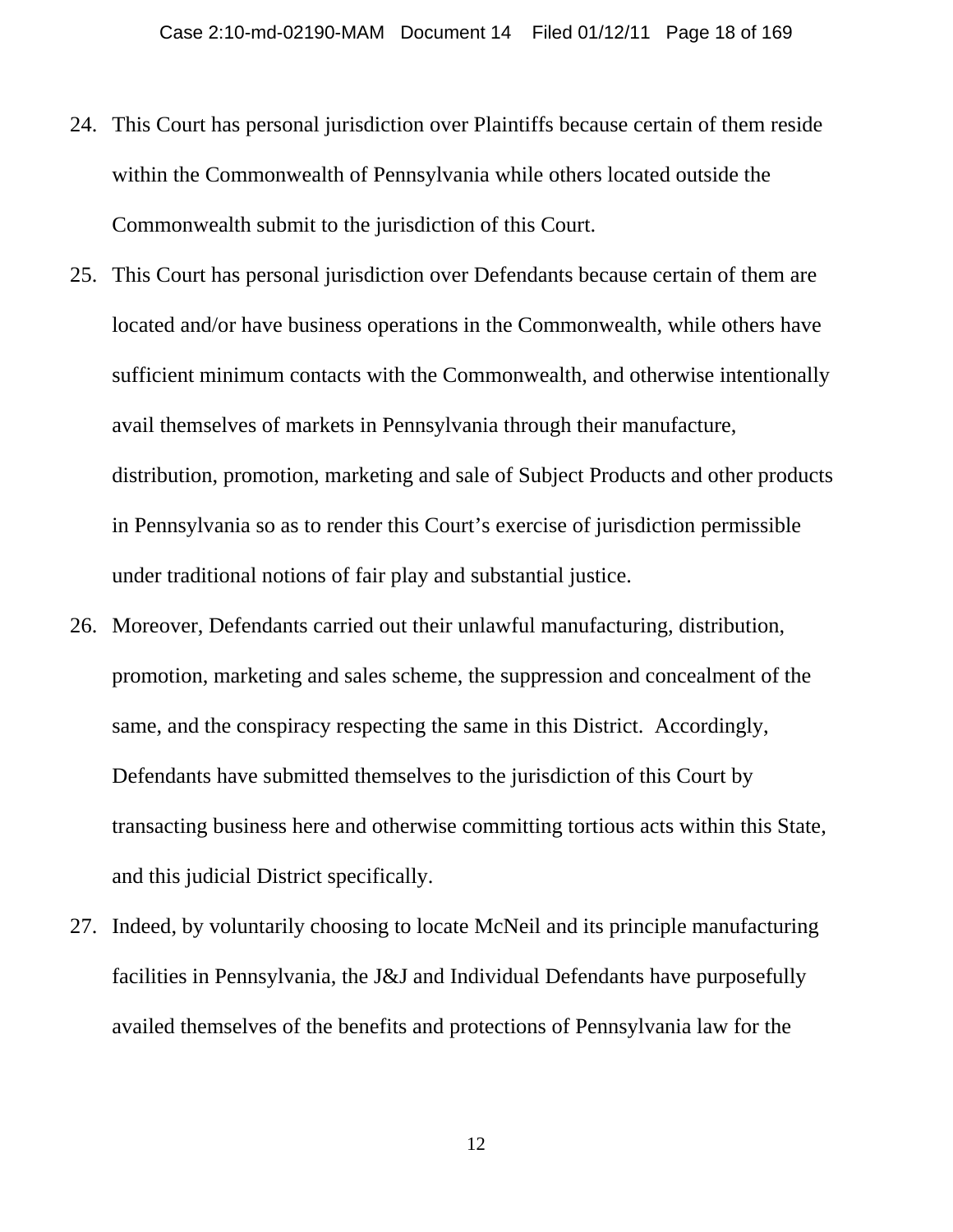24. This Court has personal jurisdiction over Plaintiffs because certain of them reside within the Commonwealth of Pennsylvania while others located outside the Commonwealth submit to the jurisdiction of this Court.

25. This Court has personal jurisdiction over Defendants because certain of them are located and/or have business operations in the Commonwealth, while others have sufficient minimum contacts with the Commonwealth, and otherwise intentionally avail themselves of markets in Pennsylvania through their manufacture, distribution, promotion, marketing and sale of Subject Products and other products in Pennsylvania so as to render this Court's exercise of jurisdiction permissible under traditional notions of fair play and substantial justice.

26. Moreover, Defendants carried out their unlawful manufacturing, distribution, promotion, marketing and sales scheme, the suppression and concealment of the same, and the conspiracy respecting the same in this District. Accordingly, Defendants have submitted themselves to the jurisdiction of this Court by transacting business here and otherwise committing tortious acts within this State, and this judicial District specifically.

27. Indeed, by voluntarily choosing to locate McNeil and its principle manufacturing facilities in Pennsylvania, the J&J and Individual Defendants have purposefully availed themselves of the benefits and protections of Pennsylvania law for the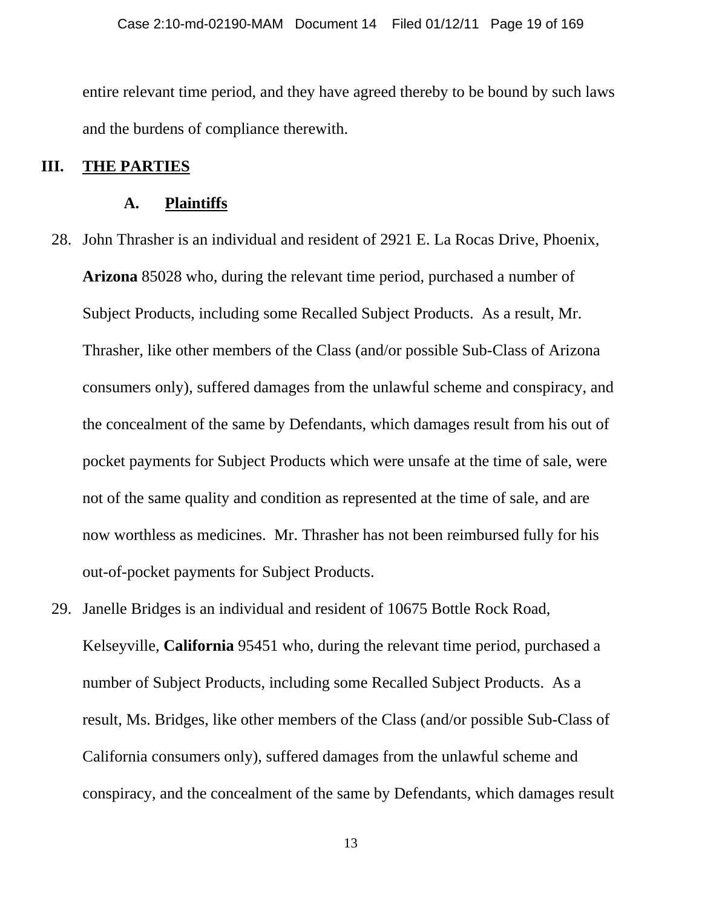entire relevant time period, and they have agreed thereby to be bound by such laws and the burdens of compliance therewith.

## III. THE PARTIES

### A. Plaintiffs

28. John Thrasher is an individual and resident of 2921 E. La Rocas Drive, Phoenix, **Arizona** 85028 who, during the relevant time period, purchased a number of Subject Products, including some Recalled Subject Products. As a result, Mr. Thrasher, like other members of the Class (and/or possible Sub-Class of Arizona consumers only), suffered damages from the unlawful scheme and conspiracy, and the concealment of the same by Defendants, which damages result from his out of pocket payments for Subject Products which were unsafe at the time of sale, were not of the same quality and condition as represented at the time of sale, and are now worthless as medicines. Mr. Thrasher has not been reimbursed fully for his out-of-pocket payments for Subject Products.

29. Janelle Bridges is an individual and resident of 10675 Bottle Rock Road, Kelseyville, **California** 95451 who, during the relevant time period, purchased a number of Subject Products, including some Recalled Subject Products. As a result, Ms. Bridges, like other members of the Class (and/or possible Sub-Class of California consumers only), suffered damages from the unlawful scheme and conspiracy, and the concealment of the same by Defendants, which damages result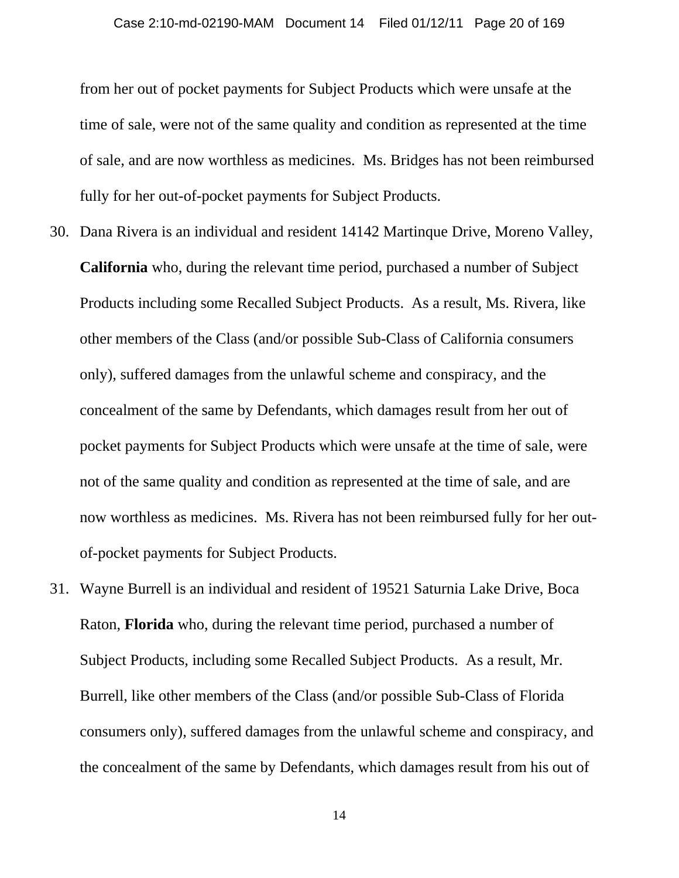from her out of pocket payments for Subject Products which were unsafe at the time of sale, were not of the same quality and condition as represented at the time of sale, and are now worthless as medicines. Ms. Bridges has not been reimbursed fully for her out-of-pocket payments for Subject Products.

30. Dana Rivera is an individual and resident 14142 Martinque Drive, Moreno Valley, **California** who, during the relevant time period, purchased a number of Subject Products including some Recalled Subject Products. As a result, Ms. Rivera, like other members of the Class (and/or possible Sub-Class of California consumers only), suffered damages from the unlawful scheme and conspiracy, and the concealment of the same by Defendants, which damages result from her out of pocket payments for Subject Products which were unsafe at the time of sale, were not of the same quality and condition as represented at the time of sale, and are now worthless as medicines. Ms. Rivera has not been reimbursed fully for her out-of-pocket payments for Subject Products.

31. Wayne Burrell is an individual and resident of 19521 Saturnia Lake Drive, Boca Raton, **Florida** who, during the relevant time period, purchased a number of Subject Products, including some Recalled Subject Products. As a result, Mr. Burrell, like other members of the Class (and/or possible Sub-Class of Florida consumers only), suffered damages from the unlawful scheme and conspiracy, and the concealment of the same by Defendants, which damages result from his out of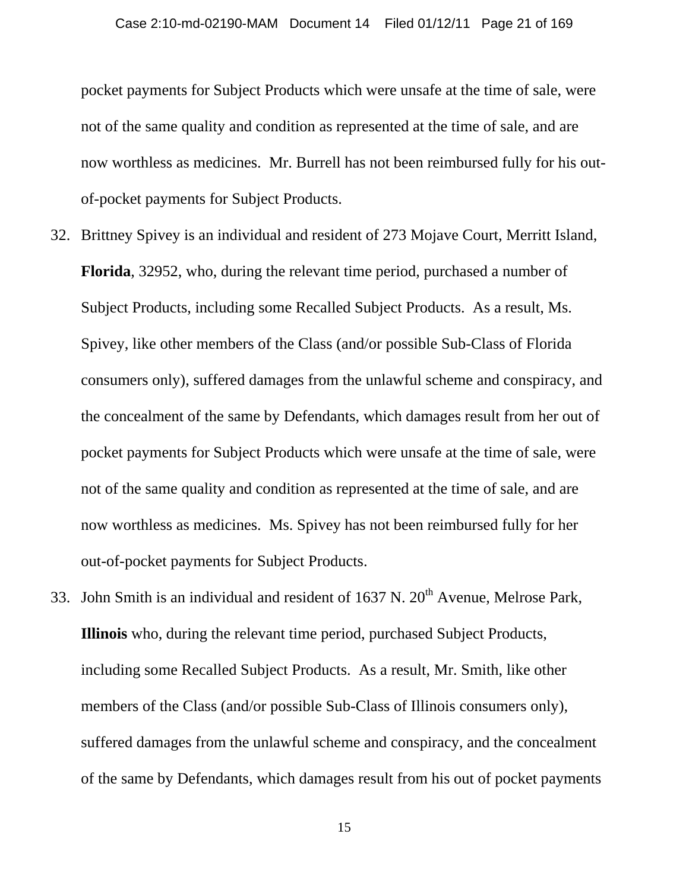pocket payments for Subject Products which were unsafe at the time of sale, were not of the same quality and condition as represented at the time of sale, and are now worthless as medicines. Mr. Burrell has not been reimbursed fully for his out-of-pocket payments for Subject Products.

32. Brittney Spivey is an individual and resident of 273 Mojave Court, Merritt Island, **Florida**, 32952, who, during the relevant time period, purchased a number of Subject Products, including some Recalled Subject Products. As a result, Ms. Spivey, like other members of the Class (and/or possible Sub-Class of Florida consumers only), suffered damages from the unlawful scheme and conspiracy, and the concealment of the same by Defendants, which damages result from her out of pocket payments for Subject Products which were unsafe at the time of sale, were not of the same quality and condition as represented at the time of sale, and are now worthless as medicines. Ms. Spivey has not been reimbursed fully for her out-of-pocket payments for Subject Products.

33. John Smith is an individual and resident of 1637 N. 20th Avenue, Melrose Park, **Illinois** who, during the relevant time period, purchased Subject Products, including some Recalled Subject Products. As a result, Mr. Smith, like other members of the Class (and/or possible Sub-Class of Illinois consumers only), suffered damages from the unlawful scheme and conspiracy, and the concealment of the same by Defendants, which damages result from his out of pocket payments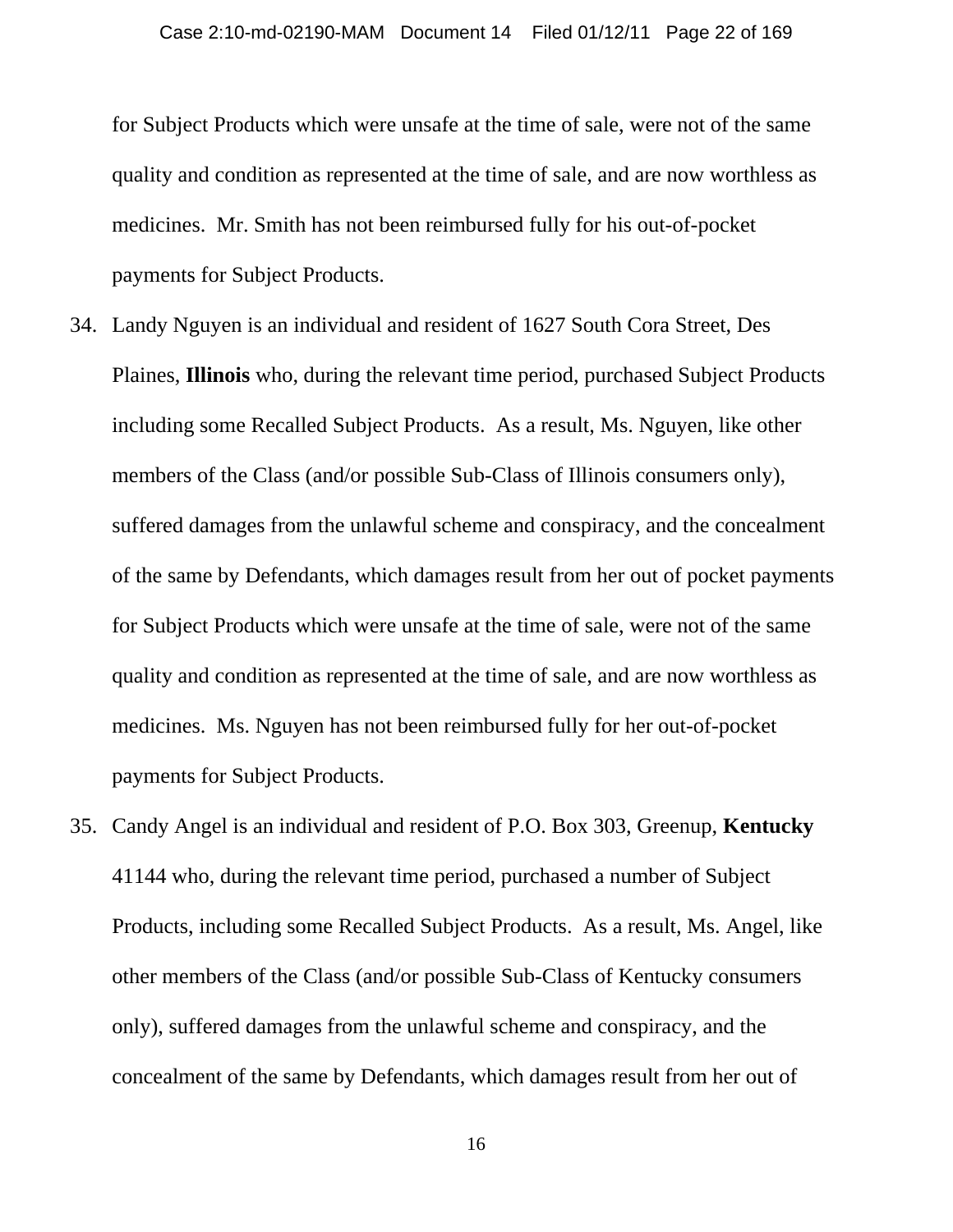for Subject Products which were unsafe at the time of sale, were not of the same quality and condition as represented at the time of sale, and are now worthless as medicines. Mr. Smith has not been reimbursed fully for his out-of-pocket payments for Subject Products.

34. Landy Nguyen is an individual and resident of 1627 South Cora Street, Des Plaines, **Illinois** who, during the relevant time period, purchased Subject Products including some Recalled Subject Products. As a result, Ms. Nguyen, like other members of the Class (and/or possible Sub-Class of Illinois consumers only), suffered damages from the unlawful scheme and conspiracy, and the concealment of the same by Defendants, which damages result from her out of pocket payments for Subject Products which were unsafe at the time of sale, were not of the same quality and condition as represented at the time of sale, and are now worthless as medicines. Ms. Nguyen has not been reimbursed fully for her out-of-pocket payments for Subject Products.

35. Candy Angel is an individual and resident of P.O. Box 303, Greenup, **Kentucky** 41144 who, during the relevant time period, purchased a number of Subject Products, including some Recalled Subject Products. As a result, Ms. Angel, like other members of the Class (and/or possible Sub-Class of Kentucky consumers only), suffered damages from the unlawful scheme and conspiracy, and the concealment of the same by Defendants, which damages result from her out of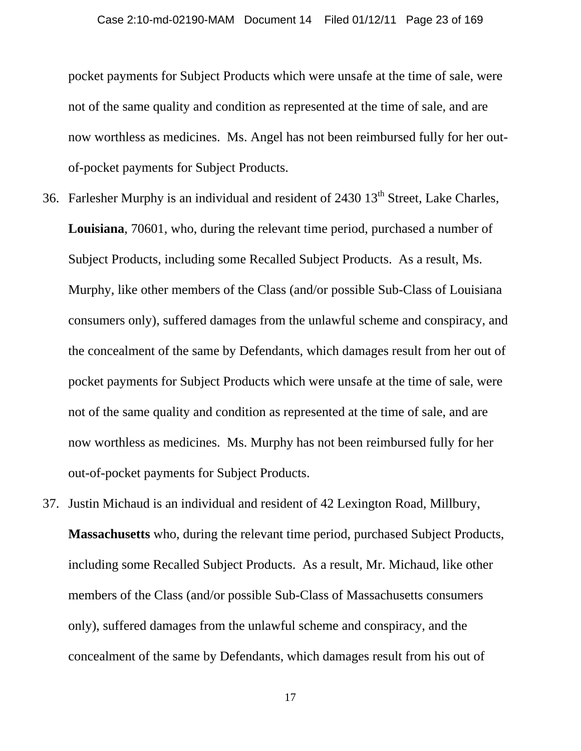pocket payments for Subject Products which were unsafe at the time of sale, were not of the same quality and condition as represented at the time of sale, and are now worthless as medicines. Ms. Angel has not been reimbursed fully for her out-of-pocket payments for Subject Products.

36. Farlesher Murphy is an individual and resident of 2430 13th Street, Lake Charles, **Louisiana**, 70601, who, during the relevant time period, purchased a number of Subject Products, including some Recalled Subject Products. As a result, Ms. Murphy, like other members of the Class (and/or possible Sub-Class of Louisiana consumers only), suffered damages from the unlawful scheme and conspiracy, and the concealment of the same by Defendants, which damages result from her out of pocket payments for Subject Products which were unsafe at the time of sale, were not of the same quality and condition as represented at the time of sale, and are now worthless as medicines. Ms. Murphy has not been reimbursed fully for her out-of-pocket payments for Subject Products.

37. Justin Michaud is an individual and resident of 42 Lexington Road, Millbury, **Massachusetts** who, during the relevant time period, purchased Subject Products, including some Recalled Subject Products. As a result, Mr. Michaud, like other members of the Class (and/or possible Sub-Class of Massachusetts consumers only), suffered damages from the unlawful scheme and conspiracy, and the concealment of the same by Defendants, which damages result from his out of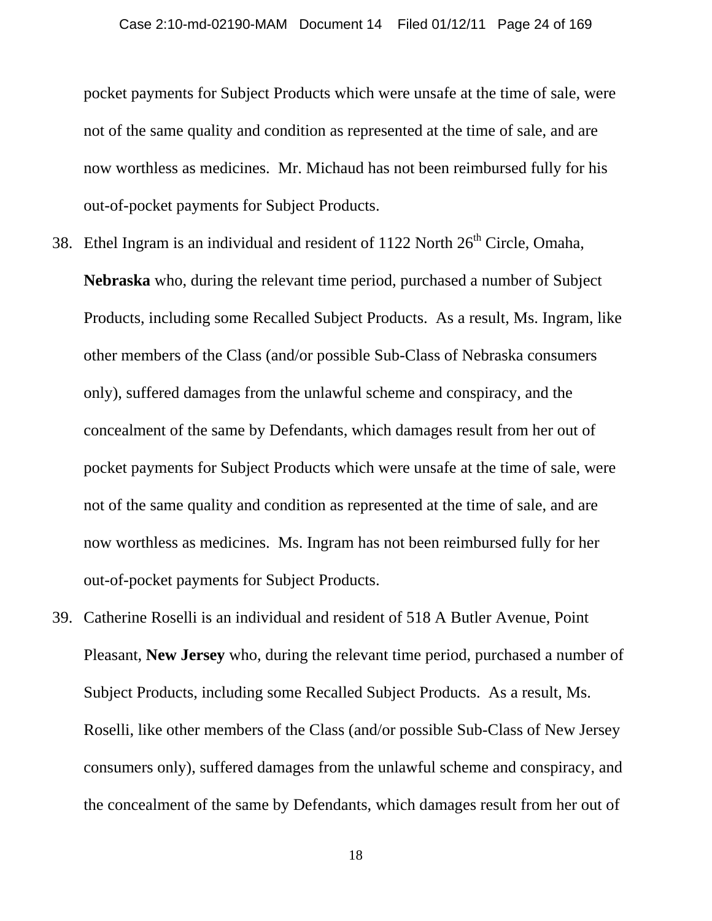pocket payments for Subject Products which were unsafe at the time of sale, were not of the same quality and condition as represented at the time of sale, and are now worthless as medicines. Mr. Michaud has not been reimbursed fully for his out-of-pocket payments for Subject Products.

38. Ethel Ingram is an individual and resident of 1122 North 26th Circle, Omaha, **Nebraska** who, during the relevant time period, purchased a number of Subject Products, including some Recalled Subject Products. As a result, Ms. Ingram, like other members of the Class (and/or possible Sub-Class of Nebraska consumers only), suffered damages from the unlawful scheme and conspiracy, and the concealment of the same by Defendants, which damages result from her out of pocket payments for Subject Products which were unsafe at the time of sale, were not of the same quality and condition as represented at the time of sale, and are now worthless as medicines. Ms. Ingram has not been reimbursed fully for her out-of-pocket payments for Subject Products.

39. Catherine Roselli is an individual and resident of 518 A Butler Avenue, Point Pleasant, **New Jersey** who, during the relevant time period, purchased a number of Subject Products, including some Recalled Subject Products. As a result, Ms. Roselli, like other members of the Class (and/or possible Sub-Class of New Jersey consumers only), suffered damages from the unlawful scheme and conspiracy, and the concealment of the same by Defendants, which damages result from her out of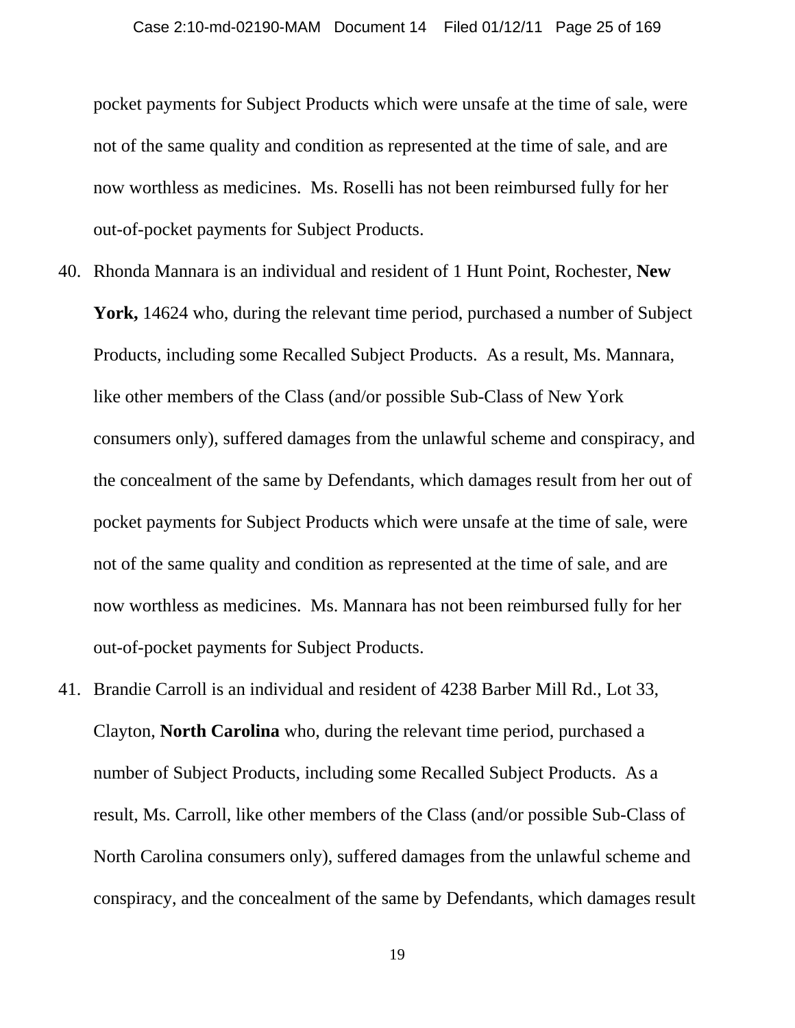pocket payments for Subject Products which were unsafe at the time of sale, were not of the same quality and condition as represented at the time of sale, and are now worthless as medicines. Ms. Roselli has not been reimbursed fully for her out-of-pocket payments for Subject Products.

40. Rhonda Mannara is an individual and resident of 1 Hunt Point, Rochester, **New York,** 14624 who, during the relevant time period, purchased a number of Subject Products, including some Recalled Subject Products. As a result, Ms. Mannara, like other members of the Class (and/or possible Sub-Class of New York consumers only), suffered damages from the unlawful scheme and conspiracy, and the concealment of the same by Defendants, which damages result from her out of pocket payments for Subject Products which were unsafe at the time of sale, were not of the same quality and condition as represented at the time of sale, and are now worthless as medicines. Ms. Mannara has not been reimbursed fully for her out-of-pocket payments for Subject Products.

41. Brandie Carroll is an individual and resident of 4238 Barber Mill Rd., Lot 33, Clayton, **North Carolina** who, during the relevant time period, purchased a number of Subject Products, including some Recalled Subject Products. As a result, Ms. Carroll, like other members of the Class (and/or possible Sub-Class of North Carolina consumers only), suffered damages from the unlawful scheme and conspiracy, and the concealment of the same by Defendants, which damages result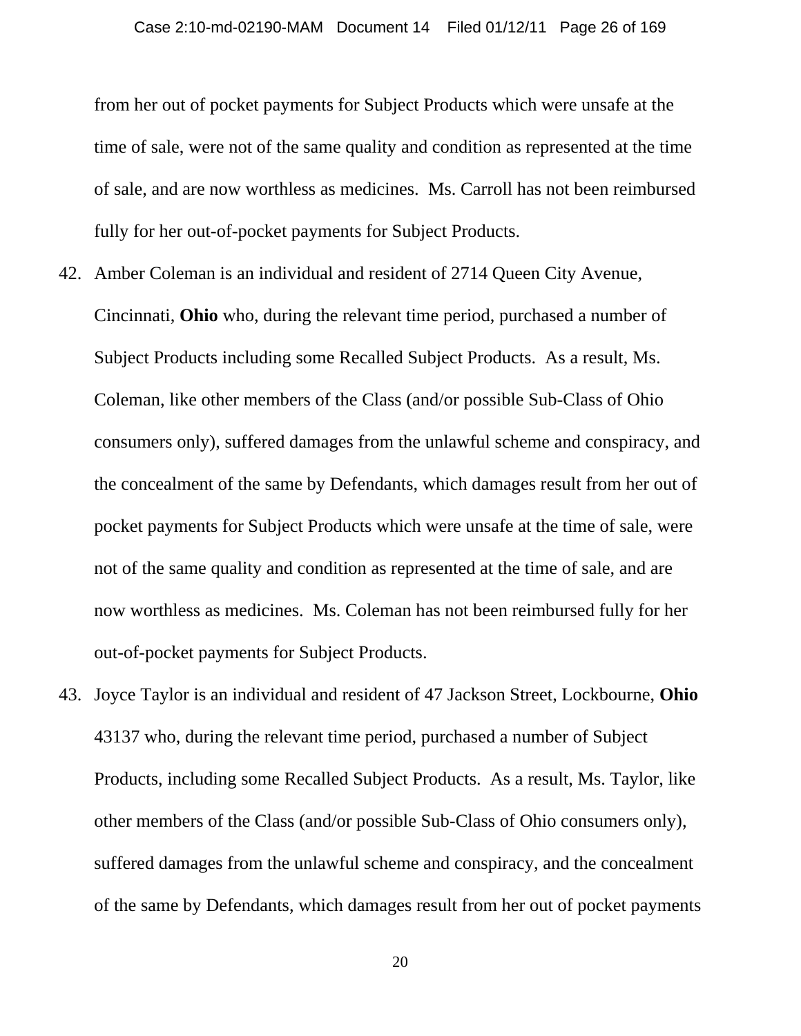from her out of pocket payments for Subject Products which were unsafe at the time of sale, were not of the same quality and condition as represented at the time of sale, and are now worthless as medicines. Ms. Carroll has not been reimbursed fully for her out-of-pocket payments for Subject Products.

42. Amber Coleman is an individual and resident of 2714 Queen City Avenue, Cincinnati, **Ohio** who, during the relevant time period, purchased a number of Subject Products including some Recalled Subject Products. As a result, Ms. Coleman, like other members of the Class (and/or possible Sub-Class of Ohio consumers only), suffered damages from the unlawful scheme and conspiracy, and the concealment of the same by Defendants, which damages result from her out of pocket payments for Subject Products which were unsafe at the time of sale, were not of the same quality and condition as represented at the time of sale, and are now worthless as medicines. Ms. Coleman has not been reimbursed fully for her out-of-pocket payments for Subject Products.

43. Joyce Taylor is an individual and resident of 47 Jackson Street, Lockbourne, **Ohio** 43137 who, during the relevant time period, purchased a number of Subject Products, including some Recalled Subject Products. As a result, Ms. Taylor, like other members of the Class (and/or possible Sub-Class of Ohio consumers only), suffered damages from the unlawful scheme and conspiracy, and the concealment of the same by Defendants, which damages result from her out of pocket payments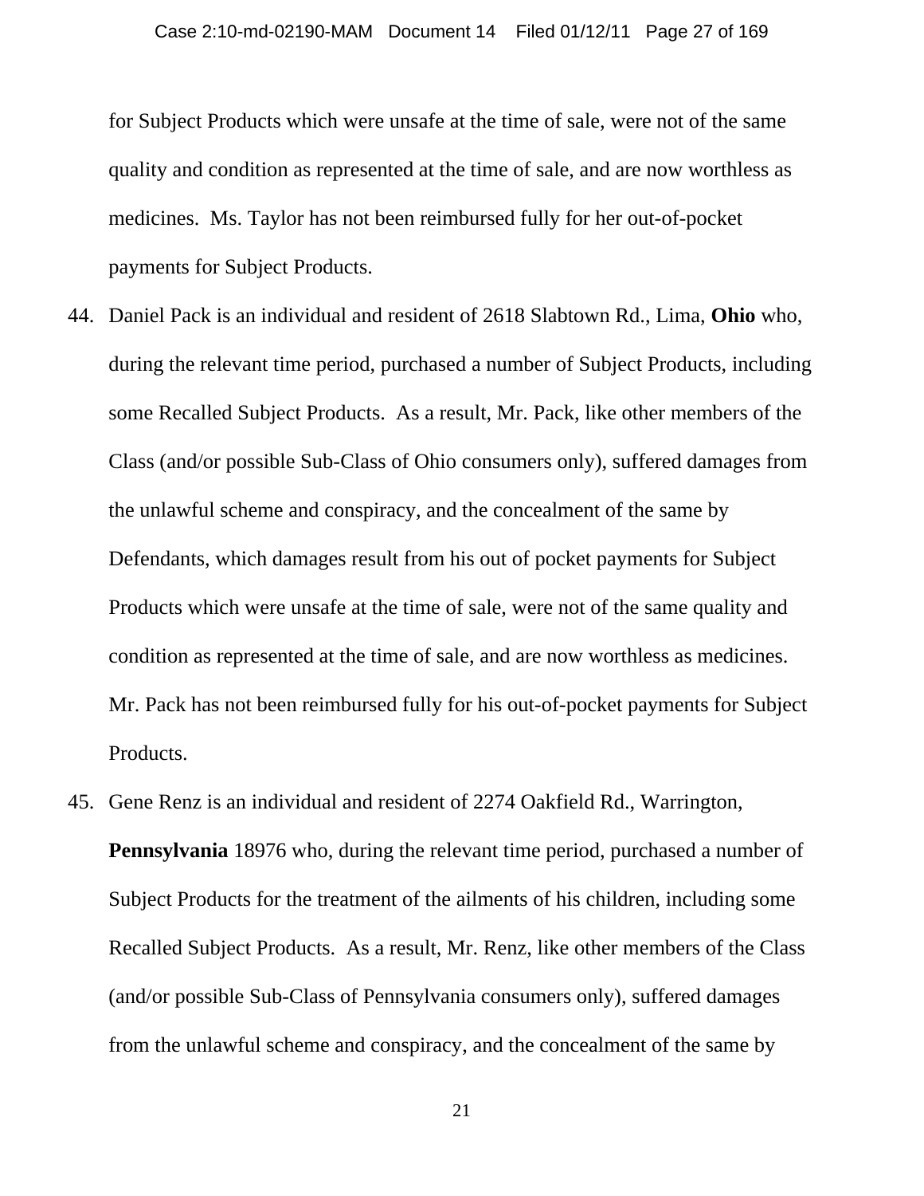for Subject Products which were unsafe at the time of sale, were not of the same quality and condition as represented at the time of sale, and are now worthless as medicines. Ms. Taylor has not been reimbursed fully for her out-of-pocket payments for Subject Products.

44. Daniel Pack is an individual and resident of 2618 Slabtown Rd., Lima, **Ohio** who, during the relevant time period, purchased a number of Subject Products, including some Recalled Subject Products. As a result, Mr. Pack, like other members of the Class (and/or possible Sub-Class of Ohio consumers only), suffered damages from the unlawful scheme and conspiracy, and the concealment of the same by Defendants, which damages result from his out of pocket payments for Subject Products which were unsafe at the time of sale, were not of the same quality and condition as represented at the time of sale, and are now worthless as medicines. Mr. Pack has not been reimbursed fully for his out-of-pocket payments for Subject Products.

45. Gene Renz is an individual and resident of 2274 Oakfield Rd., Warrington, **Pennsylvania** 18976 who, during the relevant time period, purchased a number of Subject Products for the treatment of the ailments of his children, including some Recalled Subject Products. As a result, Mr. Renz, like other members of the Class (and/or possible Sub-Class of Pennsylvania consumers only), suffered damages from the unlawful scheme and conspiracy, and the concealment of the same by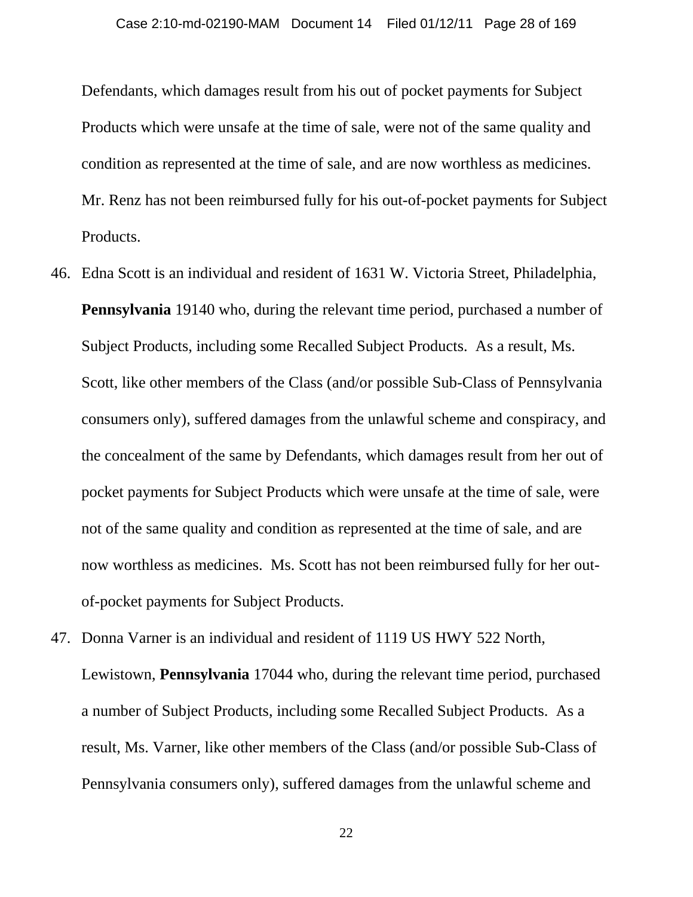Defendants, which damages result from his out of pocket payments for Subject Products which were unsafe at the time of sale, were not of the same quality and condition as represented at the time of sale, and are now worthless as medicines. Mr. Renz has not been reimbursed fully for his out-of-pocket payments for Subject Products.

46. Edna Scott is an individual and resident of 1631 W. Victoria Street, Philadelphia, **Pennsylvania** 19140 who, during the relevant time period, purchased a number of Subject Products, including some Recalled Subject Products. As a result, Ms. Scott, like other members of the Class (and/or possible Sub-Class of Pennsylvania consumers only), suffered damages from the unlawful scheme and conspiracy, and the concealment of the same by Defendants, which damages result from her out of pocket payments for Subject Products which were unsafe at the time of sale, were not of the same quality and condition as represented at the time of sale, and are now worthless as medicines. Ms. Scott has not been reimbursed fully for her out-of-pocket payments for Subject Products.

47. Donna Varner is an individual and resident of 1119 US HWY 522 North, Lewistown, **Pennsylvania** 17044 who, during the relevant time period, purchased a number of Subject Products, including some Recalled Subject Products. As a result, Ms. Varner, like other members of the Class (and/or possible Sub-Class of Pennsylvania consumers only), suffered damages from the unlawful scheme and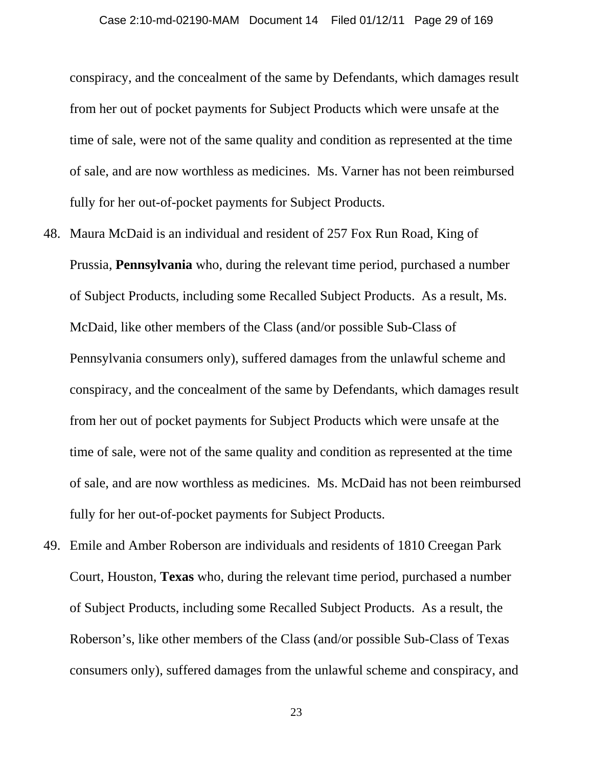conspiracy, and the concealment of the same by Defendants, which damages result from her out of pocket payments for Subject Products which were unsafe at the time of sale, were not of the same quality and condition as represented at the time of sale, and are now worthless as medicines. Ms. Varner has not been reimbursed fully for her out-of-pocket payments for Subject Products.

48. Maura McDaid is an individual and resident of 257 Fox Run Road, King of Prussia, **Pennsylvania** who, during the relevant time period, purchased a number of Subject Products, including some Recalled Subject Products. As a result, Ms. McDaid, like other members of the Class (and/or possible Sub-Class of Pennsylvania consumers only), suffered damages from the unlawful scheme and conspiracy, and the concealment of the same by Defendants, which damages result from her out of pocket payments for Subject Products which were unsafe at the time of sale, were not of the same quality and condition as represented at the time of sale, and are now worthless as medicines. Ms. McDaid has not been reimbursed fully for her out-of-pocket payments for Subject Products.

49. Emile and Amber Roberson are individuals and residents of 1810 Creegan Park Court, Houston, **Texas** who, during the relevant time period, purchased a number of Subject Products, including some Recalled Subject Products. As a result, the Roberson's, like other members of the Class (and/or possible Sub-Class of Texas consumers only), suffered damages from the unlawful scheme and conspiracy, and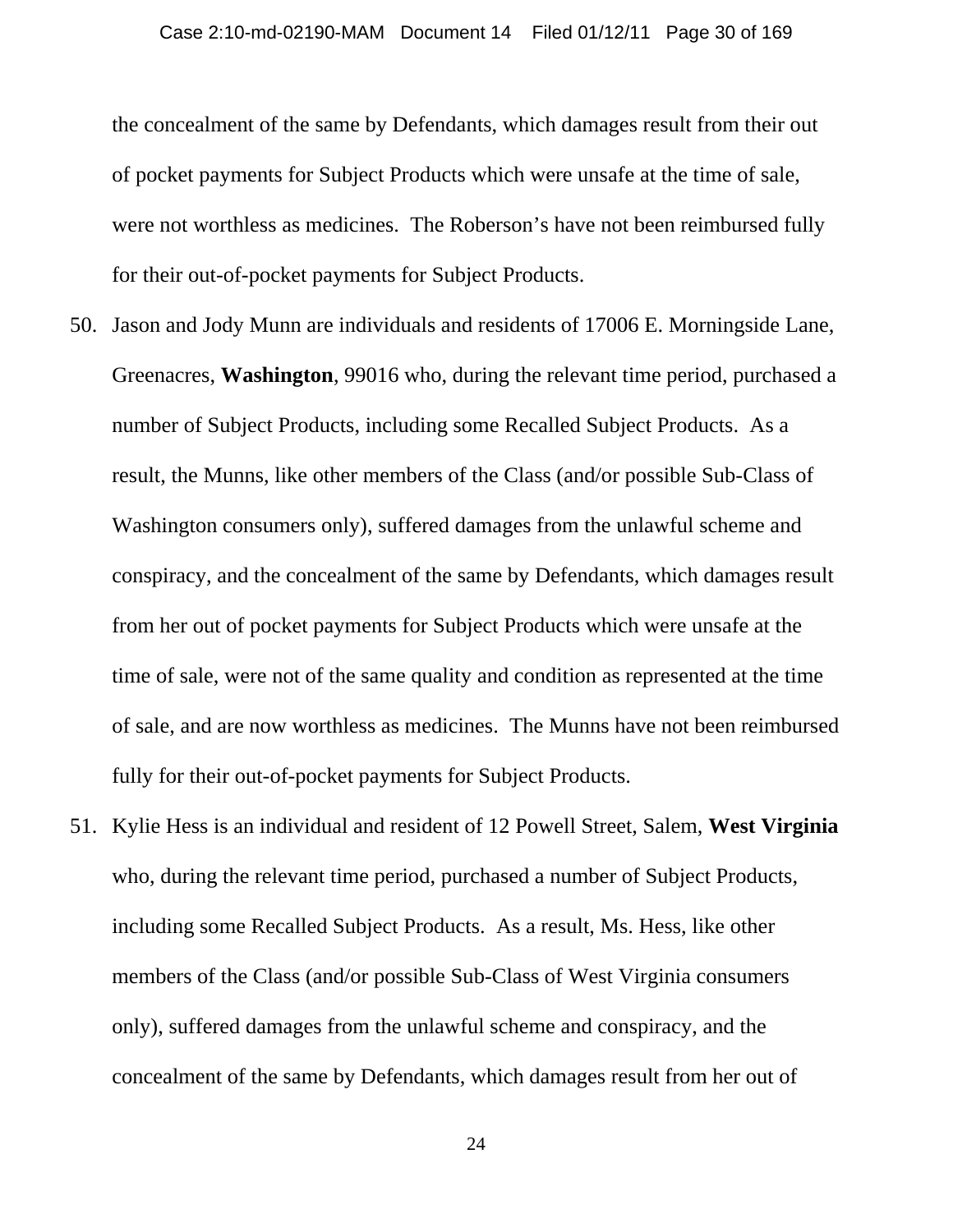the concealment of the same by Defendants, which damages result from their out of pocket payments for Subject Products which were unsafe at the time of sale, were not worthless as medicines. The Roberson's have not been reimbursed fully for their out-of-pocket payments for Subject Products.

50. Jason and Jody Munn are individuals and residents of 17006 E. Morningside Lane, Greenacres, **Washington**, 99016 who, during the relevant time period, purchased a number of Subject Products, including some Recalled Subject Products. As a result, the Munns, like other members of the Class (and/or possible Sub-Class of Washington consumers only), suffered damages from the unlawful scheme and conspiracy, and the concealment of the same by Defendants, which damages result from her out of pocket payments for Subject Products which were unsafe at the time of sale, were not of the same quality and condition as represented at the time of sale, and are now worthless as medicines. The Munns have not been reimbursed fully for their out-of-pocket payments for Subject Products.

51. Kylie Hess is an individual and resident of 12 Powell Street, Salem, **West Virginia** who, during the relevant time period, purchased a number of Subject Products, including some Recalled Subject Products. As a result, Ms. Hess, like other members of the Class (and/or possible Sub-Class of West Virginia consumers only), suffered damages from the unlawful scheme and conspiracy, and the concealment of the same by Defendants, which damages result from her out of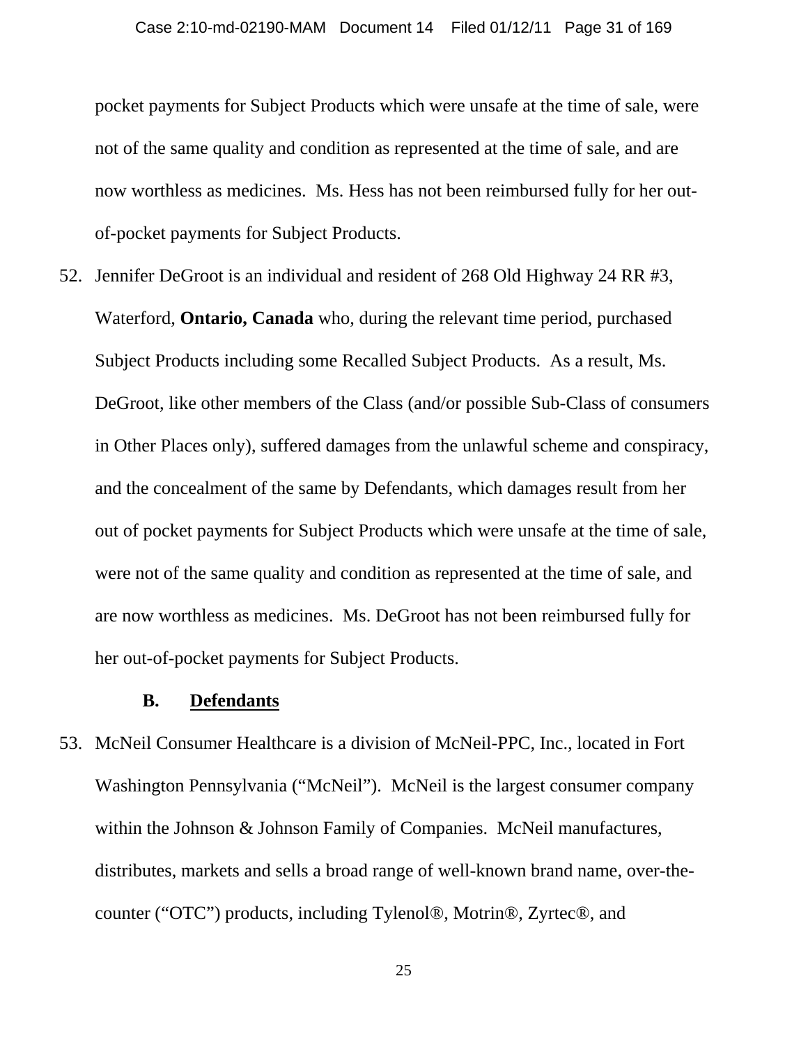pocket payments for Subject Products which were unsafe at the time of sale, were not of the same quality and condition as represented at the time of sale, and are now worthless as medicines. Ms. Hess has not been reimbursed fully for her out-of-pocket payments for Subject Products.

52. Jennifer DeGroot is an individual and resident of 268 Old Highway 24 RR #3, Waterford, **Ontario, Canada** who, during the relevant time period, purchased Subject Products including some Recalled Subject Products. As a result, Ms. DeGroot, like other members of the Class (and/or possible Sub-Class of consumers in Other Places only), suffered damages from the unlawful scheme and conspiracy, and the concealment of the same by Defendants, which damages result from her out of pocket payments for Subject Products which were unsafe at the time of sale, were not of the same quality and condition as represented at the time of sale, and are now worthless as medicines. Ms. DeGroot has not been reimbursed fully for her out-of-pocket payments for Subject Products.

### B. Defendants

53. McNeil Consumer Healthcare is a division of McNeil-PPC, Inc., located in Fort Washington Pennsylvania ("McNeil"). McNeil is the largest consumer company within the Johnson & Johnson Family of Companies. McNeil manufactures, distributes, markets and sells a broad range of well-known brand name, over-the-counter ("OTC") products, including Tylenol®, Motrin®, Zyrtec®, and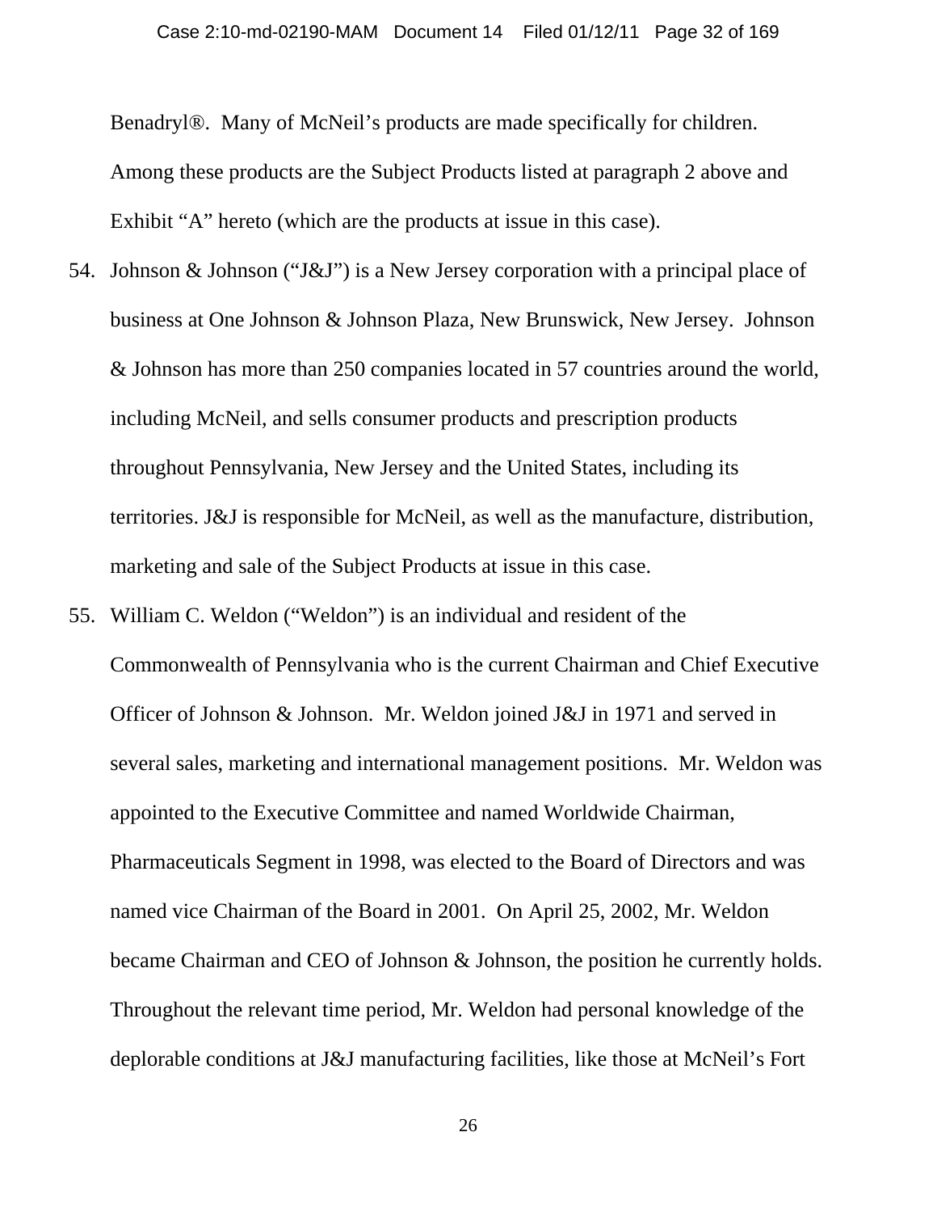Benadryl®. Many of McNeil's products are made specifically for children. Among these products are the Subject Products listed at paragraph 2 above and Exhibit "A" hereto (which are the products at issue in this case).

54. Johnson & Johnson ("J&J") is a New Jersey corporation with a principal place of business at One Johnson & Johnson Plaza, New Brunswick, New Jersey. Johnson & Johnson has more than 250 companies located in 57 countries around the world, including McNeil, and sells consumer products and prescription products throughout Pennsylvania, New Jersey and the United States, including its territories. J&J is responsible for McNeil, as well as the manufacture, distribution, marketing and sale of the Subject Products at issue in this case.

55. William C. Weldon ("Weldon") is an individual and resident of the Commonwealth of Pennsylvania who is the current Chairman and Chief Executive Officer of Johnson & Johnson. Mr. Weldon joined J&J in 1971 and served in several sales, marketing and international management positions. Mr. Weldon was appointed to the Executive Committee and named Worldwide Chairman, Pharmaceuticals Segment in 1998, was elected to the Board of Directors and was named vice Chairman of the Board in 2001. On April 25, 2002, Mr. Weldon became Chairman and CEO of Johnson & Johnson, the position he currently holds. Throughout the relevant time period, Mr. Weldon had personal knowledge of the deplorable conditions at J&J manufacturing facilities, like those at McNeil's Fort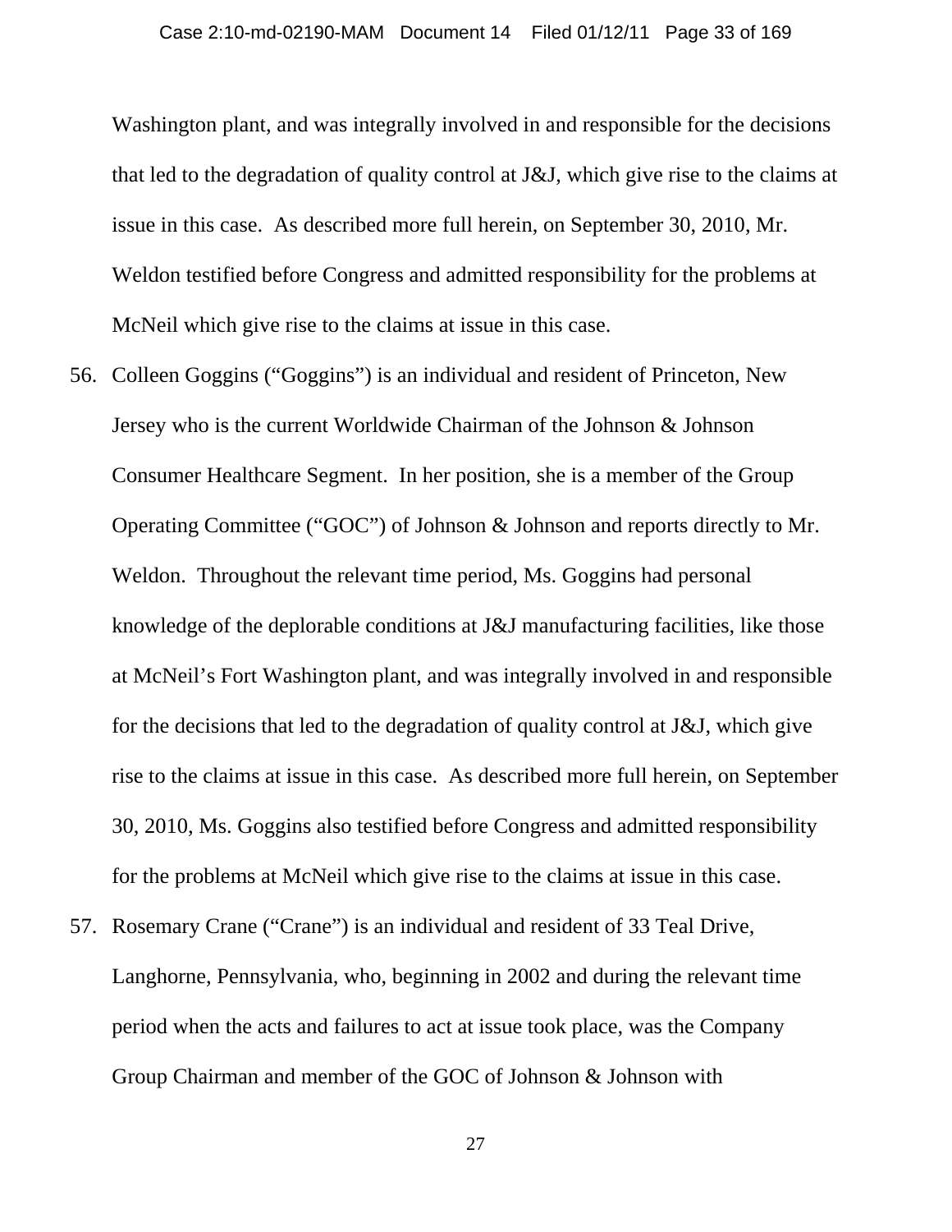Washington plant, and was integrally involved in and responsible for the decisions that led to the degradation of quality control at J&J, which give rise to the claims at issue in this case. As described more full herein, on September 30, 2010, Mr. Weldon testified before Congress and admitted responsibility for the problems at McNeil which give rise to the claims at issue in this case.

56. Colleen Goggins ("Goggins") is an individual and resident of Princeton, New Jersey who is the current Worldwide Chairman of the Johnson & Johnson Consumer Healthcare Segment. In her position, she is a member of the Group Operating Committee ("GOC") of Johnson & Johnson and reports directly to Mr. Weldon. Throughout the relevant time period, Ms. Goggins had personal knowledge of the deplorable conditions at J&J manufacturing facilities, like those at McNeil's Fort Washington plant, and was integrally involved in and responsible for the decisions that led to the degradation of quality control at J&J, which give rise to the claims at issue in this case. As described more full herein, on September 30, 2010, Ms. Goggins also testified before Congress and admitted responsibility for the problems at McNeil which give rise to the claims at issue in this case.

57. Rosemary Crane ("Crane") is an individual and resident of 33 Teal Drive, Langhorne, Pennsylvania, who, beginning in 2002 and during the relevant time period when the acts and failures to act at issue took place, was the Company Group Chairman and member of the GOC of Johnson & Johnson with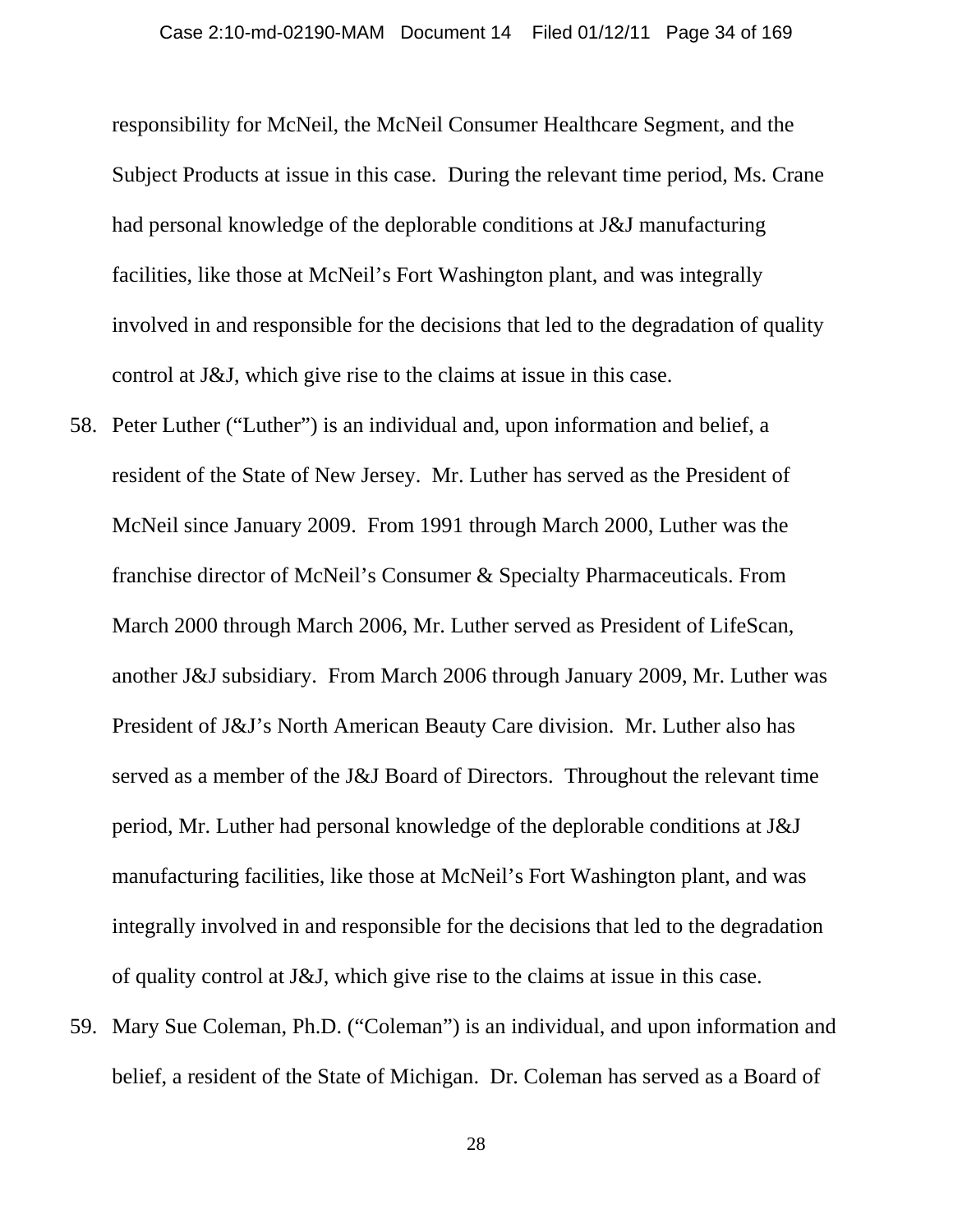responsibility for McNeil, the McNeil Consumer Healthcare Segment, and the Subject Products at issue in this case. During the relevant time period, Ms. Crane had personal knowledge of the deplorable conditions at J&J manufacturing facilities, like those at McNeil's Fort Washington plant, and was integrally involved in and responsible for the decisions that led to the degradation of quality control at J&J, which give rise to the claims at issue in this case.

58. Peter Luther ("Luther") is an individual and, upon information and belief, a resident of the State of New Jersey. Mr. Luther has served as the President of McNeil since January 2009. From 1991 through March 2000, Luther was the franchise director of McNeil's Consumer & Specialty Pharmaceuticals. From March 2000 through March 2006, Mr. Luther served as President of LifeScan, another J&J subsidiary. From March 2006 through January 2009, Mr. Luther was President of J&J's North American Beauty Care division. Mr. Luther also has served as a member of the J&J Board of Directors. Throughout the relevant time period, Mr. Luther had personal knowledge of the deplorable conditions at J&J manufacturing facilities, like those at McNeil's Fort Washington plant, and was integrally involved in and responsible for the decisions that led to the degradation of quality control at J&J, which give rise to the claims at issue in this case.

59. Mary Sue Coleman, Ph.D. ("Coleman") is an individual, and upon information and belief, a resident of the State of Michigan. Dr. Coleman has served as a Board of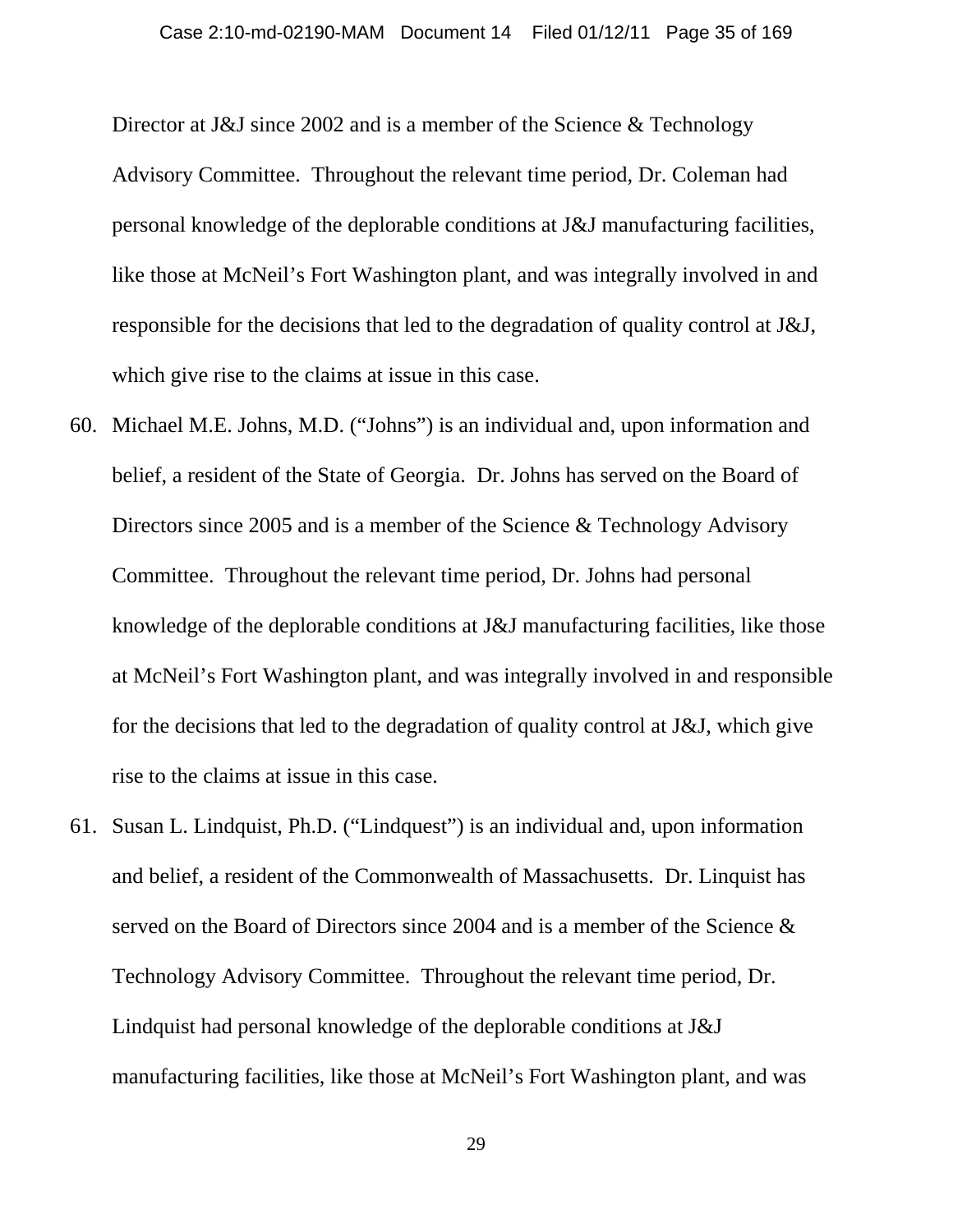Director at J&J since 2002 and is a member of the Science & Technology Advisory Committee. Throughout the relevant time period, Dr. Coleman had personal knowledge of the deplorable conditions at J&J manufacturing facilities, like those at McNeil's Fort Washington plant, and was integrally involved in and responsible for the decisions that led to the degradation of quality control at J&J, which give rise to the claims at issue in this case.

60. Michael M.E. Johns, M.D. ("Johns") is an individual and, upon information and belief, a resident of the State of Georgia. Dr. Johns has served on the Board of Directors since 2005 and is a member of the Science & Technology Advisory Committee. Throughout the relevant time period, Dr. Johns had personal knowledge of the deplorable conditions at J&J manufacturing facilities, like those at McNeil's Fort Washington plant, and was integrally involved in and responsible for the decisions that led to the degradation of quality control at J&J, which give rise to the claims at issue in this case.

61. Susan L. Lindquist, Ph.D. ("Lindquest") is an individual and, upon information and belief, a resident of the Commonwealth of Massachusetts. Dr. Linquist has served on the Board of Directors since 2004 and is a member of the Science & Technology Advisory Committee. Throughout the relevant time period, Dr. Lindquist had personal knowledge of the deplorable conditions at J&J manufacturing facilities, like those at McNeil's Fort Washington plant, and was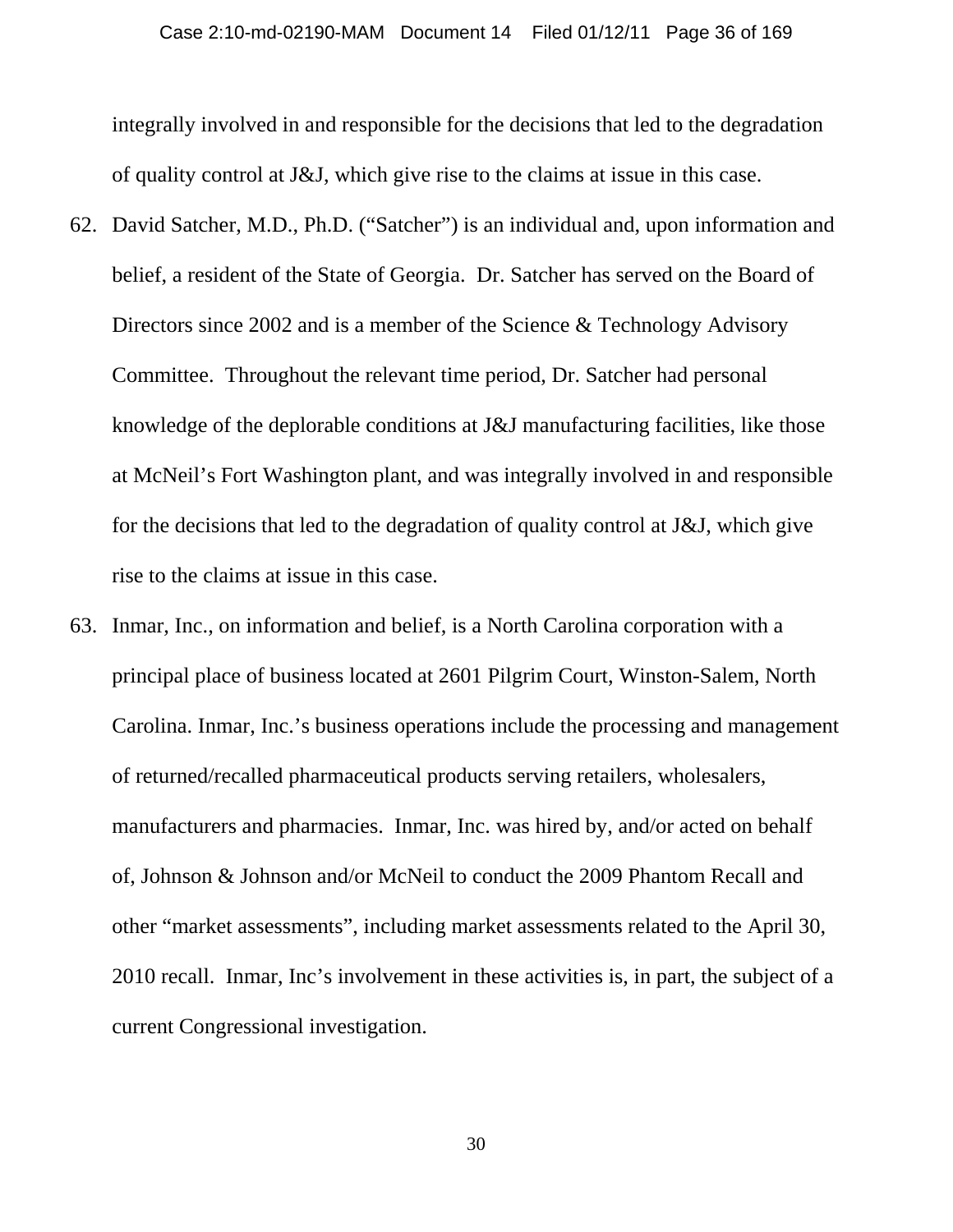integrally involved in and responsible for the decisions that led to the degradation of quality control at J&J, which give rise to the claims at issue in this case.

62. David Satcher, M.D., Ph.D. ("Satcher") is an individual and, upon information and belief, a resident of the State of Georgia. Dr. Satcher has served on the Board of Directors since 2002 and is a member of the Science & Technology Advisory Committee. Throughout the relevant time period, Dr. Satcher had personal knowledge of the deplorable conditions at J&J manufacturing facilities, like those at McNeil's Fort Washington plant, and was integrally involved in and responsible for the decisions that led to the degradation of quality control at J&J, which give rise to the claims at issue in this case.

63. Inmar, Inc., on information and belief, is a North Carolina corporation with a principal place of business located at 2601 Pilgrim Court, Winston-Salem, North Carolina. Inmar, Inc.'s business operations include the processing and management of returned/recalled pharmaceutical products serving retailers, wholesalers, manufacturers and pharmacies. Inmar, Inc. was hired by, and/or acted on behalf of, Johnson & Johnson and/or McNeil to conduct the 2009 Phantom Recall and other "market assessments", including market assessments related to the April 30, 2010 recall. Inmar, Inc's involvement in these activities is, in part, the subject of a current Congressional investigation.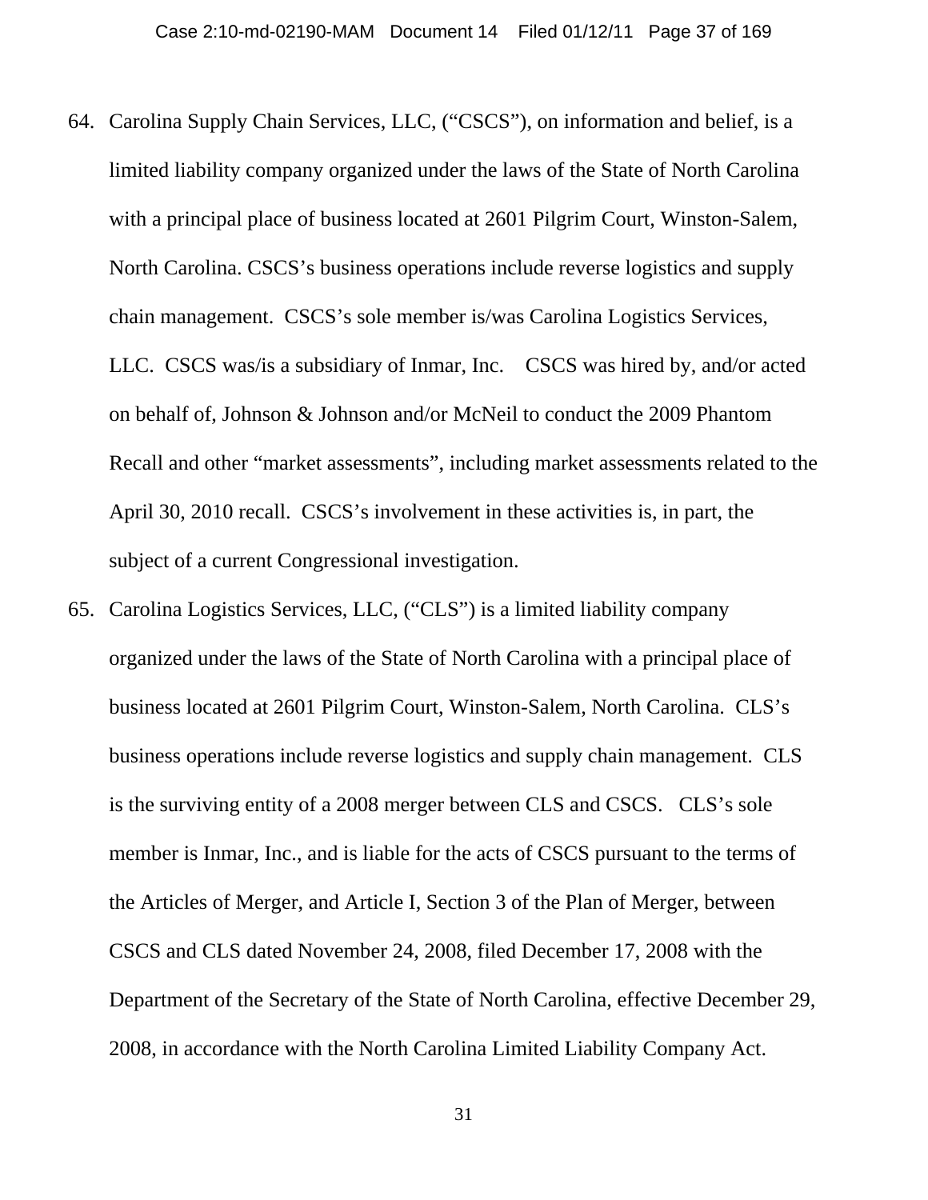64. Carolina Supply Chain Services, LLC, ("CSCS"), on information and belief, is a limited liability company organized under the laws of the State of North Carolina with a principal place of business located at 2601 Pilgrim Court, Winston-Salem, North Carolina. CSCS's business operations include reverse logistics and supply chain management. CSCS's sole member is/was Carolina Logistics Services, LLC. CSCS was/is a subsidiary of Inmar, Inc. CSCS was hired by, and/or acted on behalf of, Johnson & Johnson and/or McNeil to conduct the 2009 Phantom Recall and other "market assessments", including market assessments related to the April 30, 2010 recall. CSCS's involvement in these activities is, in part, the subject of a current Congressional investigation.

65. Carolina Logistics Services, LLC, ("CLS") is a limited liability company organized under the laws of the State of North Carolina with a principal place of business located at 2601 Pilgrim Court, Winston-Salem, North Carolina. CLS's business operations include reverse logistics and supply chain management. CLS is the surviving entity of a 2008 merger between CLS and CSCS. CLS's sole member is Inmar, Inc., and is liable for the acts of CSCS pursuant to the terms of the Articles of Merger, and Article I, Section 3 of the Plan of Merger, between CSCS and CLS dated November 24, 2008, filed December 17, 2008 with the Department of the Secretary of the State of North Carolina, effective December 29, 2008, in accordance with the North Carolina Limited Liability Company Act.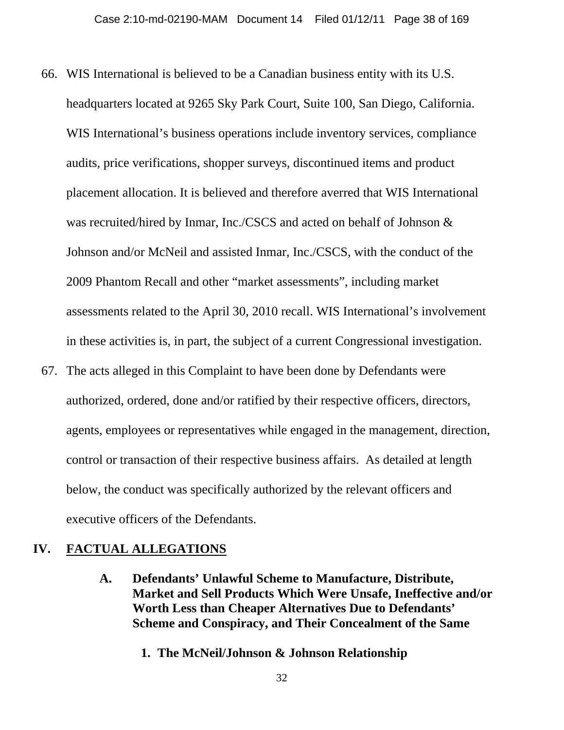66. WIS International is believed to be a Canadian business entity with its U.S. headquarters located at 9265 Sky Park Court, Suite 100, San Diego, California. WIS International's business operations include inventory services, compliance audits, price verifications, shopper surveys, discontinued items and product placement allocation. It is believed and therefore averred that WIS International was recruited/hired by Inmar, Inc./CSCS and acted on behalf of Johnson & Johnson and/or McNeil and assisted Inmar, Inc./CSCS, with the conduct of the 2009 Phantom Recall and other "market assessments", including market assessments related to the April 30, 2010 recall. WIS International's involvement in these activities is, in part, the subject of a current Congressional investigation.

67. The acts alleged in this Complaint to have been done by Defendants were authorized, ordered, done and/or ratified by their respective officers, directors, agents, employees or representatives while engaged in the management, direction, control or transaction of their respective business affairs. As detailed at length below, the conduct was specifically authorized by the relevant officers and executive officers of the Defendants.

## IV. FACTUAL ALLEGATIONS

### A. Defendants' Unlawful Scheme to Manufacture, Distribute, Market and Sell Products Which Were Unsafe, Ineffective and/or Worth Less than Cheaper Alternatives Due to Defendants' Scheme and Conspiracy, and Their Concealment of the Same

#### 1. The McNeil/Johnson & Johnson Relationship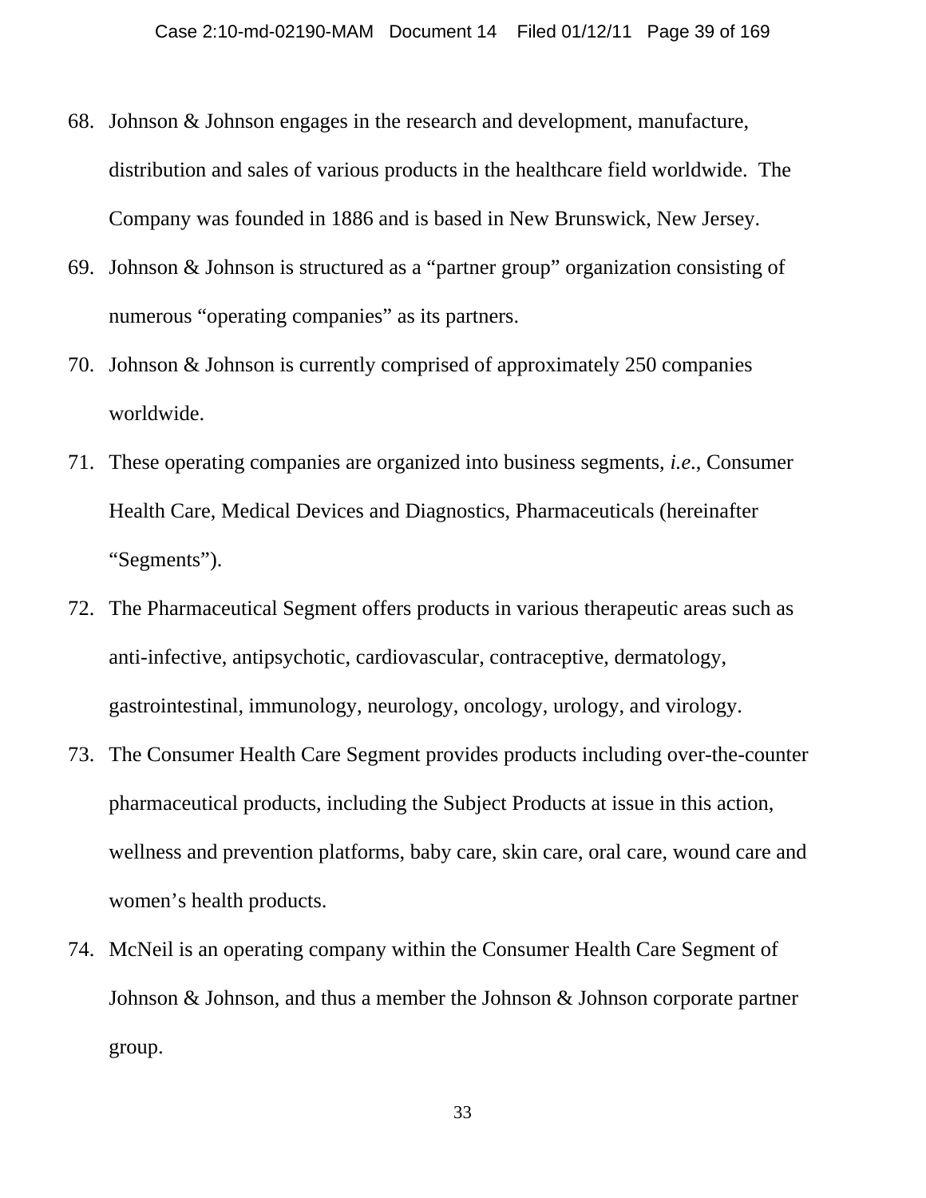68. Johnson & Johnson engages in the research and development, manufacture, distribution and sales of various products in the healthcare field worldwide. The Company was founded in 1886 and is based in New Brunswick, New Jersey.

69. Johnson & Johnson is structured as a "partner group" organization consisting of numerous "operating companies" as its partners.

70. Johnson & Johnson is currently comprised of approximately 250 companies worldwide.

71. These operating companies are organized into business segments, *i.e.*, Consumer Health Care, Medical Devices and Diagnostics, Pharmaceuticals (hereinafter "Segments").

72. The Pharmaceutical Segment offers products in various therapeutic areas such as anti-infective, antipsychotic, cardiovascular, contraceptive, dermatology, gastrointestinal, immunology, neurology, oncology, urology, and virology.

73. The Consumer Health Care Segment provides products including over-the-counter pharmaceutical products, including the Subject Products at issue in this action, wellness and prevention platforms, baby care, skin care, oral care, wound care and women's health products.

74. McNeil is an operating company within the Consumer Health Care Segment of Johnson & Johnson, and thus a member the Johnson & Johnson corporate partner group.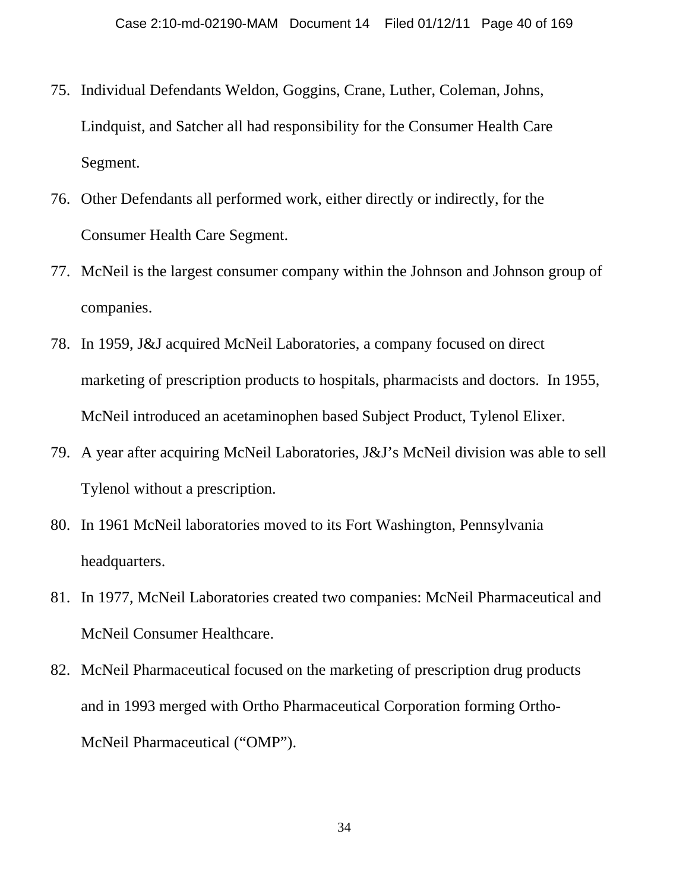75. Individual Defendants Weldon, Goggins, Crane, Luther, Coleman, Johns, Lindquist, and Satcher all had responsibility for the Consumer Health Care Segment.

76. Other Defendants all performed work, either directly or indirectly, for the Consumer Health Care Segment.

77. McNeil is the largest consumer company within the Johnson and Johnson group of companies.

78. In 1959, J&J acquired McNeil Laboratories, a company focused on direct marketing of prescription products to hospitals, pharmacists and doctors. In 1955, McNeil introduced an acetaminophen based Subject Product, Tylenol Elixer.

79. A year after acquiring McNeil Laboratories, J&J's McNeil division was able to sell Tylenol without a prescription.

80. In 1961 McNeil laboratories moved to its Fort Washington, Pennsylvania headquarters.

81. In 1977, McNeil Laboratories created two companies: McNeil Pharmaceutical and McNeil Consumer Healthcare.

82. McNeil Pharmaceutical focused on the marketing of prescription drug products and in 1993 merged with Ortho Pharmaceutical Corporation forming Ortho-McNeil Pharmaceutical ("OMP").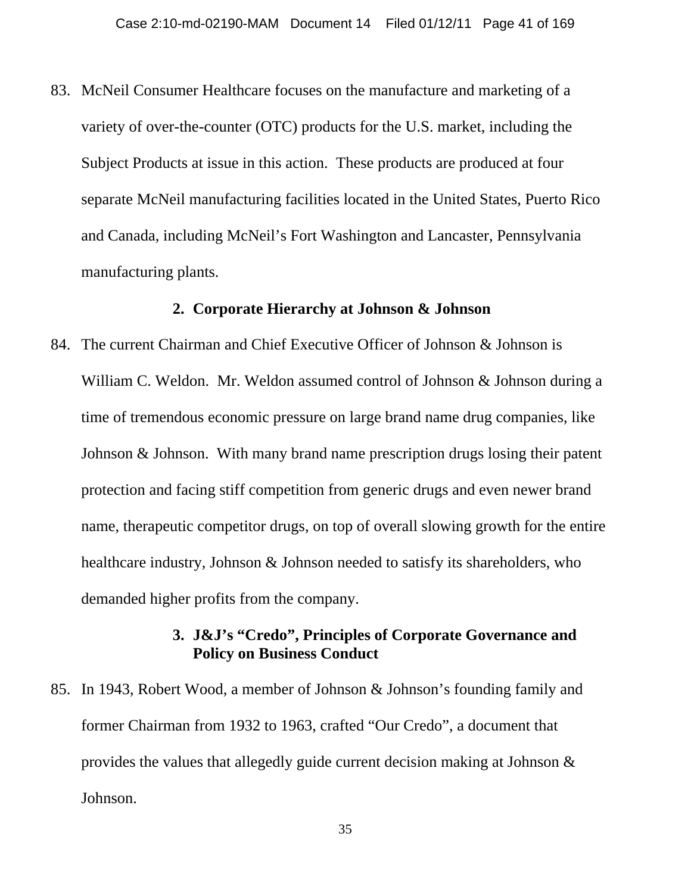83. McNeil Consumer Healthcare focuses on the manufacture and marketing of a variety of over-the-counter (OTC) products for the U.S. market, including the Subject Products at issue in this action. These products are produced at four separate McNeil manufacturing facilities located in the United States, Puerto Rico and Canada, including McNeil's Fort Washington and Lancaster, Pennsylvania manufacturing plants.

### 2. Corporate Hierarchy at Johnson & Johnson

84. The current Chairman and Chief Executive Officer of Johnson & Johnson is William C. Weldon. Mr. Weldon assumed control of Johnson & Johnson during a time of tremendous economic pressure on large brand name drug companies, like Johnson & Johnson. With many brand name prescription drugs losing their patent protection and facing stiff competition from generic drugs and even newer brand name, therapeutic competitor drugs, on top of overall slowing growth for the entire healthcare industry, Johnson & Johnson needed to satisfy its shareholders, who demanded higher profits from the company.

### 3. J&J's "Credo", Principles of Corporate Governance and Policy on Business Conduct

85. In 1943, Robert Wood, a member of Johnson & Johnson's founding family and former Chairman from 1932 to 1963, crafted "Our Credo", a document that provides the values that allegedly guide current decision making at Johnson & Johnson.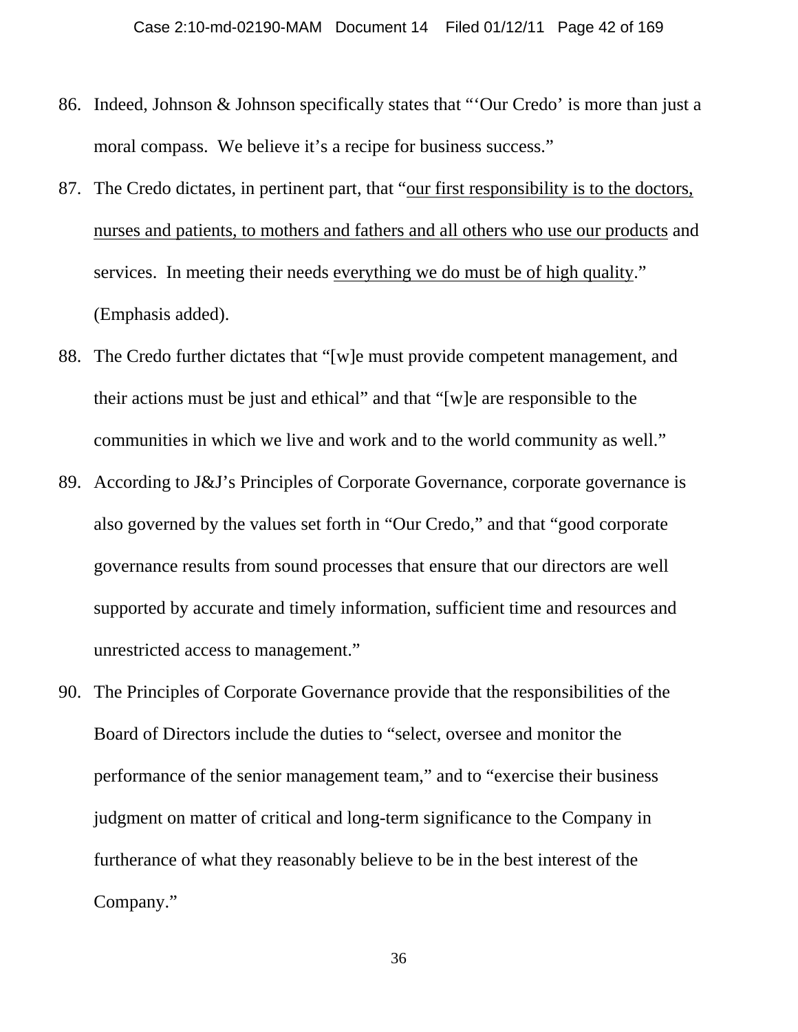86. Indeed, Johnson & Johnson specifically states that "'Our Credo' is more than just a moral compass. We believe it's a recipe for business success."

87. The Credo dictates, in pertinent part, that "<u>our first responsibility is to the doctors, nurses and patients, to mothers and fathers and all others who use our products</u> and services. In meeting their needs <u>everything we do must be of high quality</u>." (Emphasis added).

88. The Credo further dictates that "[w]e must provide competent management, and their actions must be just and ethical" and that "[w]e are responsible to the communities in which we live and work and to the world community as well."

89. According to J&J's Principles of Corporate Governance, corporate governance is also governed by the values set forth in "Our Credo," and that "good corporate governance results from sound processes that ensure that our directors are well supported by accurate and timely information, sufficient time and resources and unrestricted access to management."

90. The Principles of Corporate Governance provide that the responsibilities of the Board of Directors include the duties to "select, oversee and monitor the performance of the senior management team," and to "exercise their business judgment on matter of critical and long-term significance to the Company in furtherance of what they reasonably believe to be in the best interest of the Company."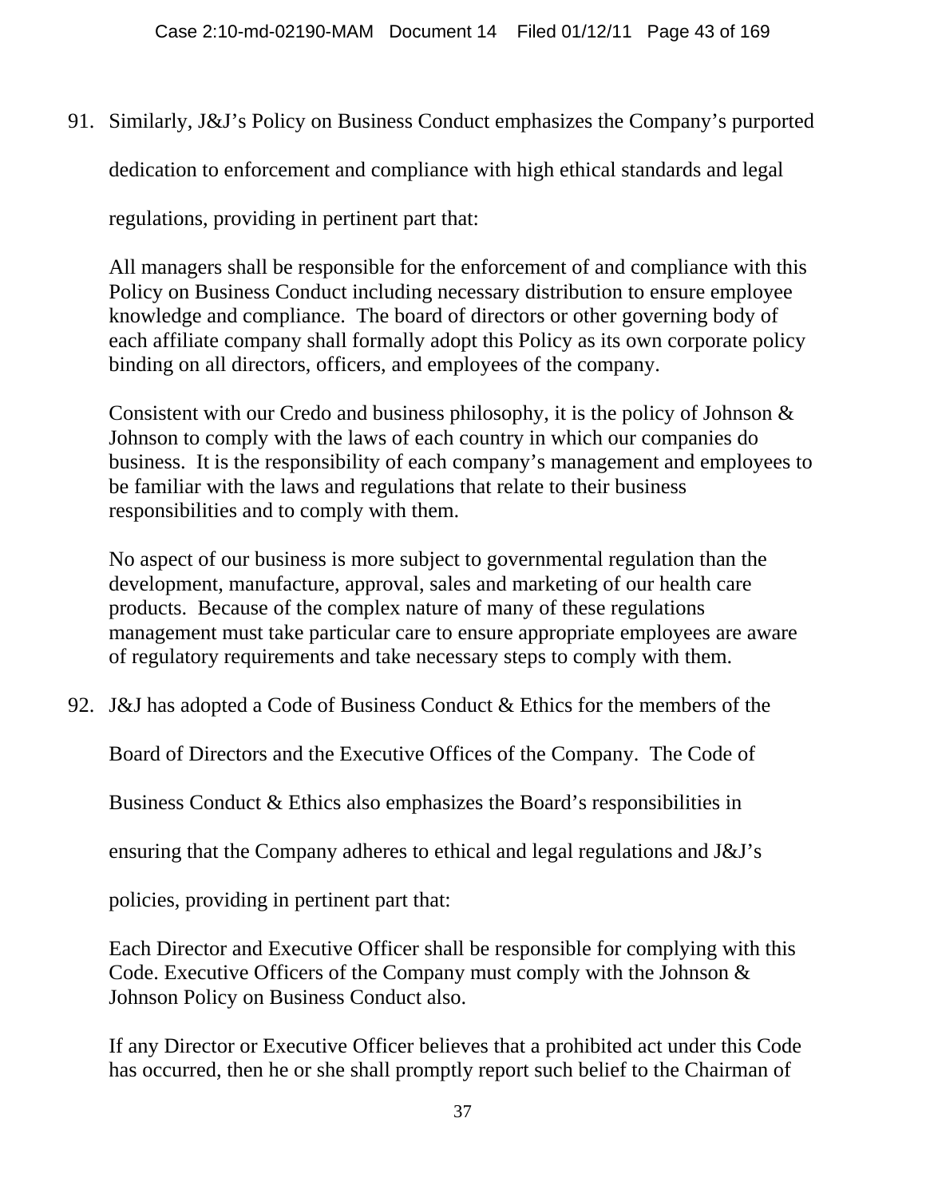91. Similarly, J&J's Policy on Business Conduct emphasizes the Company's purported dedication to enforcement and compliance with high ethical standards and legal regulations, providing in pertinent part that:

> All managers shall be responsible for the enforcement of and compliance with this Policy on Business Conduct including necessary distribution to ensure employee knowledge and compliance. The board of directors or other governing body of each affiliate company shall formally adopt this Policy as its own corporate policy binding on all directors, officers, and employees of the company.
>
> Consistent with our Credo and business philosophy, it is the policy of Johnson & Johnson to comply with the laws of each country in which our companies do business. It is the responsibility of each company's management and employees to be familiar with the laws and regulations that relate to their business responsibilities and to comply with them.
>
> No aspect of our business is more subject to governmental regulation than the development, manufacture, approval, sales and marketing of our health care products. Because of the complex nature of many of these regulations management must take particular care to ensure appropriate employees are aware of regulatory requirements and take necessary steps to comply with them.

92. J&J has adopted a Code of Business Conduct & Ethics for the members of the Board of Directors and the Executive Offices of the Company. The Code of Business Conduct & Ethics also emphasizes the Board's responsibilities in ensuring that the Company adheres to ethical and legal regulations and J&J's policies, providing in pertinent part that:

> Each Director and Executive Officer shall be responsible for complying with this Code. Executive Officers of the Company must comply with the Johnson & Johnson Policy on Business Conduct also.
>
> If any Director or Executive Officer believes that a prohibited act under this Code has occurred, then he or she shall promptly report such belief to the Chairman of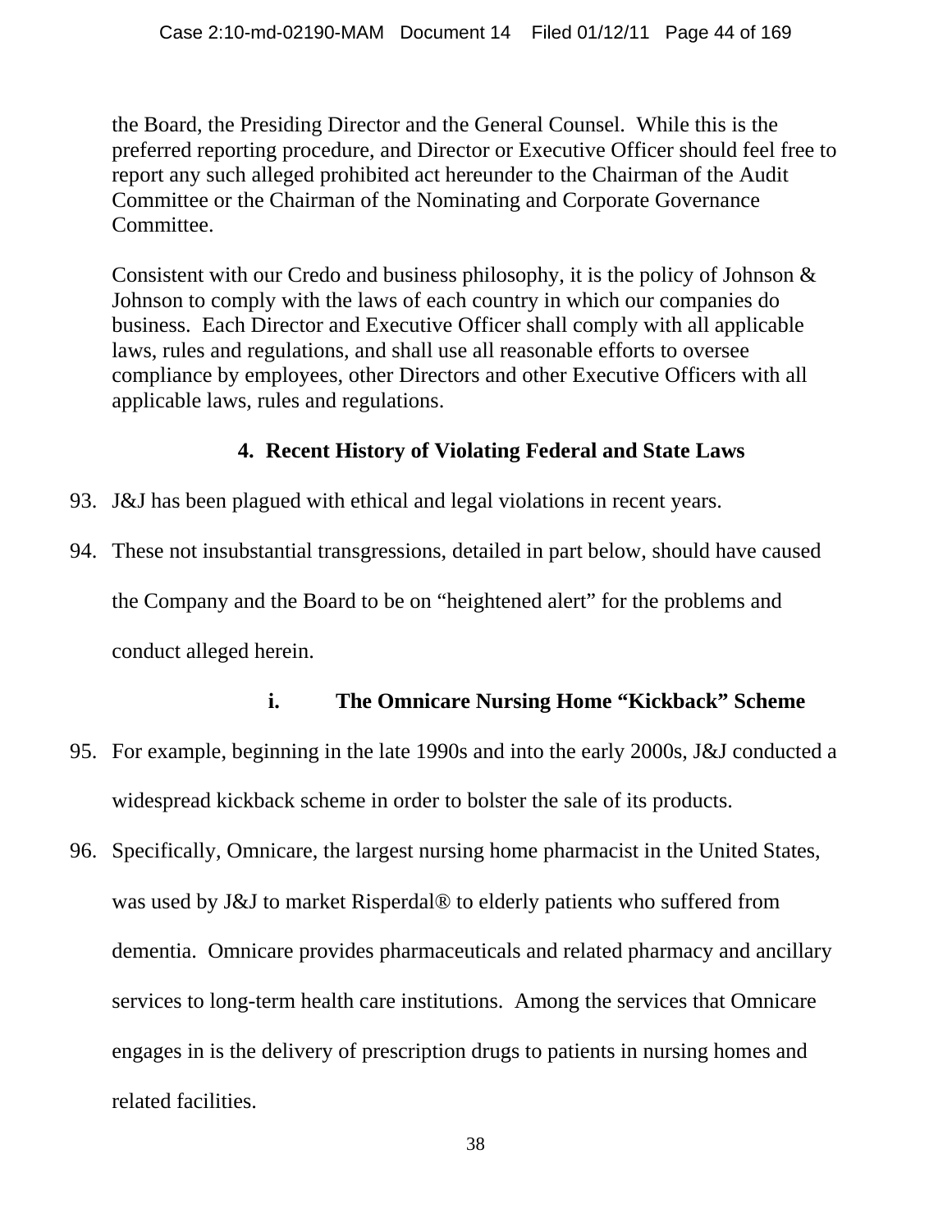the Board, the Presiding Director and the General Counsel. While this is the preferred reporting procedure, and Director or Executive Officer should feel free to report any such alleged prohibited act hereunder to the Chairman of the Audit Committee or the Chairman of the Nominating and Corporate Governance Committee.

Consistent with our Credo and business philosophy, it is the policy of Johnson & Johnson to comply with the laws of each country in which our companies do business. Each Director and Executive Officer shall comply with all applicable laws, rules and regulations, and shall use all reasonable efforts to oversee compliance by employees, other Directors and other Executive Officers with all applicable laws, rules and regulations.

### 4. Recent History of Violating Federal and State Laws

93. J&J has been plagued with ethical and legal violations in recent years.

94. These not insubstantial transgressions, detailed in part below, should have caused the Company and the Board to be on "heightened alert" for the problems and conduct alleged herein.

#### i. The Omnicare Nursing Home "Kickback" Scheme

95. For example, beginning in the late 1990s and into the early 2000s, J&J conducted a widespread kickback scheme in order to bolster the sale of its products.

96. Specifically, Omnicare, the largest nursing home pharmacist in the United States, was used by J&J to market Risperdal® to elderly patients who suffered from dementia. Omnicare provides pharmaceuticals and related pharmacy and ancillary services to long-term health care institutions. Among the services that Omnicare engages in is the delivery of prescription drugs to patients in nursing homes and related facilities.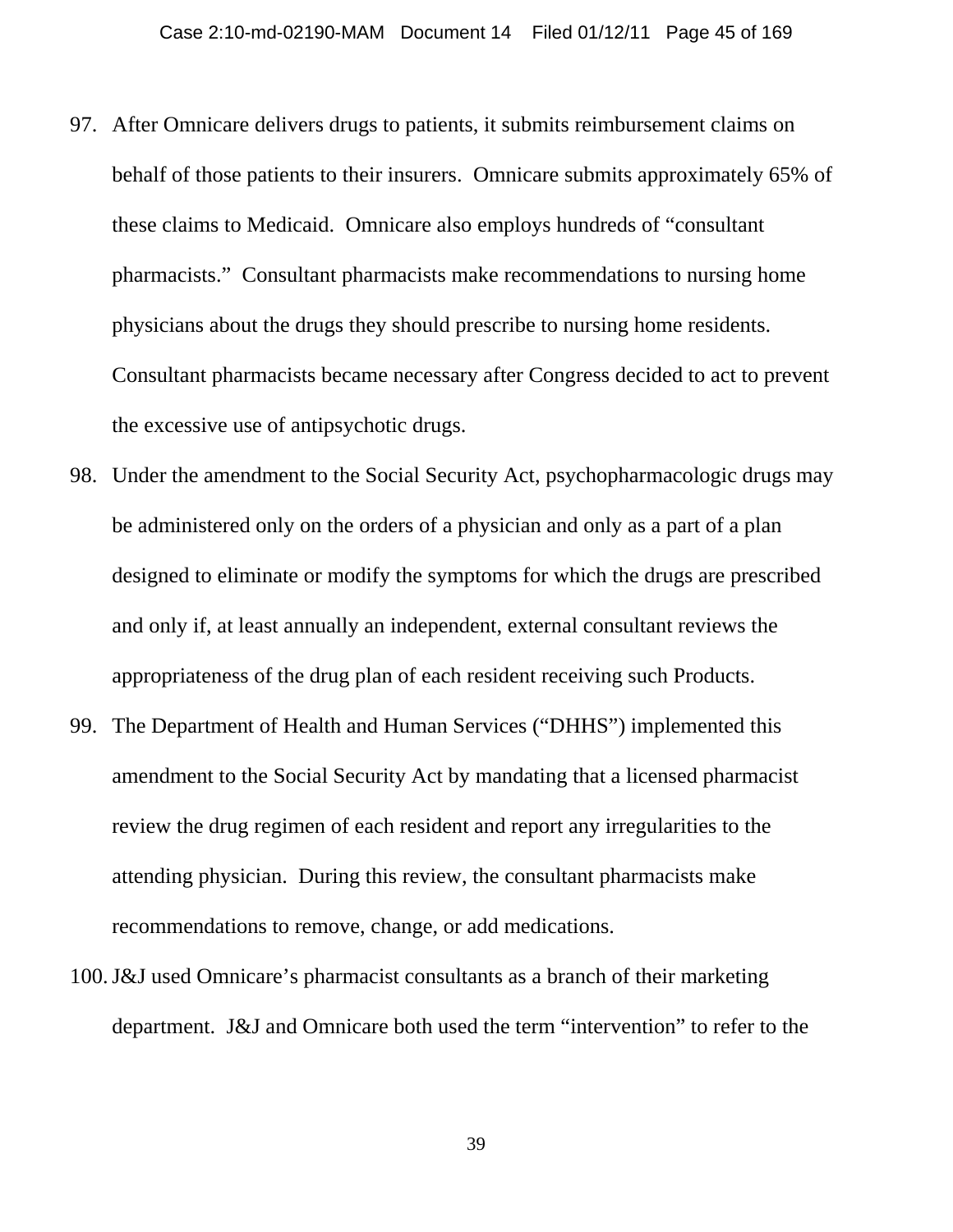97. After Omnicare delivers drugs to patients, it submits reimbursement claims on behalf of those patients to their insurers. Omnicare submits approximately 65% of these claims to Medicaid. Omnicare also employs hundreds of "consultant pharmacists." Consultant pharmacists make recommendations to nursing home physicians about the drugs they should prescribe to nursing home residents. Consultant pharmacists became necessary after Congress decided to act to prevent the excessive use of antipsychotic drugs.

98. Under the amendment to the Social Security Act, psychopharmacologic drugs may be administered only on the orders of a physician and only as a part of a plan designed to eliminate or modify the symptoms for which the drugs are prescribed and only if, at least annually an independent, external consultant reviews the appropriateness of the drug plan of each resident receiving such Products.

99. The Department of Health and Human Services ("DHHS") implemented this amendment to the Social Security Act by mandating that a licensed pharmacist review the drug regimen of each resident and report any irregularities to the attending physician. During this review, the consultant pharmacists make recommendations to remove, change, or add medications.

100. J&J used Omnicare's pharmacist consultants as a branch of their marketing department. J&J and Omnicare both used the term "intervention" to refer to the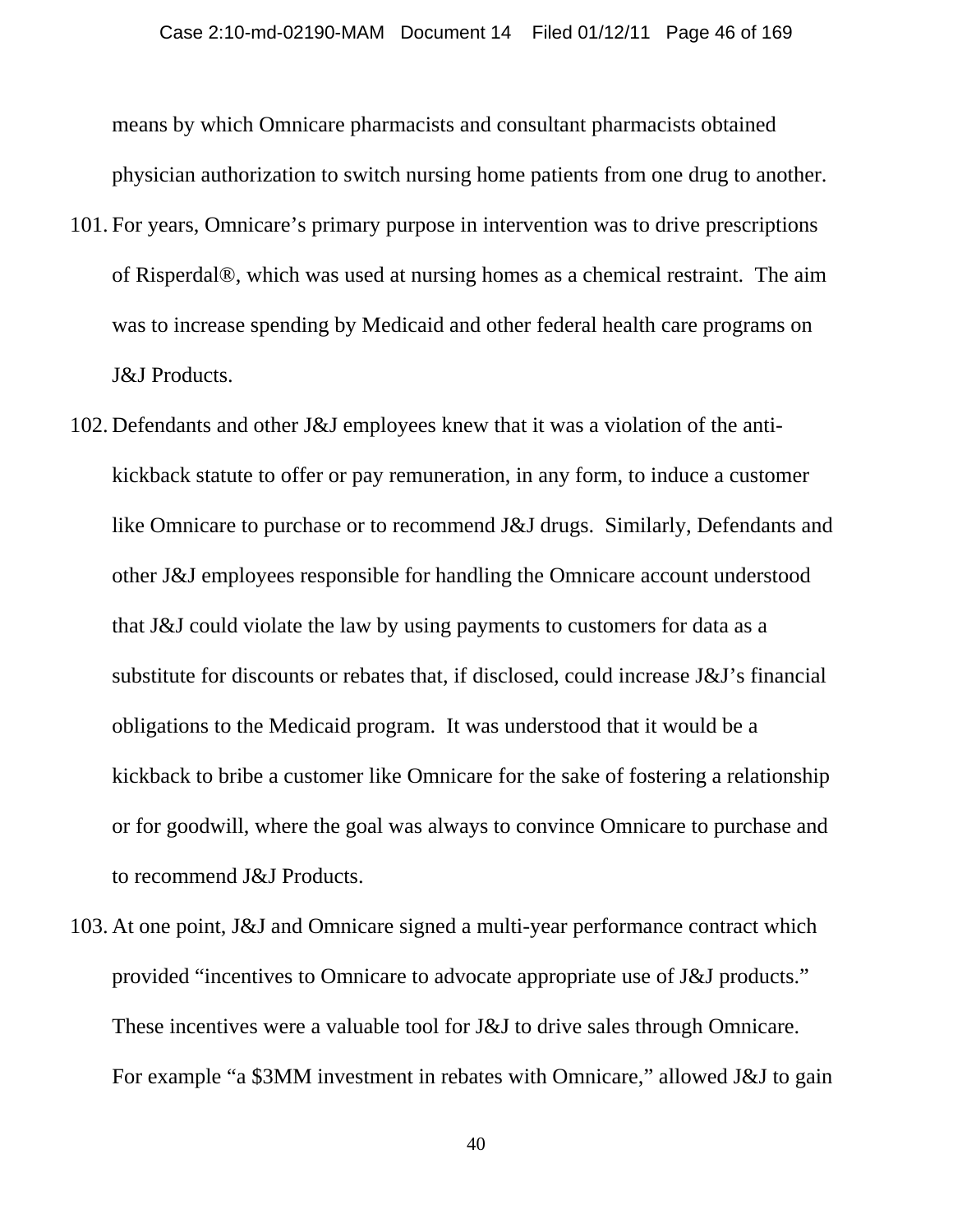means by which Omnicare pharmacists and consultant pharmacists obtained physician authorization to switch nursing home patients from one drug to another.

101. For years, Omnicare's primary purpose in intervention was to drive prescriptions of Risperdal®, which was used at nursing homes as a chemical restraint. The aim was to increase spending by Medicaid and other federal health care programs on J&J Products.

102. Defendants and other J&J employees knew that it was a violation of the anti-kickback statute to offer or pay remuneration, in any form, to induce a customer like Omnicare to purchase or to recommend J&J drugs. Similarly, Defendants and other J&J employees responsible for handling the Omnicare account understood that J&J could violate the law by using payments to customers for data as a substitute for discounts or rebates that, if disclosed, could increase J&J's financial obligations to the Medicaid program. It was understood that it would be a kickback to bribe a customer like Omnicare for the sake of fostering a relationship or for goodwill, where the goal was always to convince Omnicare to purchase and to recommend J&J Products.

103. At one point, J&J and Omnicare signed a multi-year performance contract which provided "incentives to Omnicare to advocate appropriate use of J&J products." These incentives were a valuable tool for J&J to drive sales through Omnicare. For example "a $3MM investment in rebates with Omnicare," allowed J&J to gain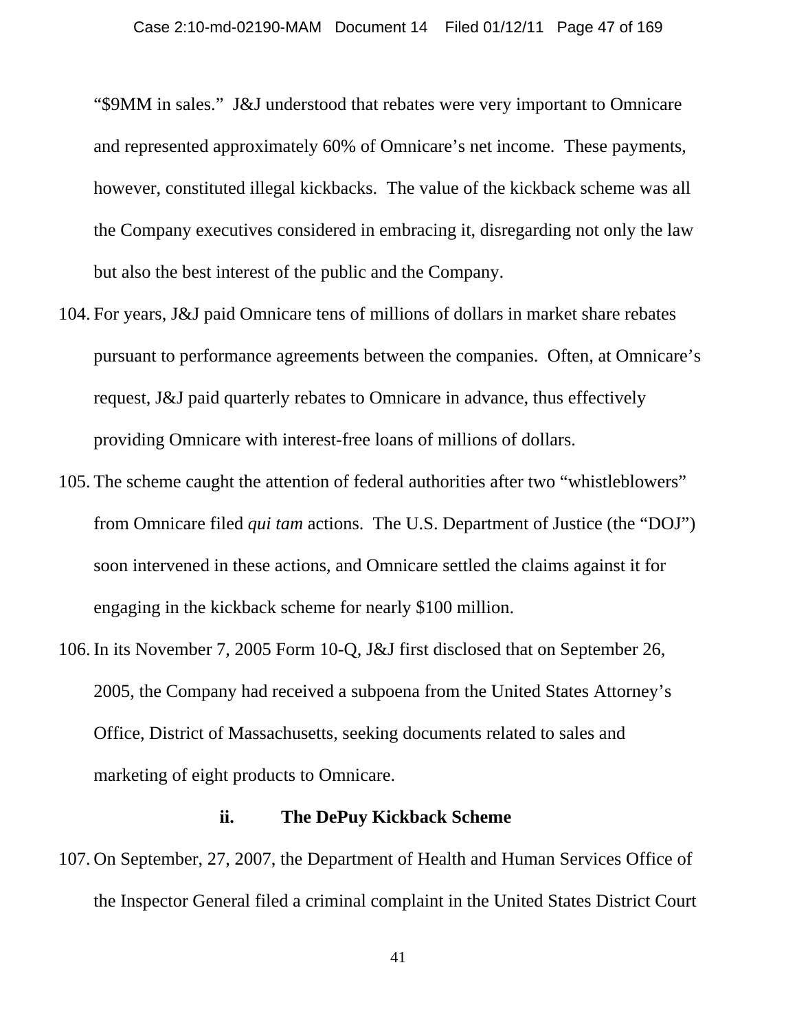"$9MM in sales." J&J understood that rebates were very important to Omnicare and represented approximately 60% of Omnicare's net income. These payments, however, constituted illegal kickbacks. The value of the kickback scheme was all the Company executives considered in embracing it, disregarding not only the law but also the best interest of the public and the Company.

104. For years, J&J paid Omnicare tens of millions of dollars in market share rebates pursuant to performance agreements between the companies. Often, at Omnicare's request, J&J paid quarterly rebates to Omnicare in advance, thus effectively providing Omnicare with interest-free loans of millions of dollars.

105. The scheme caught the attention of federal authorities after two "whistleblowers" from Omnicare filed *qui tam* actions. The U.S. Department of Justice (the "DOJ") soon intervened in these actions, and Omnicare settled the claims against it for engaging in the kickback scheme for nearly $100 million.

106. In its November 7, 2005 Form 10-Q, J&J first disclosed that on September 26, 2005, the Company had received a subpoena from the United States Attorney's Office, District of Massachusetts, seeking documents related to sales and marketing of eight products to Omnicare.

**ii. The DePuy Kickback Scheme**

107. On September, 27, 2007, the Department of Health and Human Services Office of the Inspector General filed a criminal complaint in the United States District Court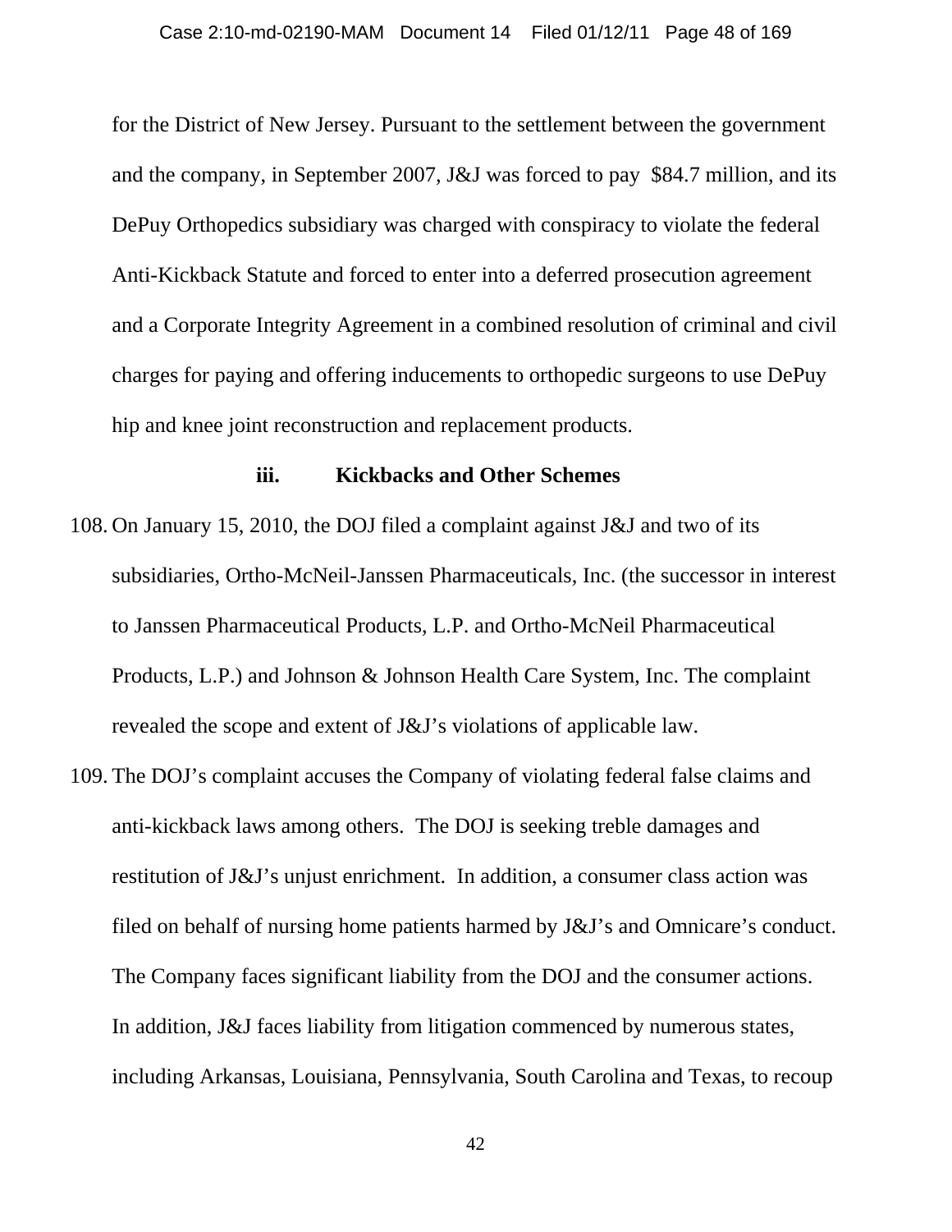for the District of New Jersey. Pursuant to the settlement between the government and the company, in September 2007, J&J was forced to pay $84.7 million, and its DePuy Orthopedics subsidiary was charged with conspiracy to violate the federal Anti-Kickback Statute and forced to enter into a deferred prosecution agreement and a Corporate Integrity Agreement in a combined resolution of criminal and civil charges for paying and offering inducements to orthopedic surgeons to use DePuy hip and knee joint reconstruction and replacement products.

### iii. Kickbacks and Other Schemes

108. On January 15, 2010, the DOJ filed a complaint against J&J and two of its subsidiaries, Ortho-McNeil-Janssen Pharmaceuticals, Inc. (the successor in interest to Janssen Pharmaceutical Products, L.P. and Ortho-McNeil Pharmaceutical Products, L.P.) and Johnson & Johnson Health Care System, Inc. The complaint revealed the scope and extent of J&J's violations of applicable law.

109. The DOJ's complaint accuses the Company of violating federal false claims and anti-kickback laws among others. The DOJ is seeking treble damages and restitution of J&J's unjust enrichment. In addition, a consumer class action was filed on behalf of nursing home patients harmed by J&J's and Omnicare's conduct. The Company faces significant liability from the DOJ and the consumer actions. In addition, J&J faces liability from litigation commenced by numerous states, including Arkansas, Louisiana, Pennsylvania, South Carolina and Texas, to recoup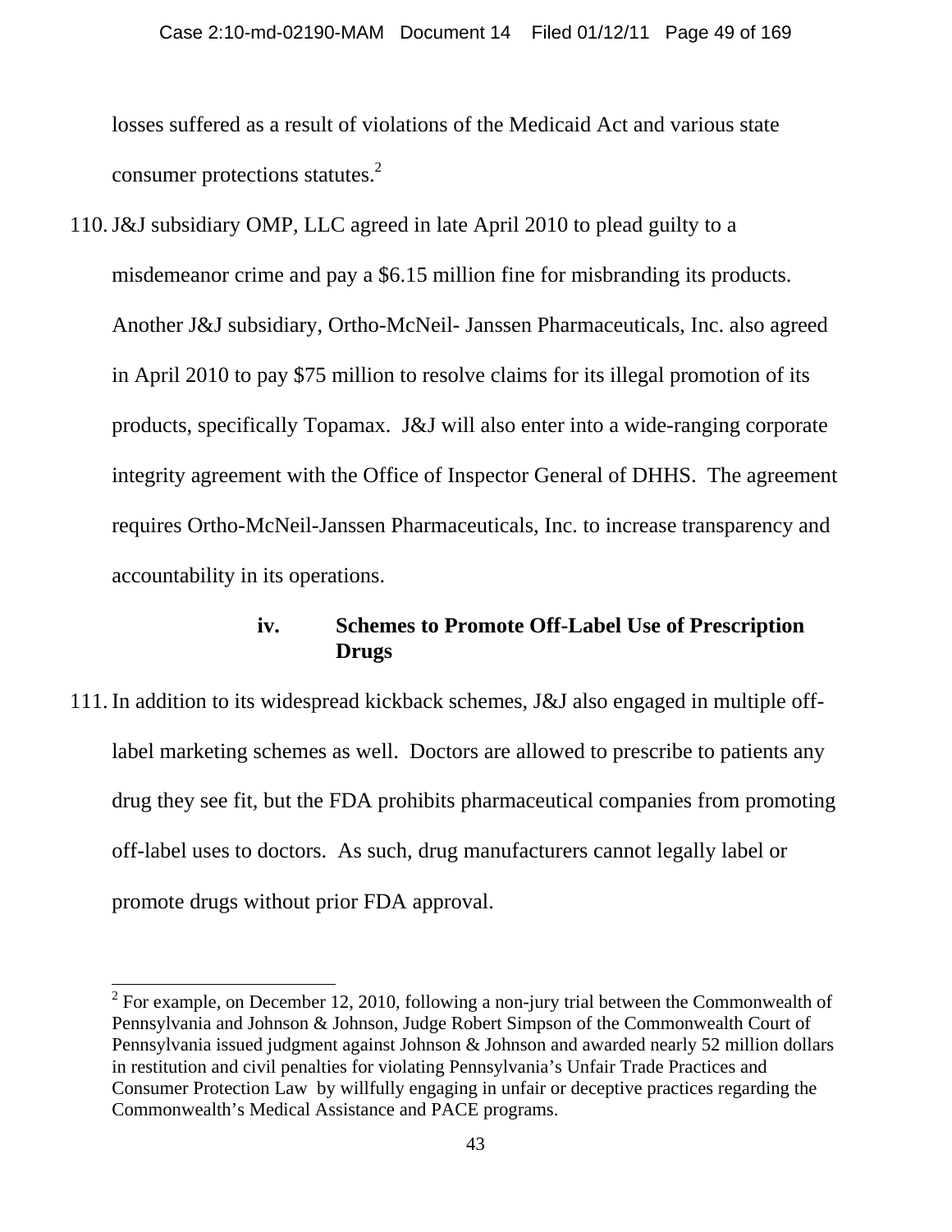losses suffered as a result of violations of the Medicaid Act and various state consumer protections statutes.[2]

110. J&J subsidiary OMP, LLC agreed in late April 2010 to plead guilty to a misdemeanor crime and pay a $6.15 million fine for misbranding its products. Another J&J subsidiary, Ortho-McNeil- Janssen Pharmaceuticals, Inc. also agreed in April 2010 to pay $75 million to resolve claims for its illegal promotion of its products, specifically Topamax. J&J will also enter into a wide-ranging corporate integrity agreement with the Office of Inspector General of DHHS. The agreement requires Ortho-McNeil-Janssen Pharmaceuticals, Inc. to increase transparency and accountability in its operations.

### iv. Schemes to Promote Off-Label Use of Prescription Drugs

111. In addition to its widespread kickback schemes, J&J also engaged in multiple off-label marketing schemes as well. Doctors are allowed to prescribe to patients any drug they see fit, but the FDA prohibits pharmaceutical companies from promoting off-label uses to doctors. As such, drug manufacturers cannot legally label or promote drugs without prior FDA approval.

---

[2] For example, on December 12, 2010, following a non-jury trial between the Commonwealth of Pennsylvania and Johnson & Johnson, Judge Robert Simpson of the Commonwealth Court of Pennsylvania issued judgment against Johnson & Johnson and awarded nearly 52 million dollars in restitution and civil penalties for violating Pennsylvania's Unfair Trade Practices and Consumer Protection Law by willfully engaging in unfair or deceptive practices regarding the Commonwealth's Medical Assistance and PACE programs.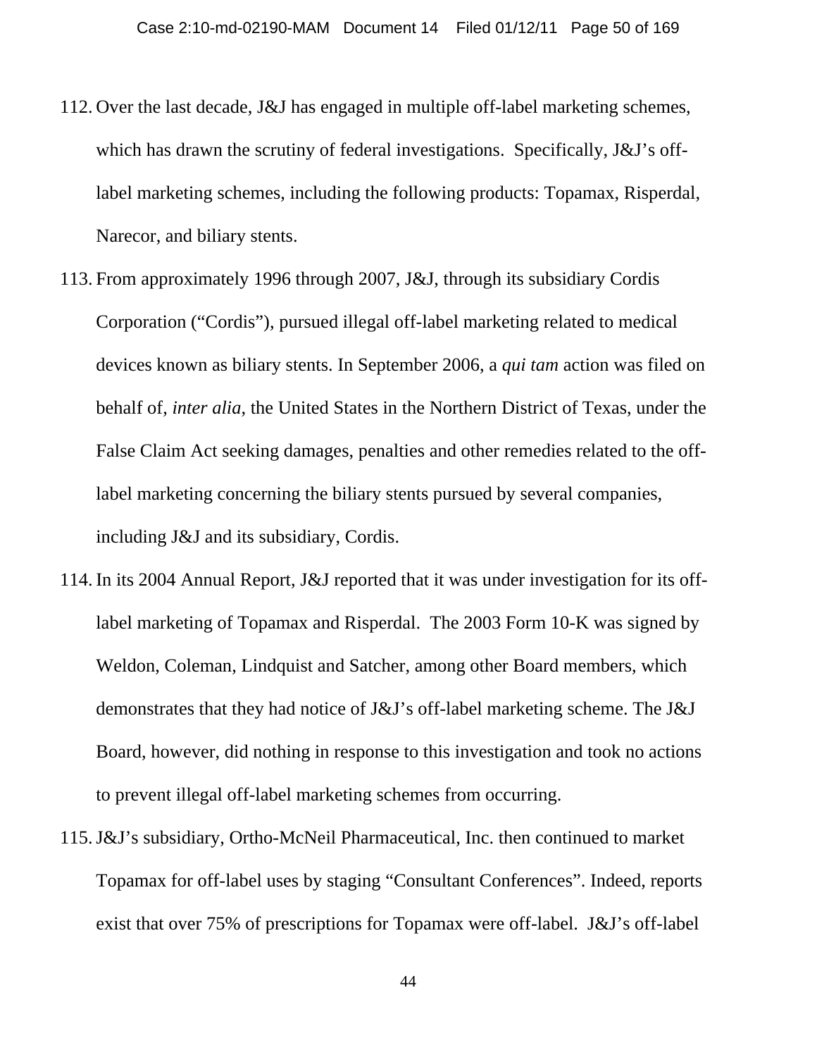112. Over the last decade, J&J has engaged in multiple off-label marketing schemes, which has drawn the scrutiny of federal investigations. Specifically, J&J's off-label marketing schemes, including the following products: Topamax, Risperdal, Narecor, and biliary stents.

113. From approximately 1996 through 2007, J&J, through its subsidiary Cordis Corporation ("Cordis"), pursued illegal off-label marketing related to medical devices known as biliary stents. In September 2006, a *qui tam* action was filed on behalf of, *inter alia*, the United States in the Northern District of Texas, under the False Claim Act seeking damages, penalties and other remedies related to the off-label marketing concerning the biliary stents pursued by several companies, including J&J and its subsidiary, Cordis.

114. In its 2004 Annual Report, J&J reported that it was under investigation for its off-label marketing of Topamax and Risperdal. The 2003 Form 10-K was signed by Weldon, Coleman, Lindquist and Satcher, among other Board members, which demonstrates that they had notice of J&J's off-label marketing scheme. The J&J Board, however, did nothing in response to this investigation and took no actions to prevent illegal off-label marketing schemes from occurring.

115. J&J's subsidiary, Ortho-McNeil Pharmaceutical, Inc. then continued to market Topamax for off-label uses by staging "Consultant Conferences". Indeed, reports exist that over 75% of prescriptions for Topamax were off-label. J&J's off-label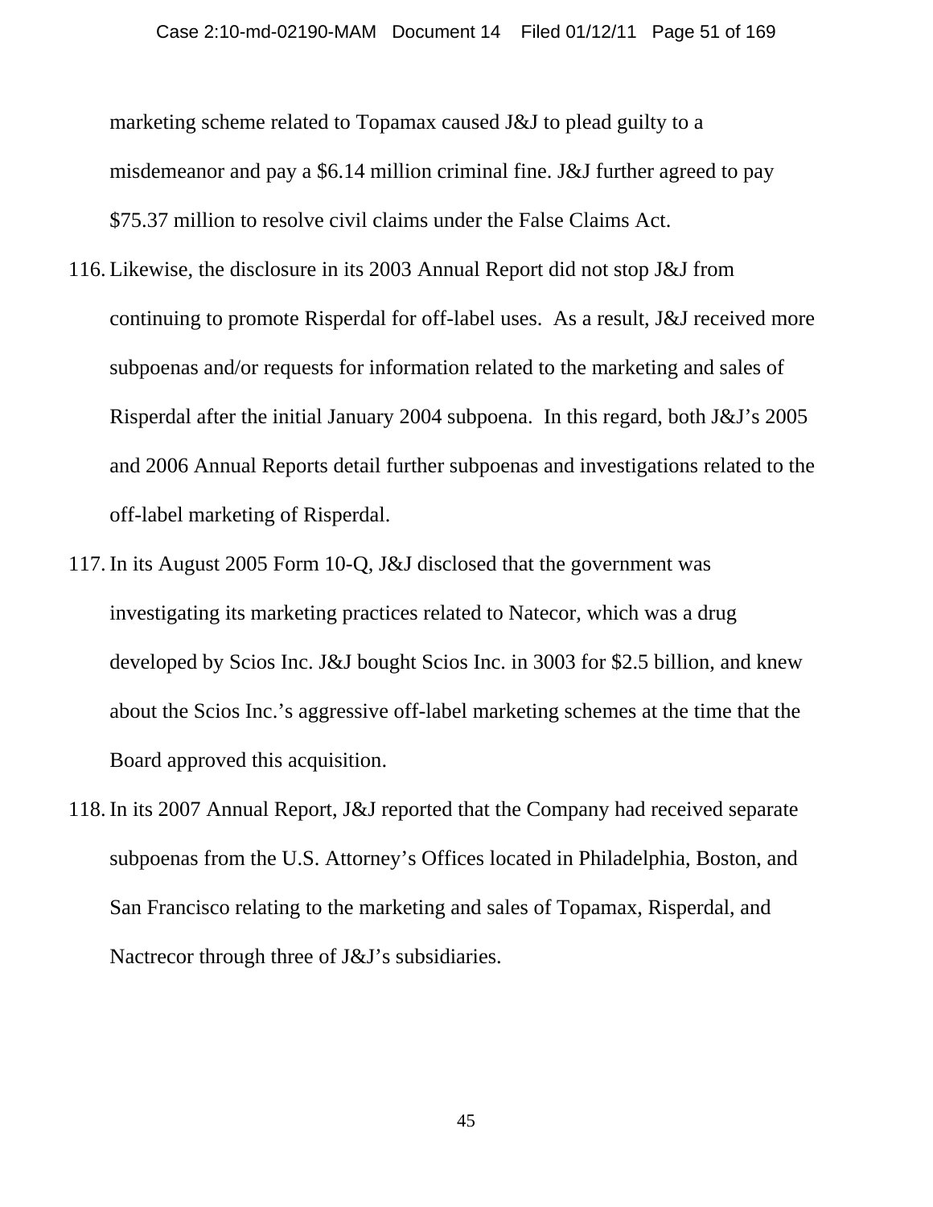marketing scheme related to Topamax caused J&J to plead guilty to a misdemeanor and pay a $6.14 million criminal fine. J&J further agreed to pay $75.37 million to resolve civil claims under the False Claims Act.

116. Likewise, the disclosure in its 2003 Annual Report did not stop J&J from continuing to promote Risperdal for off-label uses. As a result, J&J received more subpoenas and/or requests for information related to the marketing and sales of Risperdal after the initial January 2004 subpoena. In this regard, both J&J's 2005 and 2006 Annual Reports detail further subpoenas and investigations related to the off-label marketing of Risperdal.

117. In its August 2005 Form 10-Q, J&J disclosed that the government was investigating its marketing practices related to Natecor, which was a drug developed by Scios Inc. J&J bought Scios Inc. in 3003 for $2.5 billion, and knew about the Scios Inc.'s aggressive off-label marketing schemes at the time that the Board approved this acquisition.

118. In its 2007 Annual Report, J&J reported that the Company had received separate subpoenas from the U.S. Attorney's Offices located in Philadelphia, Boston, and San Francisco relating to the marketing and sales of Topamax, Risperdal, and Nactrecor through three of J&J's subsidiaries.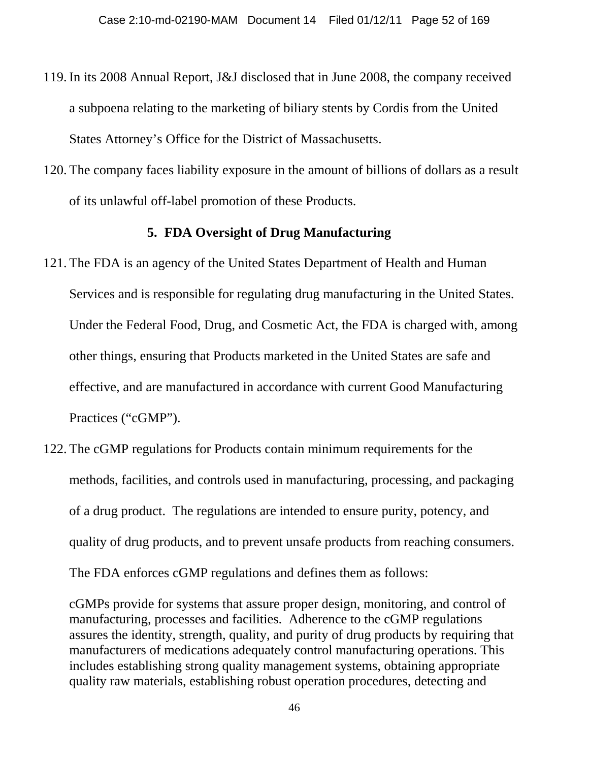119. In its 2008 Annual Report, J&J disclosed that in June 2008, the company received a subpoena relating to the marketing of biliary stents by Cordis from the United States Attorney's Office for the District of Massachusetts.

120. The company faces liability exposure in the amount of billions of dollars as a result of its unlawful off-label promotion of these Products.

### 5. FDA Oversight of Drug Manufacturing

121. The FDA is an agency of the United States Department of Health and Human Services and is responsible for regulating drug manufacturing in the United States. Under the Federal Food, Drug, and Cosmetic Act, the FDA is charged with, among other things, ensuring that Products marketed in the United States are safe and effective, and are manufactured in accordance with current Good Manufacturing Practices ("cGMP").

122. The cGMP regulations for Products contain minimum requirements for the methods, facilities, and controls used in manufacturing, processing, and packaging of a drug product. The regulations are intended to ensure purity, potency, and quality of drug products, and to prevent unsafe products from reaching consumers. The FDA enforces cGMP regulations and defines them as follows:

> cGMPs provide for systems that assure proper design, monitoring, and control of manufacturing, processes and facilities. Adherence to the cGMP regulations assures the identity, strength, quality, and purity of drug products by requiring that manufacturers of medications adequately control manufacturing operations. This includes establishing strong quality management systems, obtaining appropriate quality raw materials, establishing robust operation procedures, detecting and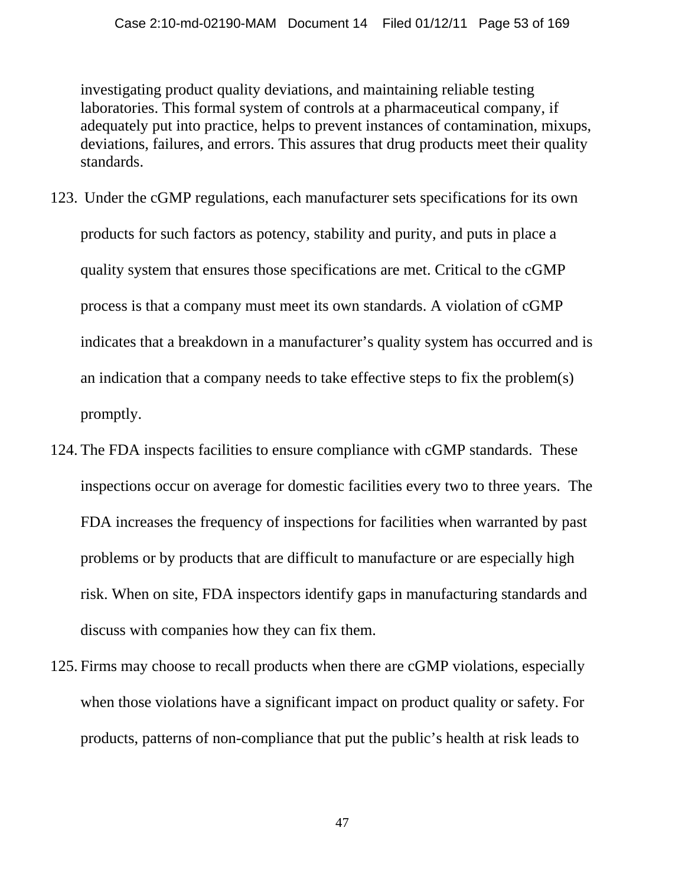investigating product quality deviations, and maintaining reliable testing laboratories. This formal system of controls at a pharmaceutical company, if adequately put into practice, helps to prevent instances of contamination, mixups, deviations, failures, and errors. This assures that drug products meet their quality standards.

123. Under the cGMP regulations, each manufacturer sets specifications for its own products for such factors as potency, stability and purity, and puts in place a quality system that ensures those specifications are met. Critical to the cGMP process is that a company must meet its own standards. A violation of cGMP indicates that a breakdown in a manufacturer's quality system has occurred and is an indication that a company needs to take effective steps to fix the problem(s) promptly.

124. The FDA inspects facilities to ensure compliance with cGMP standards. These inspections occur on average for domestic facilities every two to three years. The FDA increases the frequency of inspections for facilities when warranted by past problems or by products that are difficult to manufacture or are especially high risk. When on site, FDA inspectors identify gaps in manufacturing standards and discuss with companies how they can fix them.

125. Firms may choose to recall products when there are cGMP violations, especially when those violations have a significant impact on product quality or safety. For products, patterns of non-compliance that put the public's health at risk leads to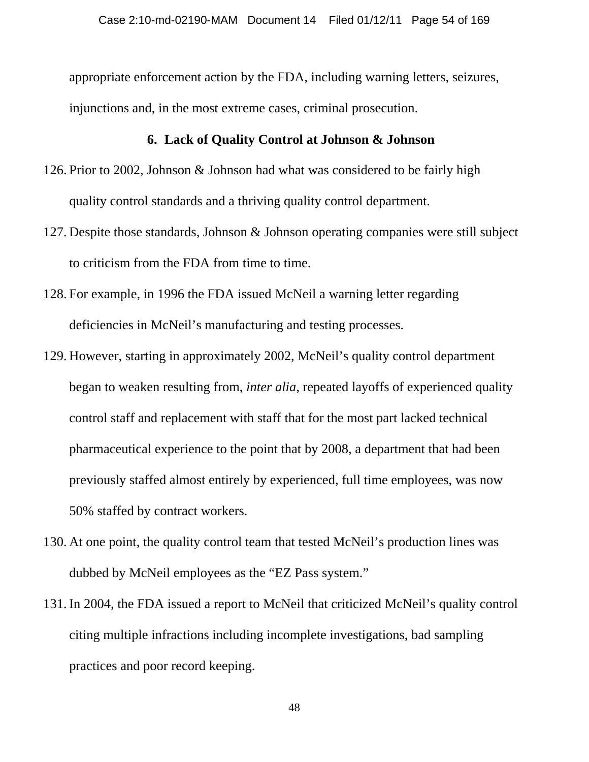appropriate enforcement action by the FDA, including warning letters, seizures, injunctions and, in the most extreme cases, criminal prosecution.

### 6. Lack of Quality Control at Johnson & Johnson

126. Prior to 2002, Johnson & Johnson had what was considered to be fairly high quality control standards and a thriving quality control department.

127. Despite those standards, Johnson & Johnson operating companies were still subject to criticism from the FDA from time to time.

128. For example, in 1996 the FDA issued McNeil a warning letter regarding deficiencies in McNeil's manufacturing and testing processes.

129. However, starting in approximately 2002, McNeil's quality control department began to weaken resulting from, *inter alia*, repeated layoffs of experienced quality control staff and replacement with staff that for the most part lacked technical pharmaceutical experience to the point that by 2008, a department that had been previously staffed almost entirely by experienced, full time employees, was now 50% staffed by contract workers.

130. At one point, the quality control team that tested McNeil's production lines was dubbed by McNeil employees as the "EZ Pass system."

131. In 2004, the FDA issued a report to McNeil that criticized McNeil's quality control citing multiple infractions including incomplete investigations, bad sampling practices and poor record keeping.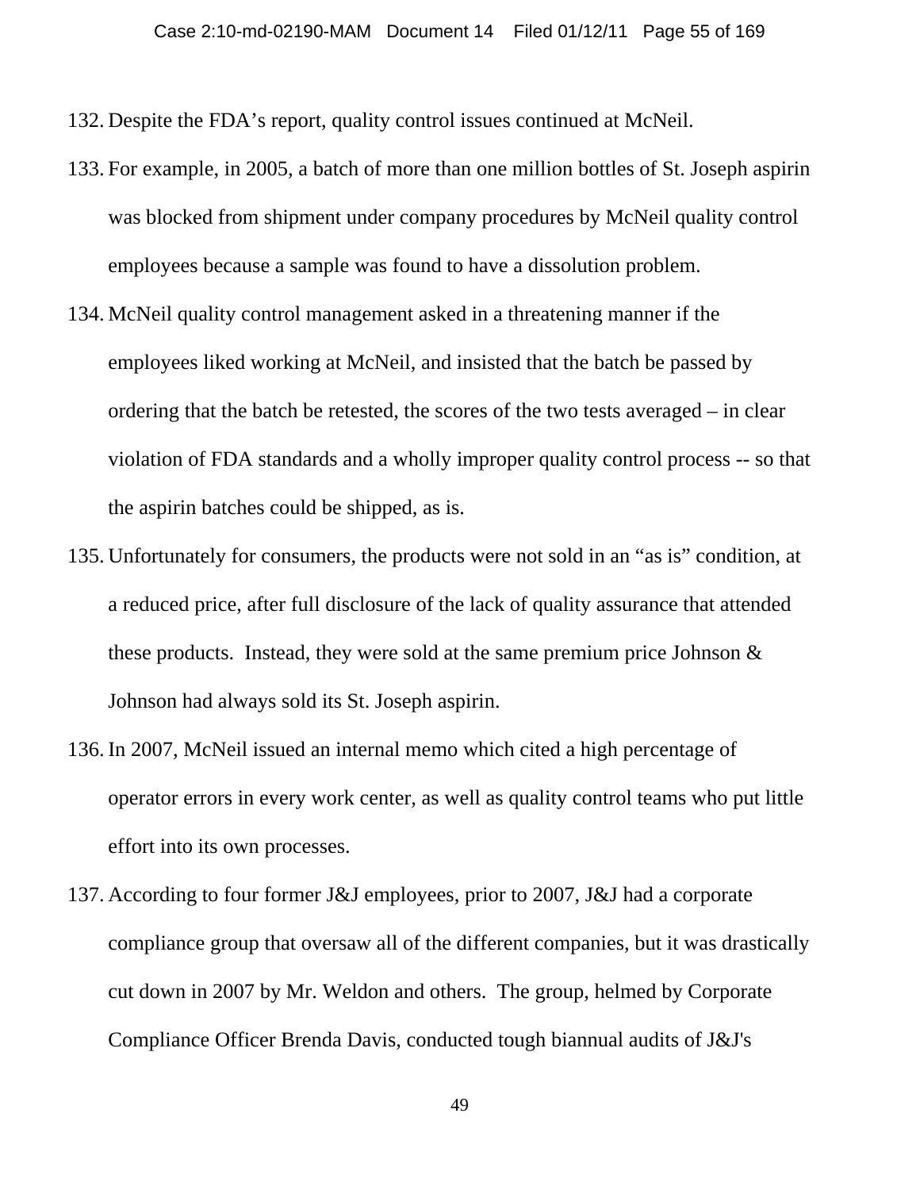132. Despite the FDA's report, quality control issues continued at McNeil.

133. For example, in 2005, a batch of more than one million bottles of St. Joseph aspirin was blocked from shipment under company procedures by McNeil quality control employees because a sample was found to have a dissolution problem.

134. McNeil quality control management asked in a threatening manner if the employees liked working at McNeil, and insisted that the batch be passed by ordering that the batch be retested, the scores of the two tests averaged – in clear violation of FDA standards and a wholly improper quality control process -- so that the aspirin batches could be shipped, as is.

135. Unfortunately for consumers, the products were not sold in an "as is" condition, at a reduced price, after full disclosure of the lack of quality assurance that attended these products. Instead, they were sold at the same premium price Johnson & Johnson had always sold its St. Joseph aspirin.

136. In 2007, McNeil issued an internal memo which cited a high percentage of operator errors in every work center, as well as quality control teams who put little effort into its own processes.

137. According to four former J&J employees, prior to 2007, J&J had a corporate compliance group that oversaw all of the different companies, but it was drastically cut down in 2007 by Mr. Weldon and others. The group, helmed by Corporate Compliance Officer Brenda Davis, conducted tough biannual audits of J&J's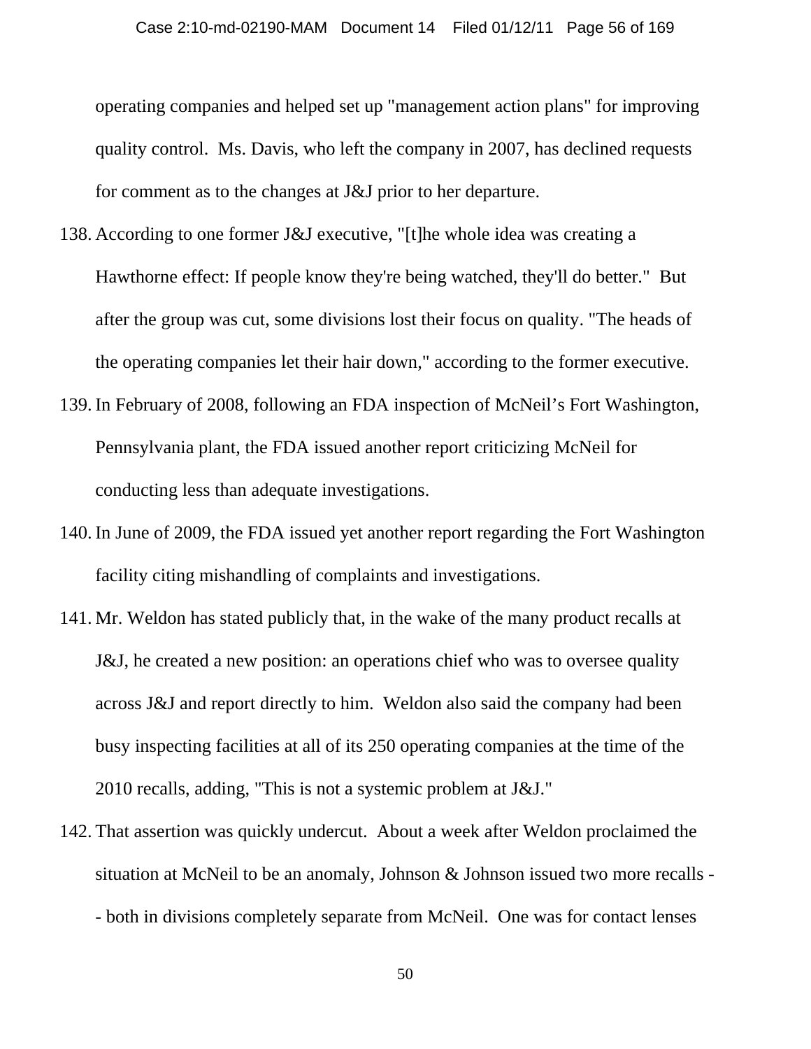operating companies and helped set up "management action plans" for improving quality control. Ms. Davis, who left the company in 2007, has declined requests for comment as to the changes at J&J prior to her departure.

138. According to one former J&J executive, "[t]he whole idea was creating a Hawthorne effect: If people know they're being watched, they'll do better." But after the group was cut, some divisions lost their focus on quality. "The heads of the operating companies let their hair down," according to the former executive.

139. In February of 2008, following an FDA inspection of McNeil's Fort Washington, Pennsylvania plant, the FDA issued another report criticizing McNeil for conducting less than adequate investigations.

140. In June of 2009, the FDA issued yet another report regarding the Fort Washington facility citing mishandling of complaints and investigations.

141. Mr. Weldon has stated publicly that, in the wake of the many product recalls at J&J, he created a new position: an operations chief who was to oversee quality across J&J and report directly to him. Weldon also said the company had been busy inspecting facilities at all of its 250 operating companies at the time of the 2010 recalls, adding, "This is not a systemic problem at J&J."

142. That assertion was quickly undercut. About a week after Weldon proclaimed the situation at McNeil to be an anomaly, Johnson & Johnson issued two more recalls -- both in divisions completely separate from McNeil. One was for contact lenses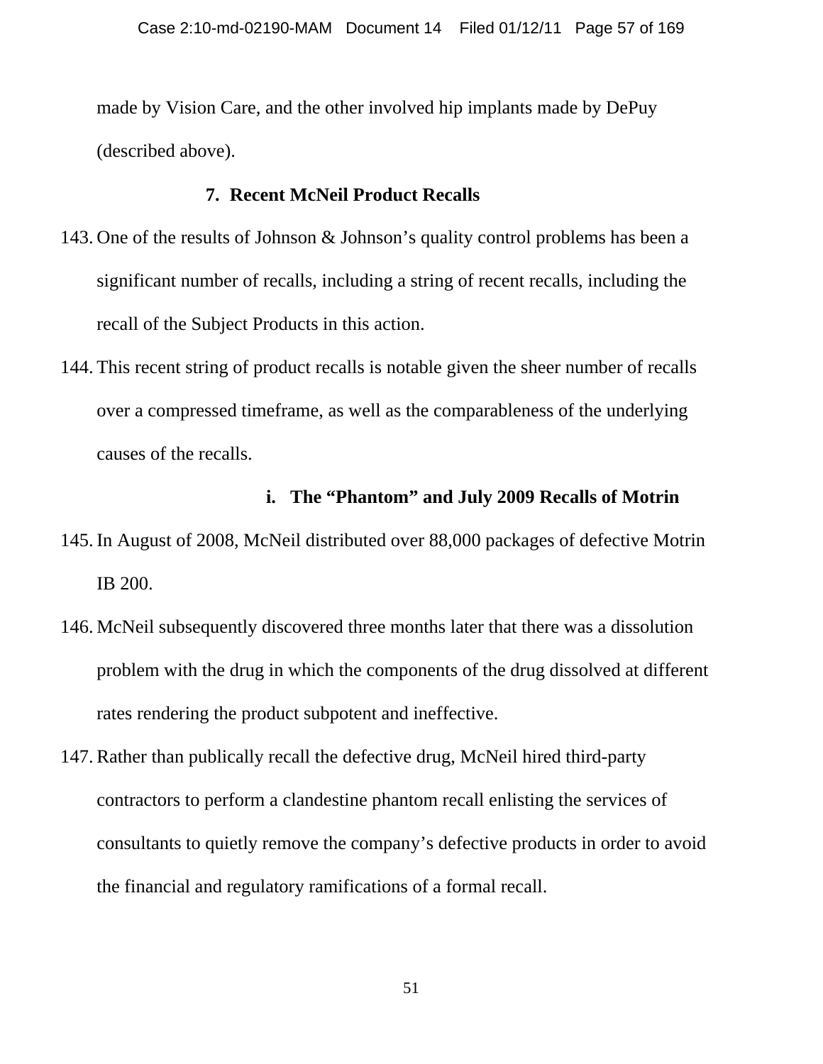made by Vision Care, and the other involved hip implants made by DePuy (described above).

### 7. Recent McNeil Product Recalls

143. One of the results of Johnson & Johnson's quality control problems has been a significant number of recalls, including a string of recent recalls, including the recall of the Subject Products in this action.

144. This recent string of product recalls is notable given the sheer number of recalls over a compressed timeframe, as well as the comparableness of the underlying causes of the recalls.

#### i. The "Phantom" and July 2009 Recalls of Motrin

145. In August of 2008, McNeil distributed over 88,000 packages of defective Motrin IB 200.

146. McNeil subsequently discovered three months later that there was a dissolution problem with the drug in which the components of the drug dissolved at different rates rendering the product subpotent and ineffective.

147. Rather than publically recall the defective drug, McNeil hired third-party contractors to perform a clandestine phantom recall enlisting the services of consultants to quietly remove the company's defective products in order to avoid the financial and regulatory ramifications of a formal recall.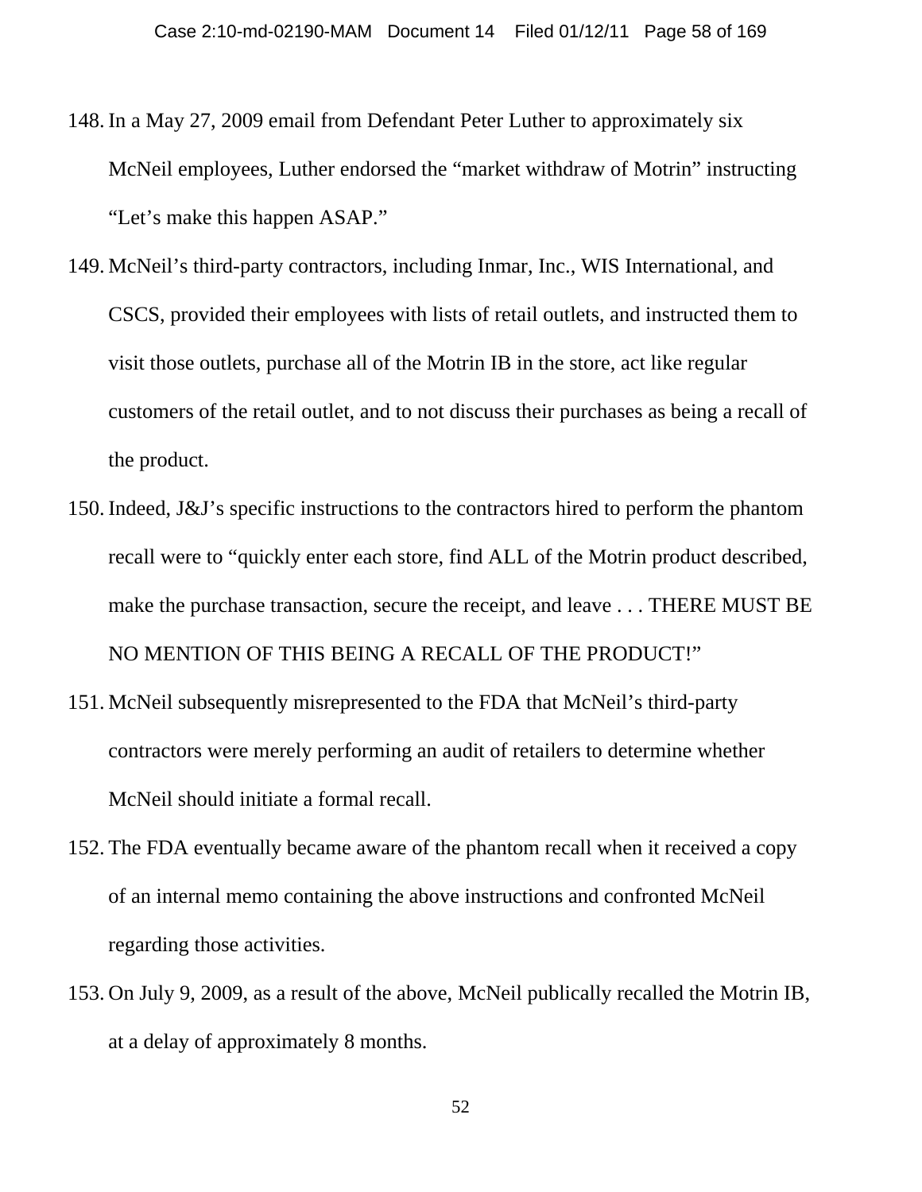148. In a May 27, 2009 email from Defendant Peter Luther to approximately six McNeil employees, Luther endorsed the "market withdraw of Motrin" instructing "Let's make this happen ASAP."

149. McNeil's third-party contractors, including Inmar, Inc., WIS International, and CSCS, provided their employees with lists of retail outlets, and instructed them to visit those outlets, purchase all of the Motrin IB in the store, act like regular customers of the retail outlet, and to not discuss their purchases as being a recall of the product.

150. Indeed, J&J's specific instructions to the contractors hired to perform the phantom recall were to "quickly enter each store, find ALL of the Motrin product described, make the purchase transaction, secure the receipt, and leave . . . THERE MUST BE NO MENTION OF THIS BEING A RECALL OF THE PRODUCT!"

151. McNeil subsequently misrepresented to the FDA that McNeil's third-party contractors were merely performing an audit of retailers to determine whether McNeil should initiate a formal recall.

152. The FDA eventually became aware of the phantom recall when it received a copy of an internal memo containing the above instructions and confronted McNeil regarding those activities.

153. On July 9, 2009, as a result of the above, McNeil publically recalled the Motrin IB, at a delay of approximately 8 months.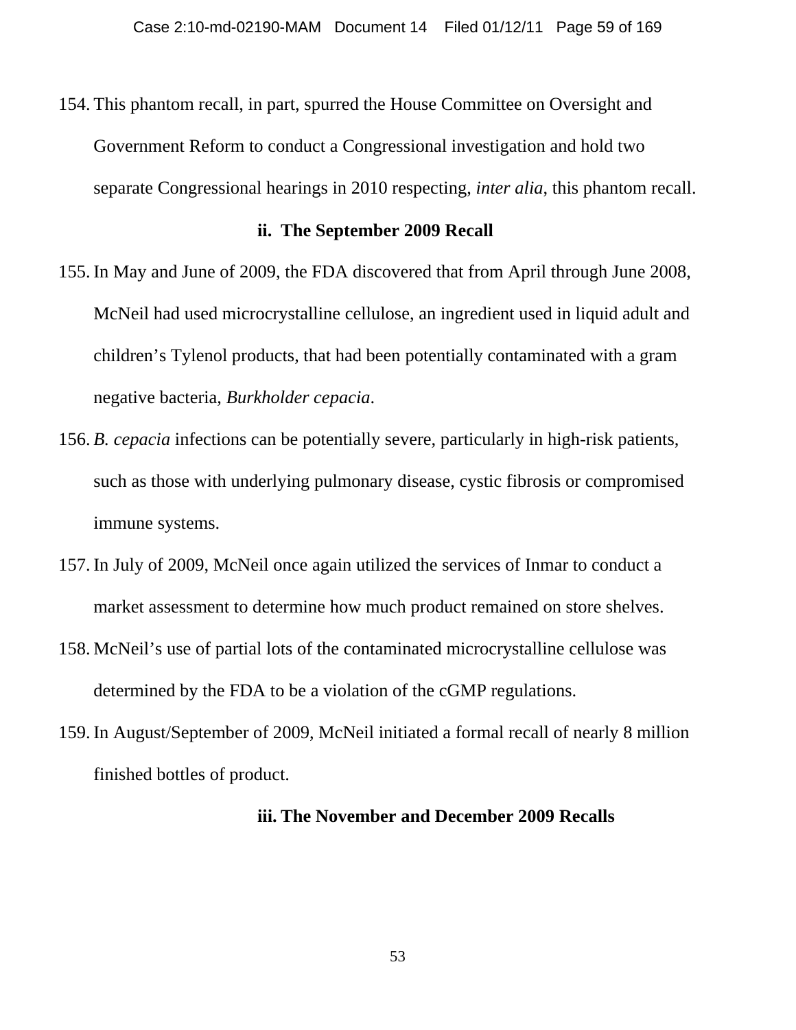154. This phantom recall, in part, spurred the House Committee on Oversight and Government Reform to conduct a Congressional investigation and hold two separate Congressional hearings in 2010 respecting, *inter alia*, this phantom recall.

**ii. The September 2009 Recall**

155. In May and June of 2009, the FDA discovered that from April through June 2008, McNeil had used microcrystalline cellulose, an ingredient used in liquid adult and children's Tylenol products, that had been potentially contaminated with a gram negative bacteria, *Burkholder cepacia*.

156. *B. cepacia* infections can be potentially severe, particularly in high-risk patients, such as those with underlying pulmonary disease, cystic fibrosis or compromised immune systems.

157. In July of 2009, McNeil once again utilized the services of Inmar to conduct a market assessment to determine how much product remained on store shelves.

158. McNeil's use of partial lots of the contaminated microcrystalline cellulose was determined by the FDA to be a violation of the cGMP regulations.

159. In August/September of 2009, McNeil initiated a formal recall of nearly 8 million finished bottles of product.

**iii. The November and December 2009 Recalls**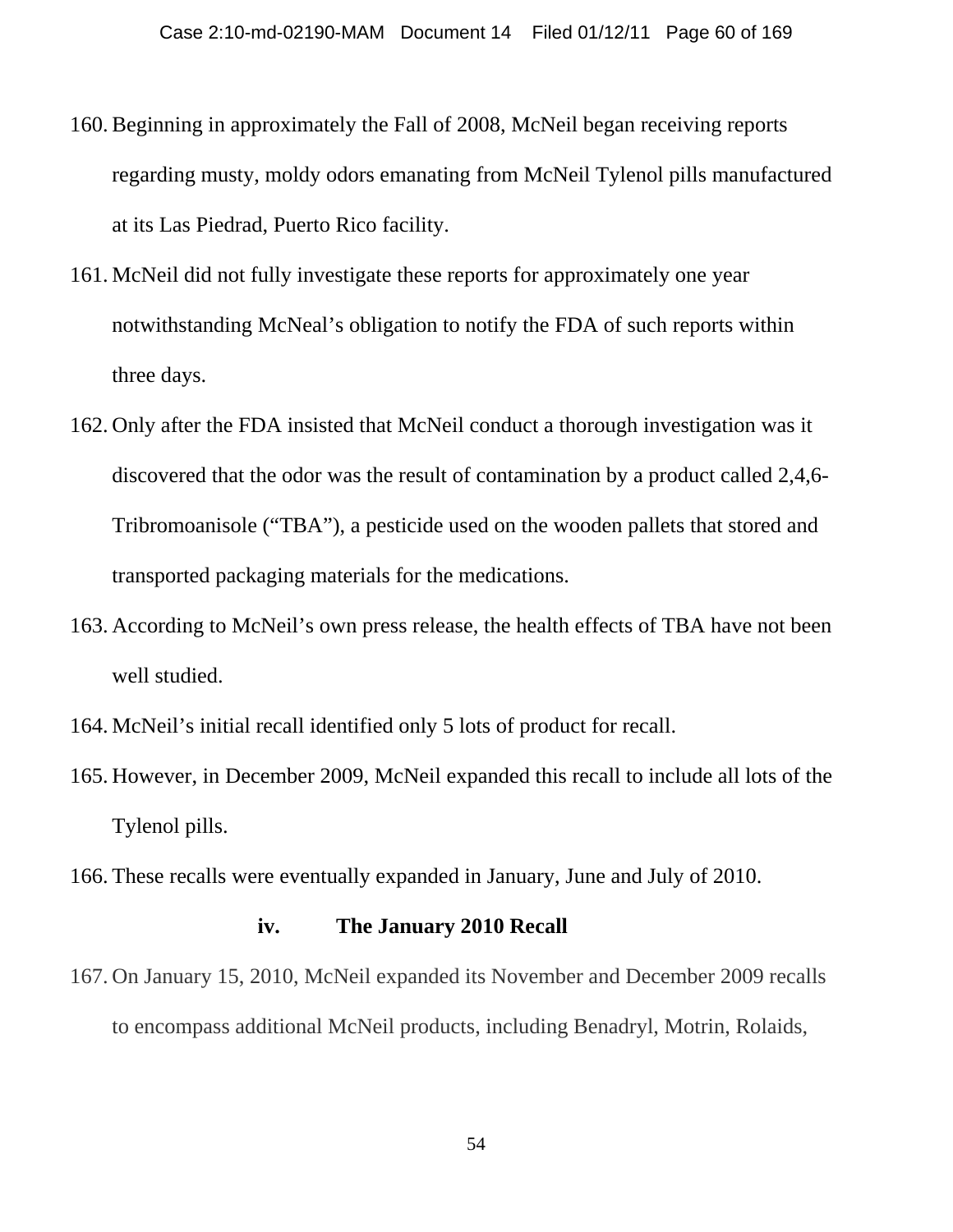160. Beginning in approximately the Fall of 2008, McNeil began receiving reports regarding musty, moldy odors emanating from McNeil Tylenol pills manufactured at its Las Piedrad, Puerto Rico facility.

161. McNeil did not fully investigate these reports for approximately one year notwithstanding McNeal's obligation to notify the FDA of such reports within three days.

162. Only after the FDA insisted that McNeil conduct a thorough investigation was it discovered that the odor was the result of contamination by a product called 2,4,6-Tribromoanisole ("TBA"), a pesticide used on the wooden pallets that stored and transported packaging materials for the medications.

163. According to McNeil's own press release, the health effects of TBA have not been well studied.

164. McNeil's initial recall identified only 5 lots of product for recall.

165. However, in December 2009, McNeil expanded this recall to include all lots of the Tylenol pills.

166. These recalls were eventually expanded in January, June and July of 2010.

### iv. The January 2010 Recall

167. On January 15, 2010, McNeil expanded its November and December 2009 recalls to encompass additional McNeil products, including Benadryl, Motrin, Rolaids,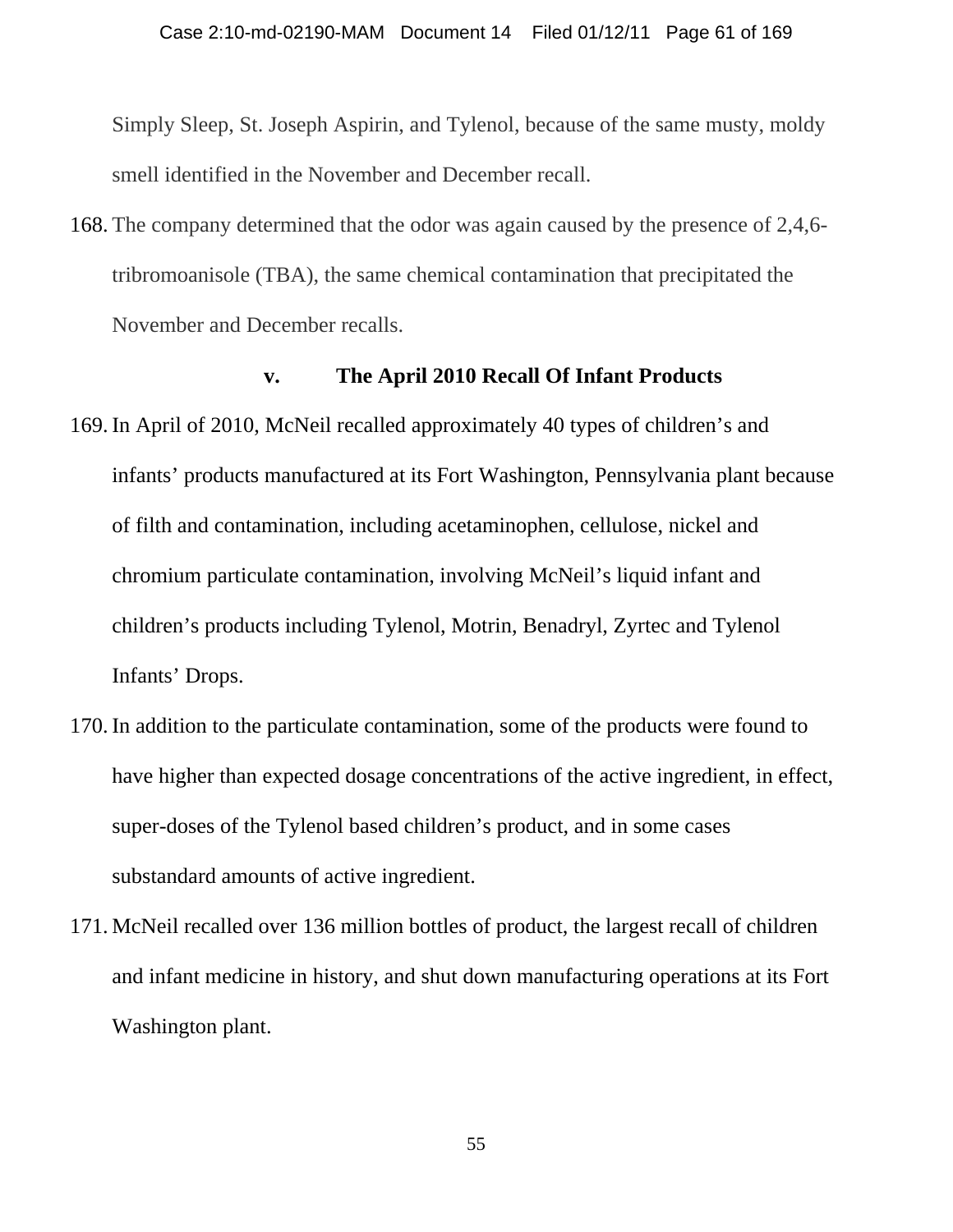Simply Sleep, St. Joseph Aspirin, and Tylenol, because of the same musty, moldy smell identified in the November and December recall.

168. The company determined that the odor was again caused by the presence of 2,4,6-tribromoanisole (TBA), the same chemical contamination that precipitated the November and December recalls.

### v. The April 2010 Recall Of Infant Products

169. In April of 2010, McNeil recalled approximately 40 types of children's and infants' products manufactured at its Fort Washington, Pennsylvania plant because of filth and contamination, including acetaminophen, cellulose, nickel and chromium particulate contamination, involving McNeil's liquid infant and children's products including Tylenol, Motrin, Benadryl, Zyrtec and Tylenol Infants' Drops.

170. In addition to the particulate contamination, some of the products were found to have higher than expected dosage concentrations of the active ingredient, in effect, super-doses of the Tylenol based children's product, and in some cases substandard amounts of active ingredient.

171. McNeil recalled over 136 million bottles of product, the largest recall of children and infant medicine in history, and shut down manufacturing operations at its Fort Washington plant.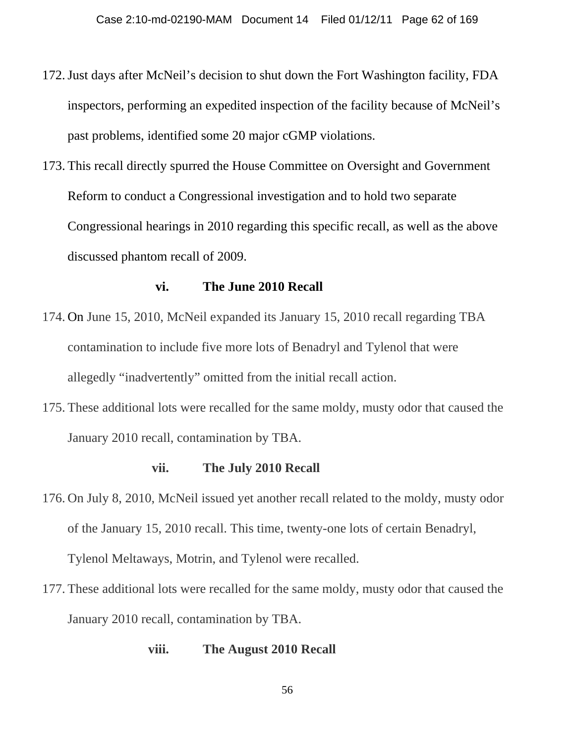172. Just days after McNeil's decision to shut down the Fort Washington facility, FDA inspectors, performing an expedited inspection of the facility because of McNeil's past problems, identified some 20 major cGMP violations.

173. This recall directly spurred the House Committee on Oversight and Government Reform to conduct a Congressional investigation and to hold two separate Congressional hearings in 2010 regarding this specific recall, as well as the above discussed phantom recall of 2009.

### vi. The June 2010 Recall

174. On June 15, 2010, McNeil expanded its January 15, 2010 recall regarding TBA contamination to include five more lots of Benadryl and Tylenol that were allegedly "inadvertently" omitted from the initial recall action.

175. These additional lots were recalled for the same moldy, musty odor that caused the January 2010 recall, contamination by TBA.

### vii. The July 2010 Recall

176. On July 8, 2010, McNeil issued yet another recall related to the moldy, musty odor of the January 15, 2010 recall. This time, twenty-one lots of certain Benadryl, Tylenol Meltaways, Motrin, and Tylenol were recalled.

177. These additional lots were recalled for the same moldy, musty odor that caused the January 2010 recall, contamination by TBA.

### viii. The August 2010 Recall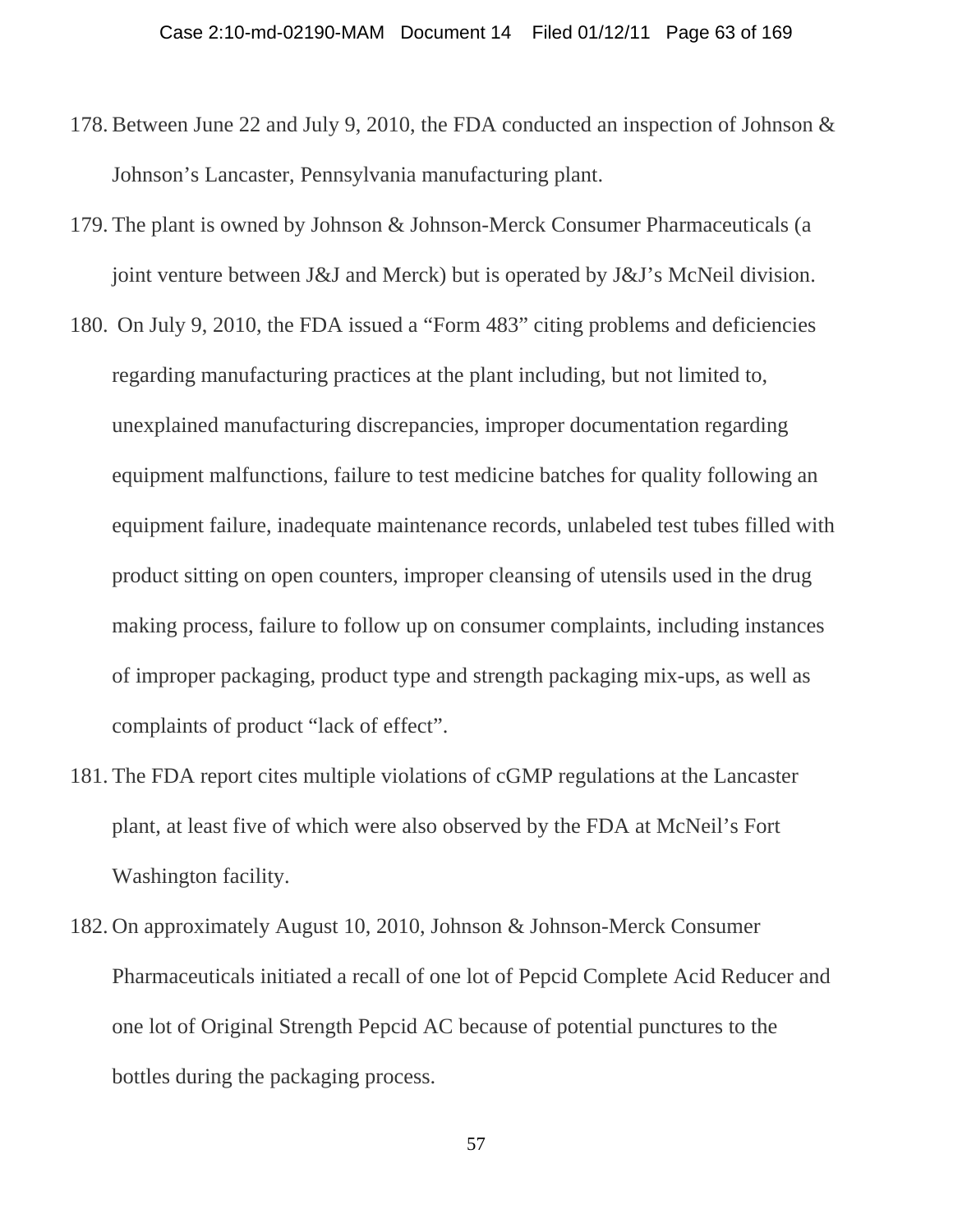178. Between June 22 and July 9, 2010, the FDA conducted an inspection of Johnson & Johnson's Lancaster, Pennsylvania manufacturing plant.

179. The plant is owned by Johnson & Johnson-Merck Consumer Pharmaceuticals (a joint venture between J&J and Merck) but is operated by J&J's McNeil division.

180. On July 9, 2010, the FDA issued a "Form 483" citing problems and deficiencies regarding manufacturing practices at the plant including, but not limited to, unexplained manufacturing discrepancies, improper documentation regarding equipment malfunctions, failure to test medicine batches for quality following an equipment failure, inadequate maintenance records, unlabeled test tubes filled with product sitting on open counters, improper cleansing of utensils used in the drug making process, failure to follow up on consumer complaints, including instances of improper packaging, product type and strength packaging mix-ups, as well as complaints of product "lack of effect".

181. The FDA report cites multiple violations of cGMP regulations at the Lancaster plant, at least five of which were also observed by the FDA at McNeil's Fort Washington facility.

182. On approximately August 10, 2010, Johnson & Johnson-Merck Consumer Pharmaceuticals initiated a recall of one lot of Pepcid Complete Acid Reducer and one lot of Original Strength Pepcid AC because of potential punctures to the bottles during the packaging process.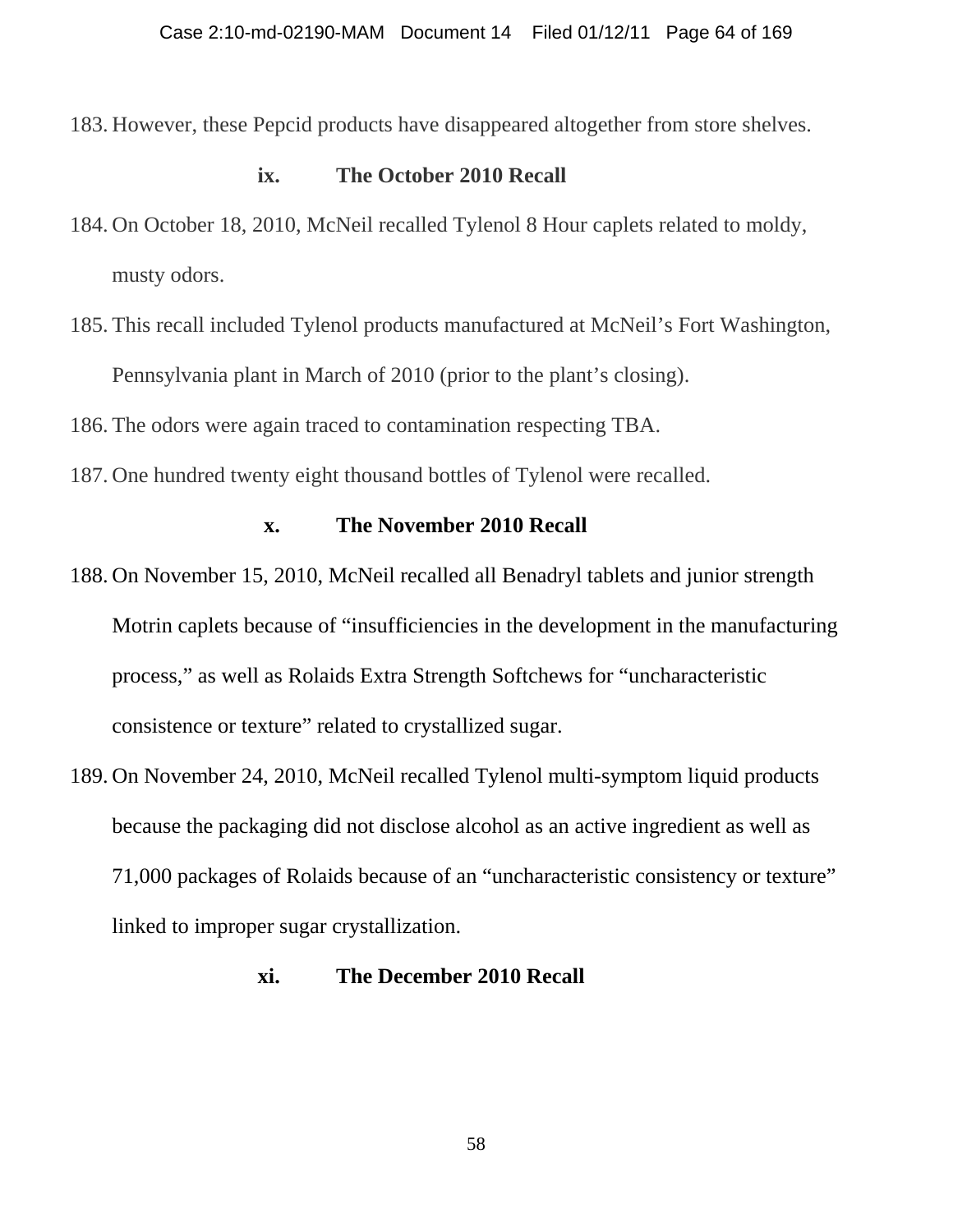183. However, these Pepcid products have disappeared altogether from store shelves.

**ix. The October 2010 Recall**

184. On October 18, 2010, McNeil recalled Tylenol 8 Hour caplets related to moldy, musty odors.

185. This recall included Tylenol products manufactured at McNeil's Fort Washington, Pennsylvania plant in March of 2010 (prior to the plant's closing).

186. The odors were again traced to contamination respecting TBA.

187. One hundred twenty eight thousand bottles of Tylenol were recalled.

**x. The November 2010 Recall**

188. On November 15, 2010, McNeil recalled all Benadryl tablets and junior strength Motrin caplets because of "insufficiencies in the development in the manufacturing process," as well as Rolaids Extra Strength Softchews for "uncharacteristic consistence or texture" related to crystallized sugar.

189. On November 24, 2010, McNeil recalled Tylenol multi-symptom liquid products because the packaging did not disclose alcohol as an active ingredient as well as 71,000 packages of Rolaids because of an "uncharacteristic consistency or texture" linked to improper sugar crystallization.

**xi. The December 2010 Recall**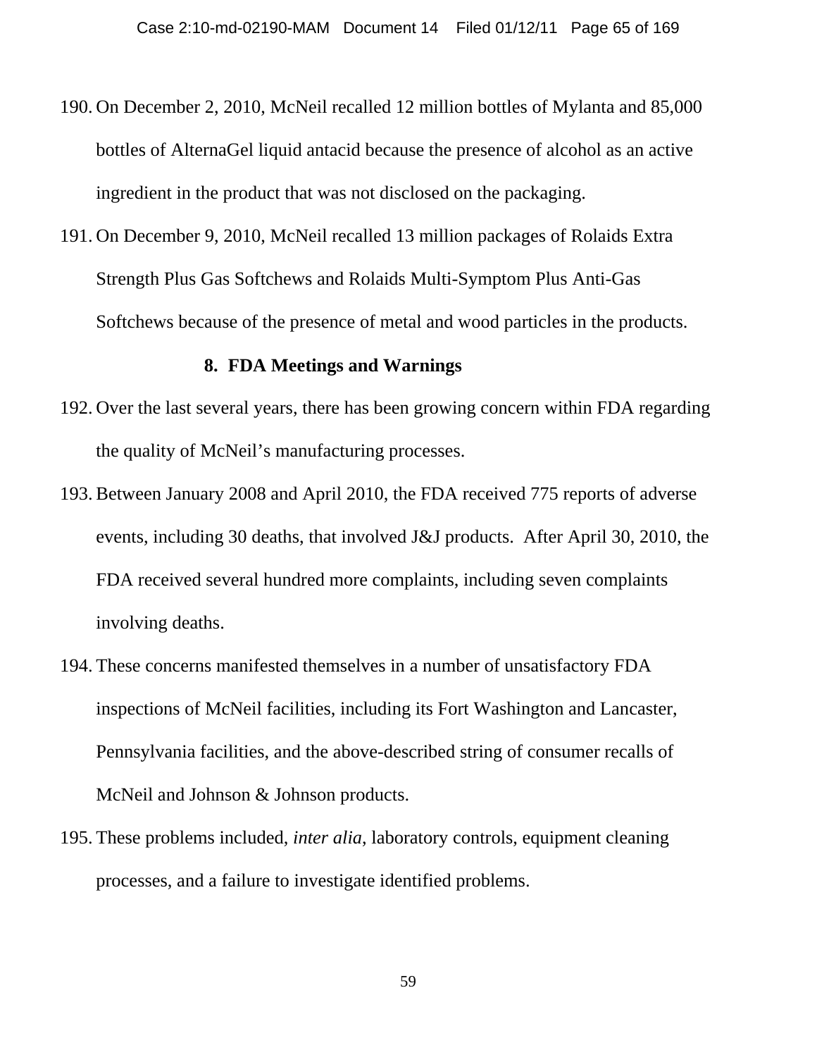190. On December 2, 2010, McNeil recalled 12 million bottles of Mylanta and 85,000 bottles of AlternaGel liquid antacid because the presence of alcohol as an active ingredient in the product that was not disclosed on the packaging.

191. On December 9, 2010, McNeil recalled 13 million packages of Rolaids Extra Strength Plus Gas Softchews and Rolaids Multi-Symptom Plus Anti-Gas Softchews because of the presence of metal and wood particles in the products.

### 8. FDA Meetings and Warnings

192. Over the last several years, there has been growing concern within FDA regarding the quality of McNeil's manufacturing processes.

193. Between January 2008 and April 2010, the FDA received 775 reports of adverse events, including 30 deaths, that involved J&J products. After April 30, 2010, the FDA received several hundred more complaints, including seven complaints involving deaths.

194. These concerns manifested themselves in a number of unsatisfactory FDA inspections of McNeil facilities, including its Fort Washington and Lancaster, Pennsylvania facilities, and the above-described string of consumer recalls of McNeil and Johnson & Johnson products.

195. These problems included, *inter alia*, laboratory controls, equipment cleaning processes, and a failure to investigate identified problems.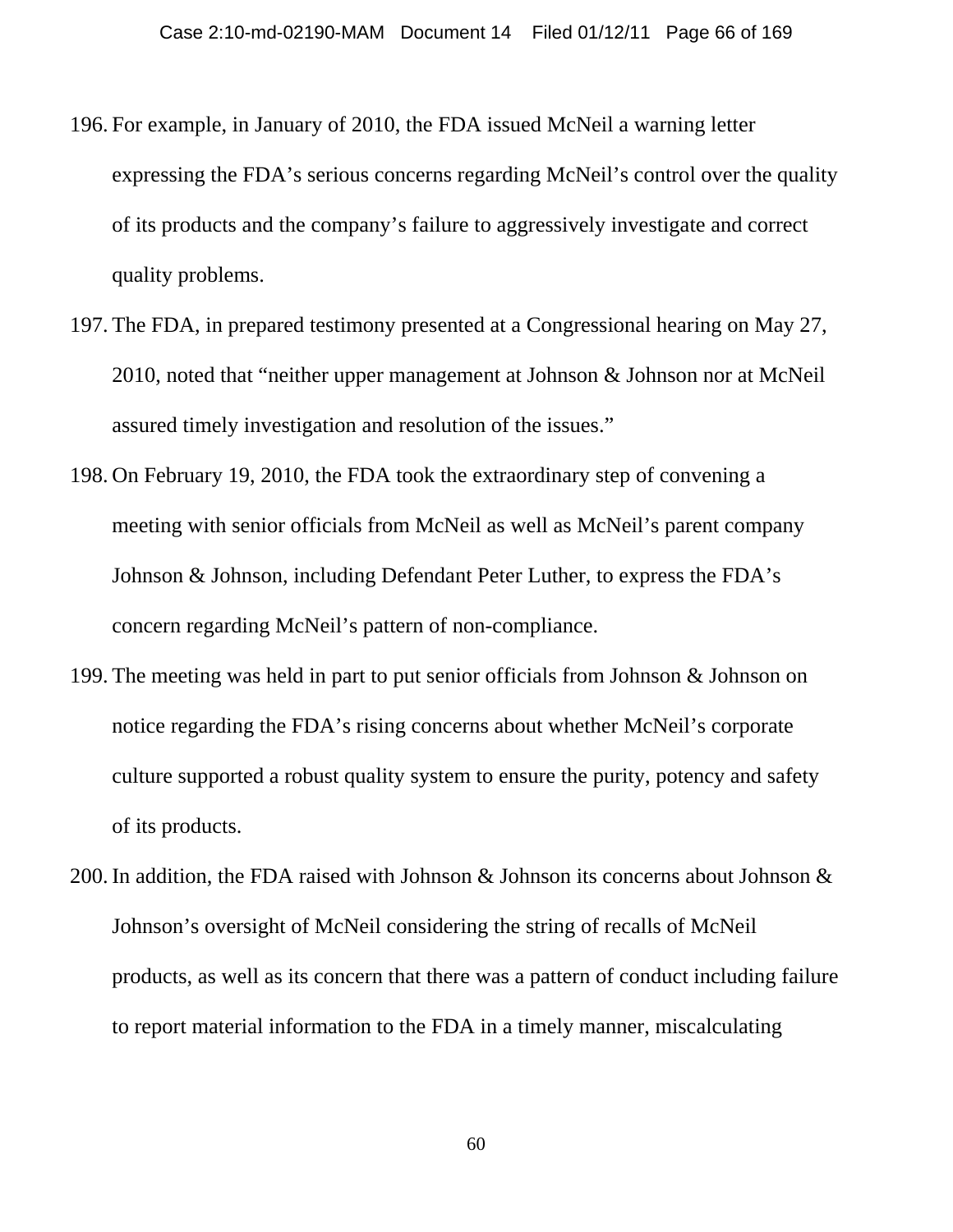196. For example, in January of 2010, the FDA issued McNeil a warning letter expressing the FDA's serious concerns regarding McNeil's control over the quality of its products and the company's failure to aggressively investigate and correct quality problems.

197. The FDA, in prepared testimony presented at a Congressional hearing on May 27, 2010, noted that "neither upper management at Johnson & Johnson nor at McNeil assured timely investigation and resolution of the issues."

198. On February 19, 2010, the FDA took the extraordinary step of convening a meeting with senior officials from McNeil as well as McNeil's parent company Johnson & Johnson, including Defendant Peter Luther, to express the FDA's concern regarding McNeil's pattern of non-compliance.

199. The meeting was held in part to put senior officials from Johnson & Johnson on notice regarding the FDA's rising concerns about whether McNeil's corporate culture supported a robust quality system to ensure the purity, potency and safety of its products.

200. In addition, the FDA raised with Johnson & Johnson its concerns about Johnson & Johnson's oversight of McNeil considering the string of recalls of McNeil products, as well as its concern that there was a pattern of conduct including failure to report material information to the FDA in a timely manner, miscalculating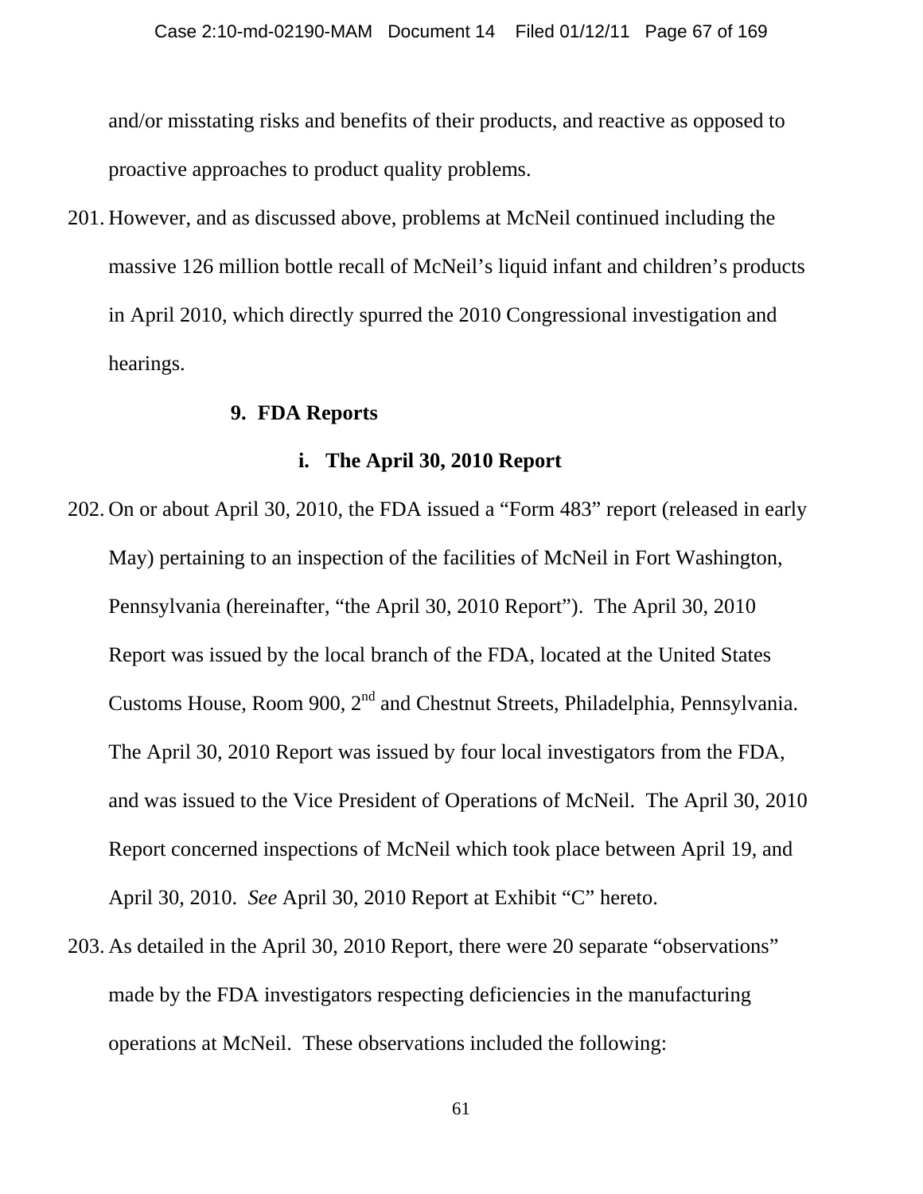and/or misstating risks and benefits of their products, and reactive as opposed to proactive approaches to product quality problems.

201. However, and as discussed above, problems at McNeil continued including the massive 126 million bottle recall of McNeil's liquid infant and children's products in April 2010, which directly spurred the 2010 Congressional investigation and hearings.

### 9. FDA Reports

#### i. The April 30, 2010 Report

202. On or about April 30, 2010, the FDA issued a "Form 483" report (released in early May) pertaining to an inspection of the facilities of McNeil in Fort Washington, Pennsylvania (hereinafter, "the April 30, 2010 Report"). The April 30, 2010 Report was issued by the local branch of the FDA, located at the United States Customs House, Room 900, 2nd and Chestnut Streets, Philadelphia, Pennsylvania. The April 30, 2010 Report was issued by four local investigators from the FDA, and was issued to the Vice President of Operations of McNeil. The April 30, 2010 Report concerned inspections of McNeil which took place between April 19, and April 30, 2010. *See* April 30, 2010 Report at Exhibit "C" hereto.

203. As detailed in the April 30, 2010 Report, there were 20 separate "observations" made by the FDA investigators respecting deficiencies in the manufacturing operations at McNeil. These observations included the following: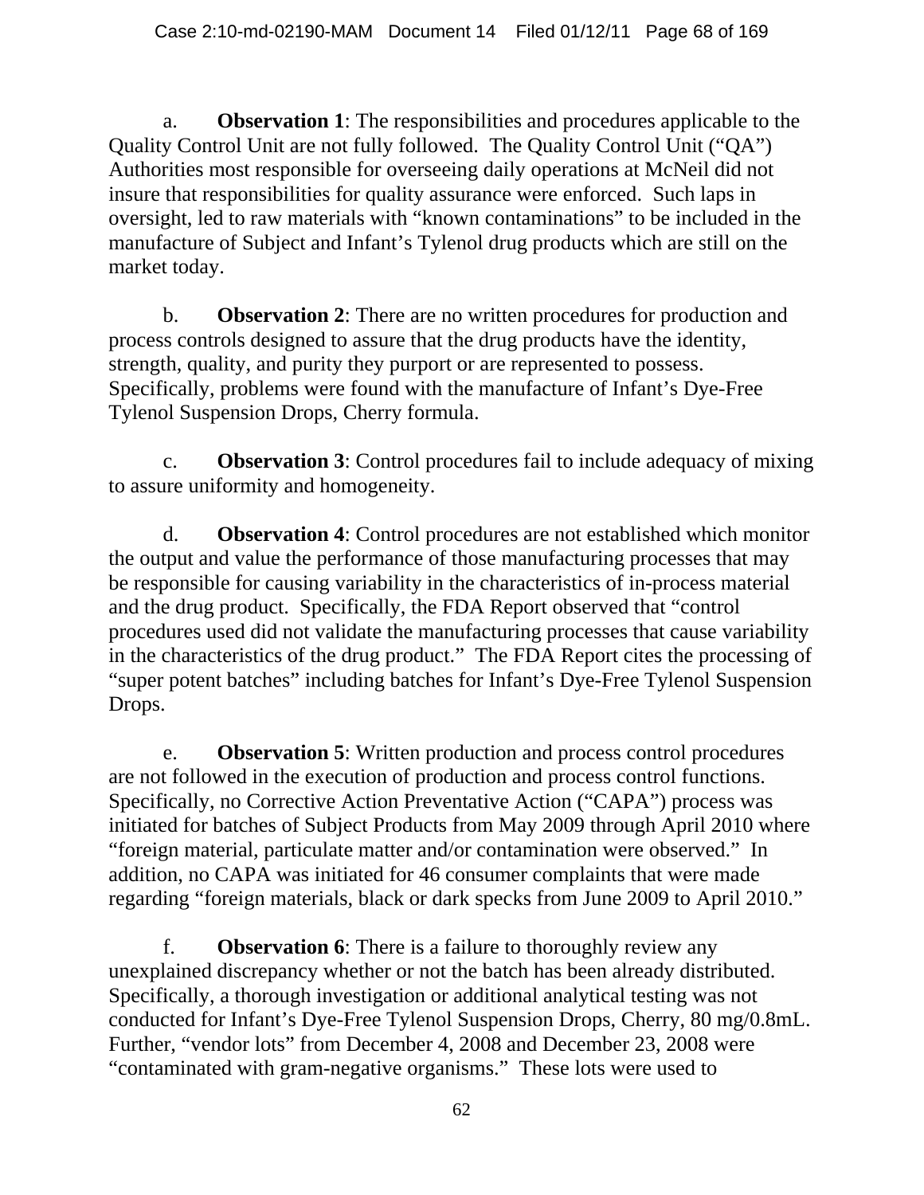a. **Observation 1**: The responsibilities and procedures applicable to the Quality Control Unit are not fully followed. The Quality Control Unit ("QA") Authorities most responsible for overseeing daily operations at McNeil did not insure that responsibilities for quality assurance were enforced. Such laps in oversight, led to raw materials with "known contaminations" to be included in the manufacture of Subject and Infant's Tylenol drug products which are still on the market today.

b. **Observation 2**: There are no written procedures for production and process controls designed to assure that the drug products have the identity, strength, quality, and purity they purport or are represented to possess. Specifically, problems were found with the manufacture of Infant's Dye-Free Tylenol Suspension Drops, Cherry formula.

c. **Observation 3**: Control procedures fail to include adequacy of mixing to assure uniformity and homogeneity.

d. **Observation 4**: Control procedures are not established which monitor the output and value the performance of those manufacturing processes that may be responsible for causing variability in the characteristics of in-process material and the drug product. Specifically, the FDA Report observed that "control procedures used did not validate the manufacturing processes that cause variability in the characteristics of the drug product." The FDA Report cites the processing of "super potent batches" including batches for Infant's Dye-Free Tylenol Suspension Drops.

e. **Observation 5**: Written production and process control procedures are not followed in the execution of production and process control functions. Specifically, no Corrective Action Preventative Action ("CAPA") process was initiated for batches of Subject Products from May 2009 through April 2010 where "foreign material, particulate matter and/or contamination were observed." In addition, no CAPA was initiated for 46 consumer complaints that were made regarding "foreign materials, black or dark specks from June 2009 to April 2010."

f. **Observation 6**: There is a failure to thoroughly review any unexplained discrepancy whether or not the batch has been already distributed. Specifically, a thorough investigation or additional analytical testing was not conducted for Infant's Dye-Free Tylenol Suspension Drops, Cherry, 80 mg/0.8mL. Further, "vendor lots" from December 4, 2008 and December 23, 2008 were "contaminated with gram-negative organisms." These lots were used to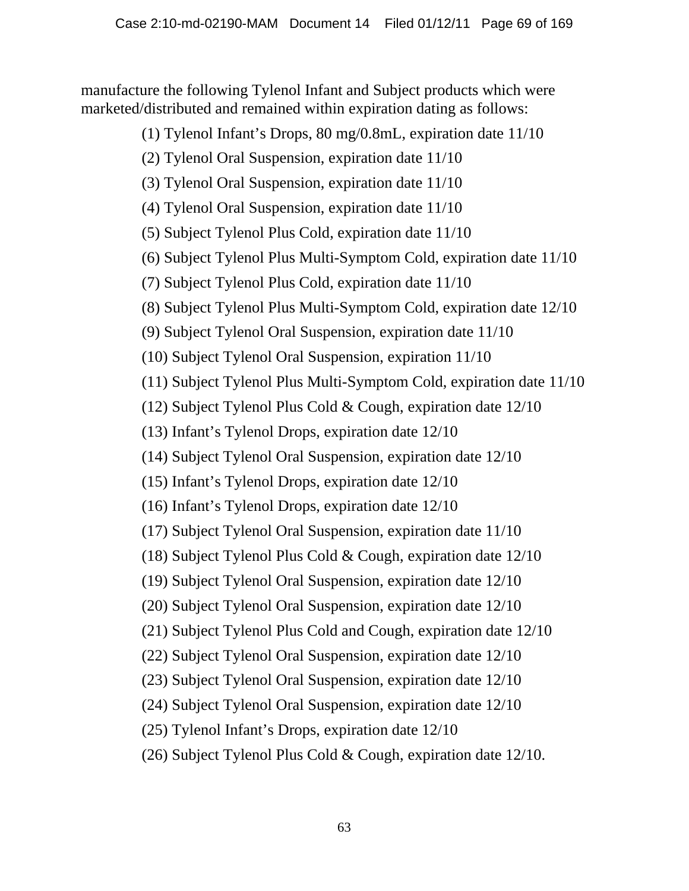manufacture the following Tylenol Infant and Subject products which were marketed/distributed and remained within expiration dating as follows:

(1) Tylenol Infant's Drops, 80 mg/0.8mL, expiration date 11/10

(2) Tylenol Oral Suspension, expiration date 11/10

(3) Tylenol Oral Suspension, expiration date 11/10

(4) Tylenol Oral Suspension, expiration date 11/10

(5) Subject Tylenol Plus Cold, expiration date 11/10

(6) Subject Tylenol Plus Multi-Symptom Cold, expiration date 11/10

(7) Subject Tylenol Plus Cold, expiration date 11/10

(8) Subject Tylenol Plus Multi-Symptom Cold, expiration date 12/10

(9) Subject Tylenol Oral Suspension, expiration date 11/10

(10) Subject Tylenol Oral Suspension, expiration 11/10

(11) Subject Tylenol Plus Multi-Symptom Cold, expiration date 11/10

(12) Subject Tylenol Plus Cold & Cough, expiration date 12/10

(13) Infant's Tylenol Drops, expiration date 12/10

(14) Subject Tylenol Oral Suspension, expiration date 12/10

(15) Infant's Tylenol Drops, expiration date 12/10

(16) Infant's Tylenol Drops, expiration date 12/10

(17) Subject Tylenol Oral Suspension, expiration date 11/10

(18) Subject Tylenol Plus Cold & Cough, expiration date 12/10

(19) Subject Tylenol Oral Suspension, expiration date 12/10

(20) Subject Tylenol Oral Suspension, expiration date 12/10

(21) Subject Tylenol Plus Cold and Cough, expiration date 12/10

(22) Subject Tylenol Oral Suspension, expiration date 12/10

(23) Subject Tylenol Oral Suspension, expiration date 12/10

(24) Subject Tylenol Oral Suspension, expiration date 12/10

(25) Tylenol Infant's Drops, expiration date 12/10

(26) Subject Tylenol Plus Cold & Cough, expiration date 12/10.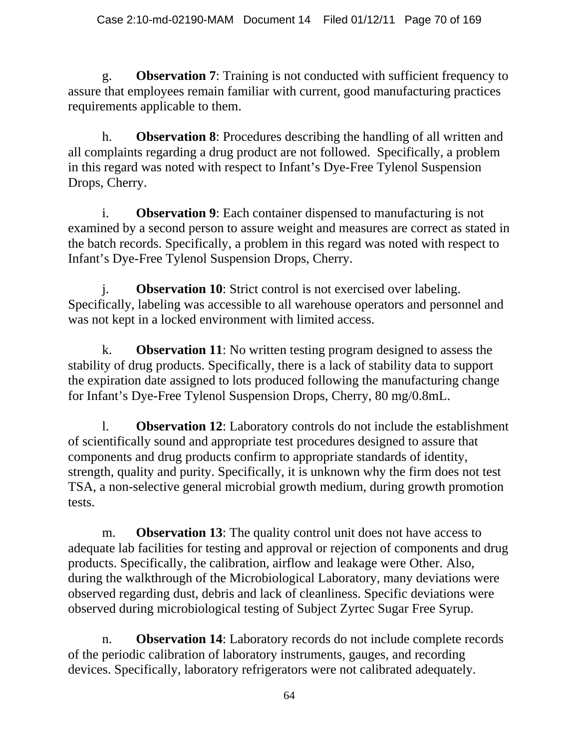g. **Observation 7**: Training is not conducted with sufficient frequency to assure that employees remain familiar with current, good manufacturing practices requirements applicable to them.

h. **Observation 8**: Procedures describing the handling of all written and all complaints regarding a drug product are not followed. Specifically, a problem in this regard was noted with respect to Infant's Dye-Free Tylenol Suspension Drops, Cherry.

i. **Observation 9**: Each container dispensed to manufacturing is not examined by a second person to assure weight and measures are correct as stated in the batch records. Specifically, a problem in this regard was noted with respect to Infant's Dye-Free Tylenol Suspension Drops, Cherry.

j. **Observation 10**: Strict control is not exercised over labeling. Specifically, labeling was accessible to all warehouse operators and personnel and was not kept in a locked environment with limited access.

k. **Observation 11**: No written testing program designed to assess the stability of drug products. Specifically, there is a lack of stability data to support the expiration date assigned to lots produced following the manufacturing change for Infant's Dye-Free Tylenol Suspension Drops, Cherry, 80 mg/0.8mL.

l. **Observation 12**: Laboratory controls do not include the establishment of scientifically sound and appropriate test procedures designed to assure that components and drug products confirm to appropriate standards of identity, strength, quality and purity. Specifically, it is unknown why the firm does not test TSA, a non-selective general microbial growth medium, during growth promotion tests.

m. **Observation 13**: The quality control unit does not have access to adequate lab facilities for testing and approval or rejection of components and drug products. Specifically, the calibration, airflow and leakage were Other. Also, during the walkthrough of the Microbiological Laboratory, many deviations were observed regarding dust, debris and lack of cleanliness. Specific deviations were observed during microbiological testing of Subject Zyrtec Sugar Free Syrup.

n. **Observation 14**: Laboratory records do not include complete records of the periodic calibration of laboratory instruments, gauges, and recording devices. Specifically, laboratory refrigerators were not calibrated adequately.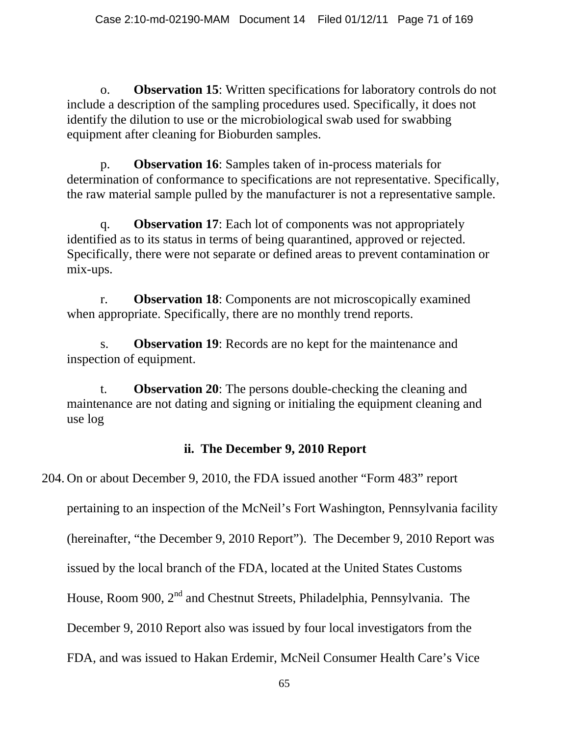o. **Observation 15**: Written specifications for laboratory controls do not include a description of the sampling procedures used. Specifically, it does not identify the dilution to use or the microbiological swab used for swabbing equipment after cleaning for Bioburden samples.

p. **Observation 16**: Samples taken of in-process materials for determination of conformance to specifications are not representative. Specifically, the raw material sample pulled by the manufacturer is not a representative sample.

q. **Observation 17**: Each lot of components was not appropriately identified as to its status in terms of being quarantined, approved or rejected. Specifically, there were not separate or defined areas to prevent contamination or mix-ups.

r. **Observation 18**: Components are not microscopically examined when appropriate. Specifically, there are no monthly trend reports.

s. **Observation 19**: Records are no kept for the maintenance and inspection of equipment.

t. **Observation 20**: The persons double-checking the cleaning and maintenance are not dating and signing or initialing the equipment cleaning and use log

### ii. The December 9, 2010 Report

204. On or about December 9, 2010, the FDA issued another "Form 483" report pertaining to an inspection of the McNeil's Fort Washington, Pennsylvania facility (hereinafter, "the December 9, 2010 Report"). The December 9, 2010 Report was issued by the local branch of the FDA, located at the United States Customs House, Room 900, 2nd and Chestnut Streets, Philadelphia, Pennsylvania. The December 9, 2010 Report also was issued by four local investigators from the FDA, and was issued to Hakan Erdemir, McNeil Consumer Health Care's Vice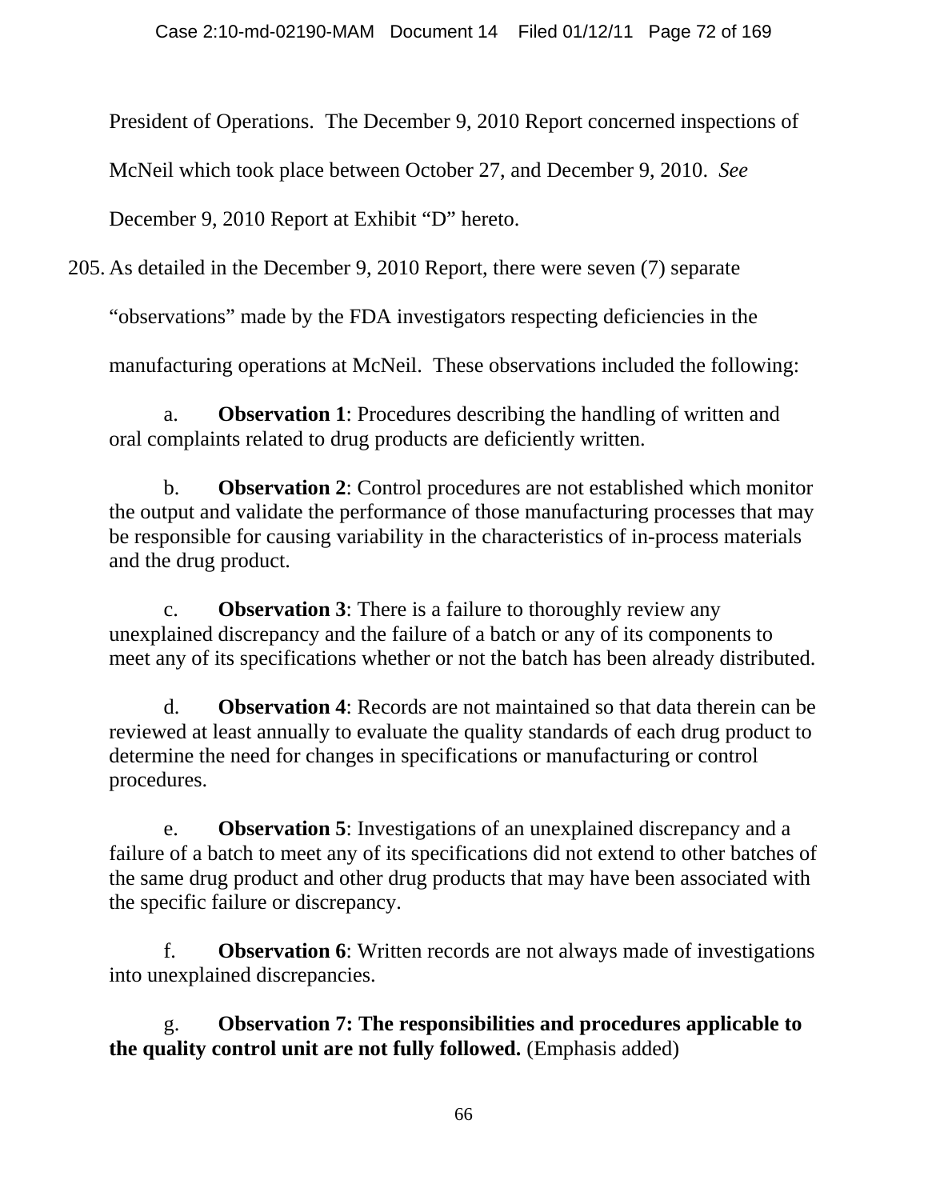President of Operations. The December 9, 2010 Report concerned inspections of McNeil which took place between October 27, and December 9, 2010. *See* December 9, 2010 Report at Exhibit "D" hereto.

205. As detailed in the December 9, 2010 Report, there were seven (7) separate "observations" made by the FDA investigators respecting deficiencies in the manufacturing operations at McNeil. These observations included the following:

a. **Observation 1**: Procedures describing the handling of written and oral complaints related to drug products are deficiently written.

b. **Observation 2**: Control procedures are not established which monitor the output and validate the performance of those manufacturing processes that may be responsible for causing variability in the characteristics of in-process materials and the drug product.

c. **Observation 3**: There is a failure to thoroughly review any unexplained discrepancy and the failure of a batch or any of its components to meet any of its specifications whether or not the batch has been already distributed.

d. **Observation 4**: Records are not maintained so that data therein can be reviewed at least annually to evaluate the quality standards of each drug product to determine the need for changes in specifications or manufacturing or control procedures.

e. **Observation 5**: Investigations of an unexplained discrepancy and a failure of a batch to meet any of its specifications did not extend to other batches of the same drug product and other drug products that may have been associated with the specific failure or discrepancy.

f. **Observation 6**: Written records are not always made of investigations into unexplained discrepancies.

g. **Observation 7: The responsibilities and procedures applicable to the quality control unit are not fully followed.** (Emphasis added)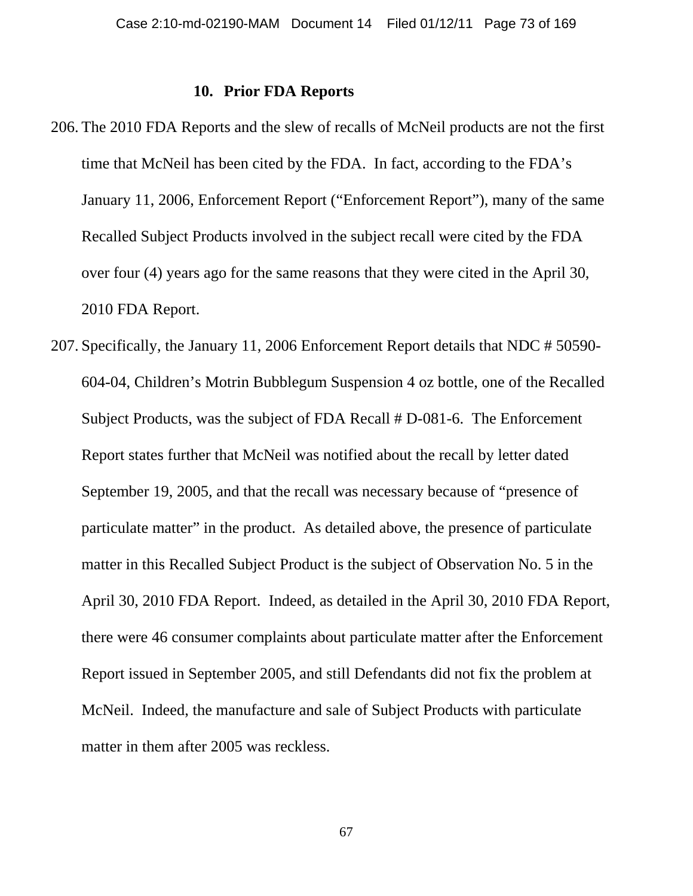### 10. Prior FDA Reports

206. The 2010 FDA Reports and the slew of recalls of McNeil products are not the first time that McNeil has been cited by the FDA. In fact, according to the FDA's January 11, 2006, Enforcement Report ("Enforcement Report"), many of the same Recalled Subject Products involved in the subject recall were cited by the FDA over four (4) years ago for the same reasons that they were cited in the April 30, 2010 FDA Report.

207. Specifically, the January 11, 2006 Enforcement Report details that NDC # 50590-604-04, Children's Motrin Bubblegum Suspension 4 oz bottle, one of the Recalled Subject Products, was the subject of FDA Recall # D-081-6. The Enforcement Report states further that McNeil was notified about the recall by letter dated September 19, 2005, and that the recall was necessary because of "presence of particulate matter" in the product. As detailed above, the presence of particulate matter in this Recalled Subject Product is the subject of Observation No. 5 in the April 30, 2010 FDA Report. Indeed, as detailed in the April 30, 2010 FDA Report, there were 46 consumer complaints about particulate matter after the Enforcement Report issued in September 2005, and still Defendants did not fix the problem at McNeil. Indeed, the manufacture and sale of Subject Products with particulate matter in them after 2005 was reckless.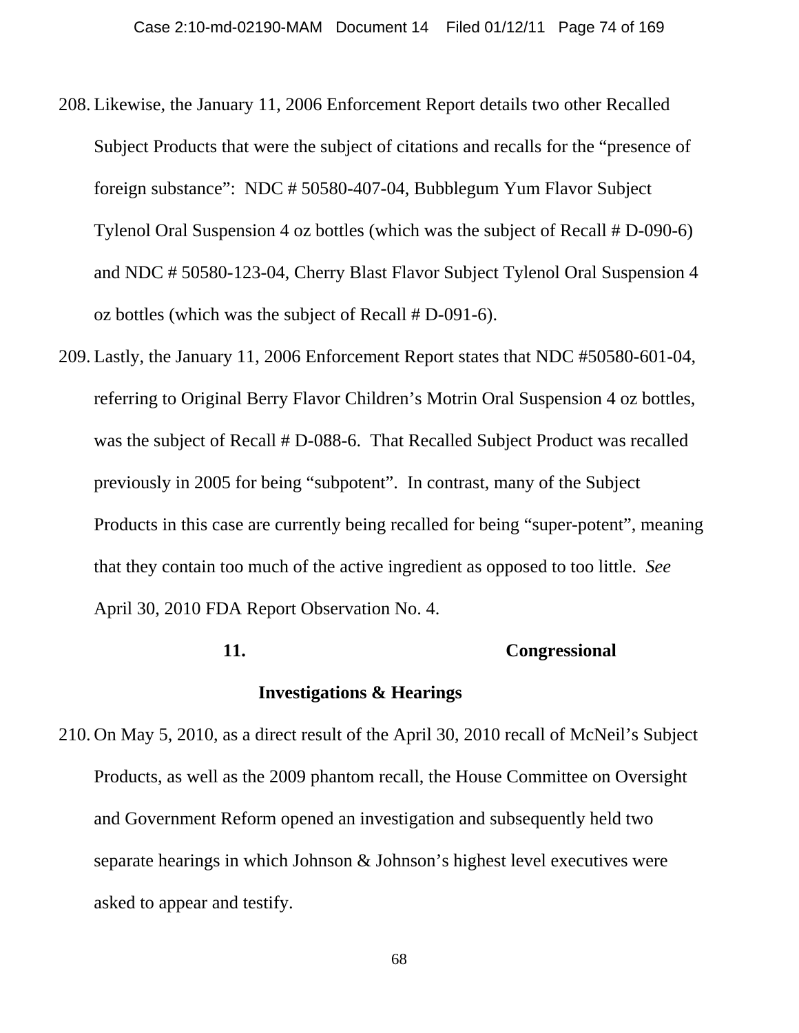208. Likewise, the January 11, 2006 Enforcement Report details two other Recalled Subject Products that were the subject of citations and recalls for the "presence of foreign substance": NDC # 50580-407-04, Bubblegum Yum Flavor Subject Tylenol Oral Suspension 4 oz bottles (which was the subject of Recall # D-090-6) and NDC # 50580-123-04, Cherry Blast Flavor Subject Tylenol Oral Suspension 4 oz bottles (which was the subject of Recall # D-091-6).

209. Lastly, the January 11, 2006 Enforcement Report states that NDC #50580-601-04, referring to Original Berry Flavor Children's Motrin Oral Suspension 4 oz bottles, was the subject of Recall # D-088-6. That Recalled Subject Product was recalled previously in 2005 for being "subpotent". In contrast, many of the Subject Products in this case are currently being recalled for being "super-potent", meaning that they contain too much of the active ingredient as opposed to too little. *See* April 30, 2010 FDA Report Observation No. 4.

### 11. Congressional Investigations & Hearings

210. On May 5, 2010, as a direct result of the April 30, 2010 recall of McNeil's Subject Products, as well as the 2009 phantom recall, the House Committee on Oversight and Government Reform opened an investigation and subsequently held two separate hearings in which Johnson & Johnson's highest level executives were asked to appear and testify.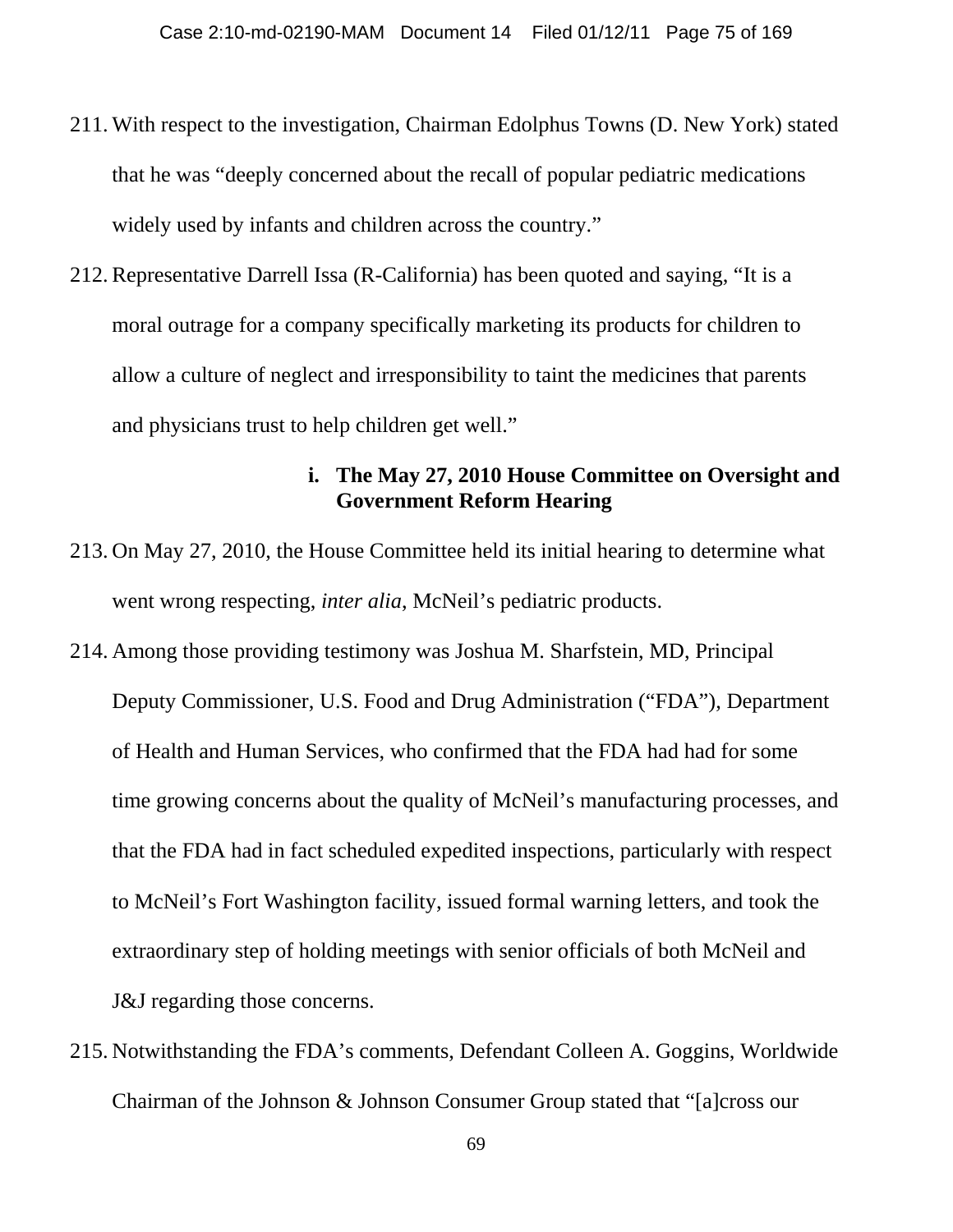211. With respect to the investigation, Chairman Edolphus Towns (D. New York) stated that he was "deeply concerned about the recall of popular pediatric medications widely used by infants and children across the country."

212. Representative Darrell Issa (R-California) has been quoted and saying, "It is a moral outrage for a company specifically marketing its products for children to allow a culture of neglect and irresponsibility to taint the medicines that parents and physicians trust to help children get well."

### i. The May 27, 2010 House Committee on Oversight and Government Reform Hearing

213. On May 27, 2010, the House Committee held its initial hearing to determine what went wrong respecting, *inter alia*, McNeil's pediatric products.

214. Among those providing testimony was Joshua M. Sharfstein, MD, Principal Deputy Commissioner, U.S. Food and Drug Administration ("FDA"), Department of Health and Human Services, who confirmed that the FDA had had for some time growing concerns about the quality of McNeil's manufacturing processes, and that the FDA had in fact scheduled expedited inspections, particularly with respect to McNeil's Fort Washington facility, issued formal warning letters, and took the extraordinary step of holding meetings with senior officials of both McNeil and J&J regarding those concerns.

215. Notwithstanding the FDA's comments, Defendant Colleen A. Goggins, Worldwide Chairman of the Johnson & Johnson Consumer Group stated that "[a]cross our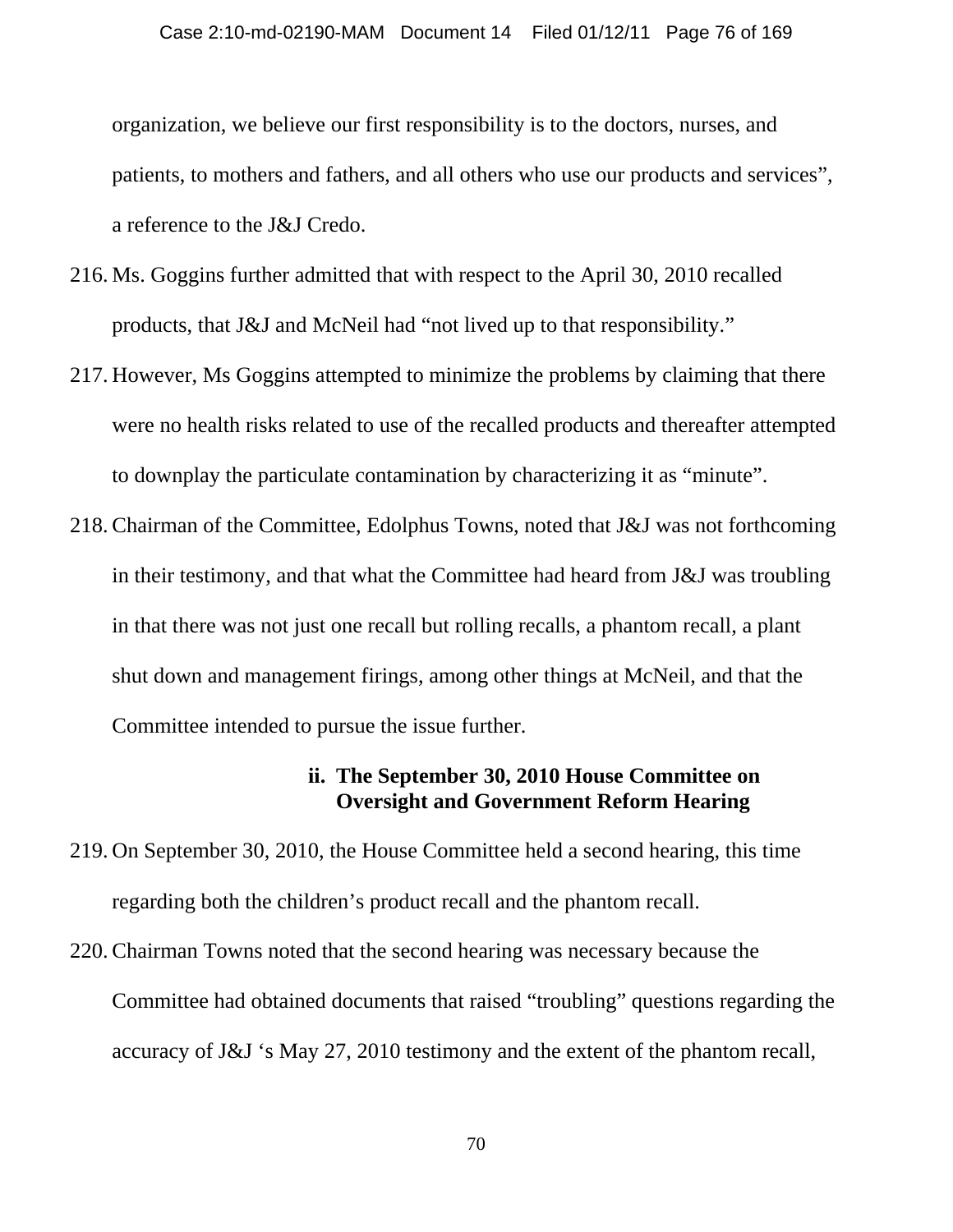organization, we believe our first responsibility is to the doctors, nurses, and patients, to mothers and fathers, and all others who use our products and services", a reference to the J&J Credo.

216. Ms. Goggins further admitted that with respect to the April 30, 2010 recalled products, that J&J and McNeil had "not lived up to that responsibility."

217. However, Ms Goggins attempted to minimize the problems by claiming that there were no health risks related to use of the recalled products and thereafter attempted to downplay the particulate contamination by characterizing it as "minute".

218. Chairman of the Committee, Edolphus Towns, noted that J&J was not forthcoming in their testimony, and that what the Committee had heard from J&J was troubling in that there was not just one recall but rolling recalls, a phantom recall, a plant shut down and management firings, among other things at McNeil, and that the Committee intended to pursue the issue further.

### ii. The September 30, 2010 House Committee on Oversight and Government Reform Hearing

219. On September 30, 2010, the House Committee held a second hearing, this time regarding both the children's product recall and the phantom recall.

220. Chairman Towns noted that the second hearing was necessary because the Committee had obtained documents that raised "troubling" questions regarding the accuracy of J&J 's May 27, 2010 testimony and the extent of the phantom recall,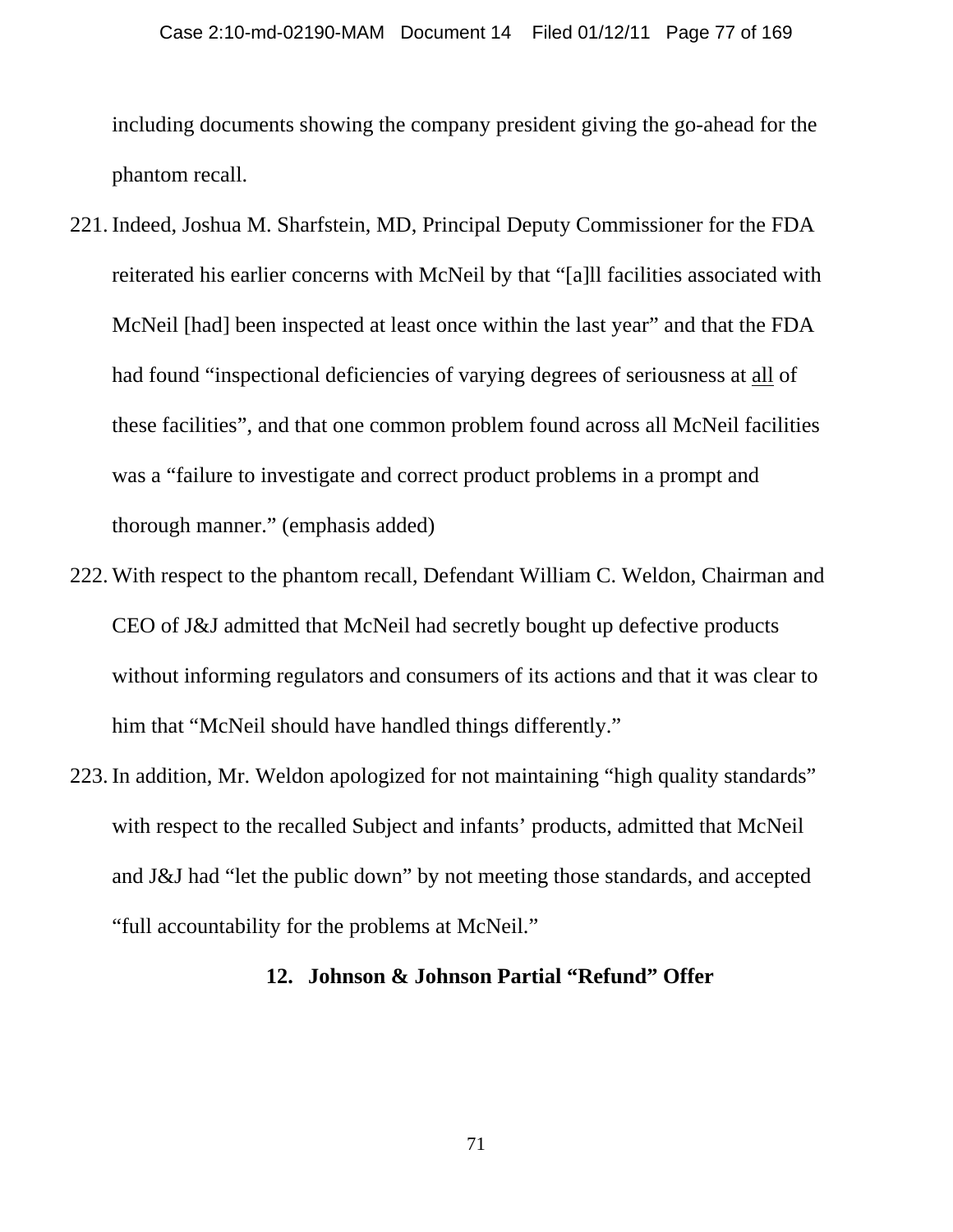including documents showing the company president giving the go-ahead for the phantom recall.

221. Indeed, Joshua M. Sharfstein, MD, Principal Deputy Commissioner for the FDA reiterated his earlier concerns with McNeil by that "[a]ll facilities associated with McNeil [had] been inspected at least once within the last year" and that the FDA had found "inspectional deficiencies of varying degrees of seriousness at <u>all</u> of these facilities", and that one common problem found across all McNeil facilities was a "failure to investigate and correct product problems in a prompt and thorough manner." (emphasis added)

222. With respect to the phantom recall, Defendant William C. Weldon, Chairman and CEO of J&J admitted that McNeil had secretly bought up defective products without informing regulators and consumers of its actions and that it was clear to him that "McNeil should have handled things differently."

223. In addition, Mr. Weldon apologized for not maintaining "high quality standards" with respect to the recalled Subject and infants' products, admitted that McNeil and J&J had "let the public down" by not meeting those standards, and accepted "full accountability for the problems at McNeil."

### 12. Johnson & Johnson Partial "Refund" Offer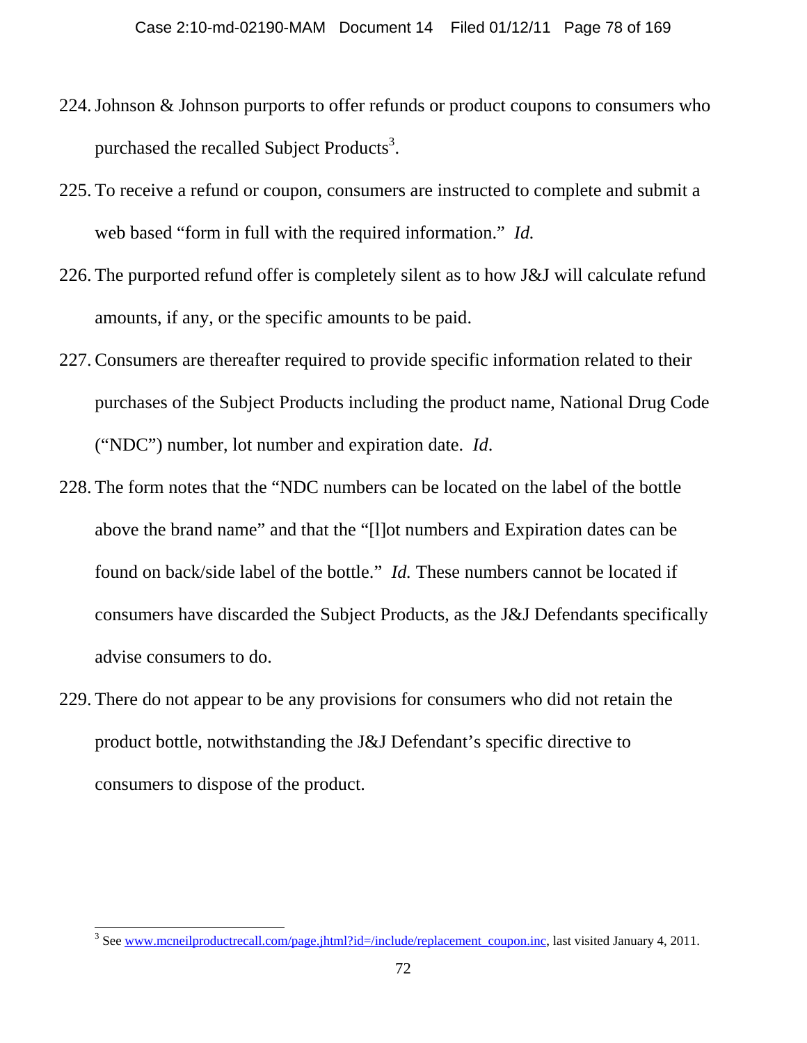224. Johnson & Johnson purports to offer refunds or product coupons to consumers who purchased the recalled Subject Products[3].

225. To receive a refund or coupon, consumers are instructed to complete and submit a web based "form in full with the required information." *Id.*

226. The purported refund offer is completely silent as to how J&J will calculate refund amounts, if any, or the specific amounts to be paid.

227. Consumers are thereafter required to provide specific information related to their purchases of the Subject Products including the product name, National Drug Code ("NDC") number, lot number and expiration date. *Id*.

228. The form notes that the "NDC numbers can be located on the label of the bottle above the brand name" and that the "[l]ot numbers and Expiration dates can be found on back/side label of the bottle." *Id.* These numbers cannot be located if consumers have discarded the Subject Products, as the J&J Defendants specifically advise consumers to do.

229. There do not appear to be any provisions for consumers who did not retain the product bottle, notwithstanding the J&J Defendant's specific directive to consumers to dispose of the product.

---

[3] See www.mcneilproductrecall.com/page.jhtml?id=/include/replacement_coupon.inc, last visited January 4, 2011.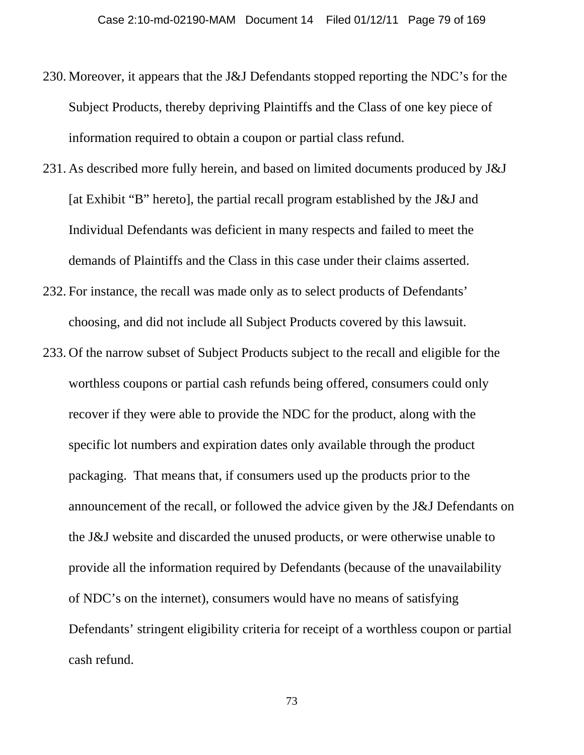230. Moreover, it appears that the J&J Defendants stopped reporting the NDC's for the Subject Products, thereby depriving Plaintiffs and the Class of one key piece of information required to obtain a coupon or partial class refund.

231. As described more fully herein, and based on limited documents produced by J&J [at Exhibit "B" hereto], the partial recall program established by the J&J and Individual Defendants was deficient in many respects and failed to meet the demands of Plaintiffs and the Class in this case under their claims asserted.

232. For instance, the recall was made only as to select products of Defendants' choosing, and did not include all Subject Products covered by this lawsuit.

233. Of the narrow subset of Subject Products subject to the recall and eligible for the worthless coupons or partial cash refunds being offered, consumers could only recover if they were able to provide the NDC for the product, along with the specific lot numbers and expiration dates only available through the product packaging. That means that, if consumers used up the products prior to the announcement of the recall, or followed the advice given by the J&J Defendants on the J&J website and discarded the unused products, or were otherwise unable to provide all the information required by Defendants (because of the unavailability of NDC's on the internet), consumers would have no means of satisfying Defendants' stringent eligibility criteria for receipt of a worthless coupon or partial cash refund.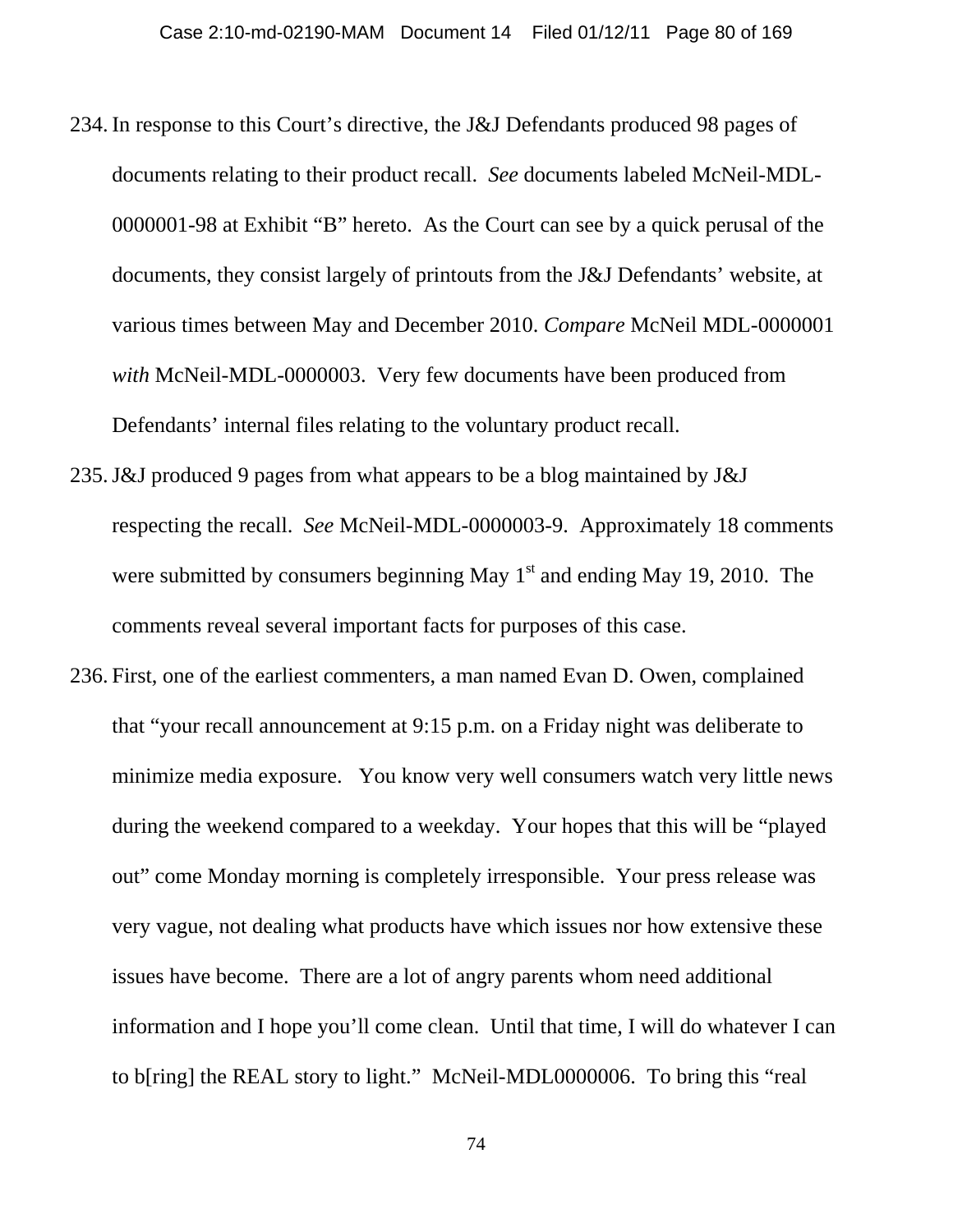234. In response to this Court's directive, the J&J Defendants produced 98 pages of documents relating to their product recall. *See* documents labeled McNeil-MDL-0000001-98 at Exhibit "B" hereto. As the Court can see by a quick perusal of the documents, they consist largely of printouts from the J&J Defendants' website, at various times between May and December 2010. *Compare* McNeil MDL-0000001 *with* McNeil-MDL-0000003. Very few documents have been produced from Defendants' internal files relating to the voluntary product recall.

235. J&J produced 9 pages from what appears to be a blog maintained by J&J respecting the recall. *See* McNeil-MDL-0000003-9. Approximately 18 comments were submitted by consumers beginning May 1st and ending May 19, 2010. The comments reveal several important facts for purposes of this case.

236. First, one of the earliest commenters, a man named Evan D. Owen, complained that "your recall announcement at 9:15 p.m. on a Friday night was deliberate to minimize media exposure. You know very well consumers watch very little news during the weekend compared to a weekday. Your hopes that this will be "played out" come Monday morning is completely irresponsible. Your press release was very vague, not dealing what products have which issues nor how extensive these issues have become. There are a lot of angry parents whom need additional information and I hope you'll come clean. Until that time, I will do whatever I can to b[ring] the REAL story to light." McNeil-MDL0000006. To bring this "real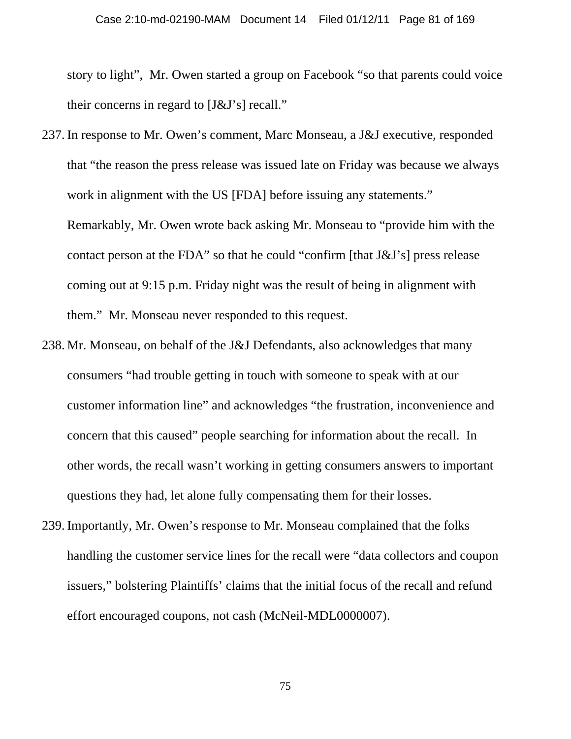story to light", Mr. Owen started a group on Facebook "so that parents could voice their concerns in regard to [J&J's] recall."

237. In response to Mr. Owen's comment, Marc Monseau, a J&J executive, responded that "the reason the press release was issued late on Friday was because we always work in alignment with the US [FDA] before issuing any statements." Remarkably, Mr. Owen wrote back asking Mr. Monseau to "provide him with the contact person at the FDA" so that he could "confirm [that J&J's] press release coming out at 9:15 p.m. Friday night was the result of being in alignment with them." Mr. Monseau never responded to this request.

238. Mr. Monseau, on behalf of the J&J Defendants, also acknowledges that many consumers "had trouble getting in touch with someone to speak with at our customer information line" and acknowledges "the frustration, inconvenience and concern that this caused" people searching for information about the recall. In other words, the recall wasn't working in getting consumers answers to important questions they had, let alone fully compensating them for their losses.

239. Importantly, Mr. Owen's response to Mr. Monseau complained that the folks handling the customer service lines for the recall were "data collectors and coupon issuers," bolstering Plaintiffs' claims that the initial focus of the recall and refund effort encouraged coupons, not cash (McNeil-MDL0000007).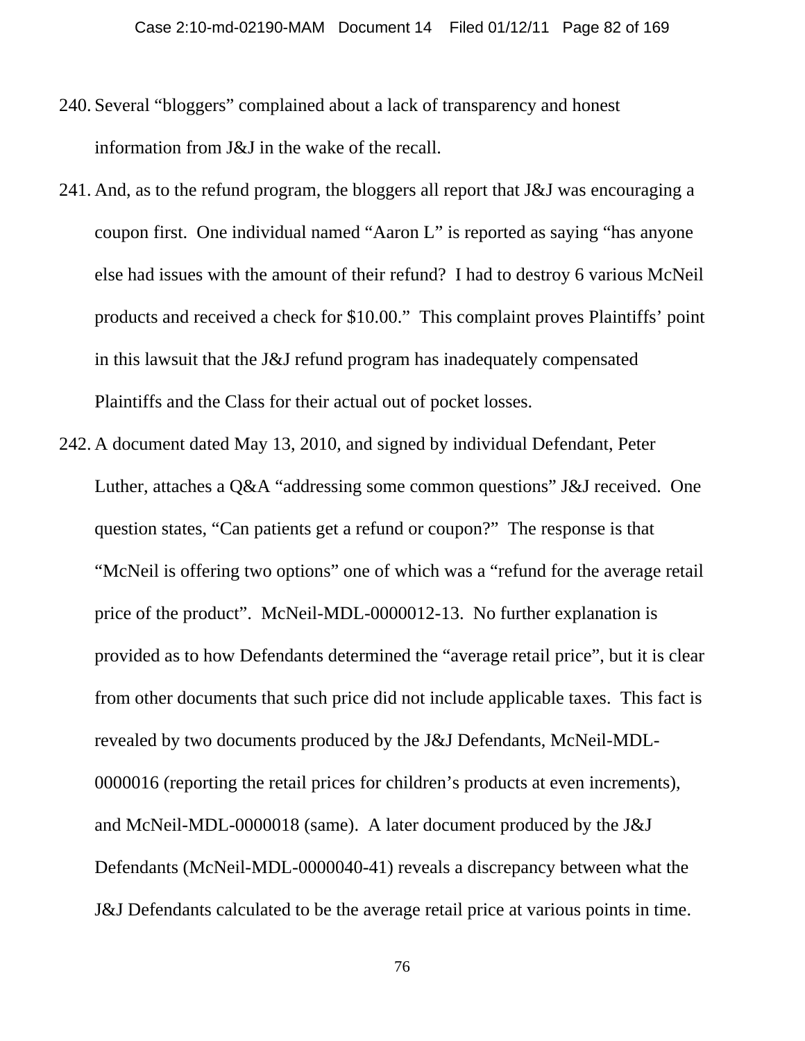240. Several “bloggers” complained about a lack of transparency and honest information from J&J in the wake of the recall.

241. And, as to the refund program, the bloggers all report that J&J was encouraging a coupon first. One individual named “Aaron L” is reported as saying “has anyone else had issues with the amount of their refund? I had to destroy 6 various McNeil products and received a check for $10.00.” This complaint proves Plaintiffs’ point in this lawsuit that the J&J refund program has inadequately compensated Plaintiffs and the Class for their actual out of pocket losses.

242. A document dated May 13, 2010, and signed by individual Defendant, Peter Luther, attaches a Q&A “addressing some common questions” J&J received. One question states, “Can patients get a refund or coupon?” The response is that “McNeil is offering two options” one of which was a “refund for the average retail price of the product”. McNeil-MDL-0000012-13. No further explanation is provided as to how Defendants determined the “average retail price”, but it is clear from other documents that such price did not include applicable taxes. This fact is revealed by two documents produced by the J&J Defendants, McNeil-MDL-0000016 (reporting the retail prices for children’s products at even increments), and McNeil-MDL-0000018 (same). A later document produced by the J&J Defendants (McNeil-MDL-0000040-41) reveals a discrepancy between what the J&J Defendants calculated to be the average retail price at various points in time.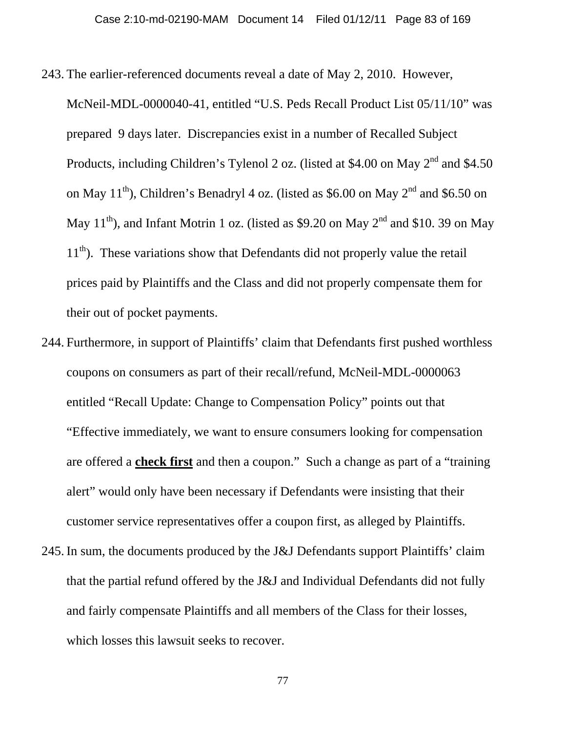243. The earlier-referenced documents reveal a date of May 2, 2010. However, McNeil-MDL-0000040-41, entitled "U.S. Peds Recall Product List 05/11/10" was prepared 9 days later. Discrepancies exist in a number of Recalled Subject Products, including Children's Tylenol 2 oz. (listed at $4.00 on May 2nd and $4.50 on May 11th), Children's Benadryl 4 oz. (listed as $6.00 on May 2nd and $6.50 on May 11th), and Infant Motrin 1 oz. (listed as $9.20 on May 2nd and $10. 39 on May 11th). These variations show that Defendants did not properly value the retail prices paid by Plaintiffs and the Class and did not properly compensate them for their out of pocket payments.

244. Furthermore, in support of Plaintiffs' claim that Defendants first pushed worthless coupons on consumers as part of their recall/refund, McNeil-MDL-0000063 entitled "Recall Update: Change to Compensation Policy" points out that "Effective immediately, we want to ensure consumers looking for compensation are offered a **check first** and then a coupon." Such a change as part of a "training alert" would only have been necessary if Defendants were insisting that their customer service representatives offer a coupon first, as alleged by Plaintiffs.

245. In sum, the documents produced by the J&J Defendants support Plaintiffs' claim that the partial refund offered by the J&J and Individual Defendants did not fully and fairly compensate Plaintiffs and all members of the Class for their losses, which losses this lawsuit seeks to recover.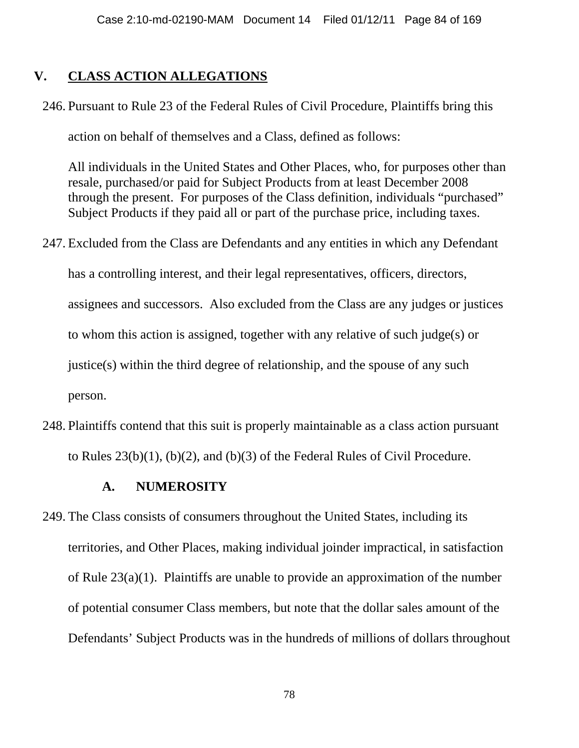## V. CLASS ACTION ALLEGATIONS

246. Pursuant to Rule 23 of the Federal Rules of Civil Procedure, Plaintiffs bring this action on behalf of themselves and a Class, defined as follows:

  All individuals in the United States and Other Places, who, for purposes other than resale, purchased/or paid for Subject Products from at least December 2008 through the present. For purposes of the Class definition, individuals "purchased" Subject Products if they paid all or part of the purchase price, including taxes.

247. Excluded from the Class are Defendants and any entities in which any Defendant has a controlling interest, and their legal representatives, officers, directors, assignees and successors. Also excluded from the Class are any judges or justices to whom this action is assigned, together with any relative of such judge(s) or justice(s) within the third degree of relationship, and the spouse of any such person.

248. Plaintiffs contend that this suit is properly maintainable as a class action pursuant to Rules 23(b)(1), (b)(2), and (b)(3) of the Federal Rules of Civil Procedure.

### A. NUMEROSITY

249. The Class consists of consumers throughout the United States, including its territories, and Other Places, making individual joinder impractical, in satisfaction of Rule 23(a)(1). Plaintiffs are unable to provide an approximation of the number of potential consumer Class members, but note that the dollar sales amount of the Defendants' Subject Products was in the hundreds of millions of dollars throughout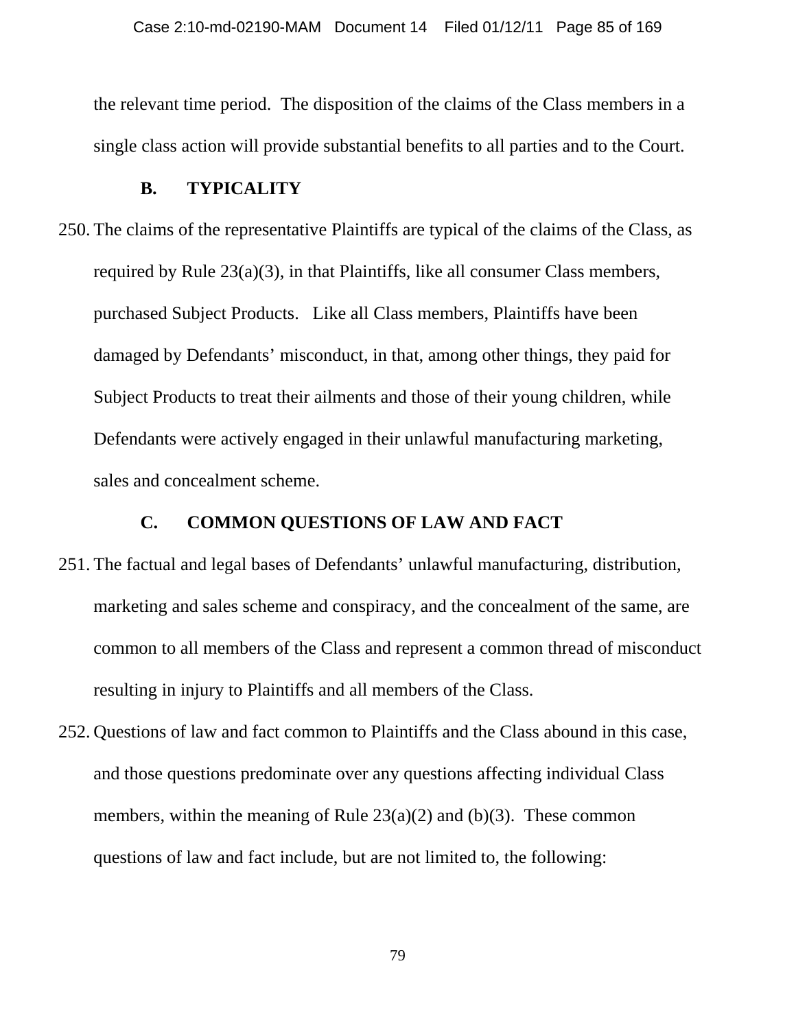the relevant time period. The disposition of the claims of the Class members in a single class action will provide substantial benefits to all parties and to the Court.

### B. TYPICALITY

250. The claims of the representative Plaintiffs are typical of the claims of the Class, as required by Rule 23(a)(3), in that Plaintiffs, like all consumer Class members, purchased Subject Products. Like all Class members, Plaintiffs have been damaged by Defendants' misconduct, in that, among other things, they paid for Subject Products to treat their ailments and those of their young children, while Defendants were actively engaged in their unlawful manufacturing marketing, sales and concealment scheme.

### C. COMMON QUESTIONS OF LAW AND FACT

251. The factual and legal bases of Defendants' unlawful manufacturing, distribution, marketing and sales scheme and conspiracy, and the concealment of the same, are common to all members of the Class and represent a common thread of misconduct resulting in injury to Plaintiffs and all members of the Class.

252. Questions of law and fact common to Plaintiffs and the Class abound in this case, and those questions predominate over any questions affecting individual Class members, within the meaning of Rule 23(a)(2) and (b)(3). These common questions of law and fact include, but are not limited to, the following: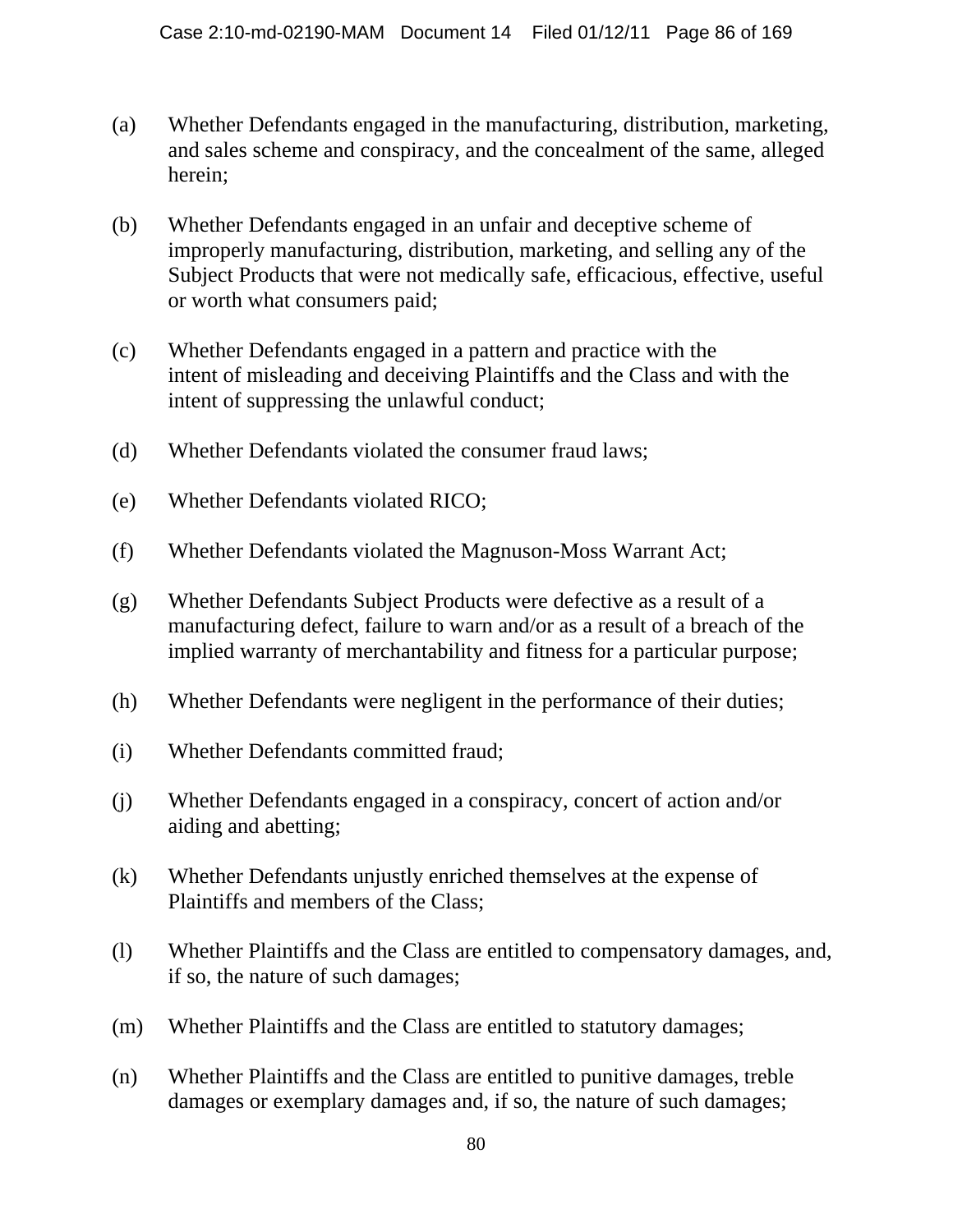(a) Whether Defendants engaged in the manufacturing, distribution, marketing, and sales scheme and conspiracy, and the concealment of the same, alleged herein;

(b) Whether Defendants engaged in an unfair and deceptive scheme of improperly manufacturing, distribution, marketing, and selling any of the Subject Products that were not medically safe, efficacious, effective, useful or worth what consumers paid;

(c) Whether Defendants engaged in a pattern and practice with the intent of misleading and deceiving Plaintiffs and the Class and with the intent of suppressing the unlawful conduct;

(d) Whether Defendants violated the consumer fraud laws;

(e) Whether Defendants violated RICO;

(f) Whether Defendants violated the Magnuson-Moss Warrant Act;

(g) Whether Defendants Subject Products were defective as a result of a manufacturing defect, failure to warn and/or as a result of a breach of the implied warranty of merchantability and fitness for a particular purpose;

(h) Whether Defendants were negligent in the performance of their duties;

(i) Whether Defendants committed fraud;

(j) Whether Defendants engaged in a conspiracy, concert of action and/or aiding and abetting;

(k) Whether Defendants unjustly enriched themselves at the expense of Plaintiffs and members of the Class;

(l) Whether Plaintiffs and the Class are entitled to compensatory damages, and, if so, the nature of such damages;

(m) Whether Plaintiffs and the Class are entitled to statutory damages;

(n) Whether Plaintiffs and the Class are entitled to punitive damages, treble damages or exemplary damages and, if so, the nature of such damages;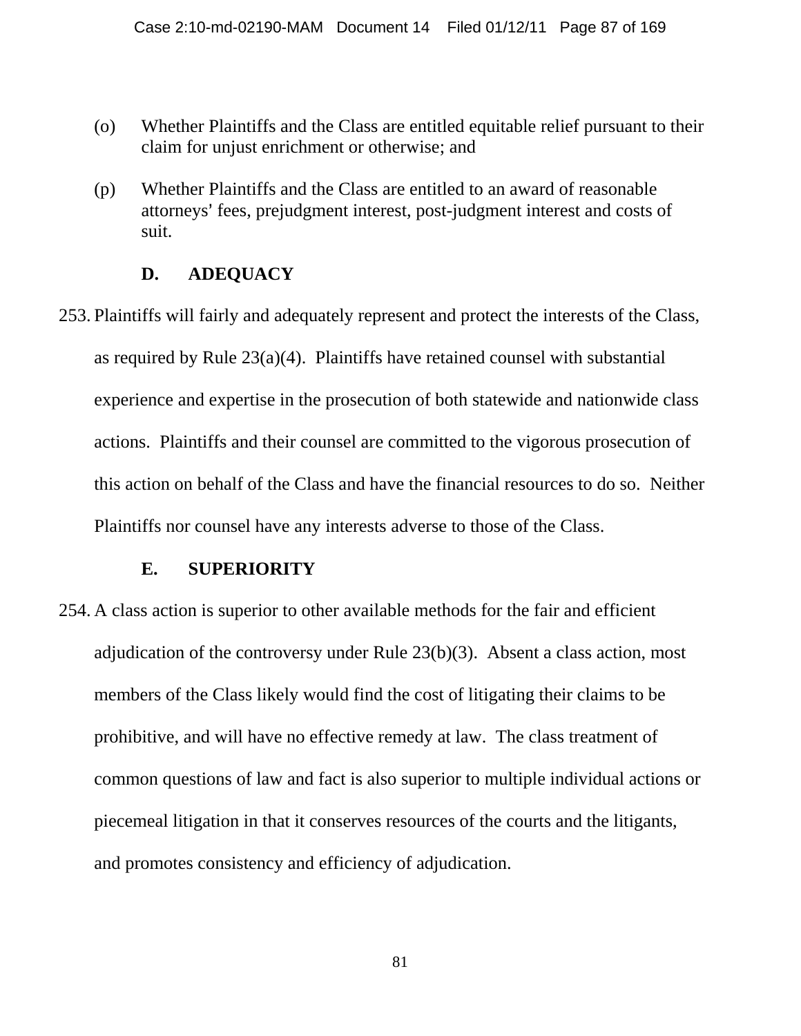(o) Whether Plaintiffs and the Class are entitled equitable relief pursuant to their claim for unjust enrichment or otherwise; and

(p) Whether Plaintiffs and the Class are entitled to an award of reasonable attorneys' fees, prejudgment interest, post-judgment interest and costs of suit.

### D. ADEQUACY

253. Plaintiffs will fairly and adequately represent and protect the interests of the Class, as required by Rule 23(a)(4). Plaintiffs have retained counsel with substantial experience and expertise in the prosecution of both statewide and nationwide class actions. Plaintiffs and their counsel are committed to the vigorous prosecution of this action on behalf of the Class and have the financial resources to do so. Neither Plaintiffs nor counsel have any interests adverse to those of the Class.

### E. SUPERIORITY

254. A class action is superior to other available methods for the fair and efficient adjudication of the controversy under Rule 23(b)(3). Absent a class action, most members of the Class likely would find the cost of litigating their claims to be prohibitive, and will have no effective remedy at law. The class treatment of common questions of law and fact is also superior to multiple individual actions or piecemeal litigation in that it conserves resources of the courts and the litigants, and promotes consistency and efficiency of adjudication.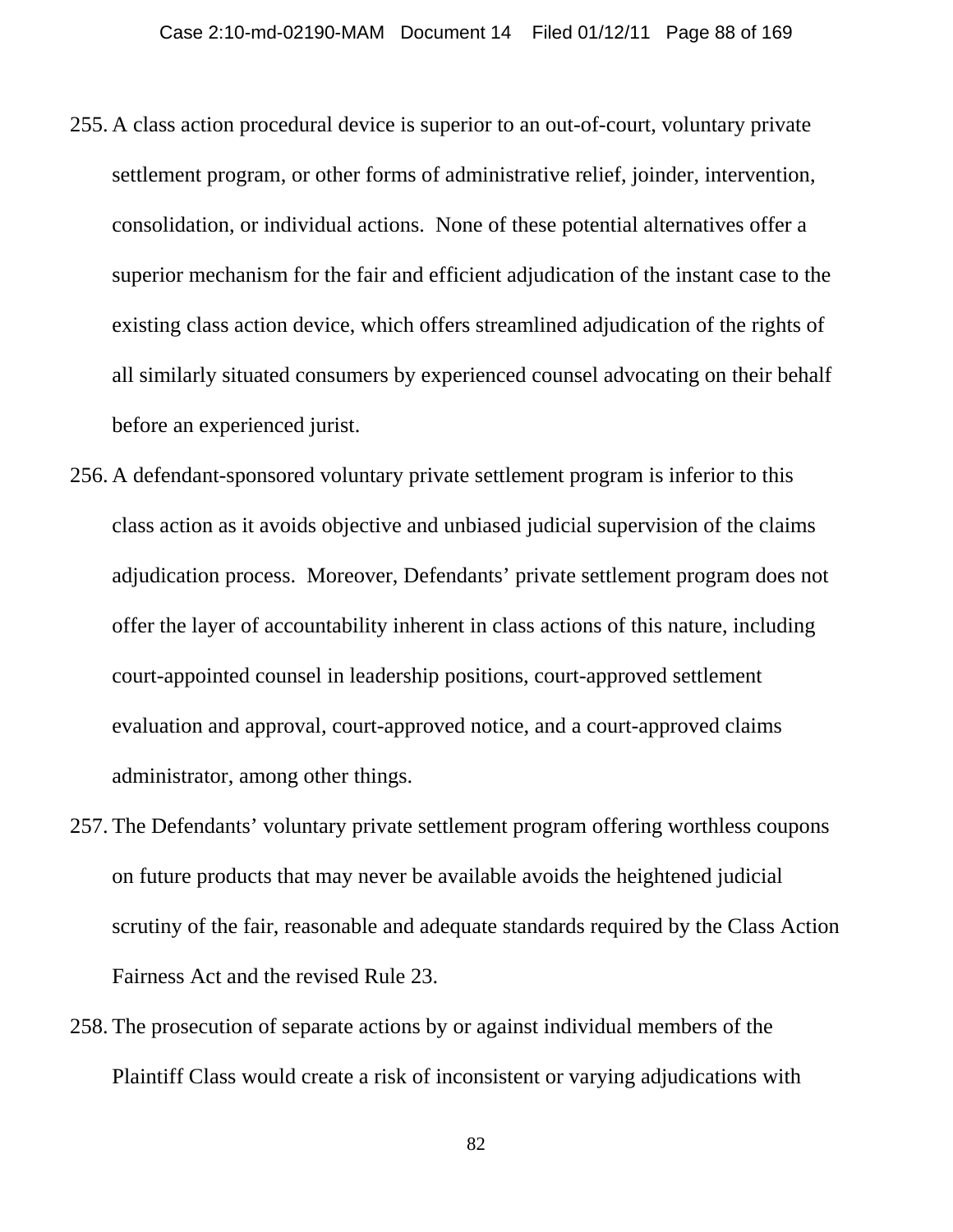255. A class action procedural device is superior to an out-of-court, voluntary private settlement program, or other forms of administrative relief, joinder, intervention, consolidation, or individual actions. None of these potential alternatives offer a superior mechanism for the fair and efficient adjudication of the instant case to the existing class action device, which offers streamlined adjudication of the rights of all similarly situated consumers by experienced counsel advocating on their behalf before an experienced jurist.

256. A defendant-sponsored voluntary private settlement program is inferior to this class action as it avoids objective and unbiased judicial supervision of the claims adjudication process. Moreover, Defendants' private settlement program does not offer the layer of accountability inherent in class actions of this nature, including court-appointed counsel in leadership positions, court-approved settlement evaluation and approval, court-approved notice, and a court-approved claims administrator, among other things.

257. The Defendants' voluntary private settlement program offering worthless coupons on future products that may never be available avoids the heightened judicial scrutiny of the fair, reasonable and adequate standards required by the Class Action Fairness Act and the revised Rule 23.

258. The prosecution of separate actions by or against individual members of the Plaintiff Class would create a risk of inconsistent or varying adjudications with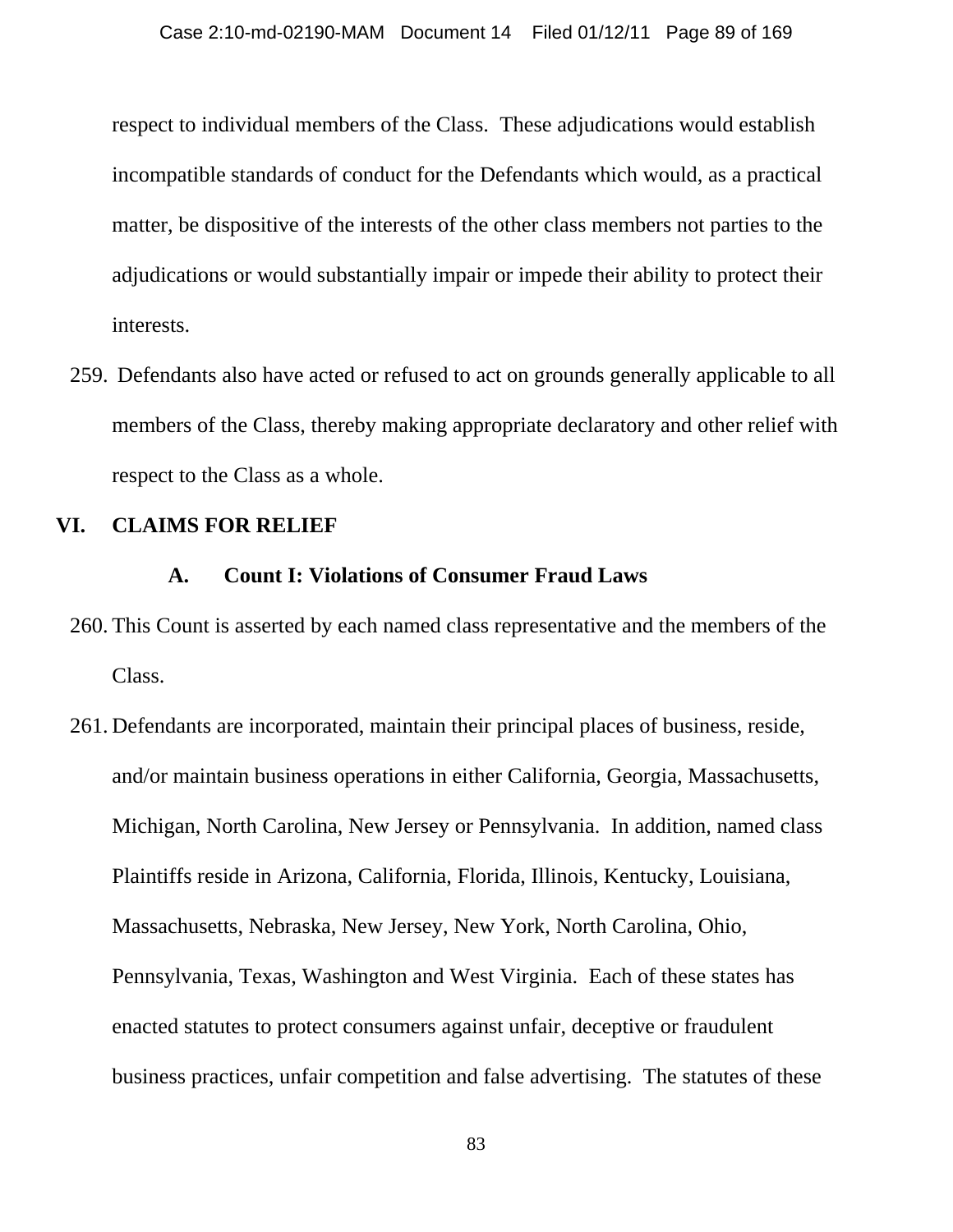respect to individual members of the Class. These adjudications would establish incompatible standards of conduct for the Defendants which would, as a practical matter, be dispositive of the interests of the other class members not parties to the adjudications or would substantially impair or impede their ability to protect their interests.

259. Defendants also have acted or refused to act on grounds generally applicable to all members of the Class, thereby making appropriate declaratory and other relief with respect to the Class as a whole.

## VI. CLAIMS FOR RELIEF

### A. Count I: Violations of Consumer Fraud Laws

260. This Count is asserted by each named class representative and the members of the Class.

261. Defendants are incorporated, maintain their principal places of business, reside, and/or maintain business operations in either California, Georgia, Massachusetts, Michigan, North Carolina, New Jersey or Pennsylvania. In addition, named class Plaintiffs reside in Arizona, California, Florida, Illinois, Kentucky, Louisiana, Massachusetts, Nebraska, New Jersey, New York, North Carolina, Ohio, Pennsylvania, Texas, Washington and West Virginia. Each of these states has enacted statutes to protect consumers against unfair, deceptive or fraudulent business practices, unfair competition and false advertising. The statutes of these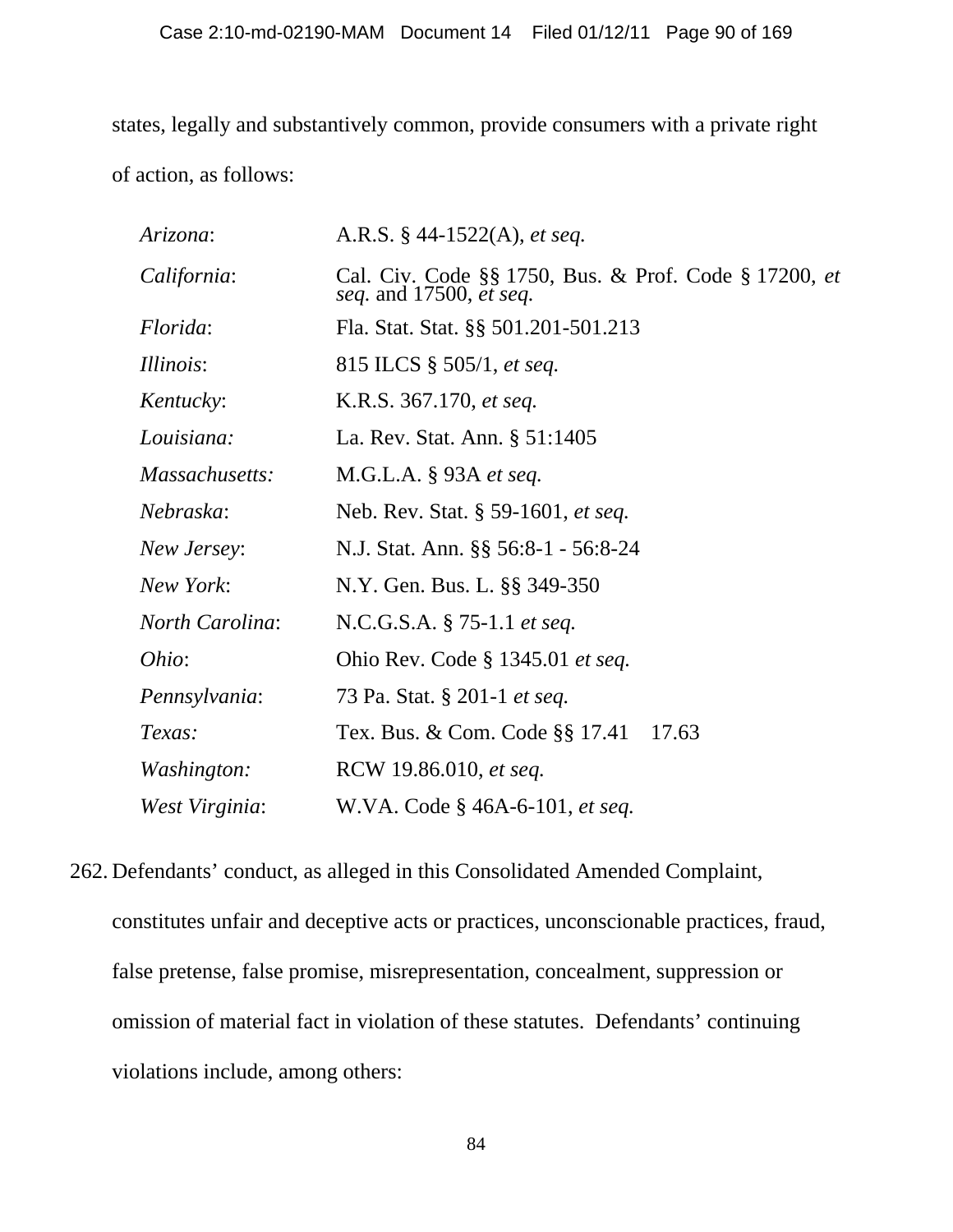states, legally and substantively common, provide consumers with a private right of action, as follows:

| | |
|---|---|
| *Arizona*: | A.R.S. § 44-1522(A), *et seq.* |
| *California*: | Cal. Civ. Code §§ 1750, Bus. & Prof. Code § 17200, *et seq.* and 17500, *et seq.* |
| *Florida*: | Fla. Stat. Stat. §§ 501.201-501.213 |
| *Illinois*: | 815 ILCS § 505/1, *et seq.* |
| *Kentucky*: | K.R.S. 367.170, *et seq.* |
| *Louisiana:* | La. Rev. Stat. Ann. § 51:1405 |
| *Massachusetts:* | M.G.L.A. § 93A *et seq.* |
| *Nebraska*: | Neb. Rev. Stat. § 59-1601, *et seq.* |
| *New Jersey*: | N.J. Stat. Ann. §§ 56:8-1 - 56:8-24 |
| *New York*: | N.Y. Gen. Bus. L. §§ 349-350 |
| *North Carolina*: | N.C.G.S.A. § 75-1.1 *et seq.* |
| *Ohio*: | Ohio Rev. Code § 1345.01 *et seq.* |
| *Pennsylvania*: | 73 Pa. Stat. § 201-1 *et seq.* |
| *Texas:* | Tex. Bus. & Com. Code §§ 17.41    17.63 |
| *Washington:* | RCW 19.86.010, *et seq.* |
| *West Virginia*: | W.VA. Code § 46A-6-101, *et seq.* |

262. Defendants' conduct, as alleged in this Consolidated Amended Complaint, constitutes unfair and deceptive acts or practices, unconscionable practices, fraud, false pretense, false promise, misrepresentation, concealment, suppression or omission of material fact in violation of these statutes. Defendants' continuing violations include, among others: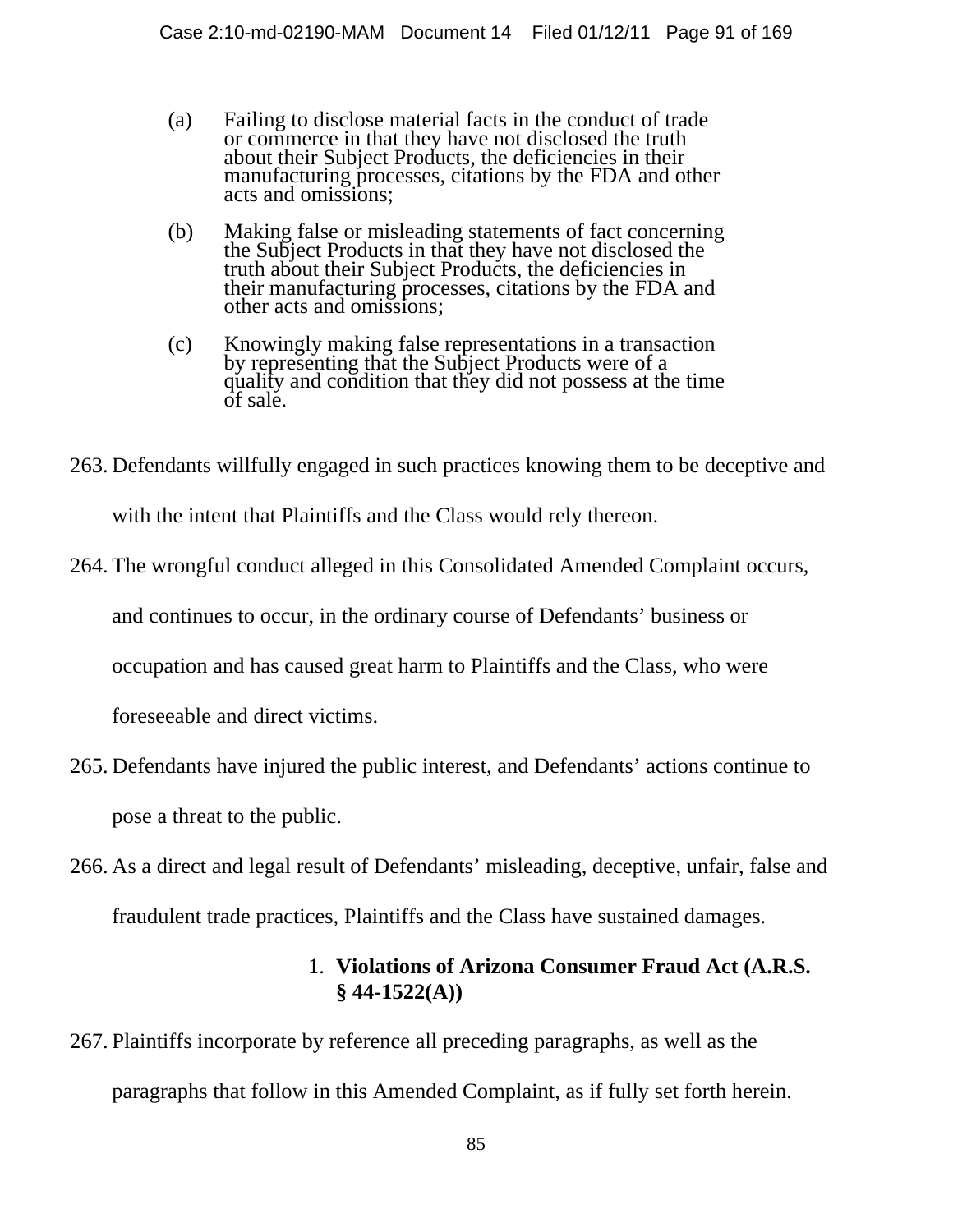(a) Failing to disclose material facts in the conduct of trade or commerce in that they have not disclosed the truth about their Subject Products, the deficiencies in their manufacturing processes, citations by the FDA and other acts and omissions;

(b) Making false or misleading statements of fact concerning the Subject Products in that they have not disclosed the truth about their Subject Products, the deficiencies in their manufacturing processes, citations by the FDA and other acts and omissions;

(c) Knowingly making false representations in a transaction by representing that the Subject Products were of a quality and condition that they did not possess at the time of sale.

263. Defendants willfully engaged in such practices knowing them to be deceptive and with the intent that Plaintiffs and the Class would rely thereon.

264. The wrongful conduct alleged in this Consolidated Amended Complaint occurs, and continues to occur, in the ordinary course of Defendants' business or occupation and has caused great harm to Plaintiffs and the Class, who were foreseeable and direct victims.

265. Defendants have injured the public interest, and Defendants' actions continue to pose a threat to the public.

266. As a direct and legal result of Defendants' misleading, deceptive, unfair, false and fraudulent trade practices, Plaintiffs and the Class have sustained damages.

1. **Violations of Arizona Consumer Fraud Act (A.R.S. § 44-1522(A))**

267. Plaintiffs incorporate by reference all preceding paragraphs, as well as the paragraphs that follow in this Amended Complaint, as if fully set forth herein.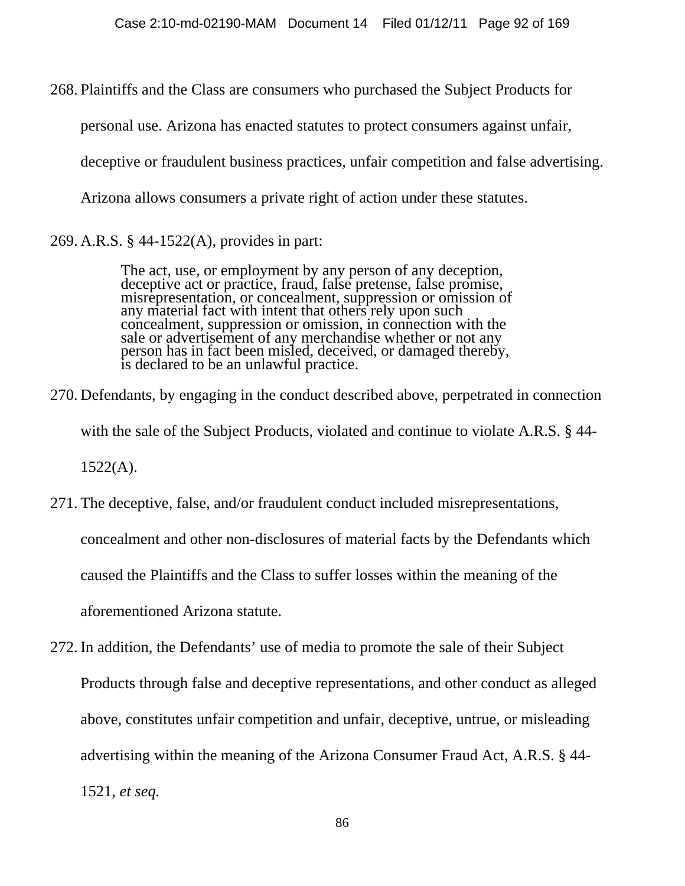268. Plaintiffs and the Class are consumers who purchased the Subject Products for personal use. Arizona has enacted statutes to protect consumers against unfair, deceptive or fraudulent business practices, unfair competition and false advertising. Arizona allows consumers a private right of action under these statutes.

269. A.R.S. § 44-1522(A), provides in part:

> The act, use, or employment by any person of any deception, deceptive act or practice, fraud, false pretense, false promise, misrepresentation, or concealment, suppression or omission of any material fact with intent that others rely upon such concealment, suppression or omission, in connection with the sale or advertisement of any merchandise whether or not any person has in fact been misled, deceived, or damaged thereby, is declared to be an unlawful practice.

270. Defendants, by engaging in the conduct described above, perpetrated in connection with the sale of the Subject Products, violated and continue to violate A.R.S. § 44-1522(A).

271. The deceptive, false, and/or fraudulent conduct included misrepresentations, concealment and other non-disclosures of material facts by the Defendants which caused the Plaintiffs and the Class to suffer losses within the meaning of the aforementioned Arizona statute.

272. In addition, the Defendants' use of media to promote the sale of their Subject Products through false and deceptive representations, and other conduct as alleged above, constitutes unfair competition and unfair, deceptive, untrue, or misleading advertising within the meaning of the Arizona Consumer Fraud Act, A.R.S. § 44-1521, *et seq.*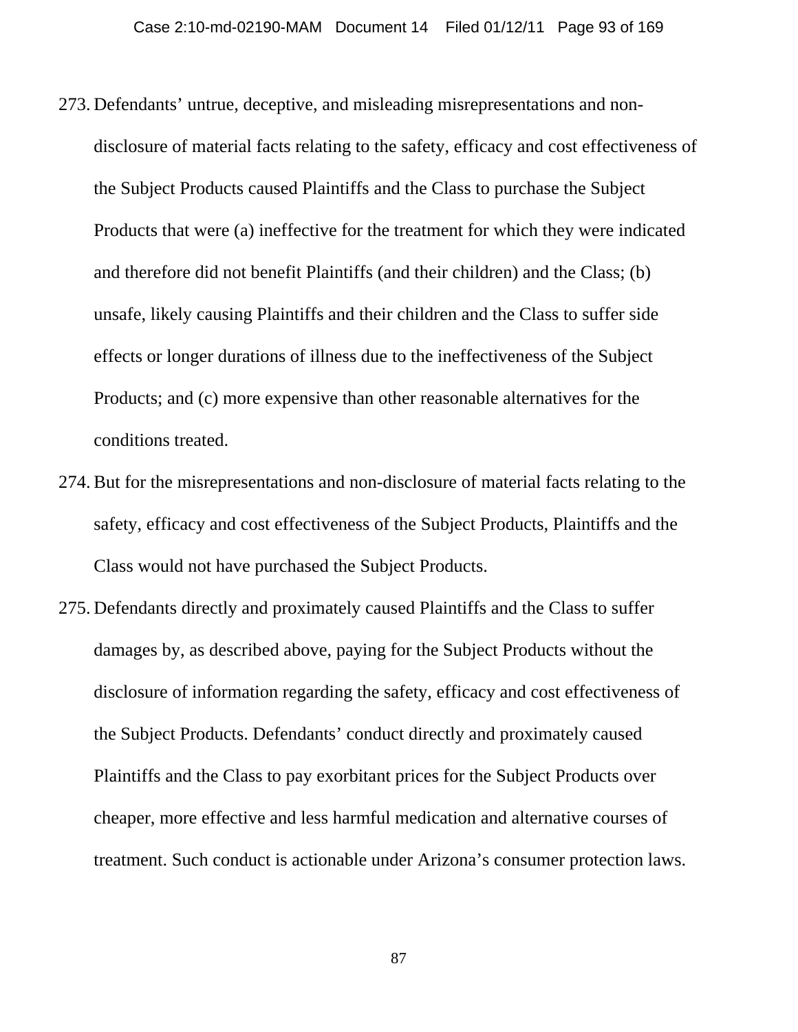273. Defendants' untrue, deceptive, and misleading misrepresentations and non-disclosure of material facts relating to the safety, efficacy and cost effectiveness of the Subject Products caused Plaintiffs and the Class to purchase the Subject Products that were (a) ineffective for the treatment for which they were indicated and therefore did not benefit Plaintiffs (and their children) and the Class; (b) unsafe, likely causing Plaintiffs and their children and the Class to suffer side effects or longer durations of illness due to the ineffectiveness of the Subject Products; and (c) more expensive than other reasonable alternatives for the conditions treated.

274. But for the misrepresentations and non-disclosure of material facts relating to the safety, efficacy and cost effectiveness of the Subject Products, Plaintiffs and the Class would not have purchased the Subject Products.

275. Defendants directly and proximately caused Plaintiffs and the Class to suffer damages by, as described above, paying for the Subject Products without the disclosure of information regarding the safety, efficacy and cost effectiveness of the Subject Products. Defendants' conduct directly and proximately caused Plaintiffs and the Class to pay exorbitant prices for the Subject Products over cheaper, more effective and less harmful medication and alternative courses of treatment. Such conduct is actionable under Arizona's consumer protection laws.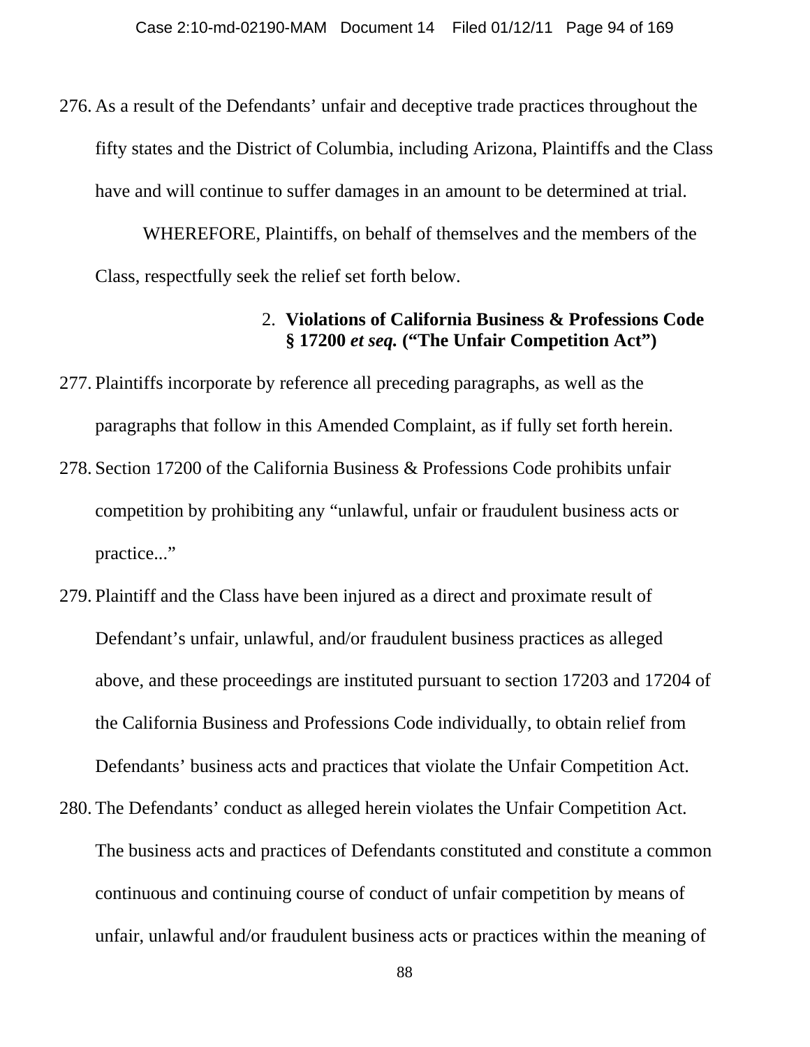276. As a result of the Defendants' unfair and deceptive trade practices throughout the fifty states and the District of Columbia, including Arizona, Plaintiffs and the Class have and will continue to suffer damages in an amount to be determined at trial.

WHEREFORE, Plaintiffs, on behalf of themselves and the members of the Class, respectfully seek the relief set forth below.

### 2. Violations of California Business & Professions Code § 17200 *et seq.* ("The Unfair Competition Act")

277. Plaintiffs incorporate by reference all preceding paragraphs, as well as the paragraphs that follow in this Amended Complaint, as if fully set forth herein.

278. Section 17200 of the California Business & Professions Code prohibits unfair competition by prohibiting any "unlawful, unfair or fraudulent business acts or practice..."

279. Plaintiff and the Class have been injured as a direct and proximate result of Defendant's unfair, unlawful, and/or fraudulent business practices as alleged above, and these proceedings are instituted pursuant to section 17203 and 17204 of the California Business and Professions Code individually, to obtain relief from Defendants' business acts and practices that violate the Unfair Competition Act.

280. The Defendants' conduct as alleged herein violates the Unfair Competition Act. The business acts and practices of Defendants constituted and constitute a common continuous and continuing course of conduct of unfair competition by means of unfair, unlawful and/or fraudulent business acts or practices within the meaning of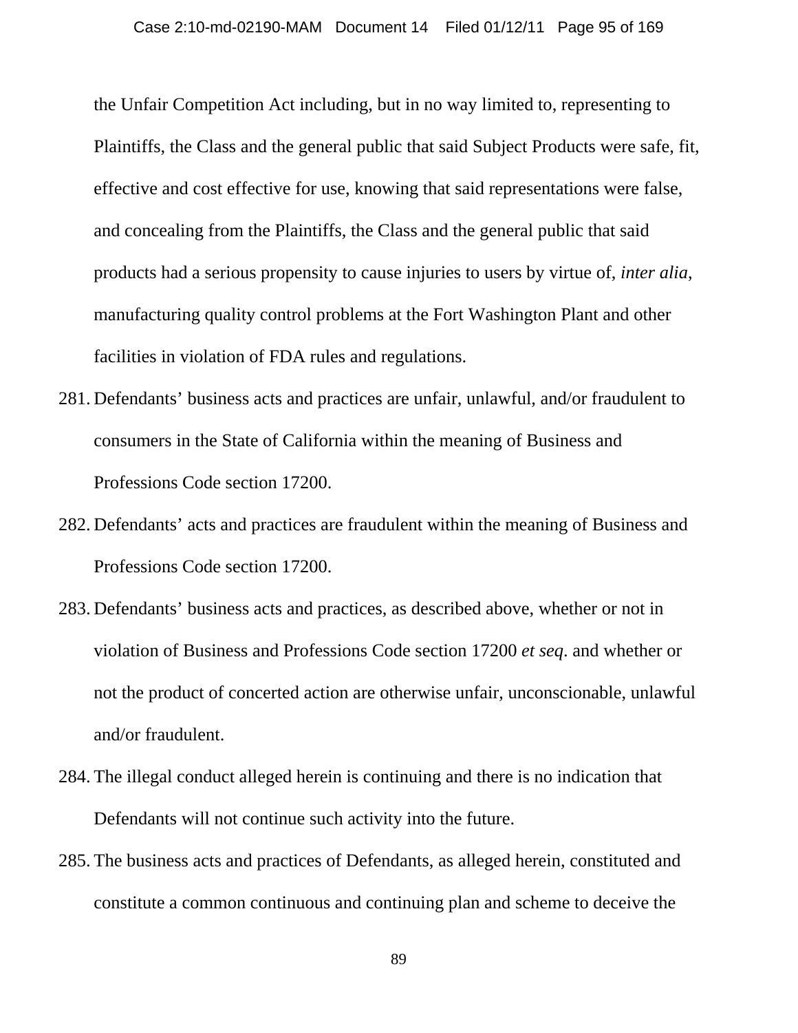the Unfair Competition Act including, but in no way limited to, representing to Plaintiffs, the Class and the general public that said Subject Products were safe, fit, effective and cost effective for use, knowing that said representations were false, and concealing from the Plaintiffs, the Class and the general public that said products had a serious propensity to cause injuries to users by virtue of, *inter alia*, manufacturing quality control problems at the Fort Washington Plant and other facilities in violation of FDA rules and regulations.

281. Defendants' business acts and practices are unfair, unlawful, and/or fraudulent to consumers in the State of California within the meaning of Business and Professions Code section 17200.

282. Defendants' acts and practices are fraudulent within the meaning of Business and Professions Code section 17200.

283. Defendants' business acts and practices, as described above, whether or not in violation of Business and Professions Code section 17200 *et seq*. and whether or not the product of concerted action are otherwise unfair, unconscionable, unlawful and/or fraudulent.

284. The illegal conduct alleged herein is continuing and there is no indication that Defendants will not continue such activity into the future.

285. The business acts and practices of Defendants, as alleged herein, constituted and constitute a common continuous and continuing plan and scheme to deceive the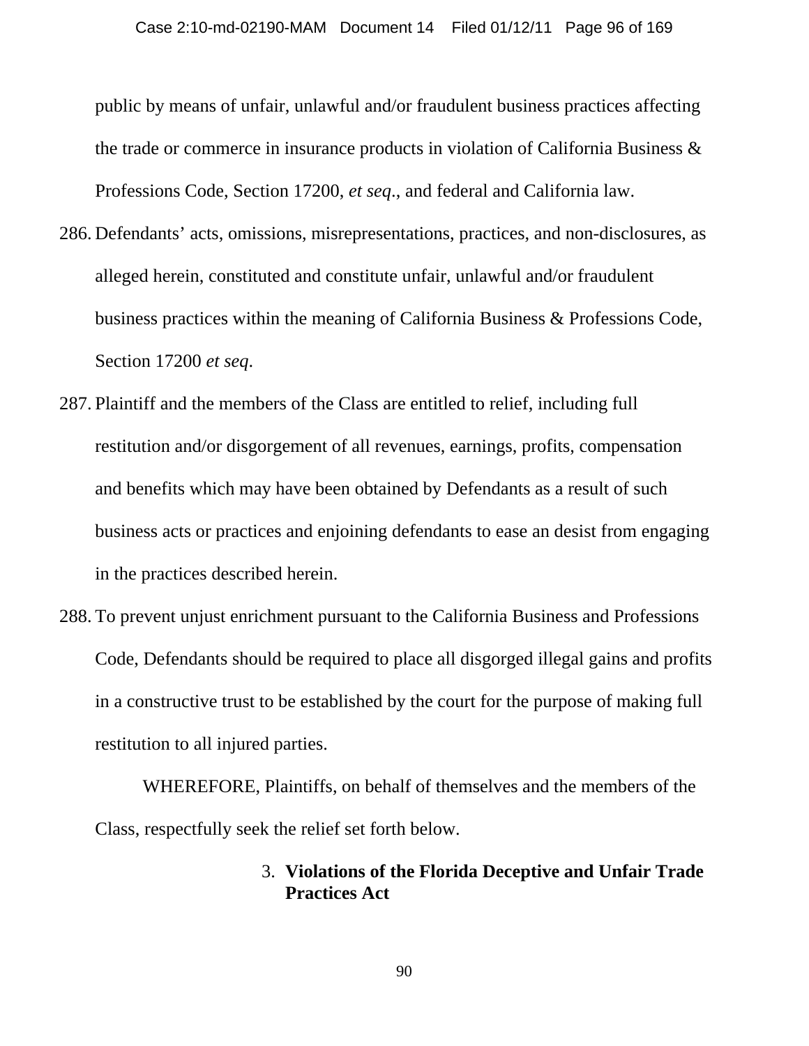public by means of unfair, unlawful and/or fraudulent business practices affecting the trade or commerce in insurance products in violation of California Business & Professions Code, Section 17200, *et seq*., and federal and California law.

286. Defendants' acts, omissions, misrepresentations, practices, and non-disclosures, as alleged herein, constituted and constitute unfair, unlawful and/or fraudulent business practices within the meaning of California Business & Professions Code, Section 17200 *et seq*.

287. Plaintiff and the members of the Class are entitled to relief, including full restitution and/or disgorgement of all revenues, earnings, profits, compensation and benefits which may have been obtained by Defendants as a result of such business acts or practices and enjoining defendants to ease an desist from engaging in the practices described herein.

288. To prevent unjust enrichment pursuant to the California Business and Professions Code, Defendants should be required to place all disgorged illegal gains and profits in a constructive trust to be established by the court for the purpose of making full restitution to all injured parties.

WHEREFORE, Plaintiffs, on behalf of themselves and the members of the Class, respectfully seek the relief set forth below.

### 3. Violations of the Florida Deceptive and Unfair Trade Practices Act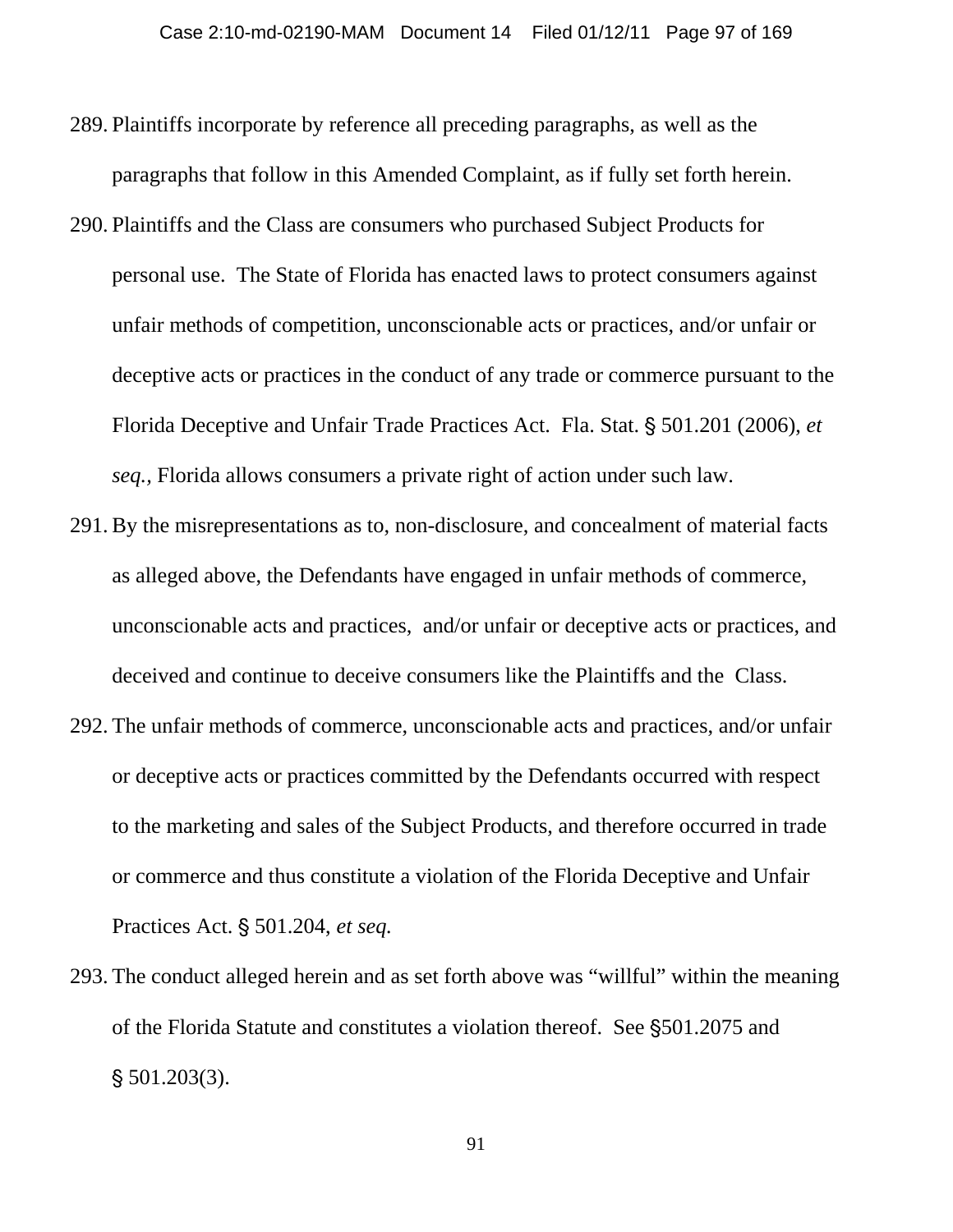289. Plaintiffs incorporate by reference all preceding paragraphs, as well as the paragraphs that follow in this Amended Complaint, as if fully set forth herein.

290. Plaintiffs and the Class are consumers who purchased Subject Products for personal use. The State of Florida has enacted laws to protect consumers against unfair methods of competition, unconscionable acts or practices, and/or unfair or deceptive acts or practices in the conduct of any trade or commerce pursuant to the Florida Deceptive and Unfair Trade Practices Act. Fla. Stat. § 501.201 (2006), *et seq.*, Florida allows consumers a private right of action under such law.

291. By the misrepresentations as to, non-disclosure, and concealment of material facts as alleged above, the Defendants have engaged in unfair methods of commerce, unconscionable acts and practices, and/or unfair or deceptive acts or practices, and deceived and continue to deceive consumers like the Plaintiffs and the Class.

292. The unfair methods of commerce, unconscionable acts and practices, and/or unfair or deceptive acts or practices committed by the Defendants occurred with respect to the marketing and sales of the Subject Products, and therefore occurred in trade or commerce and thus constitute a violation of the Florida Deceptive and Unfair Practices Act. § 501.204, *et seq.*

293. The conduct alleged herein and as set forth above was "willful" within the meaning of the Florida Statute and constitutes a violation thereof. See §501.2075 and § 501.203(3).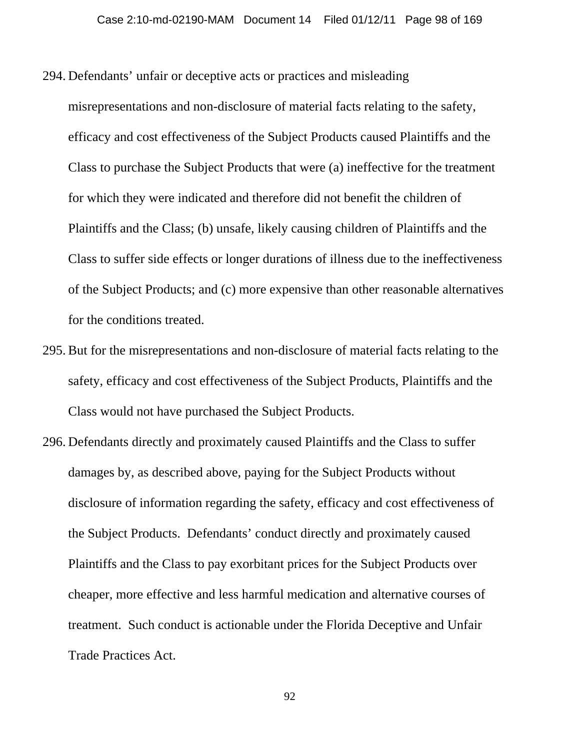294. Defendants' unfair or deceptive acts or practices and misleading misrepresentations and non-disclosure of material facts relating to the safety, efficacy and cost effectiveness of the Subject Products caused Plaintiffs and the Class to purchase the Subject Products that were (a) ineffective for the treatment for which they were indicated and therefore did not benefit the children of Plaintiffs and the Class; (b) unsafe, likely causing children of Plaintiffs and the Class to suffer side effects or longer durations of illness due to the ineffectiveness of the Subject Products; and (c) more expensive than other reasonable alternatives for the conditions treated.

295. But for the misrepresentations and non-disclosure of material facts relating to the safety, efficacy and cost effectiveness of the Subject Products, Plaintiffs and the Class would not have purchased the Subject Products.

296. Defendants directly and proximately caused Plaintiffs and the Class to suffer damages by, as described above, paying for the Subject Products without disclosure of information regarding the safety, efficacy and cost effectiveness of the Subject Products. Defendants' conduct directly and proximately caused Plaintiffs and the Class to pay exorbitant prices for the Subject Products over cheaper, more effective and less harmful medication and alternative courses of treatment. Such conduct is actionable under the Florida Deceptive and Unfair Trade Practices Act.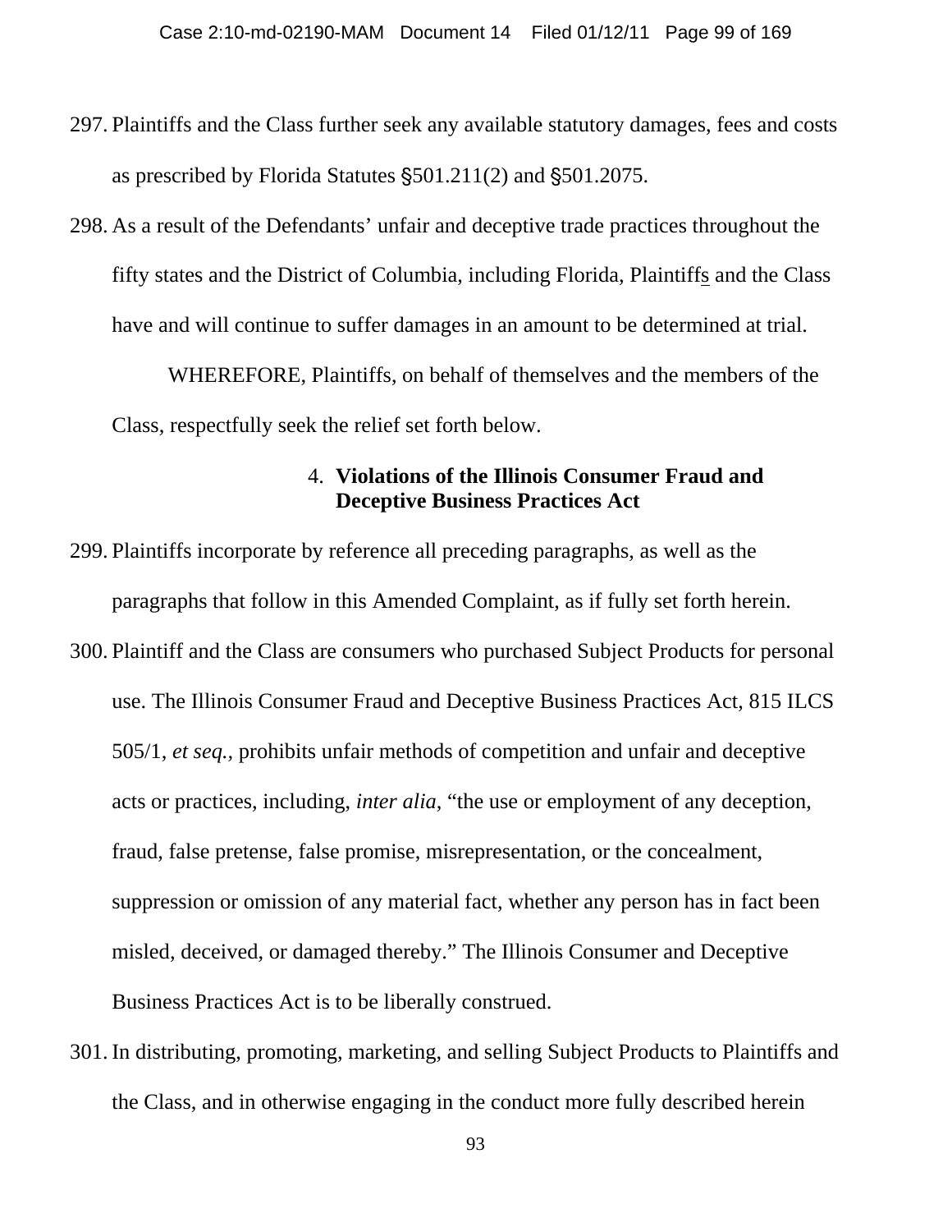297. Plaintiffs and the Class further seek any available statutory damages, fees and costs as prescribed by Florida Statutes §501.211(2) and §501.2075.

298. As a result of the Defendants' unfair and deceptive trade practices throughout the fifty states and the District of Columbia, including Florida, Plaintiffs and the Class have and will continue to suffer damages in an amount to be determined at trial.

WHEREFORE, Plaintiffs, on behalf of themselves and the members of the Class, respectfully seek the relief set forth below.

#### 4. Violations of the Illinois Consumer Fraud and Deceptive Business Practices Act

299. Plaintiffs incorporate by reference all preceding paragraphs, as well as the paragraphs that follow in this Amended Complaint, as if fully set forth herein.

300. Plaintiff and the Class are consumers who purchased Subject Products for personal use. The Illinois Consumer Fraud and Deceptive Business Practices Act, 815 ILCS 505/1, *et seq.*, prohibits unfair methods of competition and unfair and deceptive acts or practices, including, *inter alia*, "the use or employment of any deception, fraud, false pretense, false promise, misrepresentation, or the concealment, suppression or omission of any material fact, whether any person has in fact been misled, deceived, or damaged thereby." The Illinois Consumer and Deceptive Business Practices Act is to be liberally construed.

301. In distributing, promoting, marketing, and selling Subject Products to Plaintiffs and the Class, and in otherwise engaging in the conduct more fully described herein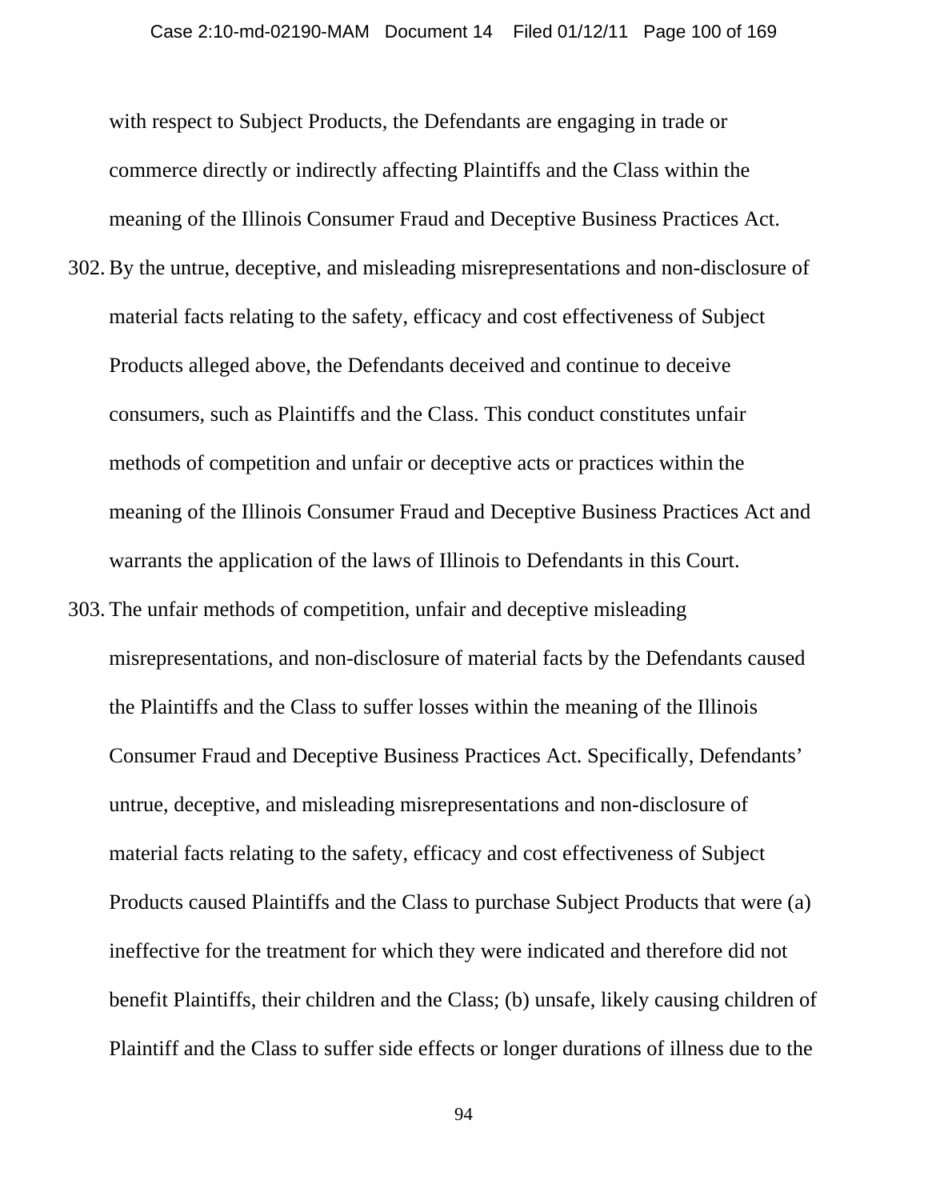with respect to Subject Products, the Defendants are engaging in trade or commerce directly or indirectly affecting Plaintiffs and the Class within the meaning of the Illinois Consumer Fraud and Deceptive Business Practices Act.

302. By the untrue, deceptive, and misleading misrepresentations and non-disclosure of material facts relating to the safety, efficacy and cost effectiveness of Subject Products alleged above, the Defendants deceived and continue to deceive consumers, such as Plaintiffs and the Class. This conduct constitutes unfair methods of competition and unfair or deceptive acts or practices within the meaning of the Illinois Consumer Fraud and Deceptive Business Practices Act and warrants the application of the laws of Illinois to Defendants in this Court.

303. The unfair methods of competition, unfair and deceptive misleading misrepresentations, and non-disclosure of material facts by the Defendants caused the Plaintiffs and the Class to suffer losses within the meaning of the Illinois Consumer Fraud and Deceptive Business Practices Act. Specifically, Defendants' untrue, deceptive, and misleading misrepresentations and non-disclosure of material facts relating to the safety, efficacy and cost effectiveness of Subject Products caused Plaintiffs and the Class to purchase Subject Products that were (a) ineffective for the treatment for which they were indicated and therefore did not benefit Plaintiffs, their children and the Class; (b) unsafe, likely causing children of Plaintiff and the Class to suffer side effects or longer durations of illness due to the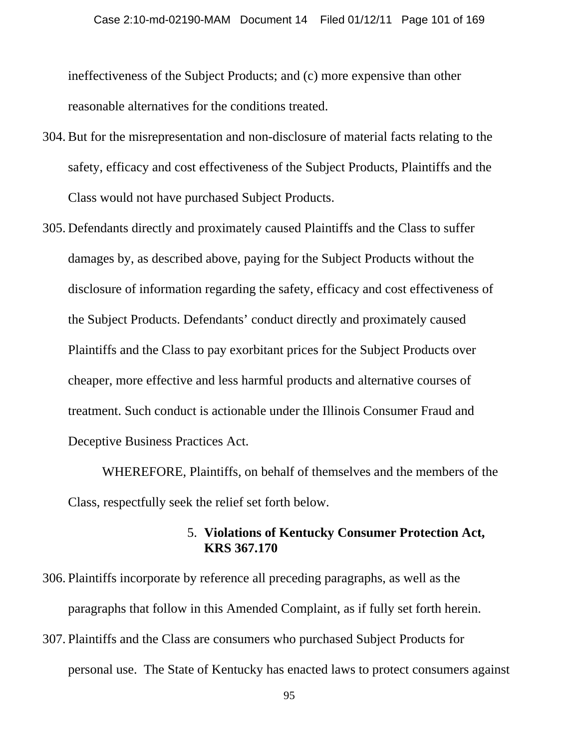ineffectiveness of the Subject Products; and (c) more expensive than other reasonable alternatives for the conditions treated.

304. But for the misrepresentation and non-disclosure of material facts relating to the safety, efficacy and cost effectiveness of the Subject Products, Plaintiffs and the Class would not have purchased Subject Products.

305. Defendants directly and proximately caused Plaintiffs and the Class to suffer damages by, as described above, paying for the Subject Products without the disclosure of information regarding the safety, efficacy and cost effectiveness of the Subject Products. Defendants' conduct directly and proximately caused Plaintiffs and the Class to pay exorbitant prices for the Subject Products over cheaper, more effective and less harmful products and alternative courses of treatment. Such conduct is actionable under the Illinois Consumer Fraud and Deceptive Business Practices Act.

WHEREFORE, Plaintiffs, on behalf of themselves and the members of the Class, respectfully seek the relief set forth below.

### 5. **Violations of Kentucky Consumer Protection Act, KRS 367.170**

306. Plaintiffs incorporate by reference all preceding paragraphs, as well as the paragraphs that follow in this Amended Complaint, as if fully set forth herein.

307. Plaintiffs and the Class are consumers who purchased Subject Products for personal use. The State of Kentucky has enacted laws to protect consumers against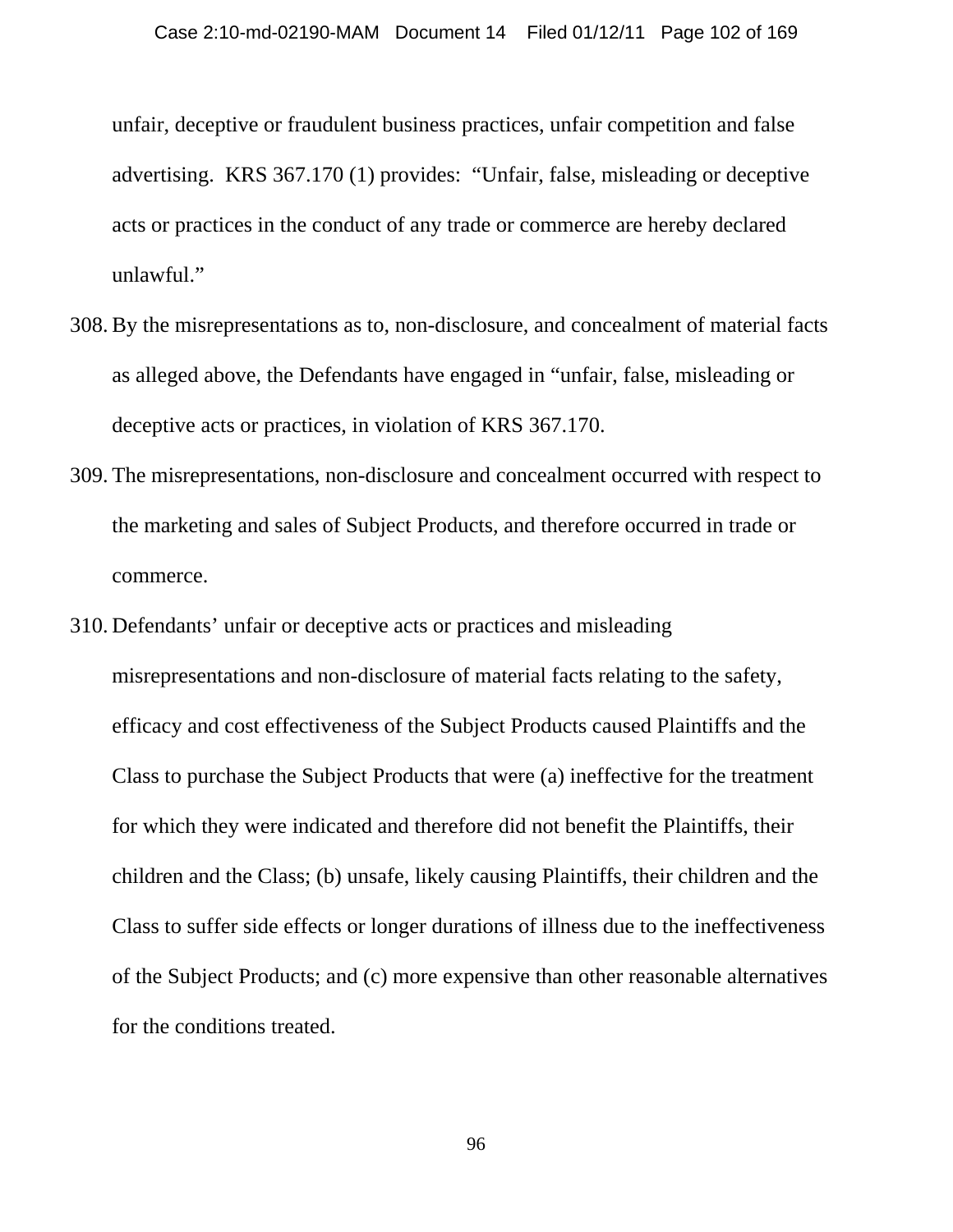unfair, deceptive or fraudulent business practices, unfair competition and false advertising. KRS 367.170 (1) provides: "Unfair, false, misleading or deceptive acts or practices in the conduct of any trade or commerce are hereby declared unlawful."

308. By the misrepresentations as to, non-disclosure, and concealment of material facts as alleged above, the Defendants have engaged in "unfair, false, misleading or deceptive acts or practices, in violation of KRS 367.170.

309. The misrepresentations, non-disclosure and concealment occurred with respect to the marketing and sales of Subject Products, and therefore occurred in trade or commerce.

310. Defendants' unfair or deceptive acts or practices and misleading misrepresentations and non-disclosure of material facts relating to the safety, efficacy and cost effectiveness of the Subject Products caused Plaintiffs and the Class to purchase the Subject Products that were (a) ineffective for the treatment for which they were indicated and therefore did not benefit the Plaintiffs, their children and the Class; (b) unsafe, likely causing Plaintiffs, their children and the Class to suffer side effects or longer durations of illness due to the ineffectiveness of the Subject Products; and (c) more expensive than other reasonable alternatives for the conditions treated.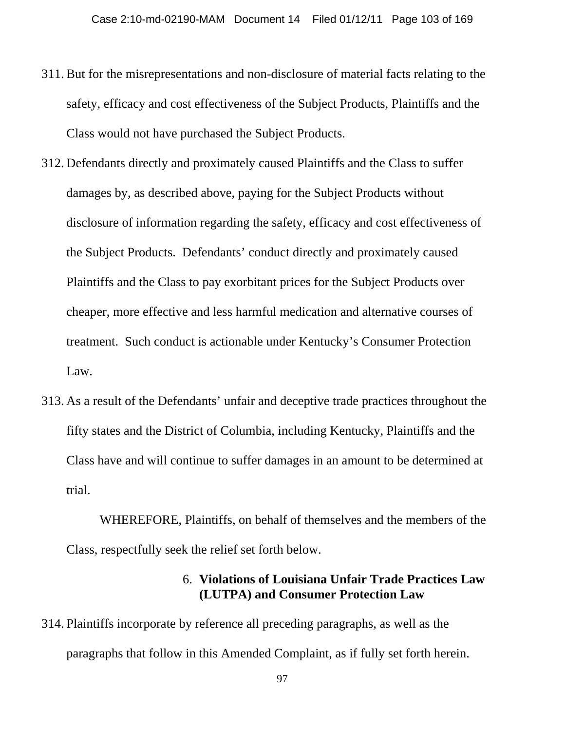311. But for the misrepresentations and non-disclosure of material facts relating to the safety, efficacy and cost effectiveness of the Subject Products, Plaintiffs and the Class would not have purchased the Subject Products.

312. Defendants directly and proximately caused Plaintiffs and the Class to suffer damages by, as described above, paying for the Subject Products without disclosure of information regarding the safety, efficacy and cost effectiveness of the Subject Products. Defendants' conduct directly and proximately caused Plaintiffs and the Class to pay exorbitant prices for the Subject Products over cheaper, more effective and less harmful medication and alternative courses of treatment. Such conduct is actionable under Kentucky's Consumer Protection Law.

313. As a result of the Defendants' unfair and deceptive trade practices throughout the fifty states and the District of Columbia, including Kentucky, Plaintiffs and the Class have and will continue to suffer damages in an amount to be determined at trial.

WHEREFORE, Plaintiffs, on behalf of themselves and the members of the Class, respectfully seek the relief set forth below.

### 6. Violations of Louisiana Unfair Trade Practices Law (LUTPA) and Consumer Protection Law

314. Plaintiffs incorporate by reference all preceding paragraphs, as well as the paragraphs that follow in this Amended Complaint, as if fully set forth herein.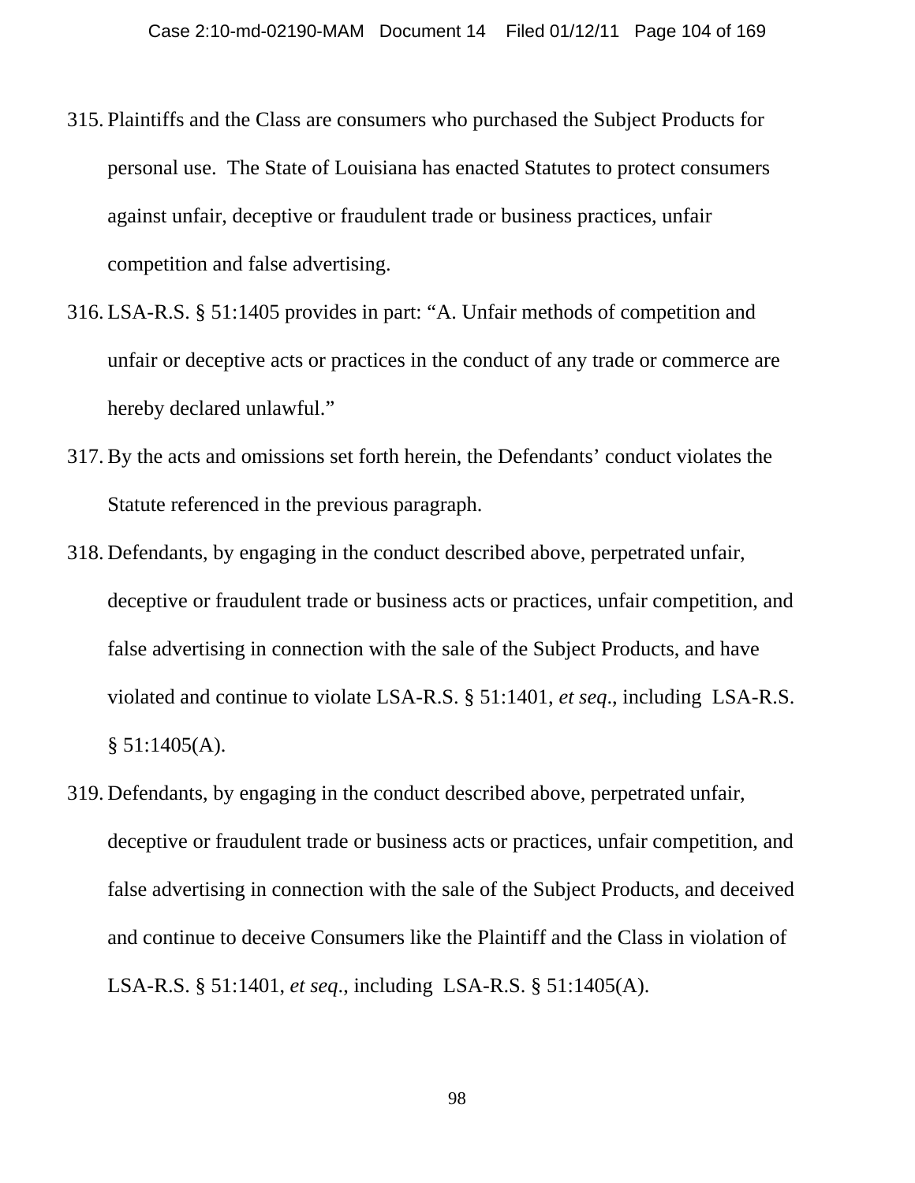315. Plaintiffs and the Class are consumers who purchased the Subject Products for personal use. The State of Louisiana has enacted Statutes to protect consumers against unfair, deceptive or fraudulent trade or business practices, unfair competition and false advertising.

316. LSA-R.S. § 51:1405 provides in part: "A. Unfair methods of competition and unfair or deceptive acts or practices in the conduct of any trade or commerce are hereby declared unlawful."

317. By the acts and omissions set forth herein, the Defendants' conduct violates the Statute referenced in the previous paragraph.

318. Defendants, by engaging in the conduct described above, perpetrated unfair, deceptive or fraudulent trade or business acts or practices, unfair competition, and false advertising in connection with the sale of the Subject Products, and have violated and continue to violate LSA-R.S. § 51:1401, *et seq*., including LSA-R.S. § 51:1405(A).

319. Defendants, by engaging in the conduct described above, perpetrated unfair, deceptive or fraudulent trade or business acts or practices, unfair competition, and false advertising in connection with the sale of the Subject Products, and deceived and continue to deceive Consumers like the Plaintiff and the Class in violation of LSA-R.S. § 51:1401, *et seq*., including LSA-R.S. § 51:1405(A).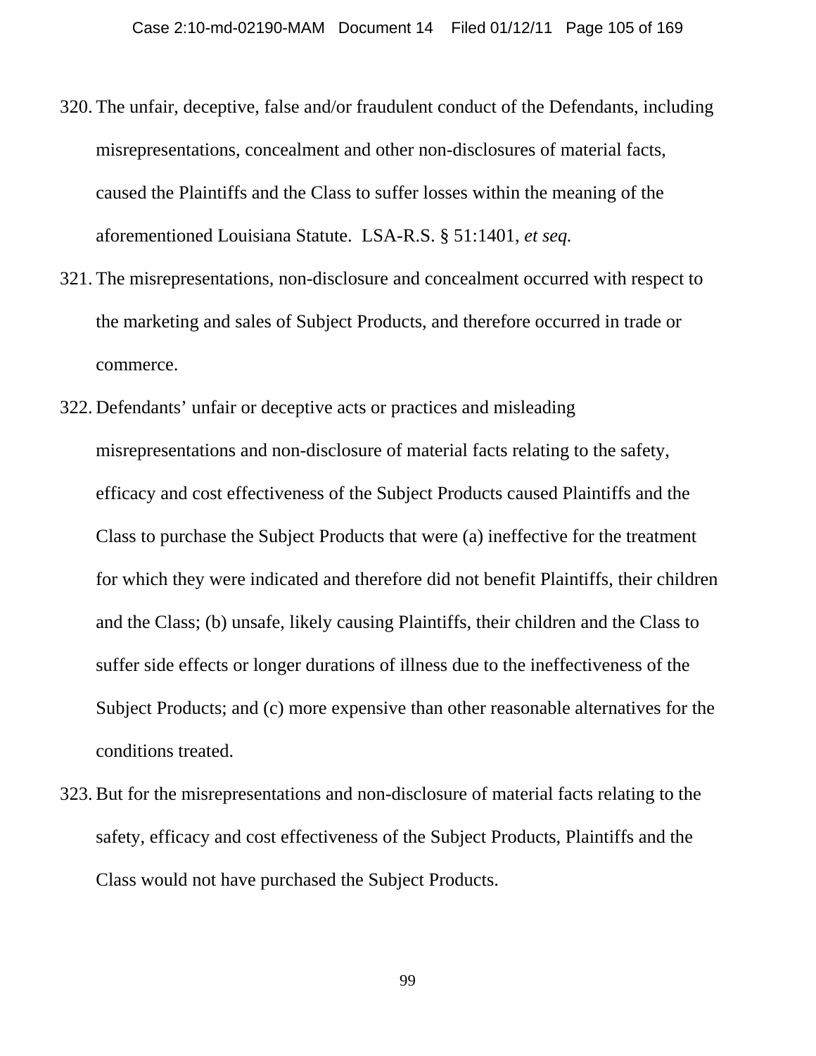320. The unfair, deceptive, false and/or fraudulent conduct of the Defendants, including misrepresentations, concealment and other non-disclosures of material facts, caused the Plaintiffs and the Class to suffer losses within the meaning of the aforementioned Louisiana Statute. LSA-R.S. § 51:1401, *et seq.*

321. The misrepresentations, non-disclosure and concealment occurred with respect to the marketing and sales of Subject Products, and therefore occurred in trade or commerce.

322. Defendants' unfair or deceptive acts or practices and misleading misrepresentations and non-disclosure of material facts relating to the safety, efficacy and cost effectiveness of the Subject Products caused Plaintiffs and the Class to purchase the Subject Products that were (a) ineffective for the treatment for which they were indicated and therefore did not benefit Plaintiffs, their children and the Class; (b) unsafe, likely causing Plaintiffs, their children and the Class to suffer side effects or longer durations of illness due to the ineffectiveness of the Subject Products; and (c) more expensive than other reasonable alternatives for the conditions treated.

323. But for the misrepresentations and non-disclosure of material facts relating to the safety, efficacy and cost effectiveness of the Subject Products, Plaintiffs and the Class would not have purchased the Subject Products.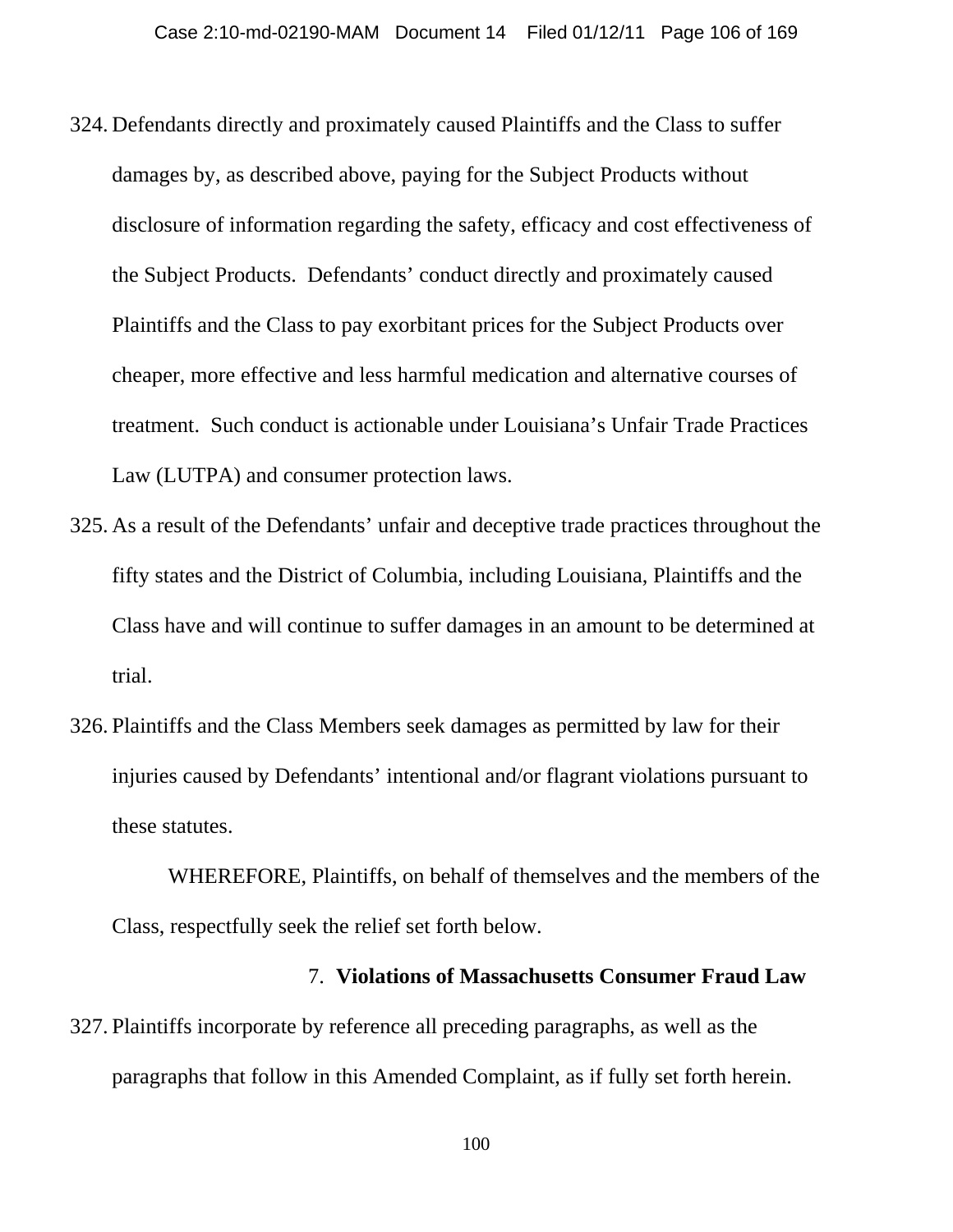324. Defendants directly and proximately caused Plaintiffs and the Class to suffer damages by, as described above, paying for the Subject Products without disclosure of information regarding the safety, efficacy and cost effectiveness of the Subject Products. Defendants' conduct directly and proximately caused Plaintiffs and the Class to pay exorbitant prices for the Subject Products over cheaper, more effective and less harmful medication and alternative courses of treatment. Such conduct is actionable under Louisiana's Unfair Trade Practices Law (LUTPA) and consumer protection laws.

325. As a result of the Defendants' unfair and deceptive trade practices throughout the fifty states and the District of Columbia, including Louisiana, Plaintiffs and the Class have and will continue to suffer damages in an amount to be determined at trial.

326. Plaintiffs and the Class Members seek damages as permitted by law for their injuries caused by Defendants' intentional and/or flagrant violations pursuant to these statutes.

WHEREFORE, Plaintiffs, on behalf of themselves and the members of the Class, respectfully seek the relief set forth below.

### 7. **Violations of Massachusetts Consumer Fraud Law**

327. Plaintiffs incorporate by reference all preceding paragraphs, as well as the paragraphs that follow in this Amended Complaint, as if fully set forth herein.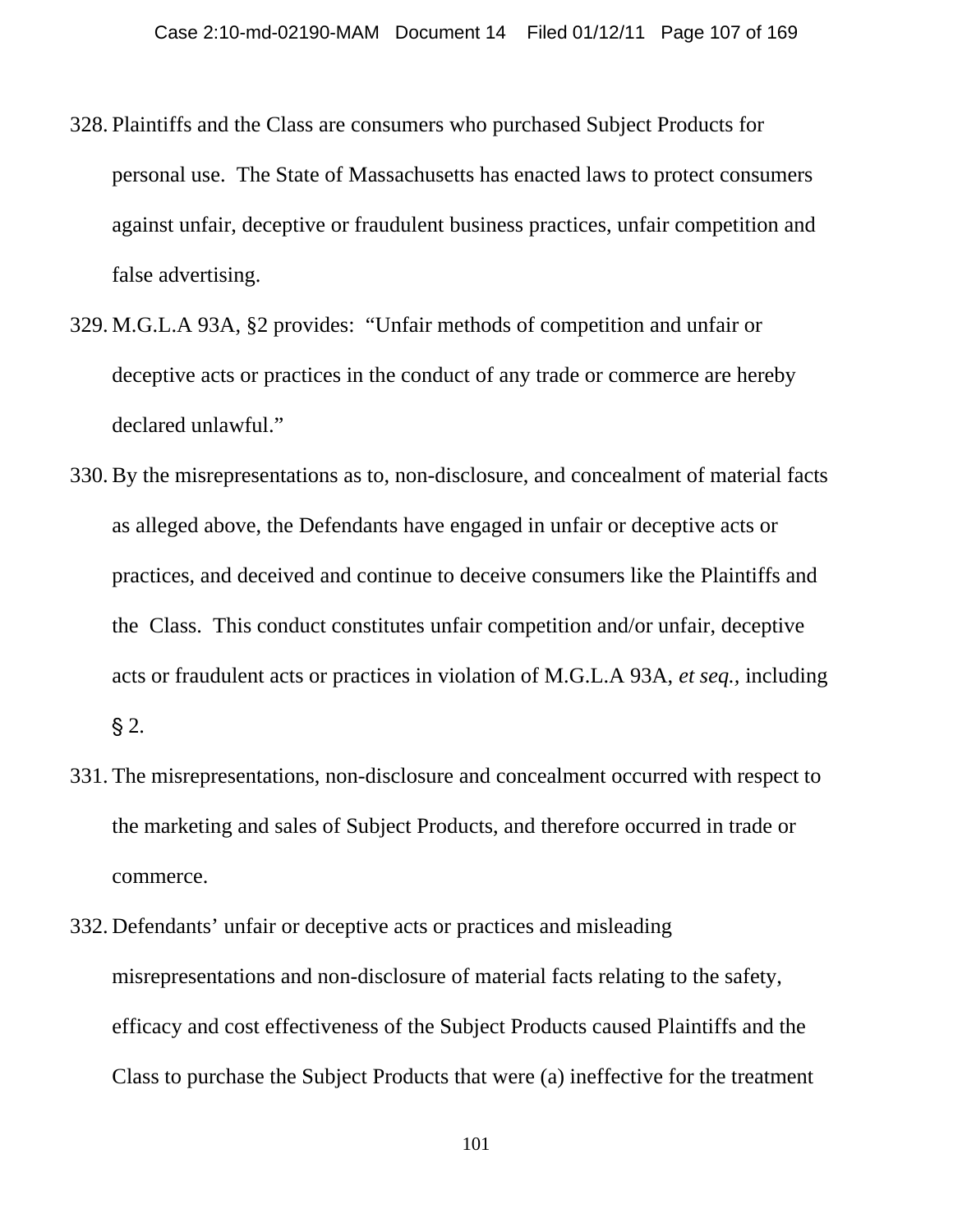328. Plaintiffs and the Class are consumers who purchased Subject Products for personal use. The State of Massachusetts has enacted laws to protect consumers against unfair, deceptive or fraudulent business practices, unfair competition and false advertising.

329. M.G.L.A 93A, §2 provides: "Unfair methods of competition and unfair or deceptive acts or practices in the conduct of any trade or commerce are hereby declared unlawful."

330. By the misrepresentations as to, non-disclosure, and concealment of material facts as alleged above, the Defendants have engaged in unfair or deceptive acts or practices, and deceived and continue to deceive consumers like the Plaintiffs and the Class. This conduct constitutes unfair competition and/or unfair, deceptive acts or fraudulent acts or practices in violation of M.G.L.A 93A, *et seq.*, including § 2.

331. The misrepresentations, non-disclosure and concealment occurred with respect to the marketing and sales of Subject Products, and therefore occurred in trade or commerce.

332. Defendants' unfair or deceptive acts or practices and misleading misrepresentations and non-disclosure of material facts relating to the safety, efficacy and cost effectiveness of the Subject Products caused Plaintiffs and the Class to purchase the Subject Products that were (a) ineffective for the treatment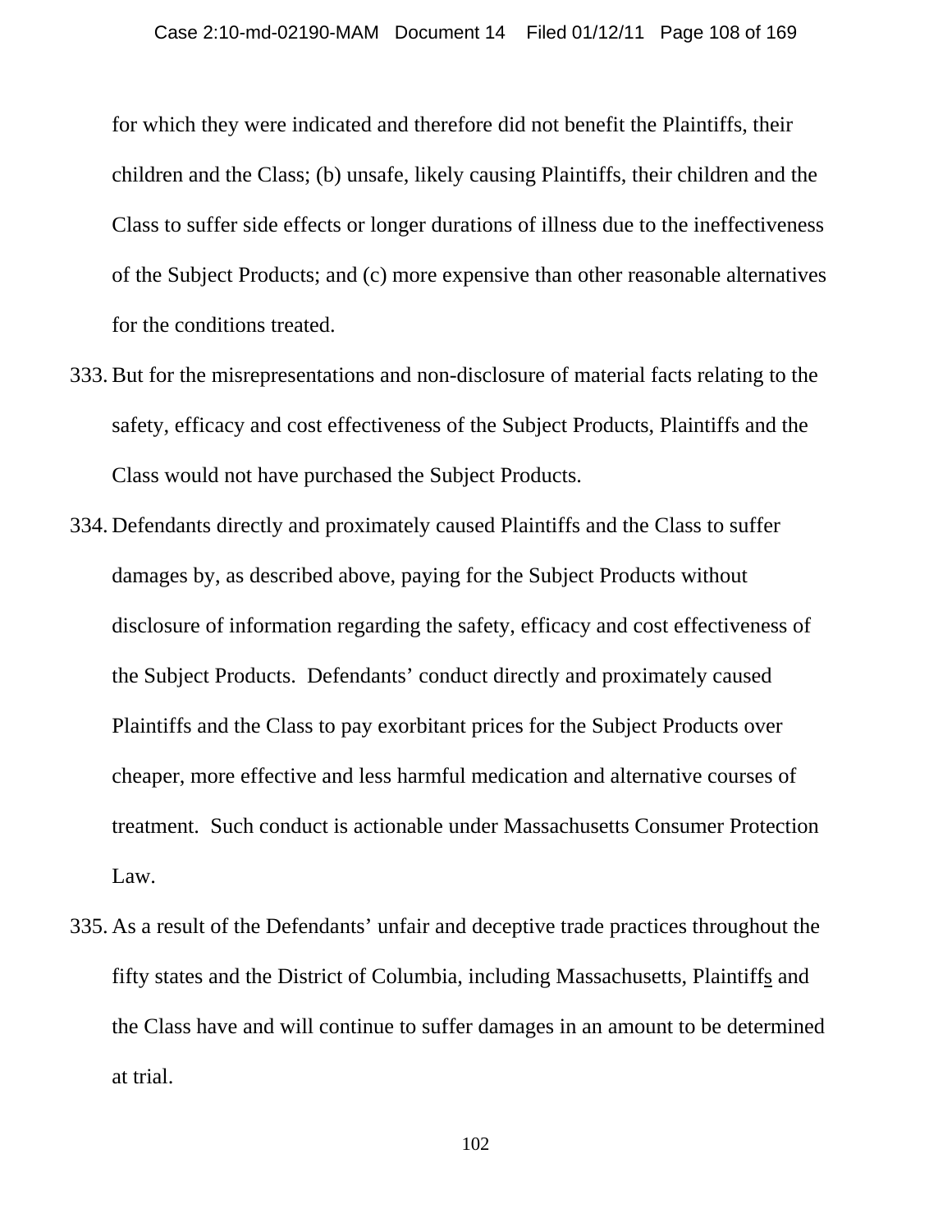for which they were indicated and therefore did not benefit the Plaintiffs, their children and the Class; (b) unsafe, likely causing Plaintiffs, their children and the Class to suffer side effects or longer durations of illness due to the ineffectiveness of the Subject Products; and (c) more expensive than other reasonable alternatives for the conditions treated.

333. But for the misrepresentations and non-disclosure of material facts relating to the safety, efficacy and cost effectiveness of the Subject Products, Plaintiffs and the Class would not have purchased the Subject Products.

334. Defendants directly and proximately caused Plaintiffs and the Class to suffer damages by, as described above, paying for the Subject Products without disclosure of information regarding the safety, efficacy and cost effectiveness of the Subject Products. Defendants' conduct directly and proximately caused Plaintiffs and the Class to pay exorbitant prices for the Subject Products over cheaper, more effective and less harmful medication and alternative courses of treatment. Such conduct is actionable under Massachusetts Consumer Protection Law.

335. As a result of the Defendants' unfair and deceptive trade practices throughout the fifty states and the District of Columbia, including Massachusetts, Plaintiffs and the Class have and will continue to suffer damages in an amount to be determined at trial.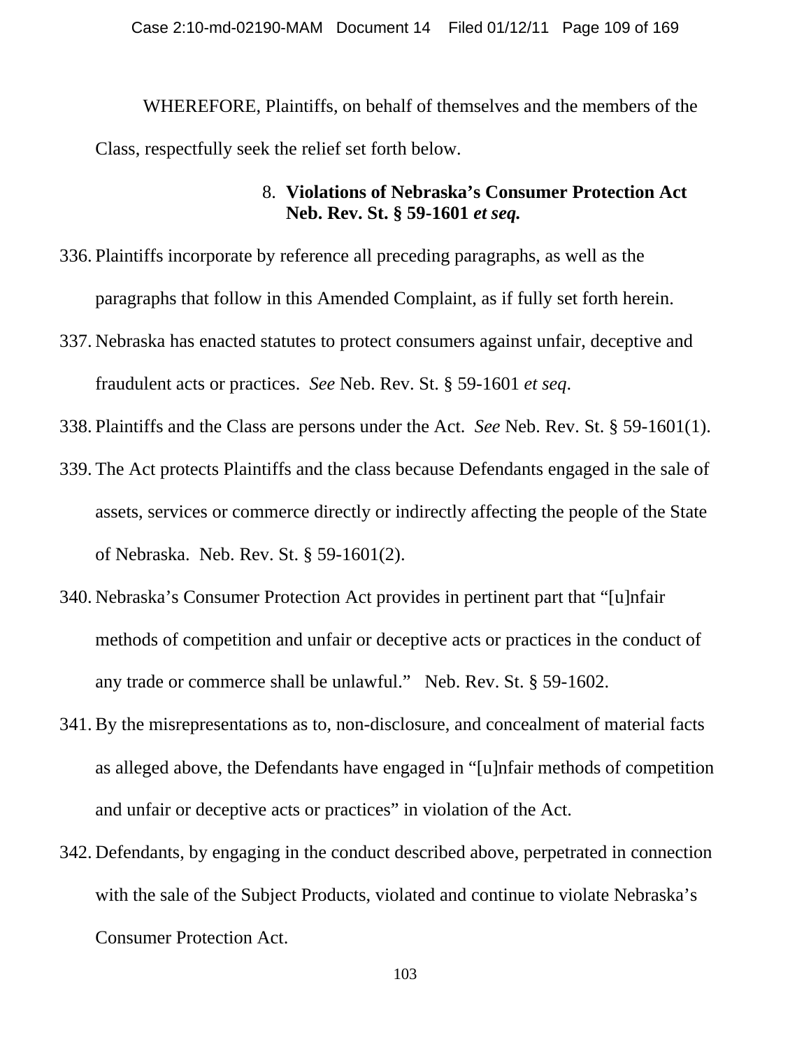WHEREFORE, Plaintiffs, on behalf of themselves and the members of the Class, respectfully seek the relief set forth below.

### 8. **Violations of Nebraska's Consumer Protection Act Neb. Rev. St. § 59-1601 *et seq.***

336. Plaintiffs incorporate by reference all preceding paragraphs, as well as the paragraphs that follow in this Amended Complaint, as if fully set forth herein.

337. Nebraska has enacted statutes to protect consumers against unfair, deceptive and fraudulent acts or practices. *See* Neb. Rev. St. § 59-1601 *et seq*.

338. Plaintiffs and the Class are persons under the Act. *See* Neb. Rev. St. § 59-1601(1).

339. The Act protects Plaintiffs and the class because Defendants engaged in the sale of assets, services or commerce directly or indirectly affecting the people of the State of Nebraska. Neb. Rev. St. § 59-1601(2).

340. Nebraska's Consumer Protection Act provides in pertinent part that "[u]nfair methods of competition and unfair or deceptive acts or practices in the conduct of any trade or commerce shall be unlawful." Neb. Rev. St. § 59-1602.

341. By the misrepresentations as to, non-disclosure, and concealment of material facts as alleged above, the Defendants have engaged in "[u]nfair methods of competition and unfair or deceptive acts or practices" in violation of the Act.

342. Defendants, by engaging in the conduct described above, perpetrated in connection with the sale of the Subject Products, violated and continue to violate Nebraska's Consumer Protection Act.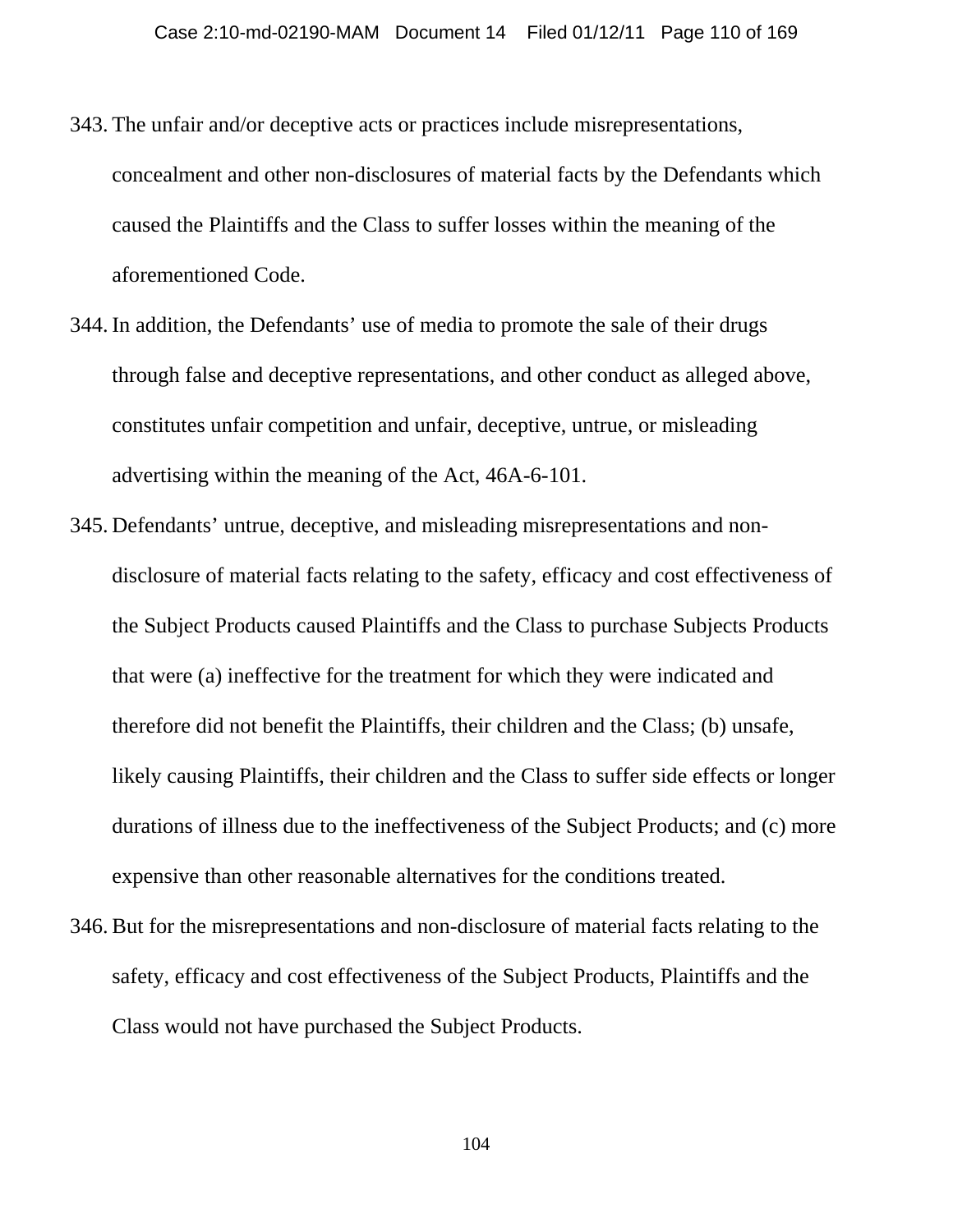343. The unfair and/or deceptive acts or practices include misrepresentations, concealment and other non-disclosures of material facts by the Defendants which caused the Plaintiffs and the Class to suffer losses within the meaning of the aforementioned Code.

344. In addition, the Defendants' use of media to promote the sale of their drugs through false and deceptive representations, and other conduct as alleged above, constitutes unfair competition and unfair, deceptive, untrue, or misleading advertising within the meaning of the Act, 46A-6-101.

345. Defendants' untrue, deceptive, and misleading misrepresentations and non-disclosure of material facts relating to the safety, efficacy and cost effectiveness of the Subject Products caused Plaintiffs and the Class to purchase Subjects Products that were (a) ineffective for the treatment for which they were indicated and therefore did not benefit the Plaintiffs, their children and the Class; (b) unsafe, likely causing Plaintiffs, their children and the Class to suffer side effects or longer durations of illness due to the ineffectiveness of the Subject Products; and (c) more expensive than other reasonable alternatives for the conditions treated.

346. But for the misrepresentations and non-disclosure of material facts relating to the safety, efficacy and cost effectiveness of the Subject Products, Plaintiffs and the Class would not have purchased the Subject Products.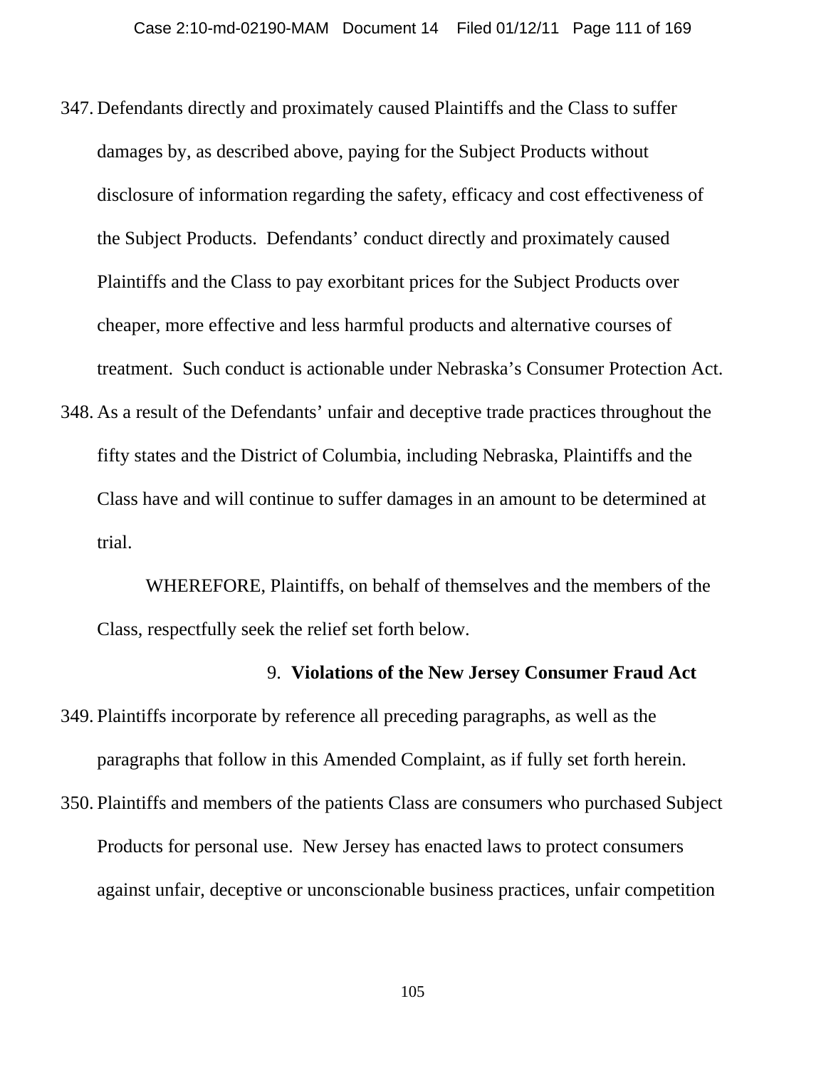347. Defendants directly and proximately caused Plaintiffs and the Class to suffer damages by, as described above, paying for the Subject Products without disclosure of information regarding the safety, efficacy and cost effectiveness of the Subject Products. Defendants' conduct directly and proximately caused Plaintiffs and the Class to pay exorbitant prices for the Subject Products over cheaper, more effective and less harmful products and alternative courses of treatment. Such conduct is actionable under Nebraska's Consumer Protection Act.

348. As a result of the Defendants' unfair and deceptive trade practices throughout the fifty states and the District of Columbia, including Nebraska, Plaintiffs and the Class have and will continue to suffer damages in an amount to be determined at trial.

WHEREFORE, Plaintiffs, on behalf of themselves and the members of the Class, respectfully seek the relief set forth below.

### 9. **Violations of the New Jersey Consumer Fraud Act**

349. Plaintiffs incorporate by reference all preceding paragraphs, as well as the paragraphs that follow in this Amended Complaint, as if fully set forth herein.

350. Plaintiffs and members of the patients Class are consumers who purchased Subject Products for personal use. New Jersey has enacted laws to protect consumers against unfair, deceptive or unconscionable business practices, unfair competition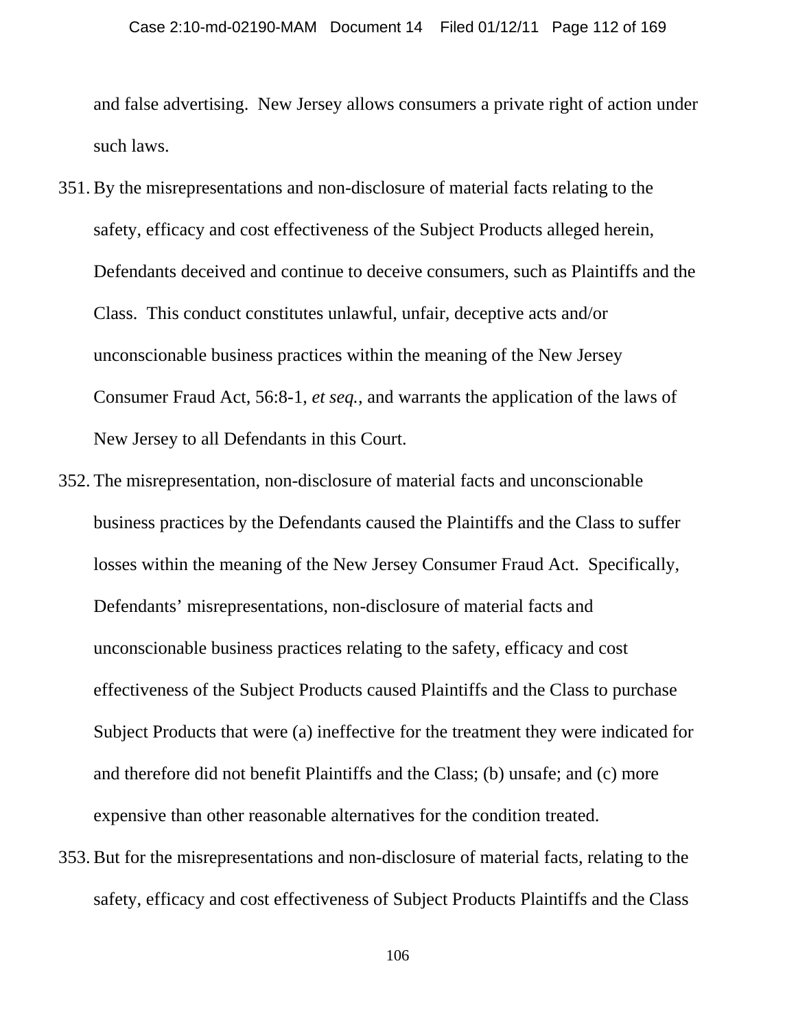and false advertising. New Jersey allows consumers a private right of action under such laws.

351. By the misrepresentations and non-disclosure of material facts relating to the safety, efficacy and cost effectiveness of the Subject Products alleged herein, Defendants deceived and continue to deceive consumers, such as Plaintiffs and the Class. This conduct constitutes unlawful, unfair, deceptive acts and/or unconscionable business practices within the meaning of the New Jersey Consumer Fraud Act, 56:8-1, *et seq.,* and warrants the application of the laws of New Jersey to all Defendants in this Court.

352. The misrepresentation, non-disclosure of material facts and unconscionable business practices by the Defendants caused the Plaintiffs and the Class to suffer losses within the meaning of the New Jersey Consumer Fraud Act. Specifically, Defendants' misrepresentations, non-disclosure of material facts and unconscionable business practices relating to the safety, efficacy and cost effectiveness of the Subject Products caused Plaintiffs and the Class to purchase Subject Products that were (a) ineffective for the treatment they were indicated for and therefore did not benefit Plaintiffs and the Class; (b) unsafe; and (c) more expensive than other reasonable alternatives for the condition treated.

353. But for the misrepresentations and non-disclosure of material facts, relating to the safety, efficacy and cost effectiveness of Subject Products Plaintiffs and the Class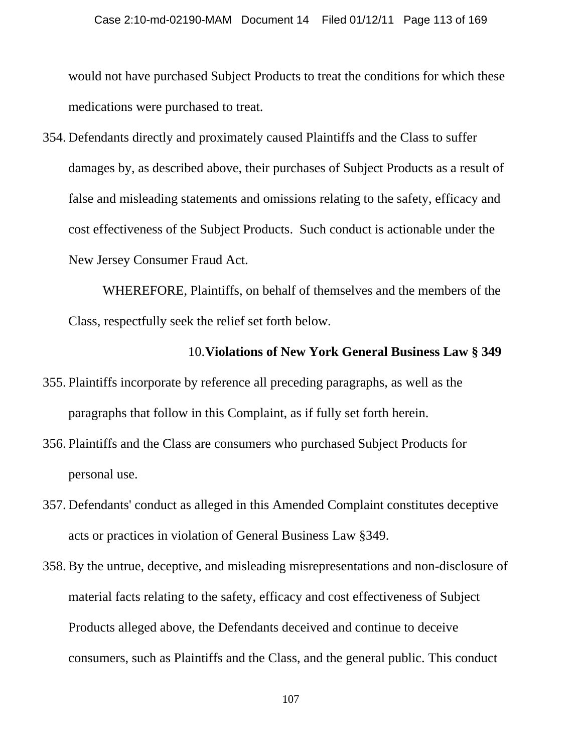would not have purchased Subject Products to treat the conditions for which these medications were purchased to treat.

354. Defendants directly and proximately caused Plaintiffs and the Class to suffer damages by, as described above, their purchases of Subject Products as a result of false and misleading statements and omissions relating to the safety, efficacy and cost effectiveness of the Subject Products. Such conduct is actionable under the New Jersey Consumer Fraud Act.

WHEREFORE, Plaintiffs, on behalf of themselves and the members of the Class, respectfully seek the relief set forth below.

### 10. **Violations of New York General Business Law § 349**

355. Plaintiffs incorporate by reference all preceding paragraphs, as well as the paragraphs that follow in this Complaint, as if fully set forth herein.

356. Plaintiffs and the Class are consumers who purchased Subject Products for personal use.

357. Defendants' conduct as alleged in this Amended Complaint constitutes deceptive acts or practices in violation of General Business Law §349.

358. By the untrue, deceptive, and misleading misrepresentations and non-disclosure of material facts relating to the safety, efficacy and cost effectiveness of Subject Products alleged above, the Defendants deceived and continue to deceive consumers, such as Plaintiffs and the Class, and the general public. This conduct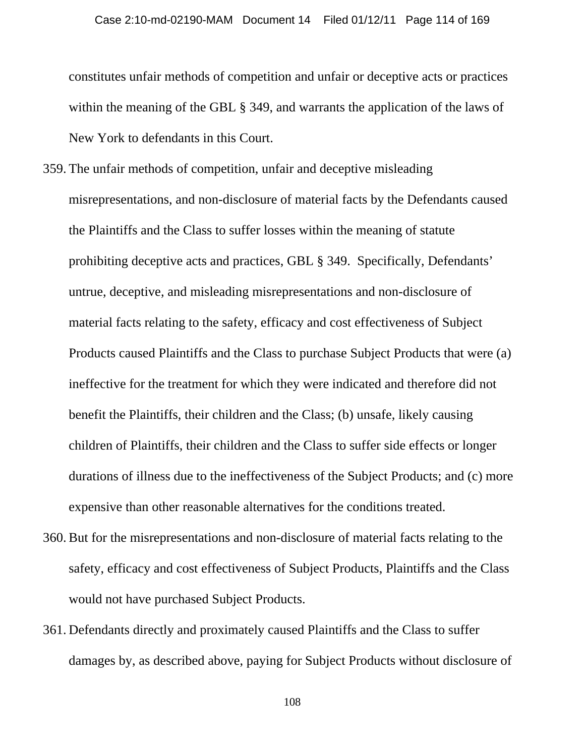constitutes unfair methods of competition and unfair or deceptive acts or practices within the meaning of the GBL § 349, and warrants the application of the laws of New York to defendants in this Court.

359. The unfair methods of competition, unfair and deceptive misleading misrepresentations, and non-disclosure of material facts by the Defendants caused the Plaintiffs and the Class to suffer losses within the meaning of statute prohibiting deceptive acts and practices, GBL § 349. Specifically, Defendants' untrue, deceptive, and misleading misrepresentations and non-disclosure of material facts relating to the safety, efficacy and cost effectiveness of Subject Products caused Plaintiffs and the Class to purchase Subject Products that were (a) ineffective for the treatment for which they were indicated and therefore did not benefit the Plaintiffs, their children and the Class; (b) unsafe, likely causing children of Plaintiffs, their children and the Class to suffer side effects or longer durations of illness due to the ineffectiveness of the Subject Products; and (c) more expensive than other reasonable alternatives for the conditions treated.

360. But for the misrepresentations and non-disclosure of material facts relating to the safety, efficacy and cost effectiveness of Subject Products, Plaintiffs and the Class would not have purchased Subject Products.

361. Defendants directly and proximately caused Plaintiffs and the Class to suffer damages by, as described above, paying for Subject Products without disclosure of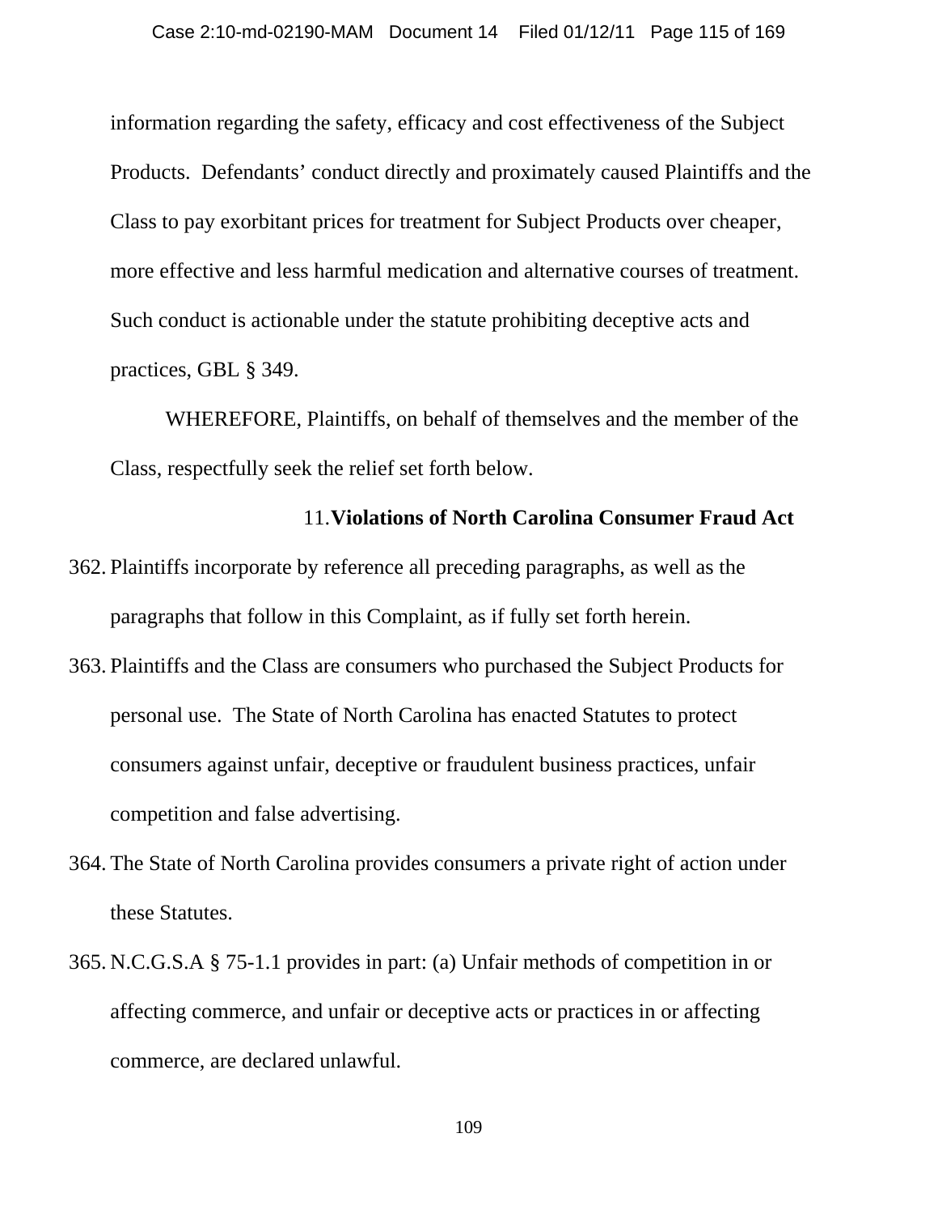information regarding the safety, efficacy and cost effectiveness of the Subject Products. Defendants' conduct directly and proximately caused Plaintiffs and the Class to pay exorbitant prices for treatment for Subject Products over cheaper, more effective and less harmful medication and alternative courses of treatment. Such conduct is actionable under the statute prohibiting deceptive acts and practices, GBL § 349.

WHEREFORE, Plaintiffs, on behalf of themselves and the member of the Class, respectfully seek the relief set forth below.

### 11. Violations of North Carolina Consumer Fraud Act

362. Plaintiffs incorporate by reference all preceding paragraphs, as well as the paragraphs that follow in this Complaint, as if fully set forth herein.

363. Plaintiffs and the Class are consumers who purchased the Subject Products for personal use. The State of North Carolina has enacted Statutes to protect consumers against unfair, deceptive or fraudulent business practices, unfair competition and false advertising.

364. The State of North Carolina provides consumers a private right of action under these Statutes.

365. N.C.G.S.A § 75-1.1 provides in part: (a) Unfair methods of competition in or affecting commerce, and unfair or deceptive acts or practices in or affecting commerce, are declared unlawful.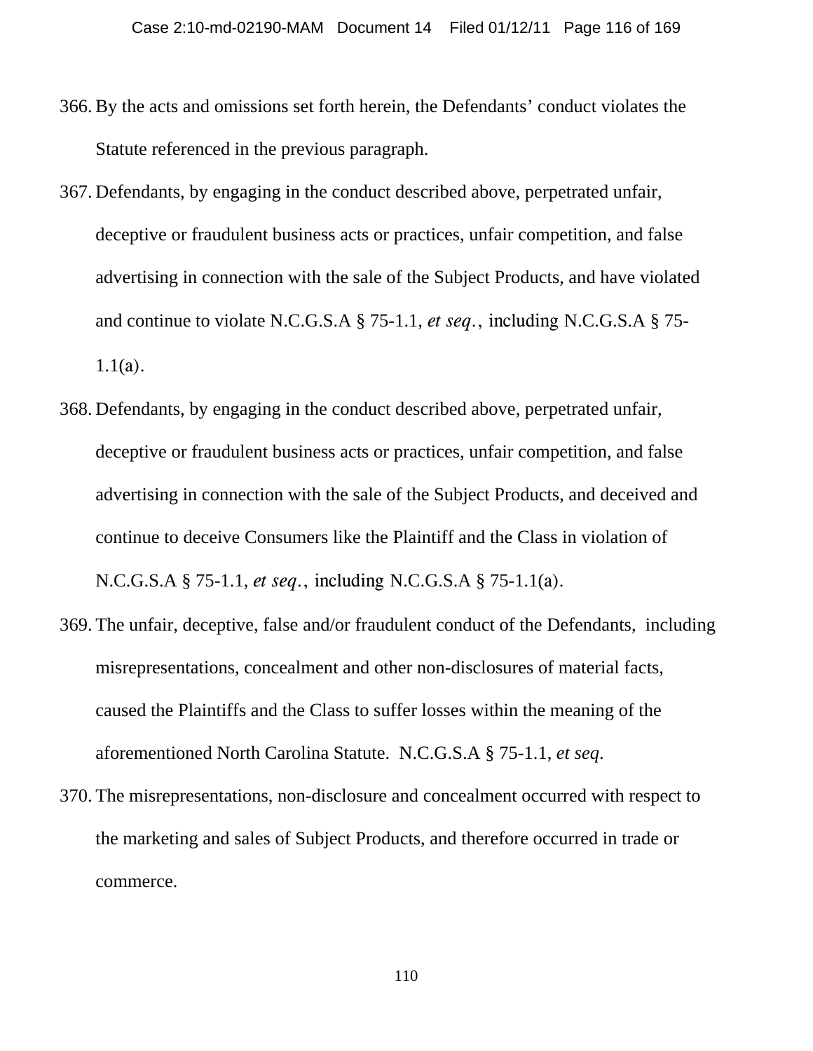366. By the acts and omissions set forth herein, the Defendants' conduct violates the Statute referenced in the previous paragraph.

367. Defendants, by engaging in the conduct described above, perpetrated unfair, deceptive or fraudulent business acts or practices, unfair competition, and false advertising in connection with the sale of the Subject Products, and have violated and continue to violate N.C.G.S.A § 75-1.1, *et seq.*, including N.C.G.S.A § 75-1.1(a).

368. Defendants, by engaging in the conduct described above, perpetrated unfair, deceptive or fraudulent business acts or practices, unfair competition, and false advertising in connection with the sale of the Subject Products, and deceived and continue to deceive Consumers like the Plaintiff and the Class in violation of N.C.G.S.A § 75-1.1, *et seq.*, including N.C.G.S.A § 75-1.1(a).

369. The unfair, deceptive, false and/or fraudulent conduct of the Defendants, including misrepresentations, concealment and other non-disclosures of material facts, caused the Plaintiffs and the Class to suffer losses within the meaning of the aforementioned North Carolina Statute. N.C.G.S.A § 75-1.1, *et seq*.

370. The misrepresentations, non-disclosure and concealment occurred with respect to the marketing and sales of Subject Products, and therefore occurred in trade or commerce.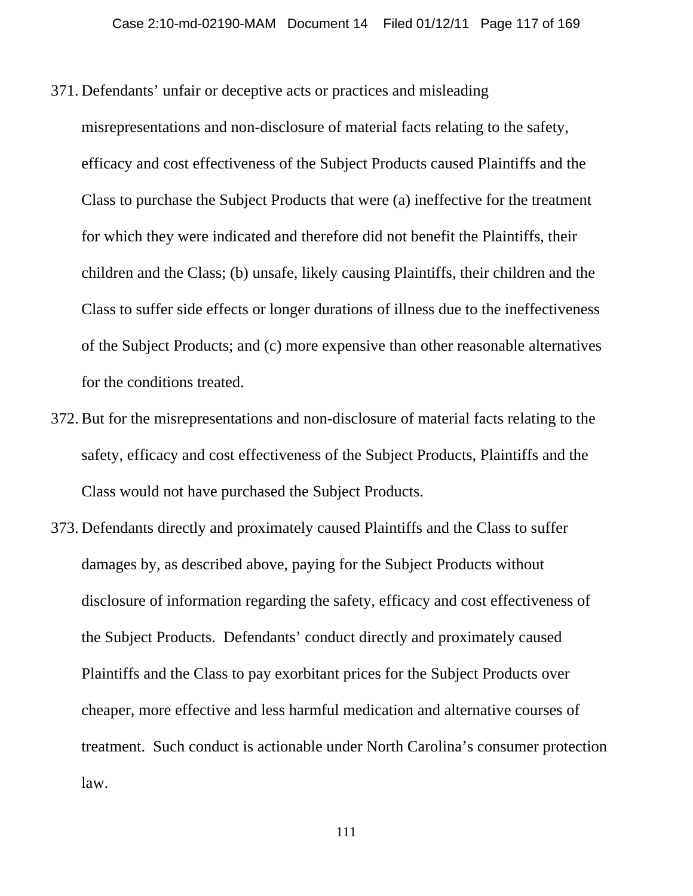371. Defendants' unfair or deceptive acts or practices and misleading misrepresentations and non-disclosure of material facts relating to the safety, efficacy and cost effectiveness of the Subject Products caused Plaintiffs and the Class to purchase the Subject Products that were (a) ineffective for the treatment for which they were indicated and therefore did not benefit the Plaintiffs, their children and the Class; (b) unsafe, likely causing Plaintiffs, their children and the Class to suffer side effects or longer durations of illness due to the ineffectiveness of the Subject Products; and (c) more expensive than other reasonable alternatives for the conditions treated.

372. But for the misrepresentations and non-disclosure of material facts relating to the safety, efficacy and cost effectiveness of the Subject Products, Plaintiffs and the Class would not have purchased the Subject Products.

373. Defendants directly and proximately caused Plaintiffs and the Class to suffer damages by, as described above, paying for the Subject Products without disclosure of information regarding the safety, efficacy and cost effectiveness of the Subject Products. Defendants' conduct directly and proximately caused Plaintiffs and the Class to pay exorbitant prices for the Subject Products over cheaper, more effective and less harmful medication and alternative courses of treatment. Such conduct is actionable under North Carolina's consumer protection law.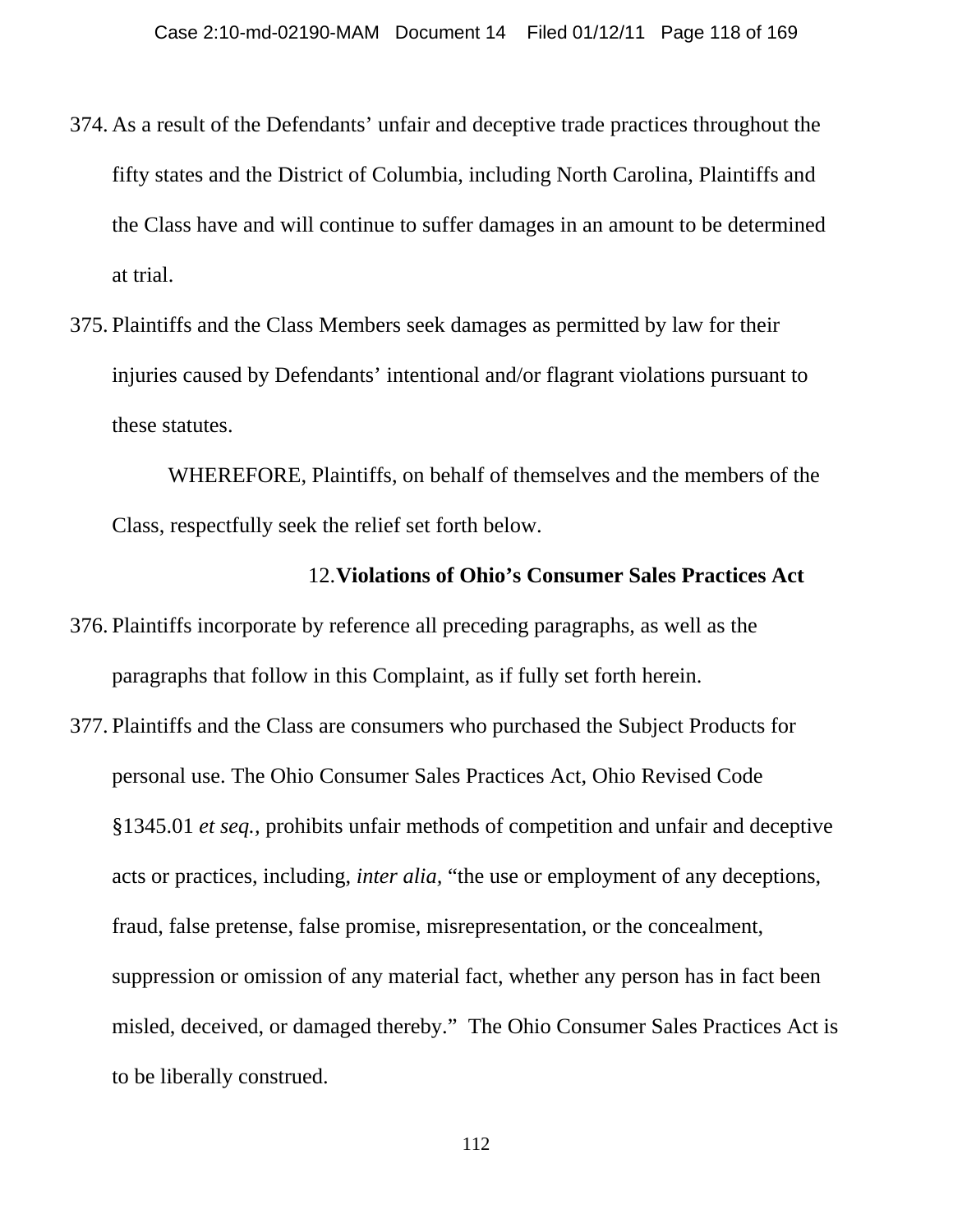374. As a result of the Defendants' unfair and deceptive trade practices throughout the fifty states and the District of Columbia, including North Carolina, Plaintiffs and the Class have and will continue to suffer damages in an amount to be determined at trial.

375. Plaintiffs and the Class Members seek damages as permitted by law for their injuries caused by Defendants' intentional and/or flagrant violations pursuant to these statutes.

WHEREFORE, Plaintiffs, on behalf of themselves and the members of the Class, respectfully seek the relief set forth below.

### 12. Violations of Ohio's Consumer Sales Practices Act

376. Plaintiffs incorporate by reference all preceding paragraphs, as well as the paragraphs that follow in this Complaint, as if fully set forth herein.

377. Plaintiffs and the Class are consumers who purchased the Subject Products for personal use. The Ohio Consumer Sales Practices Act, Ohio Revised Code §1345.01 *et seq.,* prohibits unfair methods of competition and unfair and deceptive acts or practices, including, *inter alia,* "the use or employment of any deceptions, fraud, false pretense, false promise, misrepresentation, or the concealment, suppression or omission of any material fact, whether any person has in fact been misled, deceived, or damaged thereby." The Ohio Consumer Sales Practices Act is to be liberally construed.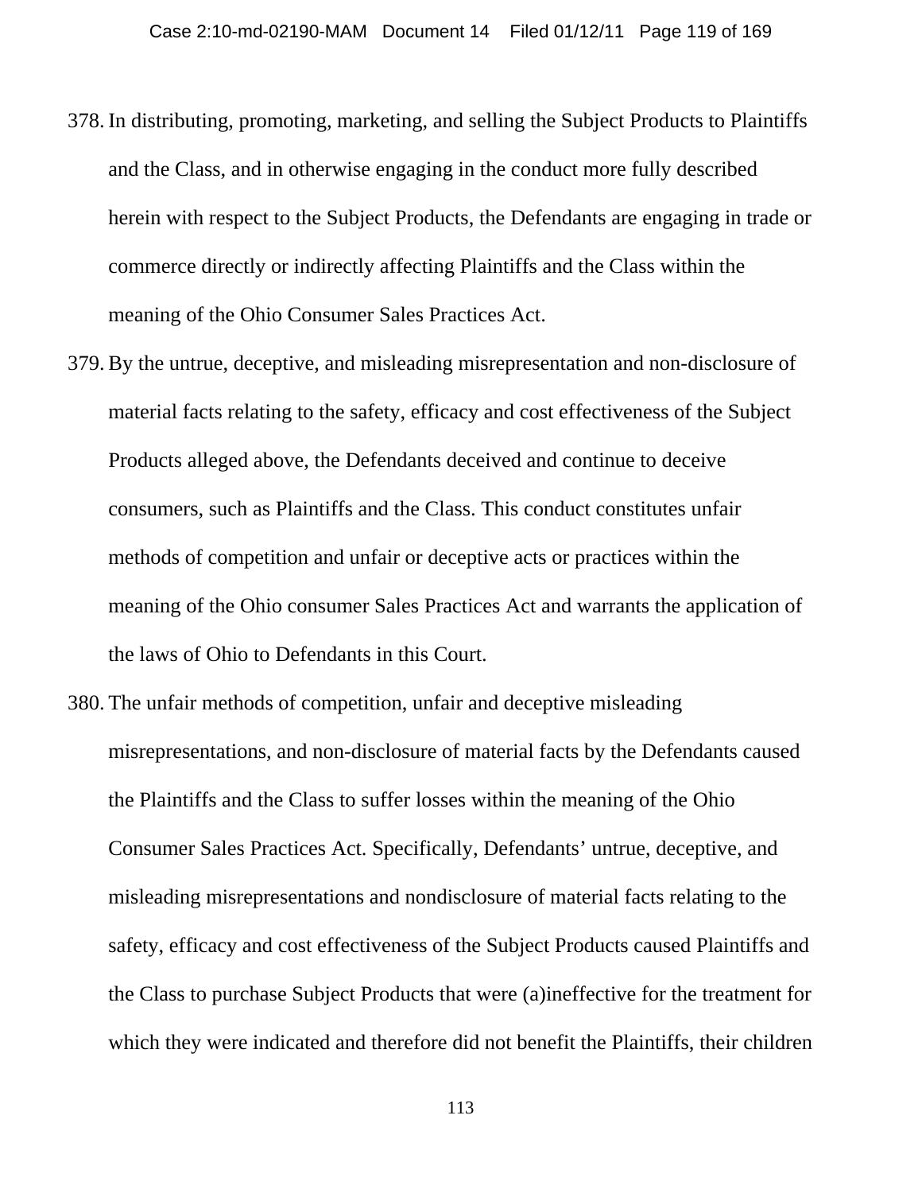378. In distributing, promoting, marketing, and selling the Subject Products to Plaintiffs and the Class, and in otherwise engaging in the conduct more fully described herein with respect to the Subject Products, the Defendants are engaging in trade or commerce directly or indirectly affecting Plaintiffs and the Class within the meaning of the Ohio Consumer Sales Practices Act.

379. By the untrue, deceptive, and misleading misrepresentation and non-disclosure of material facts relating to the safety, efficacy and cost effectiveness of the Subject Products alleged above, the Defendants deceived and continue to deceive consumers, such as Plaintiffs and the Class. This conduct constitutes unfair methods of competition and unfair or deceptive acts or practices within the meaning of the Ohio consumer Sales Practices Act and warrants the application of the laws of Ohio to Defendants in this Court.

380. The unfair methods of competition, unfair and deceptive misleading misrepresentations, and non-disclosure of material facts by the Defendants caused the Plaintiffs and the Class to suffer losses within the meaning of the Ohio Consumer Sales Practices Act. Specifically, Defendants' untrue, deceptive, and misleading misrepresentations and nondisclosure of material facts relating to the safety, efficacy and cost effectiveness of the Subject Products caused Plaintiffs and the Class to purchase Subject Products that were (a)ineffective for the treatment for which they were indicated and therefore did not benefit the Plaintiffs, their children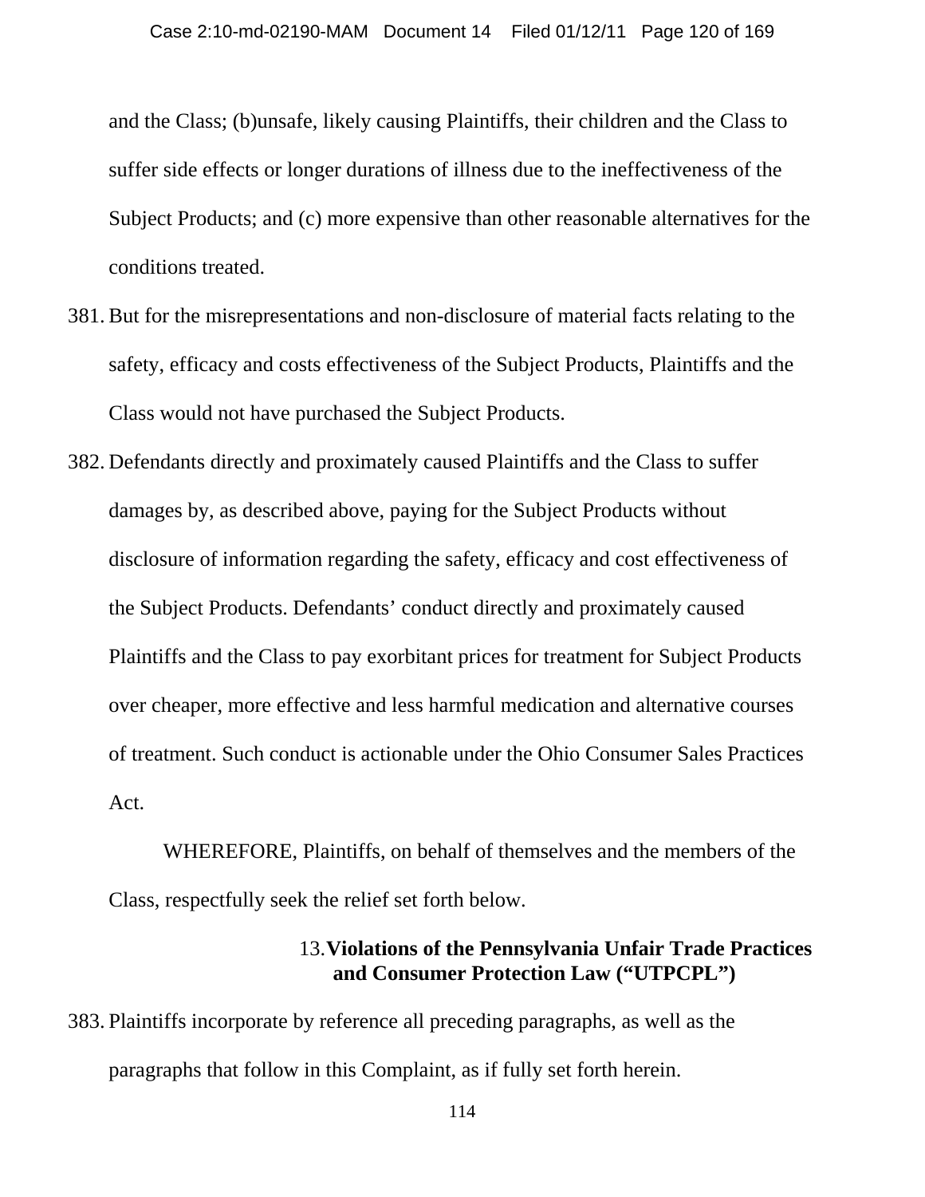and the Class; (b)unsafe, likely causing Plaintiffs, their children and the Class to suffer side effects or longer durations of illness due to the ineffectiveness of the Subject Products; and (c) more expensive than other reasonable alternatives for the conditions treated.

381. But for the misrepresentations and non-disclosure of material facts relating to the safety, efficacy and costs effectiveness of the Subject Products, Plaintiffs and the Class would not have purchased the Subject Products.

382. Defendants directly and proximately caused Plaintiffs and the Class to suffer damages by, as described above, paying for the Subject Products without disclosure of information regarding the safety, efficacy and cost effectiveness of the Subject Products. Defendants' conduct directly and proximately caused Plaintiffs and the Class to pay exorbitant prices for treatment for Subject Products over cheaper, more effective and less harmful medication and alternative courses of treatment. Such conduct is actionable under the Ohio Consumer Sales Practices Act.

WHEREFORE, Plaintiffs, on behalf of themselves and the members of the Class, respectfully seek the relief set forth below.

### 13. Violations of the Pennsylvania Unfair Trade Practices and Consumer Protection Law ("UTPCPL")

383. Plaintiffs incorporate by reference all preceding paragraphs, as well as the paragraphs that follow in this Complaint, as if fully set forth herein.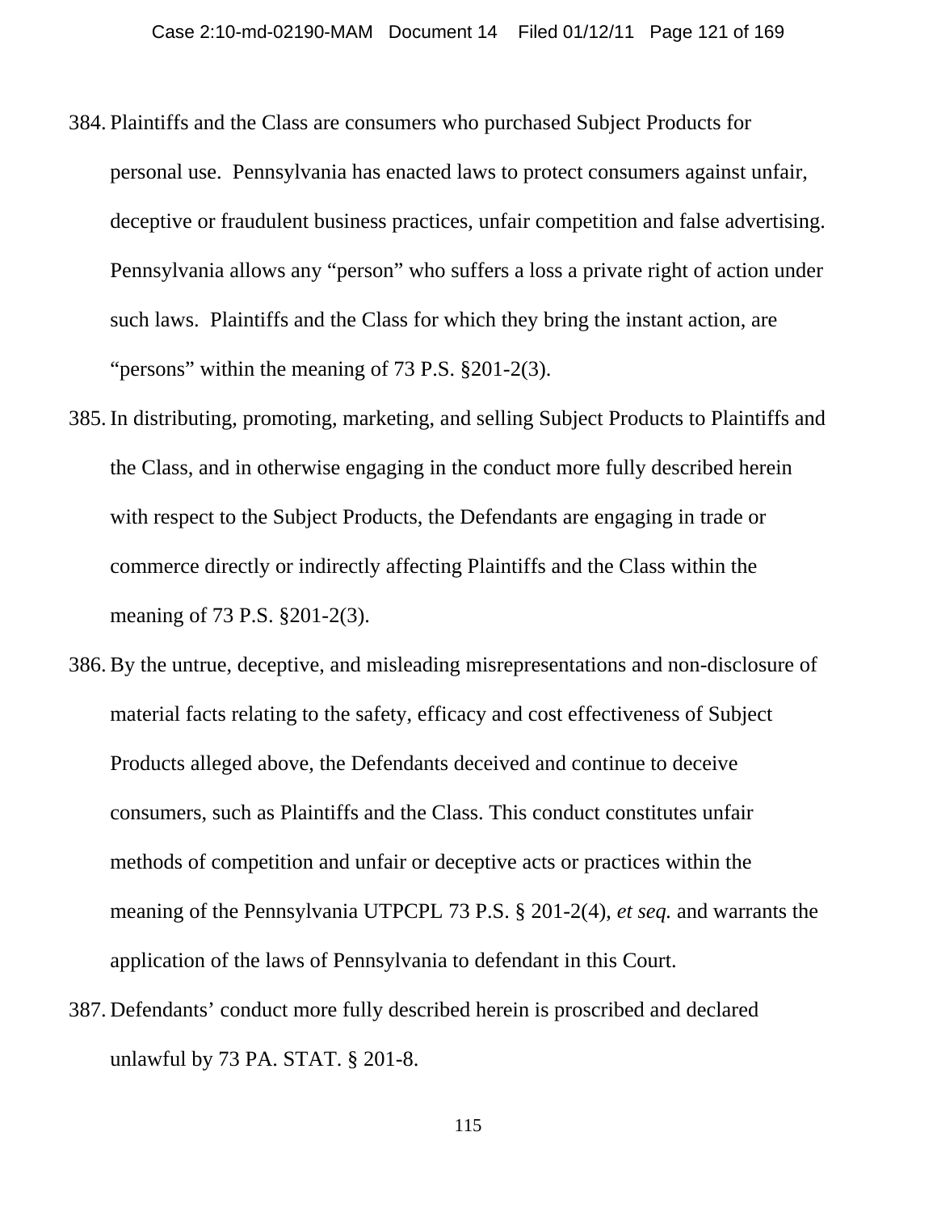384. Plaintiffs and the Class are consumers who purchased Subject Products for personal use. Pennsylvania has enacted laws to protect consumers against unfair, deceptive or fraudulent business practices, unfair competition and false advertising. Pennsylvania allows any "person" who suffers a loss a private right of action under such laws. Plaintiffs and the Class for which they bring the instant action, are "persons" within the meaning of 73 P.S. §201-2(3).

385. In distributing, promoting, marketing, and selling Subject Products to Plaintiffs and the Class, and in otherwise engaging in the conduct more fully described herein with respect to the Subject Products, the Defendants are engaging in trade or commerce directly or indirectly affecting Plaintiffs and the Class within the meaning of 73 P.S. §201-2(3).

386. By the untrue, deceptive, and misleading misrepresentations and non-disclosure of material facts relating to the safety, efficacy and cost effectiveness of Subject Products alleged above, the Defendants deceived and continue to deceive consumers, such as Plaintiffs and the Class. This conduct constitutes unfair methods of competition and unfair or deceptive acts or practices within the meaning of the Pennsylvania UTPCPL 73 P.S. § 201-2(4), *et seq.* and warrants the application of the laws of Pennsylvania to defendant in this Court.

387. Defendants' conduct more fully described herein is proscribed and declared unlawful by 73 PA. STAT. § 201-8.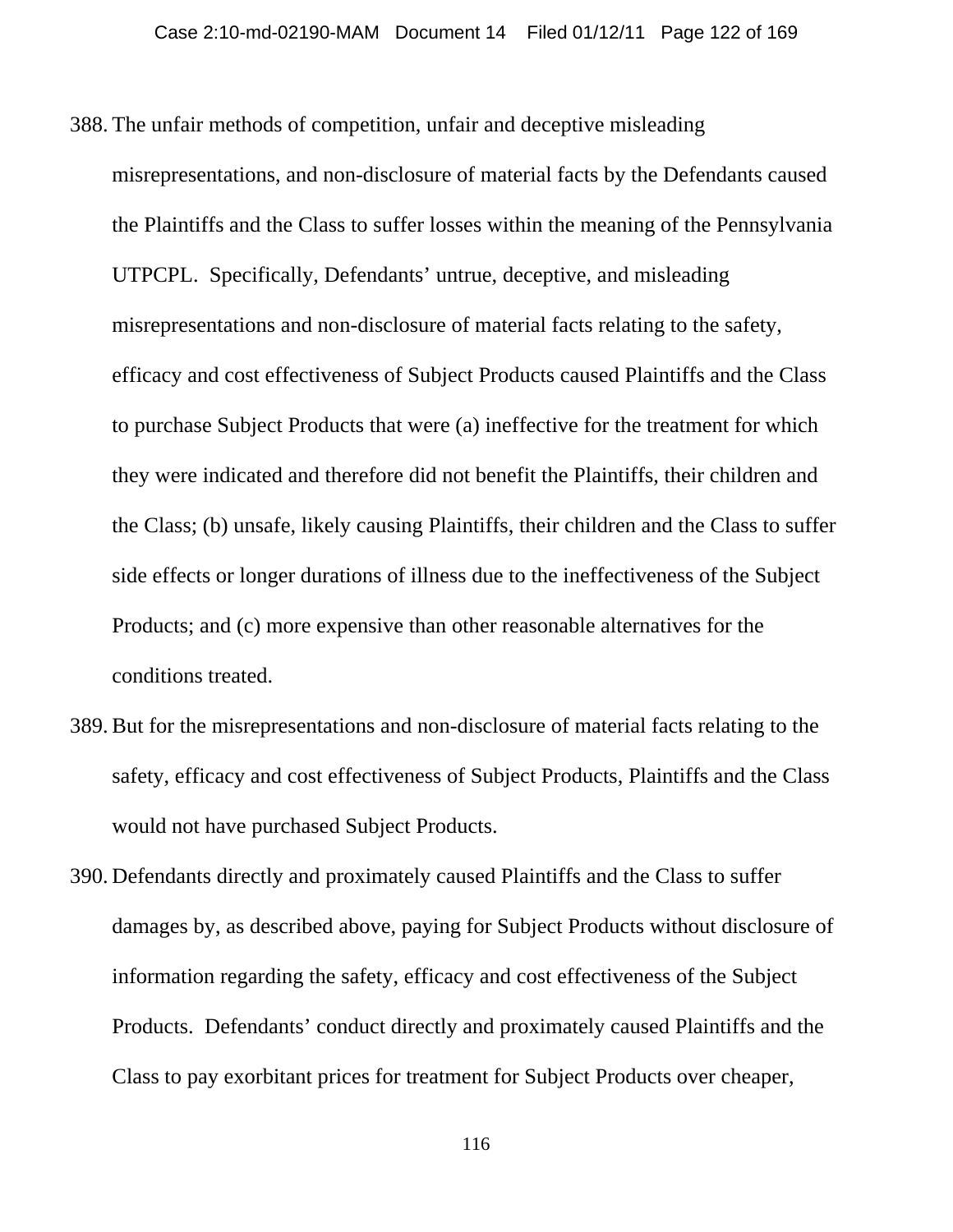388. The unfair methods of competition, unfair and deceptive misleading misrepresentations, and non-disclosure of material facts by the Defendants caused the Plaintiffs and the Class to suffer losses within the meaning of the Pennsylvania UTPCPL. Specifically, Defendants' untrue, deceptive, and misleading misrepresentations and non-disclosure of material facts relating to the safety, efficacy and cost effectiveness of Subject Products caused Plaintiffs and the Class to purchase Subject Products that were (a) ineffective for the treatment for which they were indicated and therefore did not benefit the Plaintiffs, their children and the Class; (b) unsafe, likely causing Plaintiffs, their children and the Class to suffer side effects or longer durations of illness due to the ineffectiveness of the Subject Products; and (c) more expensive than other reasonable alternatives for the conditions treated.

389. But for the misrepresentations and non-disclosure of material facts relating to the safety, efficacy and cost effectiveness of Subject Products, Plaintiffs and the Class would not have purchased Subject Products.

390. Defendants directly and proximately caused Plaintiffs and the Class to suffer damages by, as described above, paying for Subject Products without disclosure of information regarding the safety, efficacy and cost effectiveness of the Subject Products. Defendants' conduct directly and proximately caused Plaintiffs and the Class to pay exorbitant prices for treatment for Subject Products over cheaper,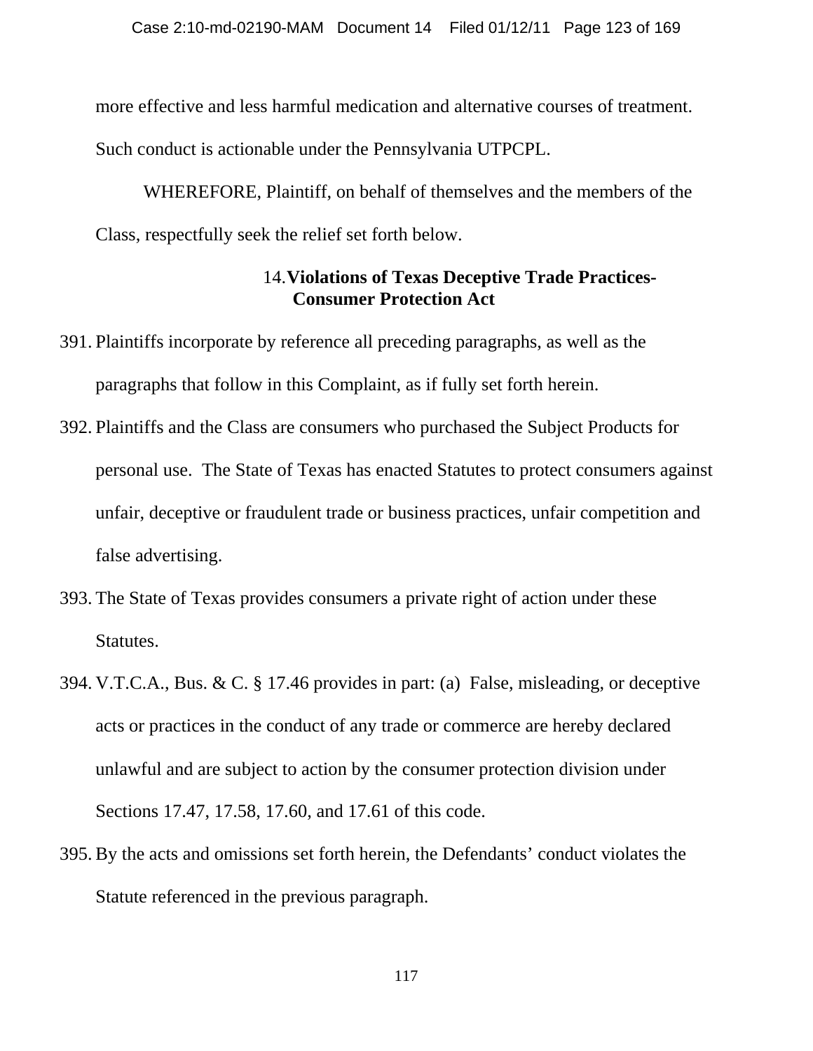more effective and less harmful medication and alternative courses of treatment. Such conduct is actionable under the Pennsylvania UTPCPL.

WHEREFORE, Plaintiff, on behalf of themselves and the members of the Class, respectfully seek the relief set forth below.

### 14. Violations of Texas Deceptive Trade Practices-Consumer Protection Act

391. Plaintiffs incorporate by reference all preceding paragraphs, as well as the paragraphs that follow in this Complaint, as if fully set forth herein.

392. Plaintiffs and the Class are consumers who purchased the Subject Products for personal use. The State of Texas has enacted Statutes to protect consumers against unfair, deceptive or fraudulent trade or business practices, unfair competition and false advertising.

393. The State of Texas provides consumers a private right of action under these Statutes.

394. V.T.C.A., Bus. & C. § 17.46 provides in part: (a) False, misleading, or deceptive acts or practices in the conduct of any trade or commerce are hereby declared unlawful and are subject to action by the consumer protection division under Sections 17.47, 17.58, 17.60, and 17.61 of this code.

395. By the acts and omissions set forth herein, the Defendants' conduct violates the Statute referenced in the previous paragraph.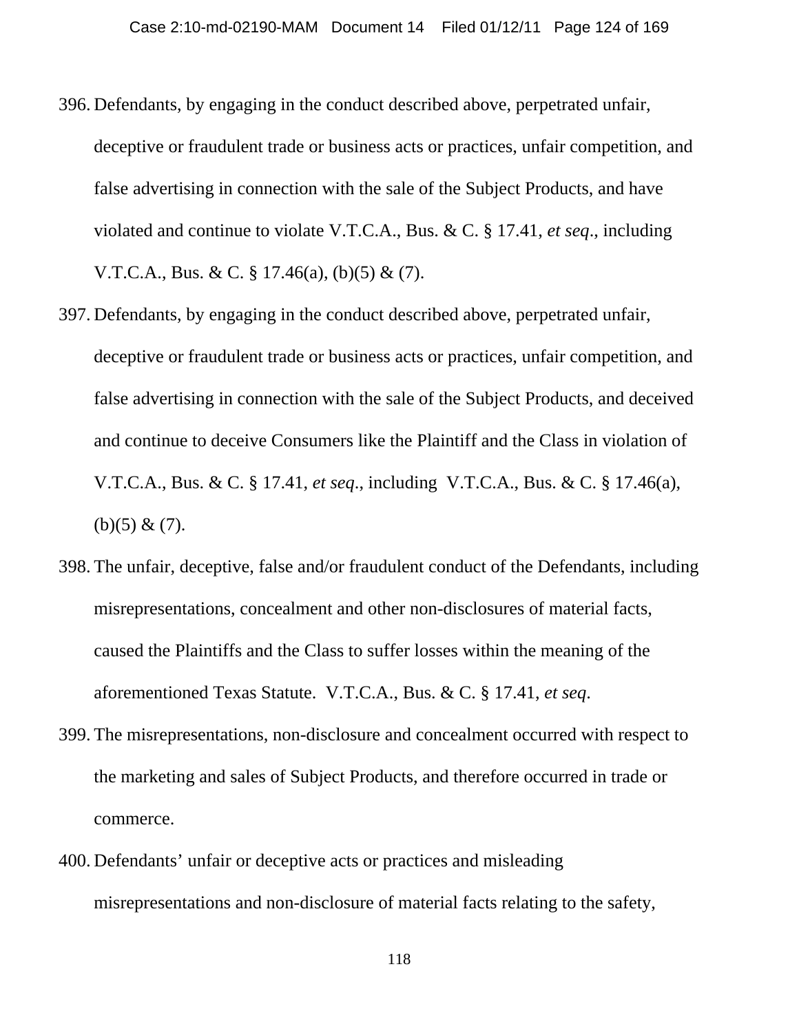396. Defendants, by engaging in the conduct described above, perpetrated unfair, deceptive or fraudulent trade or business acts or practices, unfair competition, and false advertising in connection with the sale of the Subject Products, and have violated and continue to violate V.T.C.A., Bus. & C. § 17.41, *et seq*., including V.T.C.A., Bus. & C. § 17.46(a), (b)(5) & (7).

397. Defendants, by engaging in the conduct described above, perpetrated unfair, deceptive or fraudulent trade or business acts or practices, unfair competition, and false advertising in connection with the sale of the Subject Products, and deceived and continue to deceive Consumers like the Plaintiff and the Class in violation of V.T.C.A., Bus. & C. § 17.41, *et seq*., including V.T.C.A., Bus. & C. § 17.46(a), (b)(5) & (7).

398. The unfair, deceptive, false and/or fraudulent conduct of the Defendants, including misrepresentations, concealment and other non-disclosures of material facts, caused the Plaintiffs and the Class to suffer losses within the meaning of the aforementioned Texas Statute. V.T.C.A., Bus. & C. § 17.41, *et seq*.

399. The misrepresentations, non-disclosure and concealment occurred with respect to the marketing and sales of Subject Products, and therefore occurred in trade or commerce.

400. Defendants' unfair or deceptive acts or practices and misleading misrepresentations and non-disclosure of material facts relating to the safety,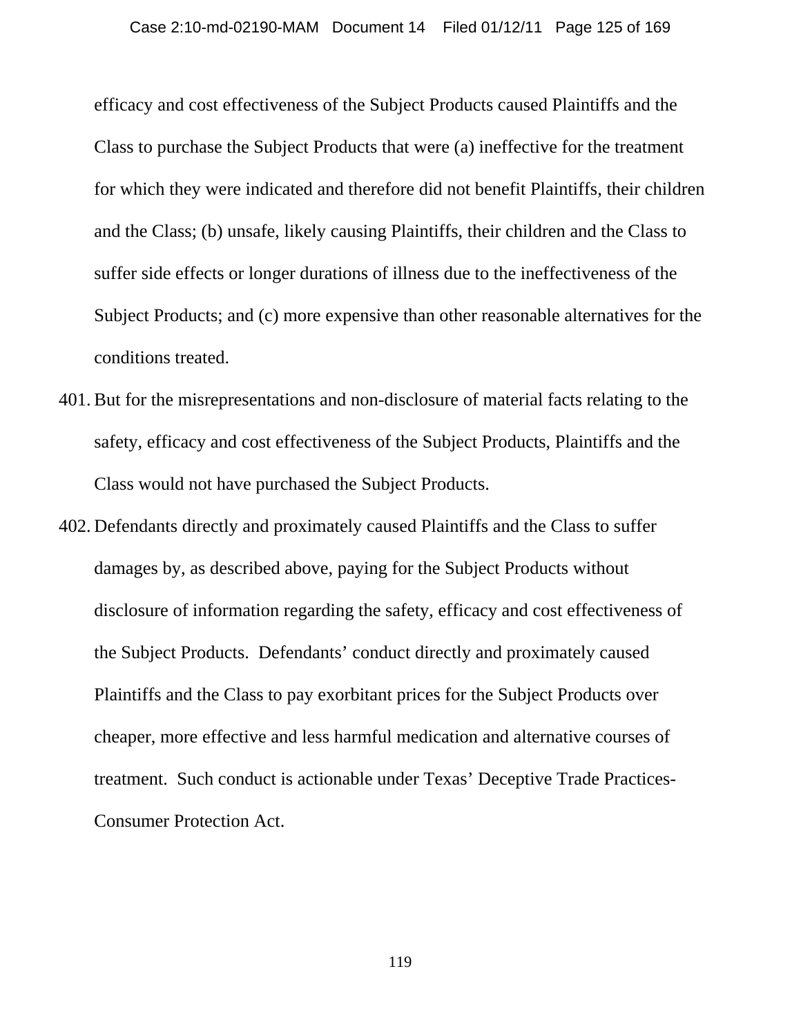efficacy and cost effectiveness of the Subject Products caused Plaintiffs and the Class to purchase the Subject Products that were (a) ineffective for the treatment for which they were indicated and therefore did not benefit Plaintiffs, their children and the Class; (b) unsafe, likely causing Plaintiffs, their children and the Class to suffer side effects or longer durations of illness due to the ineffectiveness of the Subject Products; and (c) more expensive than other reasonable alternatives for the conditions treated.

401. But for the misrepresentations and non-disclosure of material facts relating to the safety, efficacy and cost effectiveness of the Subject Products, Plaintiffs and the Class would not have purchased the Subject Products.

402. Defendants directly and proximately caused Plaintiffs and the Class to suffer damages by, as described above, paying for the Subject Products without disclosure of information regarding the safety, efficacy and cost effectiveness of the Subject Products. Defendants' conduct directly and proximately caused Plaintiffs and the Class to pay exorbitant prices for the Subject Products over cheaper, more effective and less harmful medication and alternative courses of treatment. Such conduct is actionable under Texas' Deceptive Trade Practices-Consumer Protection Act.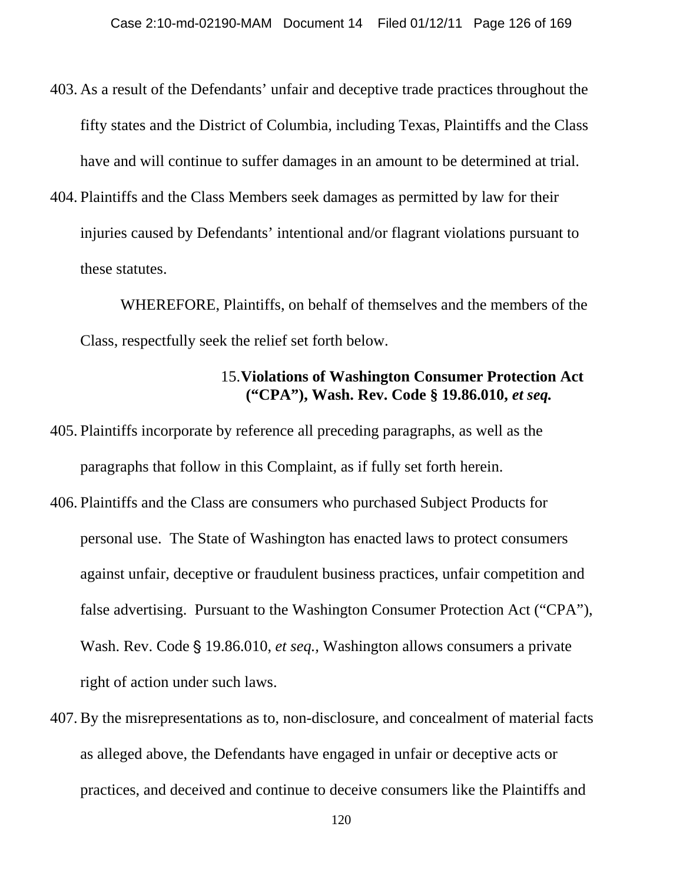403. As a result of the Defendants' unfair and deceptive trade practices throughout the fifty states and the District of Columbia, including Texas, Plaintiffs and the Class have and will continue to suffer damages in an amount to be determined at trial.

404. Plaintiffs and the Class Members seek damages as permitted by law for their injuries caused by Defendants' intentional and/or flagrant violations pursuant to these statutes.

WHEREFORE, Plaintiffs, on behalf of themselves and the members of the Class, respectfully seek the relief set forth below.

### 15. Violations of Washington Consumer Protection Act ("CPA"), Wash. Rev. Code § 19.86.010, *et seq.*

405. Plaintiffs incorporate by reference all preceding paragraphs, as well as the paragraphs that follow in this Complaint, as if fully set forth herein.

406. Plaintiffs and the Class are consumers who purchased Subject Products for personal use. The State of Washington has enacted laws to protect consumers against unfair, deceptive or fraudulent business practices, unfair competition and false advertising. Pursuant to the Washington Consumer Protection Act ("CPA"), Wash. Rev. Code § 19.86.010, *et seq.,* Washington allows consumers a private right of action under such laws.

407. By the misrepresentations as to, non-disclosure, and concealment of material facts as alleged above, the Defendants have engaged in unfair or deceptive acts or practices, and deceived and continue to deceive consumers like the Plaintiffs and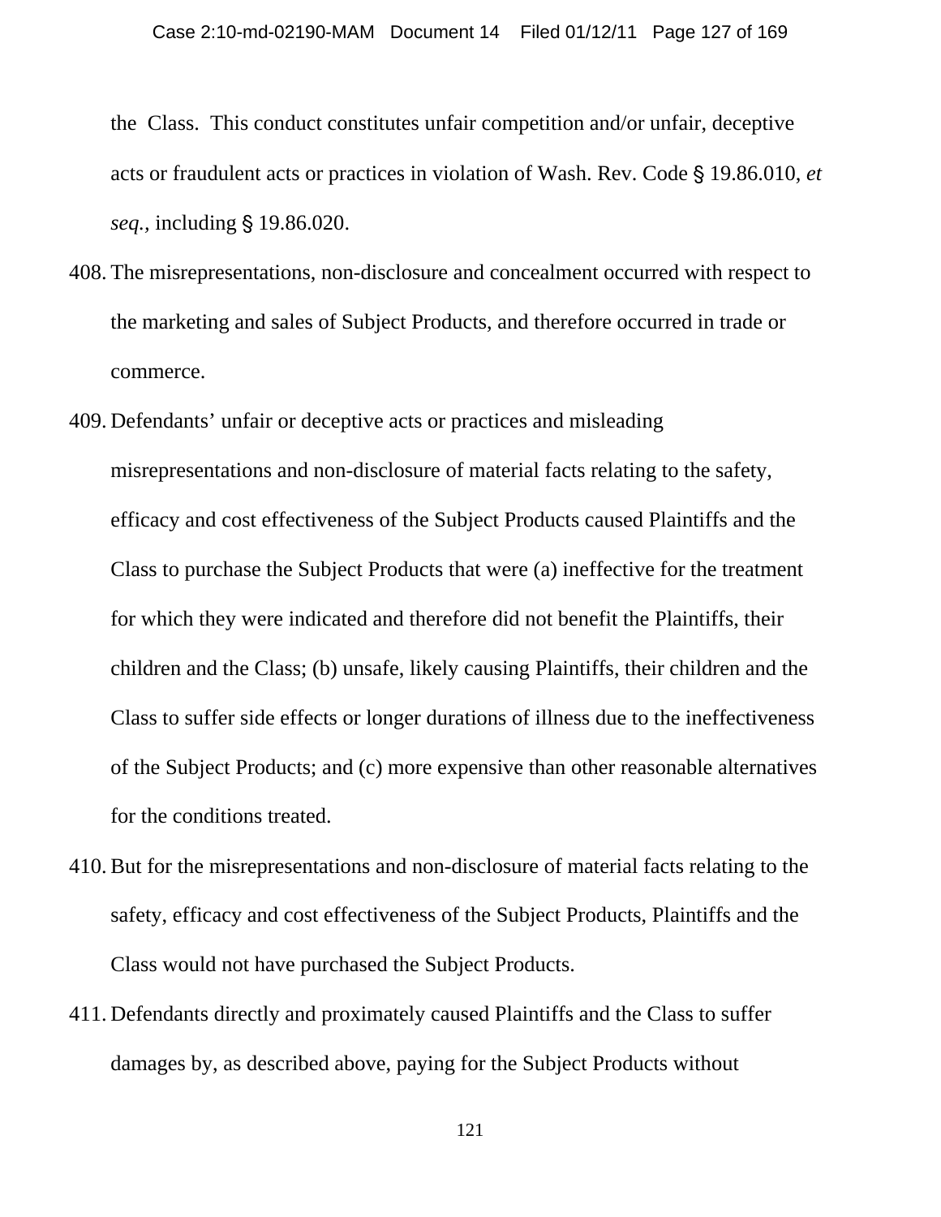the Class. This conduct constitutes unfair competition and/or unfair, deceptive acts or fraudulent acts or practices in violation of Wash. Rev. Code § 19.86.010, *et seq.*, including § 19.86.020.

408. The misrepresentations, non-disclosure and concealment occurred with respect to the marketing and sales of Subject Products, and therefore occurred in trade or commerce.

409. Defendants' unfair or deceptive acts or practices and misleading misrepresentations and non-disclosure of material facts relating to the safety, efficacy and cost effectiveness of the Subject Products caused Plaintiffs and the Class to purchase the Subject Products that were (a) ineffective for the treatment for which they were indicated and therefore did not benefit the Plaintiffs, their children and the Class; (b) unsafe, likely causing Plaintiffs, their children and the Class to suffer side effects or longer durations of illness due to the ineffectiveness of the Subject Products; and (c) more expensive than other reasonable alternatives for the conditions treated.

410. But for the misrepresentations and non-disclosure of material facts relating to the safety, efficacy and cost effectiveness of the Subject Products, Plaintiffs and the Class would not have purchased the Subject Products.

411. Defendants directly and proximately caused Plaintiffs and the Class to suffer damages by, as described above, paying for the Subject Products without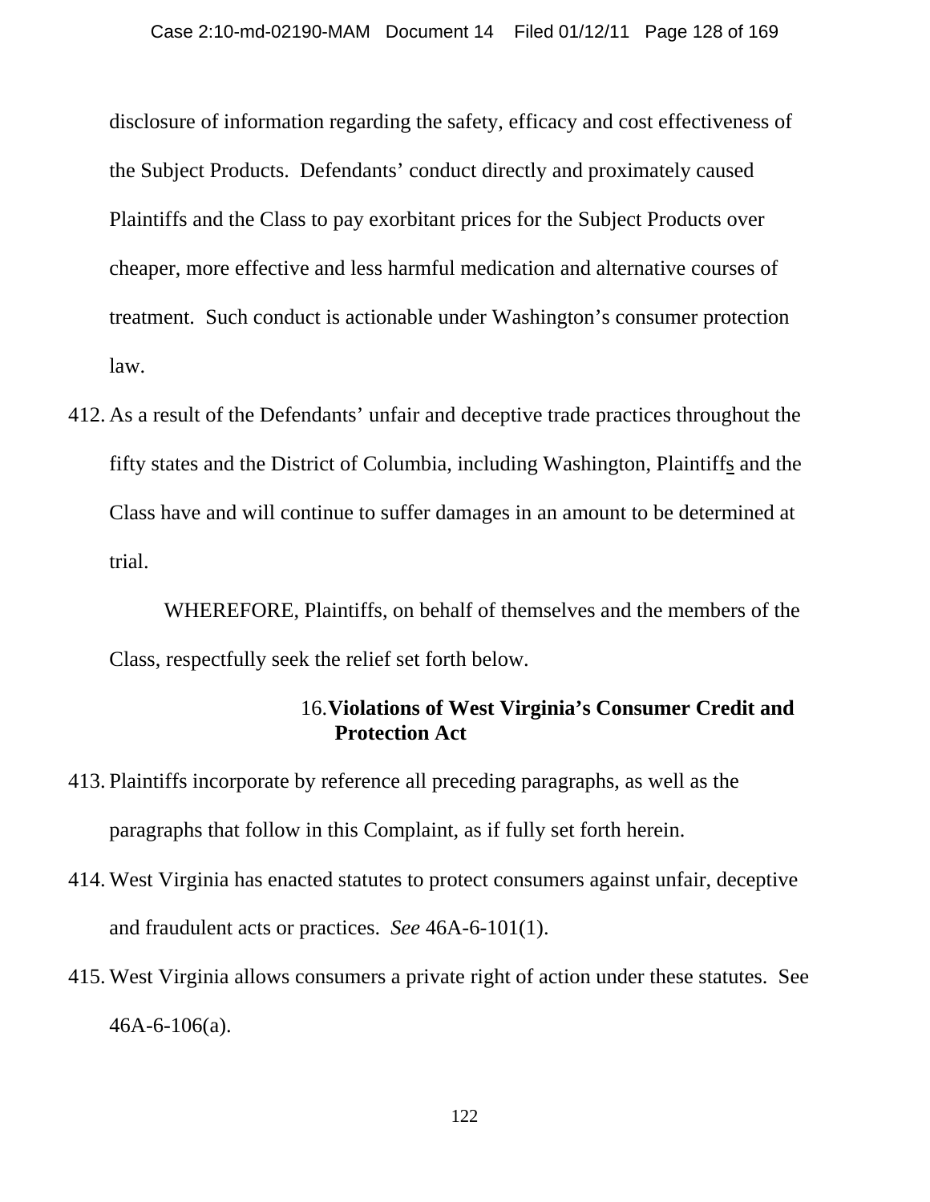disclosure of information regarding the safety, efficacy and cost effectiveness of the Subject Products. Defendants' conduct directly and proximately caused Plaintiffs and the Class to pay exorbitant prices for the Subject Products over cheaper, more effective and less harmful medication and alternative courses of treatment. Such conduct is actionable under Washington's consumer protection law.

412. As a result of the Defendants' unfair and deceptive trade practices throughout the fifty states and the District of Columbia, including Washington, Plaintiffs and the Class have and will continue to suffer damages in an amount to be determined at trial.

WHEREFORE, Plaintiffs, on behalf of themselves and the members of the Class, respectfully seek the relief set forth below.

### 16. Violations of West Virginia's Consumer Credit and Protection Act

413. Plaintiffs incorporate by reference all preceding paragraphs, as well as the paragraphs that follow in this Complaint, as if fully set forth herein.

414. West Virginia has enacted statutes to protect consumers against unfair, deceptive and fraudulent acts or practices. *See* 46A-6-101(1).

415. West Virginia allows consumers a private right of action under these statutes. See 46A-6-106(a).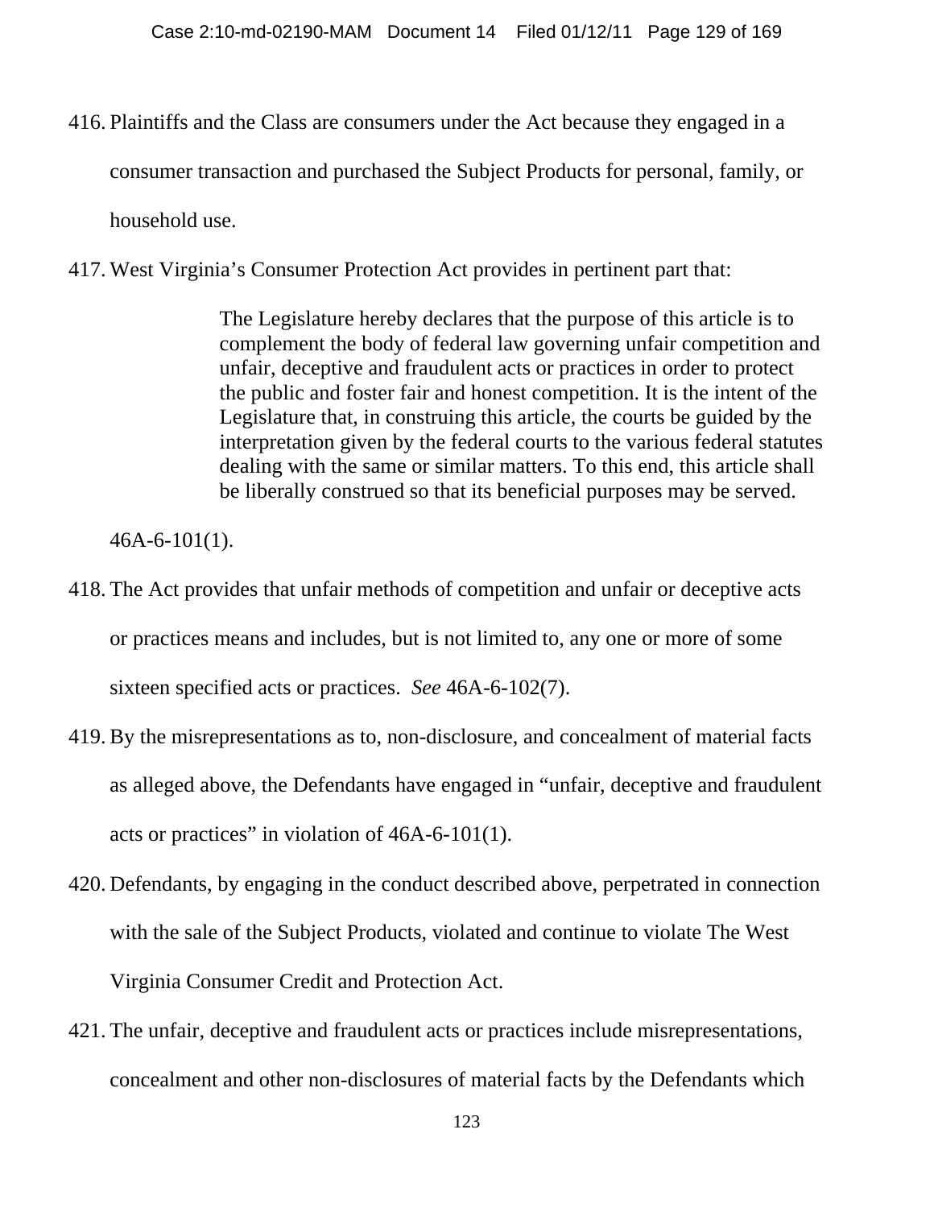416. Plaintiffs and the Class are consumers under the Act because they engaged in a consumer transaction and purchased the Subject Products for personal, family, or household use.

417. West Virginia's Consumer Protection Act provides in pertinent part that:

> The Legislature hereby declares that the purpose of this article is to complement the body of federal law governing unfair competition and unfair, deceptive and fraudulent acts or practices in order to protect the public and foster fair and honest competition. It is the intent of the Legislature that, in construing this article, the courts be guided by the interpretation given by the federal courts to the various federal statutes dealing with the same or similar matters. To this end, this article shall be liberally construed so that its beneficial purposes may be served.

46A-6-101(1).

418. The Act provides that unfair methods of competition and unfair or deceptive acts or practices means and includes, but is not limited to, any one or more of some sixteen specified acts or practices. *See* 46A-6-102(7).

419. By the misrepresentations as to, non-disclosure, and concealment of material facts as alleged above, the Defendants have engaged in "unfair, deceptive and fraudulent acts or practices" in violation of 46A-6-101(1).

420. Defendants, by engaging in the conduct described above, perpetrated in connection with the sale of the Subject Products, violated and continue to violate The West Virginia Consumer Credit and Protection Act.

421. The unfair, deceptive and fraudulent acts or practices include misrepresentations, concealment and other non-disclosures of material facts by the Defendants which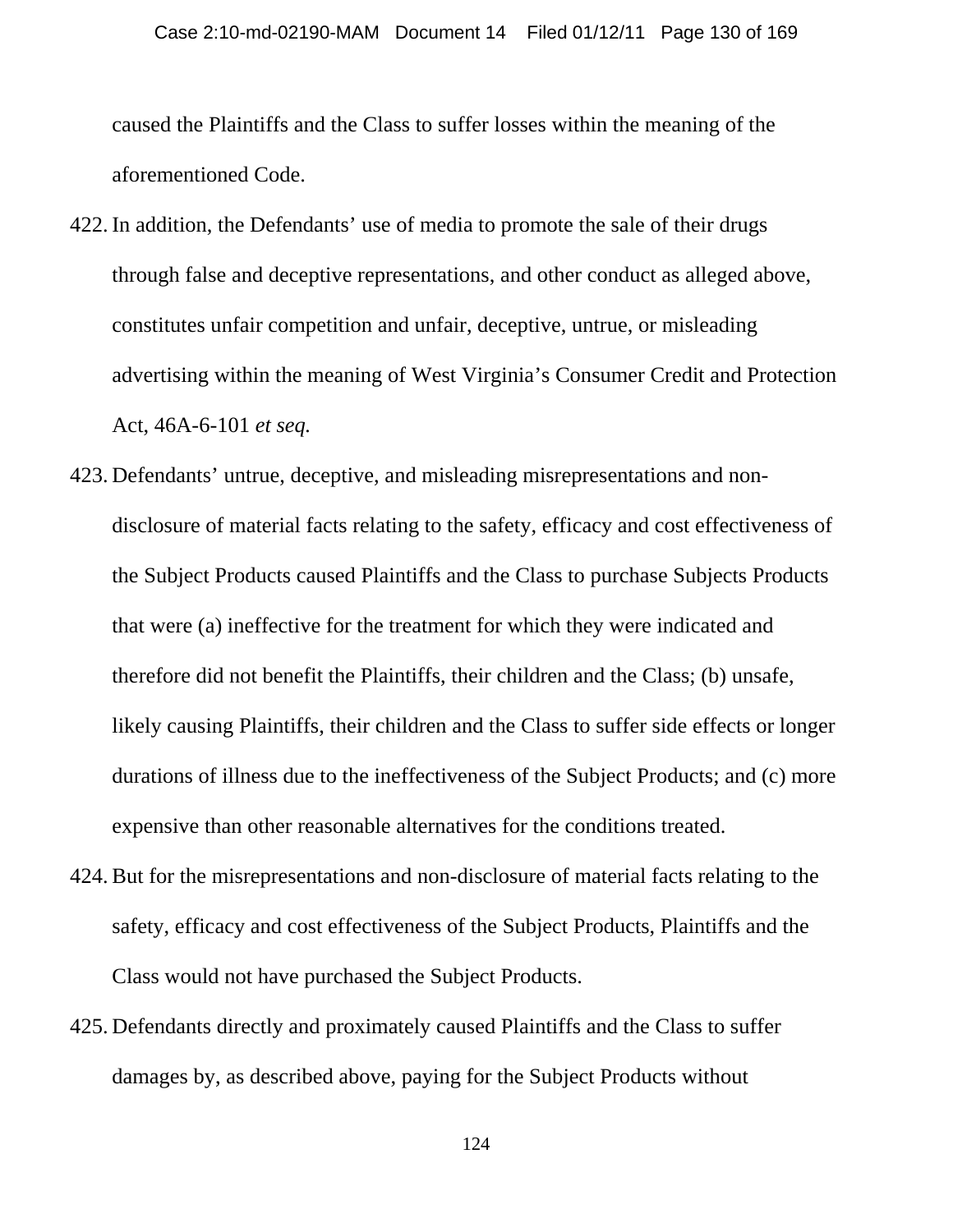caused the Plaintiffs and the Class to suffer losses within the meaning of the aforementioned Code.

422. In addition, the Defendants' use of media to promote the sale of their drugs through false and deceptive representations, and other conduct as alleged above, constitutes unfair competition and unfair, deceptive, untrue, or misleading advertising within the meaning of West Virginia's Consumer Credit and Protection Act, 46A-6-101 *et seq.*

423. Defendants' untrue, deceptive, and misleading misrepresentations and non-disclosure of material facts relating to the safety, efficacy and cost effectiveness of the Subject Products caused Plaintiffs and the Class to purchase Subjects Products that were (a) ineffective for the treatment for which they were indicated and therefore did not benefit the Plaintiffs, their children and the Class; (b) unsafe, likely causing Plaintiffs, their children and the Class to suffer side effects or longer durations of illness due to the ineffectiveness of the Subject Products; and (c) more expensive than other reasonable alternatives for the conditions treated.

424. But for the misrepresentations and non-disclosure of material facts relating to the safety, efficacy and cost effectiveness of the Subject Products, Plaintiffs and the Class would not have purchased the Subject Products.

425. Defendants directly and proximately caused Plaintiffs and the Class to suffer damages by, as described above, paying for the Subject Products without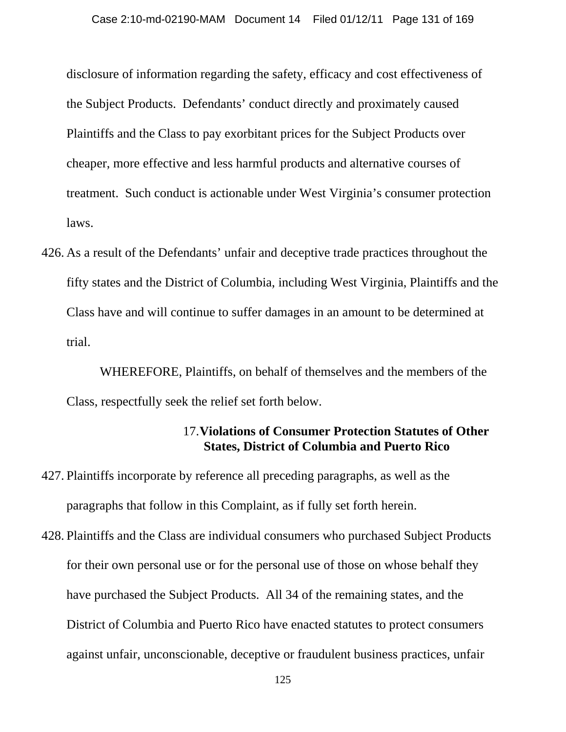disclosure of information regarding the safety, efficacy and cost effectiveness of the Subject Products. Defendants' conduct directly and proximately caused Plaintiffs and the Class to pay exorbitant prices for the Subject Products over cheaper, more effective and less harmful products and alternative courses of treatment. Such conduct is actionable under West Virginia's consumer protection laws.

426. As a result of the Defendants' unfair and deceptive trade practices throughout the fifty states and the District of Columbia, including West Virginia, Plaintiffs and the Class have and will continue to suffer damages in an amount to be determined at trial.

WHEREFORE, Plaintiffs, on behalf of themselves and the members of the Class, respectfully seek the relief set forth below.

### 17. Violations of Consumer Protection Statutes of Other States, District of Columbia and Puerto Rico

427. Plaintiffs incorporate by reference all preceding paragraphs, as well as the paragraphs that follow in this Complaint, as if fully set forth herein.

428. Plaintiffs and the Class are individual consumers who purchased Subject Products for their own personal use or for the personal use of those on whose behalf they have purchased the Subject Products. All 34 of the remaining states, and the District of Columbia and Puerto Rico have enacted statutes to protect consumers against unfair, unconscionable, deceptive or fraudulent business practices, unfair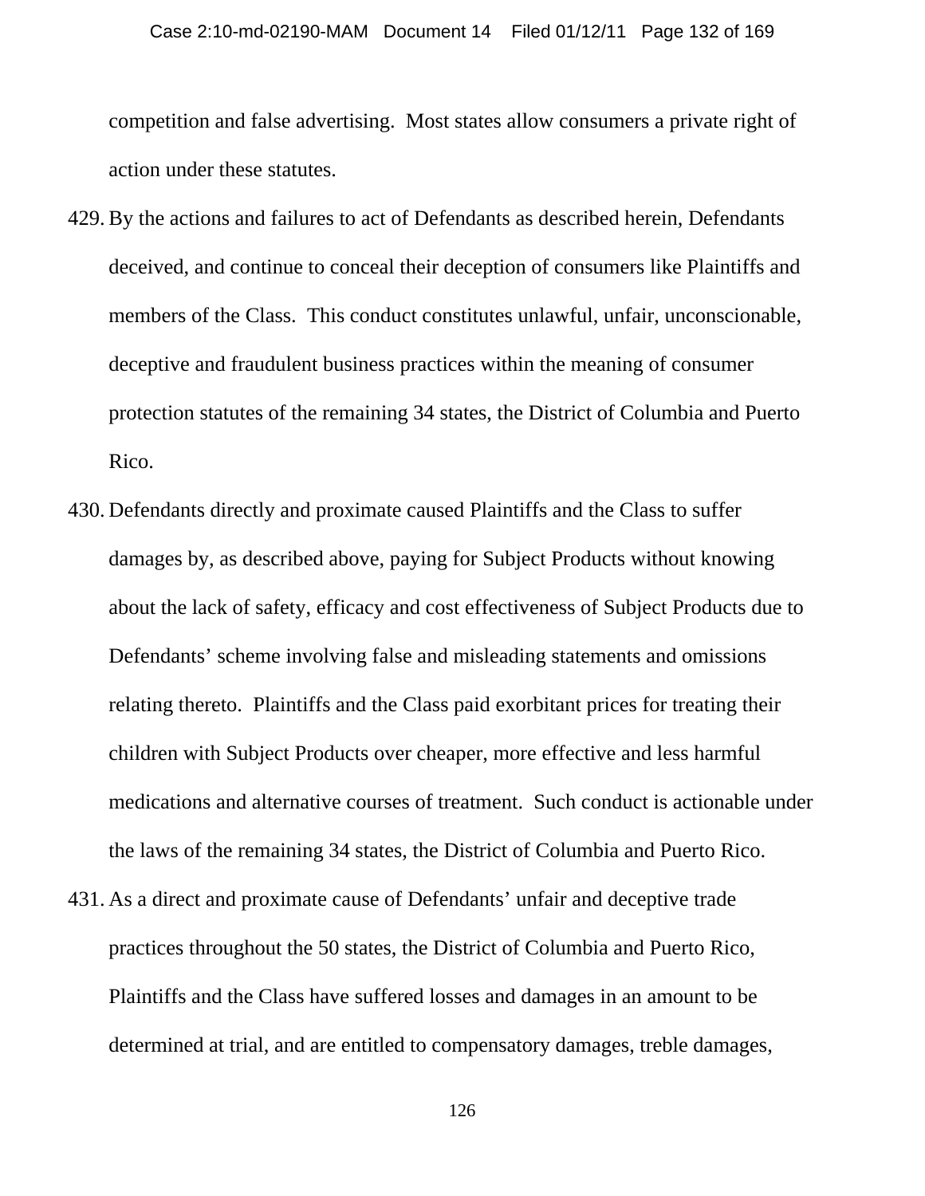competition and false advertising. Most states allow consumers a private right of action under these statutes.

429. By the actions and failures to act of Defendants as described herein, Defendants deceived, and continue to conceal their deception of consumers like Plaintiffs and members of the Class. This conduct constitutes unlawful, unfair, unconscionable, deceptive and fraudulent business practices within the meaning of consumer protection statutes of the remaining 34 states, the District of Columbia and Puerto Rico.

430. Defendants directly and proximate caused Plaintiffs and the Class to suffer damages by, as described above, paying for Subject Products without knowing about the lack of safety, efficacy and cost effectiveness of Subject Products due to Defendants' scheme involving false and misleading statements and omissions relating thereto. Plaintiffs and the Class paid exorbitant prices for treating their children with Subject Products over cheaper, more effective and less harmful medications and alternative courses of treatment. Such conduct is actionable under the laws of the remaining 34 states, the District of Columbia and Puerto Rico.

431. As a direct and proximate cause of Defendants' unfair and deceptive trade practices throughout the 50 states, the District of Columbia and Puerto Rico, Plaintiffs and the Class have suffered losses and damages in an amount to be determined at trial, and are entitled to compensatory damages, treble damages,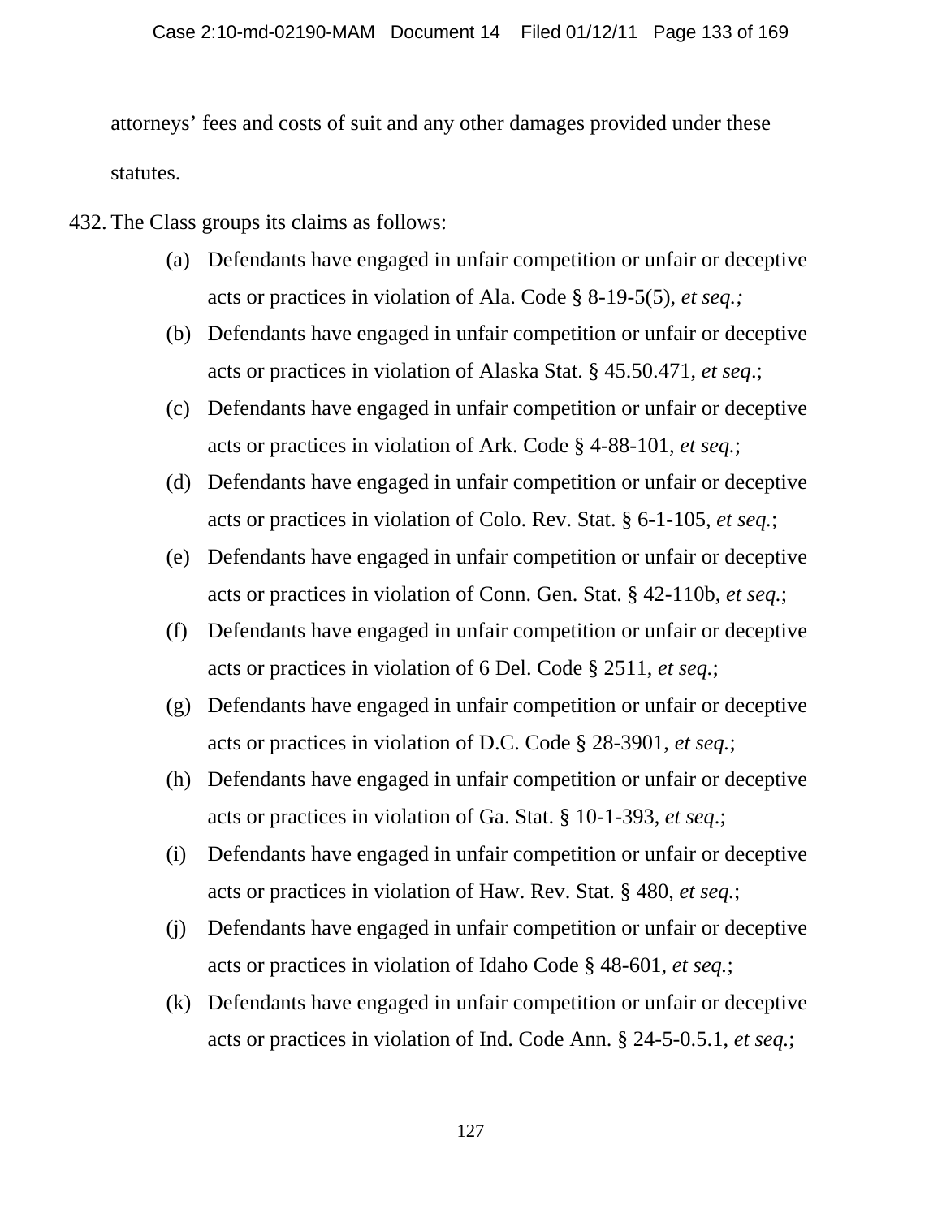attorneys' fees and costs of suit and any other damages provided under these statutes.

432. The Class groups its claims as follows:

(a) Defendants have engaged in unfair competition or unfair or deceptive acts or practices in violation of Ala. Code § 8-19-5(5), *et seq.;*

(b) Defendants have engaged in unfair competition or unfair or deceptive acts or practices in violation of Alaska Stat. § 45.50.471, *et seq*.;

(c) Defendants have engaged in unfair competition or unfair or deceptive acts or practices in violation of Ark. Code § 4-88-101, *et seq.*;

(d) Defendants have engaged in unfair competition or unfair or deceptive acts or practices in violation of Colo. Rev. Stat. § 6-1-105, *et seq.*;

(e) Defendants have engaged in unfair competition or unfair or deceptive acts or practices in violation of Conn. Gen. Stat. § 42-110b, *et seq.*;

(f) Defendants have engaged in unfair competition or unfair or deceptive acts or practices in violation of 6 Del. Code § 2511, *et seq.*;

(g) Defendants have engaged in unfair competition or unfair or deceptive acts or practices in violation of D.C. Code § 28-3901, *et seq.*;

(h) Defendants have engaged in unfair competition or unfair or deceptive acts or practices in violation of Ga. Stat. § 10-1-393, *et seq*.;

(i) Defendants have engaged in unfair competition or unfair or deceptive acts or practices in violation of Haw. Rev. Stat. § 480, *et seq.*;

(j) Defendants have engaged in unfair competition or unfair or deceptive acts or practices in violation of Idaho Code § 48-601, *et seq.*;

(k) Defendants have engaged in unfair competition or unfair or deceptive acts or practices in violation of Ind. Code Ann. § 24-5-0.5.1, *et seq.*;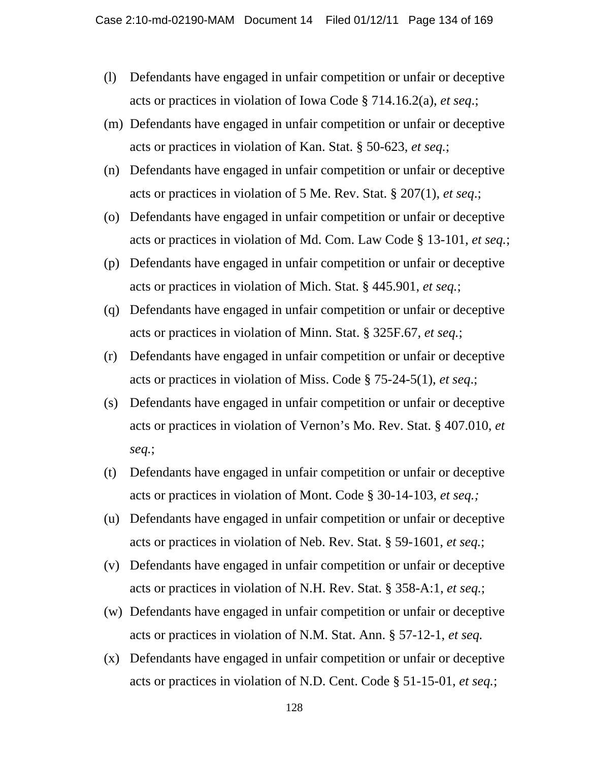(l) Defendants have engaged in unfair competition or unfair or deceptive acts or practices in violation of Iowa Code § 714.16.2(a), *et seq*.;

(m) Defendants have engaged in unfair competition or unfair or deceptive acts or practices in violation of Kan. Stat. § 50-623, *et seq.*;

(n) Defendants have engaged in unfair competition or unfair or deceptive acts or practices in violation of 5 Me. Rev. Stat. § 207(1), *et seq*.;

(o) Defendants have engaged in unfair competition or unfair or deceptive acts or practices in violation of Md. Com. Law Code § 13-101, *et seq.*;

(p) Defendants have engaged in unfair competition or unfair or deceptive acts or practices in violation of Mich. Stat. § 445.901, *et seq.*;

(q) Defendants have engaged in unfair competition or unfair or deceptive acts or practices in violation of Minn. Stat. § 325F.67, *et seq.*;

(r) Defendants have engaged in unfair competition or unfair or deceptive acts or practices in violation of Miss. Code § 75-24-5(1), *et seq*.;

(s) Defendants have engaged in unfair competition or unfair or deceptive acts or practices in violation of Vernon's Mo. Rev. Stat. § 407.010, *et seq.*;

(t) Defendants have engaged in unfair competition or unfair or deceptive acts or practices in violation of Mont. Code § 30-14-103, *et seq.;*

(u) Defendants have engaged in unfair competition or unfair or deceptive acts or practices in violation of Neb. Rev. Stat. § 59-1601, *et seq.*;

(v) Defendants have engaged in unfair competition or unfair or deceptive acts or practices in violation of N.H. Rev. Stat. § 358-A:1, *et seq.*;

(w) Defendants have engaged in unfair competition or unfair or deceptive acts or practices in violation of N.M. Stat. Ann. § 57-12-1, *et seq.*

(x) Defendants have engaged in unfair competition or unfair or deceptive acts or practices in violation of N.D. Cent. Code § 51-15-01, *et seq.*;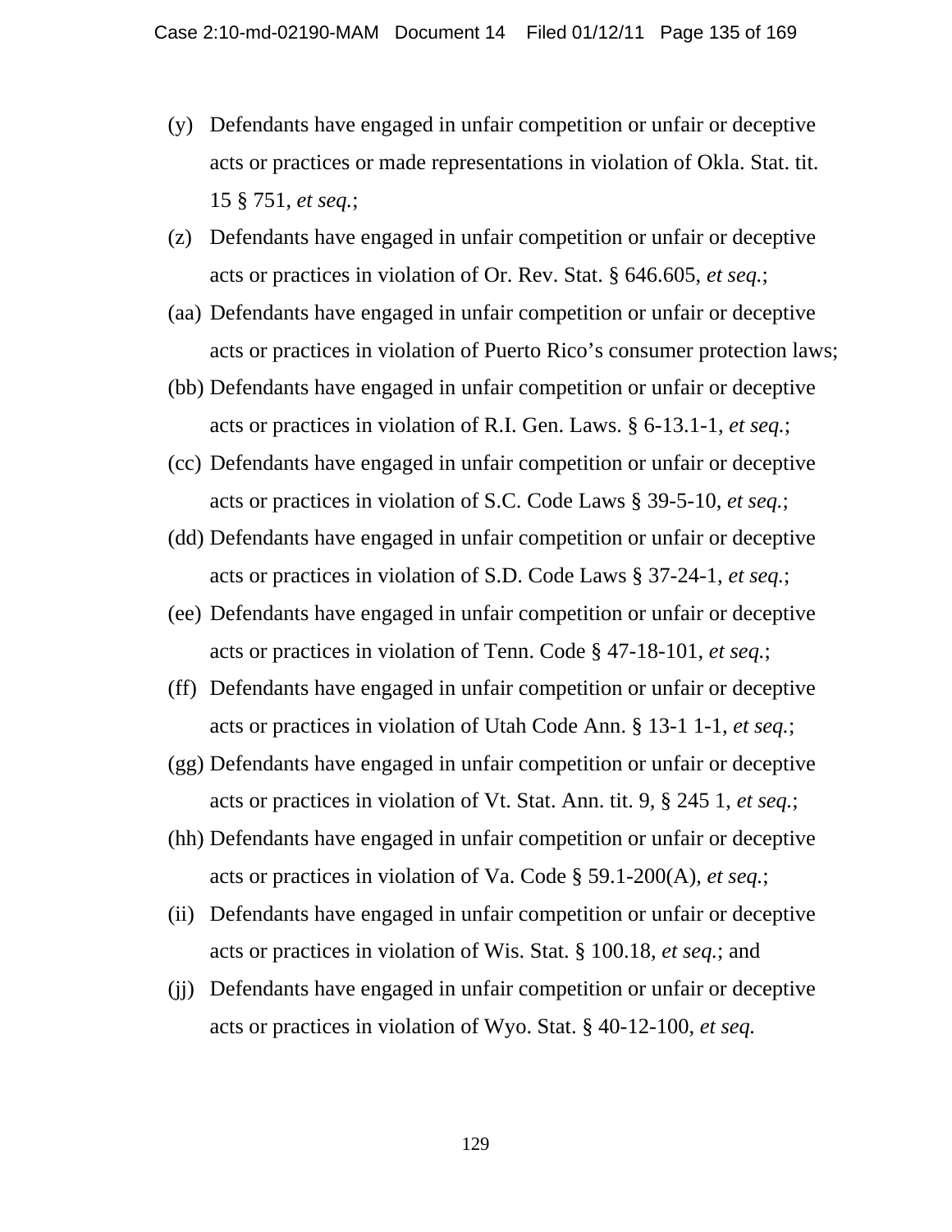(y) Defendants have engaged in unfair competition or unfair or deceptive acts or practices or made representations in violation of Okla. Stat. tit. 15 § 751, *et seq.*;

(z) Defendants have engaged in unfair competition or unfair or deceptive acts or practices in violation of Or. Rev. Stat. § 646.605, *et seq.*;

(aa) Defendants have engaged in unfair competition or unfair or deceptive acts or practices in violation of Puerto Rico's consumer protection laws;

(bb) Defendants have engaged in unfair competition or unfair or deceptive acts or practices in violation of R.I. Gen. Laws. § 6-13.1-1, *et seq.*;

(cc) Defendants have engaged in unfair competition or unfair or deceptive acts or practices in violation of S.C. Code Laws § 39-5-10, *et seq.*;

(dd) Defendants have engaged in unfair competition or unfair or deceptive acts or practices in violation of S.D. Code Laws § 37-24-1, *et seq.*;

(ee) Defendants have engaged in unfair competition or unfair or deceptive acts or practices in violation of Tenn. Code § 47-18-101, *et seq.*;

(ff) Defendants have engaged in unfair competition or unfair or deceptive acts or practices in violation of Utah Code Ann. § 13-1 1-1, *et seq.*;

(gg) Defendants have engaged in unfair competition or unfair or deceptive acts or practices in violation of Vt. Stat. Ann. tit. 9, § 245 1, *et seq.*;

(hh) Defendants have engaged in unfair competition or unfair or deceptive acts or practices in violation of Va. Code § 59.1-200(A), *et seq.*;

(ii) Defendants have engaged in unfair competition or unfair or deceptive acts or practices in violation of Wis. Stat. § 100.18, *et seq.*; and

(jj) Defendants have engaged in unfair competition or unfair or deceptive acts or practices in violation of Wyo. Stat. § 40-12-100, *et seq.*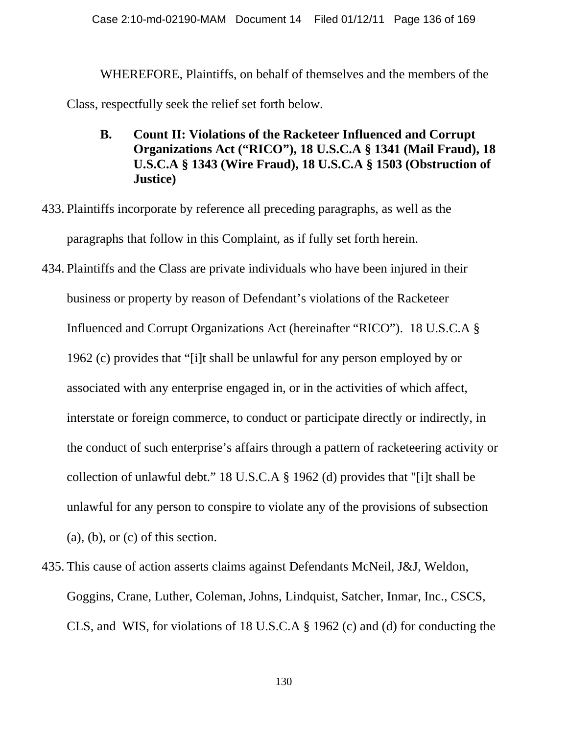WHEREFORE, Plaintiffs, on behalf of themselves and the members of the Class, respectfully seek the relief set forth below.

### B. Count II: Violations of the Racketeer Influenced and Corrupt Organizations Act ("RICO"), 18 U.S.C.A § 1341 (Mail Fraud), 18 U.S.C.A § 1343 (Wire Fraud), 18 U.S.C.A § 1503 (Obstruction of Justice)

433. Plaintiffs incorporate by reference all preceding paragraphs, as well as the paragraphs that follow in this Complaint, as if fully set forth herein.

434. Plaintiffs and the Class are private individuals who have been injured in their business or property by reason of Defendant's violations of the Racketeer Influenced and Corrupt Organizations Act (hereinafter "RICO"). 18 U.S.C.A § 1962 (c) provides that "[i]t shall be unlawful for any person employed by or associated with any enterprise engaged in, or in the activities of which affect, interstate or foreign commerce, to conduct or participate directly or indirectly, in the conduct of such enterprise's affairs through a pattern of racketeering activity or collection of unlawful debt." 18 U.S.C.A § 1962 (d) provides that "[i]t shall be unlawful for any person to conspire to violate any of the provisions of subsection (a), (b), or (c) of this section.

435. This cause of action asserts claims against Defendants McNeil, J&J, Weldon, Goggins, Crane, Luther, Coleman, Johns, Lindquist, Satcher, Inmar, Inc., CSCS, CLS, and WIS, for violations of 18 U.S.C.A § 1962 (c) and (d) for conducting the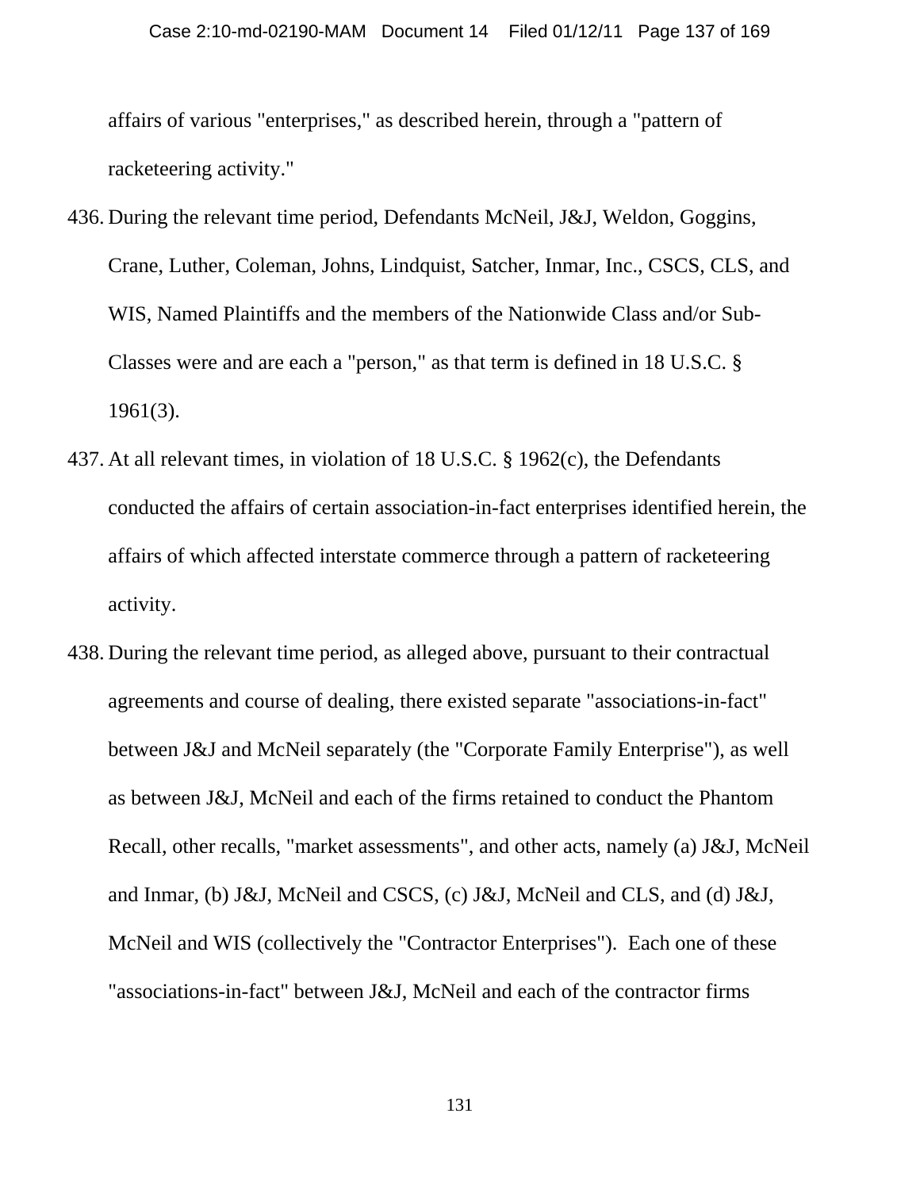affairs of various "enterprises," as described herein, through a "pattern of racketeering activity."

436. During the relevant time period, Defendants McNeil, J&J, Weldon, Goggins, Crane, Luther, Coleman, Johns, Lindquist, Satcher, Inmar, Inc., CSCS, CLS, and WIS, Named Plaintiffs and the members of the Nationwide Class and/or Sub-Classes were and are each a "person," as that term is defined in 18 U.S.C. § 1961(3).

437. At all relevant times, in violation of 18 U.S.C. § 1962(c), the Defendants conducted the affairs of certain association-in-fact enterprises identified herein, the affairs of which affected interstate commerce through a pattern of racketeering activity.

438. During the relevant time period, as alleged above, pursuant to their contractual agreements and course of dealing, there existed separate "associations-in-fact" between J&J and McNeil separately (the "Corporate Family Enterprise"), as well as between J&J, McNeil and each of the firms retained to conduct the Phantom Recall, other recalls, "market assessments", and other acts, namely (a) J&J, McNeil and Inmar, (b) J&J, McNeil and CSCS, (c) J&J, McNeil and CLS, and (d) J&J, McNeil and WIS (collectively the "Contractor Enterprises"). Each one of these "associations-in-fact" between J&J, McNeil and each of the contractor firms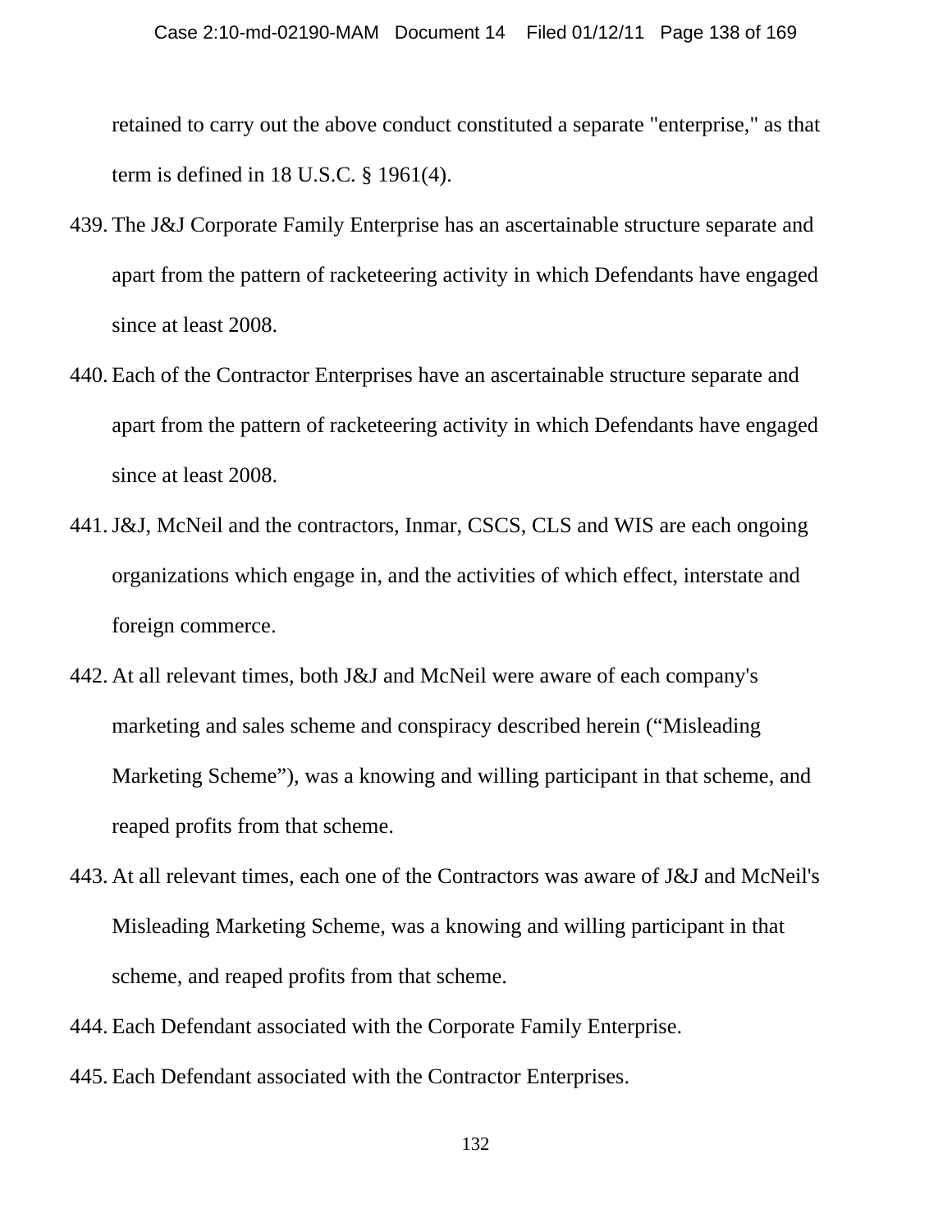retained to carry out the above conduct constituted a separate "enterprise," as that term is defined in 18 U.S.C. § 1961(4).

439. The J&J Corporate Family Enterprise has an ascertainable structure separate and apart from the pattern of racketeering activity in which Defendants have engaged since at least 2008.

440. Each of the Contractor Enterprises have an ascertainable structure separate and apart from the pattern of racketeering activity in which Defendants have engaged since at least 2008.

441. J&J, McNeil and the contractors, Inmar, CSCS, CLS and WIS are each ongoing organizations which engage in, and the activities of which effect, interstate and foreign commerce.

442. At all relevant times, both J&J and McNeil were aware of each company's marketing and sales scheme and conspiracy described herein ("Misleading Marketing Scheme"), was a knowing and willing participant in that scheme, and reaped profits from that scheme.

443. At all relevant times, each one of the Contractors was aware of J&J and McNeil's Misleading Marketing Scheme, was a knowing and willing participant in that scheme, and reaped profits from that scheme.

444. Each Defendant associated with the Corporate Family Enterprise.

445. Each Defendant associated with the Contractor Enterprises.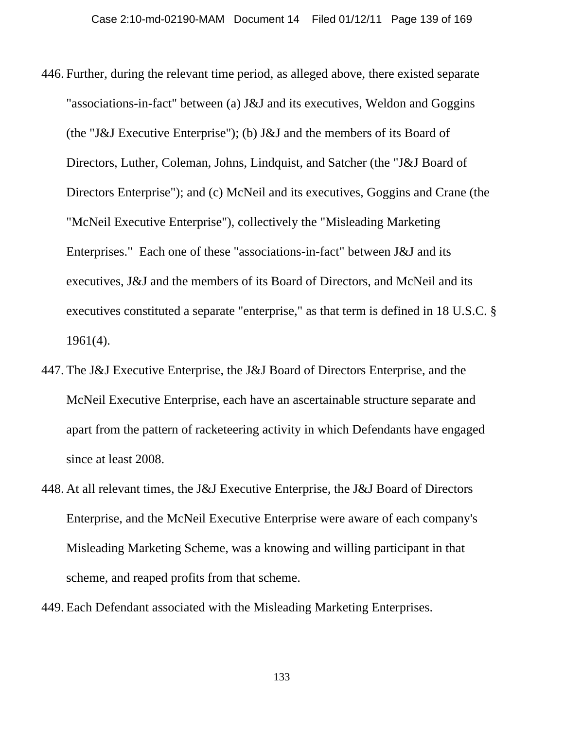446. Further, during the relevant time period, as alleged above, there existed separate "associations-in-fact" between (a) J&J and its executives, Weldon and Goggins (the "J&J Executive Enterprise"); (b) J&J and the members of its Board of Directors, Luther, Coleman, Johns, Lindquist, and Satcher (the "J&J Board of Directors Enterprise"); and (c) McNeil and its executives, Goggins and Crane (the "McNeil Executive Enterprise"), collectively the "Misleading Marketing Enterprises." Each one of these "associations-in-fact" between J&J and its executives, J&J and the members of its Board of Directors, and McNeil and its executives constituted a separate "enterprise," as that term is defined in 18 U.S.C. § 1961(4).

447. The J&J Executive Enterprise, the J&J Board of Directors Enterprise, and the McNeil Executive Enterprise, each have an ascertainable structure separate and apart from the pattern of racketeering activity in which Defendants have engaged since at least 2008.

448. At all relevant times, the J&J Executive Enterprise, the J&J Board of Directors Enterprise, and the McNeil Executive Enterprise were aware of each company's Misleading Marketing Scheme, was a knowing and willing participant in that scheme, and reaped profits from that scheme.

449. Each Defendant associated with the Misleading Marketing Enterprises.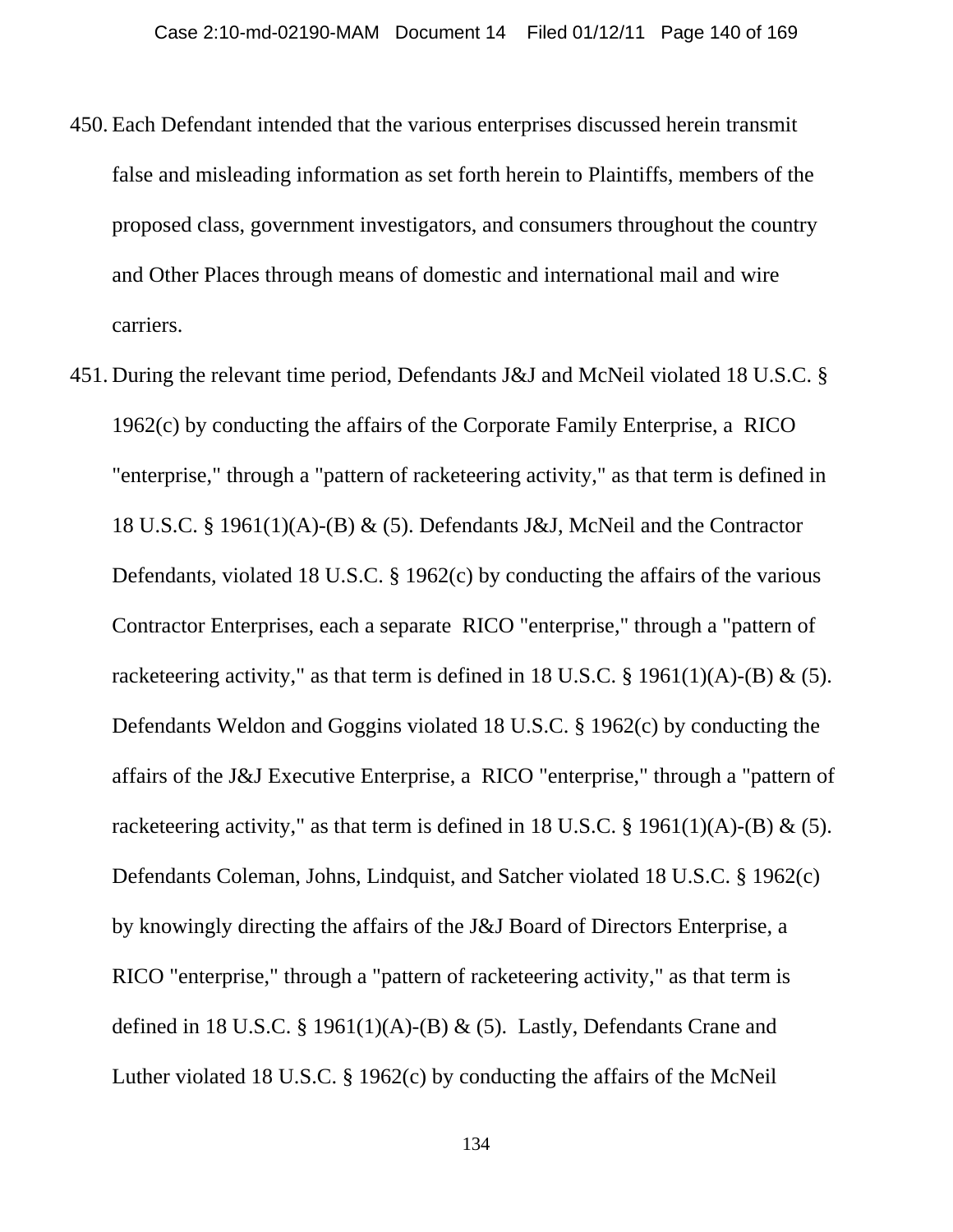450. Each Defendant intended that the various enterprises discussed herein transmit false and misleading information as set forth herein to Plaintiffs, members of the proposed class, government investigators, and consumers throughout the country and Other Places through means of domestic and international mail and wire carriers.

451. During the relevant time period, Defendants J&J and McNeil violated 18 U.S.C. § 1962(c) by conducting the affairs of the Corporate Family Enterprise, a RICO "enterprise," through a "pattern of racketeering activity," as that term is defined in 18 U.S.C. § 1961(1)(A)-(B) & (5). Defendants J&J, McNeil and the Contractor Defendants, violated 18 U.S.C. § 1962(c) by conducting the affairs of the various Contractor Enterprises, each a separate RICO "enterprise," through a "pattern of racketeering activity," as that term is defined in 18 U.S.C. § 1961(1)(A)-(B) & (5). Defendants Weldon and Goggins violated 18 U.S.C. § 1962(c) by conducting the affairs of the J&J Executive Enterprise, a RICO "enterprise," through a "pattern of racketeering activity," as that term is defined in 18 U.S.C. § 1961(1)(A)-(B) & (5). Defendants Coleman, Johns, Lindquist, and Satcher violated 18 U.S.C. § 1962(c) by knowingly directing the affairs of the J&J Board of Directors Enterprise, a RICO "enterprise," through a "pattern of racketeering activity," as that term is defined in 18 U.S.C. § 1961(1)(A)-(B) & (5). Lastly, Defendants Crane and Luther violated 18 U.S.C. § 1962(c) by conducting the affairs of the McNeil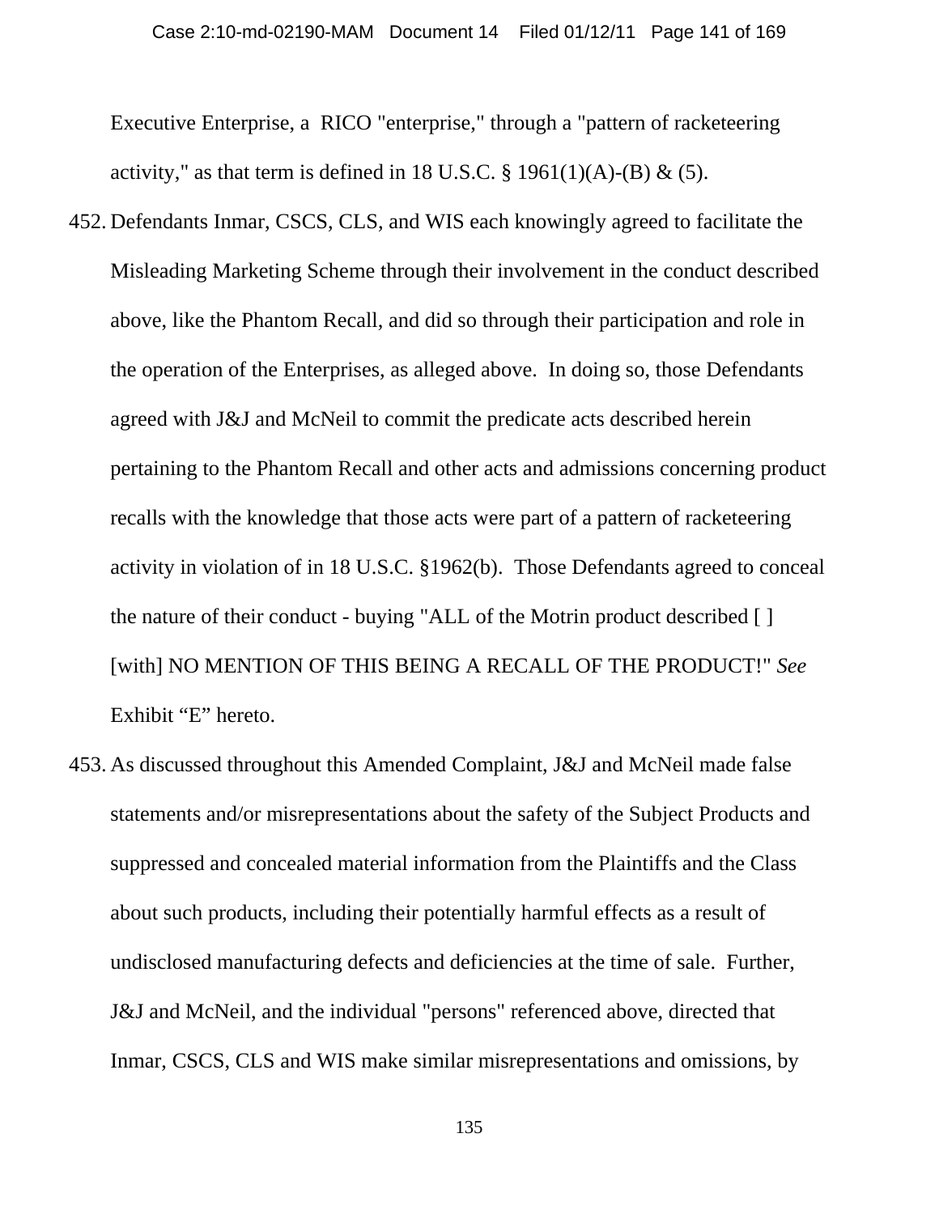Executive Enterprise, a RICO "enterprise," through a "pattern of racketeering activity," as that term is defined in 18 U.S.C. § 1961(1)(A)-(B) & (5).

452. Defendants Inmar, CSCS, CLS, and WIS each knowingly agreed to facilitate the Misleading Marketing Scheme through their involvement in the conduct described above, like the Phantom Recall, and did so through their participation and role in the operation of the Enterprises, as alleged above. In doing so, those Defendants agreed with J&J and McNeil to commit the predicate acts described herein pertaining to the Phantom Recall and other acts and admissions concerning product recalls with the knowledge that those acts were part of a pattern of racketeering activity in violation of in 18 U.S.C. §1962(b). Those Defendants agreed to conceal the nature of their conduct - buying "ALL of the Motrin product described [ ] [with] NO MENTION OF THIS BEING A RECALL OF THE PRODUCT!" *See* Exhibit "E" hereto.

453. As discussed throughout this Amended Complaint, J&J and McNeil made false statements and/or misrepresentations about the safety of the Subject Products and suppressed and concealed material information from the Plaintiffs and the Class about such products, including their potentially harmful effects as a result of undisclosed manufacturing defects and deficiencies at the time of sale. Further, J&J and McNeil, and the individual "persons" referenced above, directed that Inmar, CSCS, CLS and WIS make similar misrepresentations and omissions, by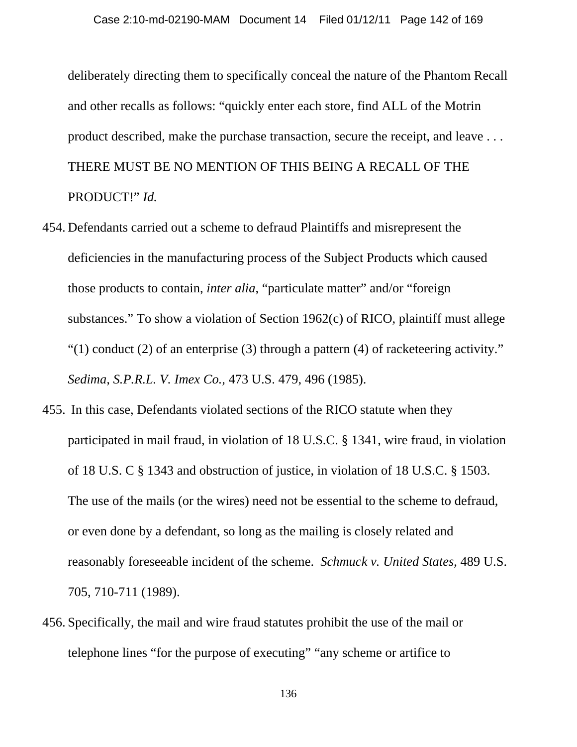deliberately directing them to specifically conceal the nature of the Phantom Recall and other recalls as follows: "quickly enter each store, find ALL of the Motrin product described, make the purchase transaction, secure the receipt, and leave . . . THERE MUST BE NO MENTION OF THIS BEING A RECALL OF THE PRODUCT!" *Id.*

454. Defendants carried out a scheme to defraud Plaintiffs and misrepresent the deficiencies in the manufacturing process of the Subject Products which caused those products to contain, *inter alia*, "particulate matter" and/or "foreign substances." To show a violation of Section 1962(c) of RICO, plaintiff must allege "(1) conduct (2) of an enterprise (3) through a pattern (4) of racketeering activity." *Sedima, S.P.R.L. V. Imex Co.*, 473 U.S. 479, 496 (1985).

455. In this case, Defendants violated sections of the RICO statute when they participated in mail fraud, in violation of 18 U.S.C. § 1341, wire fraud, in violation of 18 U.S. C § 1343 and obstruction of justice, in violation of 18 U.S.C. § 1503. The use of the mails (or the wires) need not be essential to the scheme to defraud, or even done by a defendant, so long as the mailing is closely related and reasonably foreseeable incident of the scheme. *Schmuck v. United States*, 489 U.S. 705, 710-711 (1989).

456. Specifically, the mail and wire fraud statutes prohibit the use of the mail or telephone lines "for the purpose of executing" "any scheme or artifice to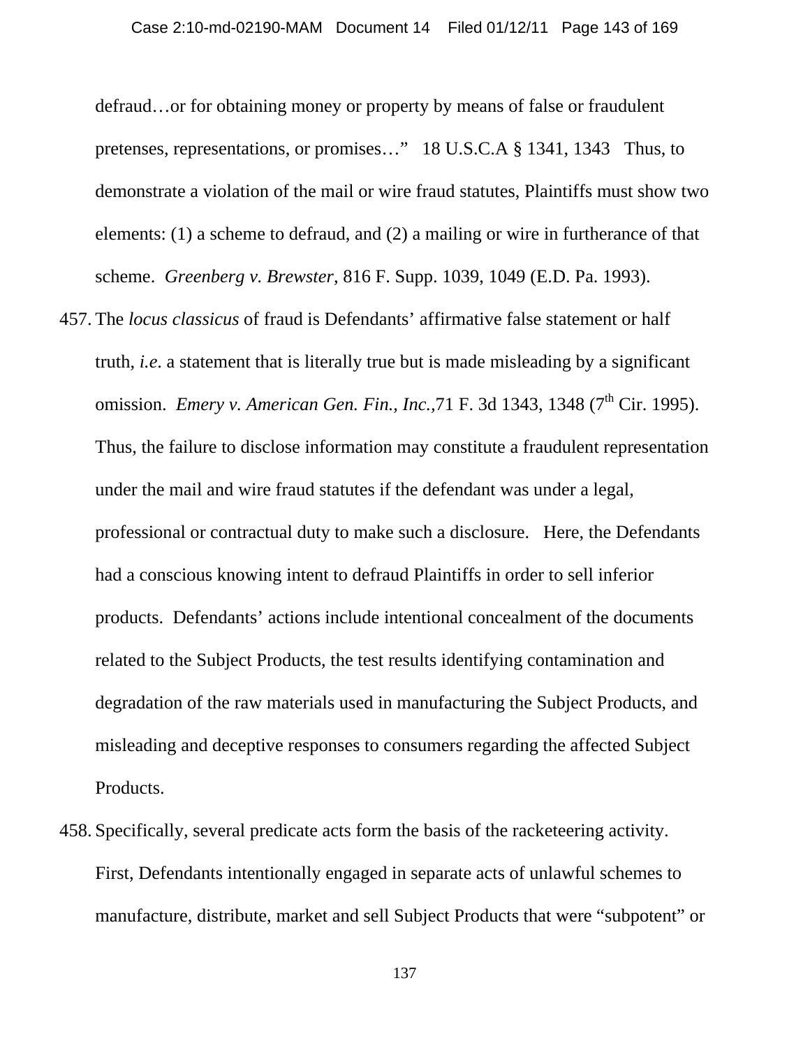defraud…or for obtaining money or property by means of false or fraudulent pretenses, representations, or promises…" 18 U.S.C.A § 1341, 1343 Thus, to demonstrate a violation of the mail or wire fraud statutes, Plaintiffs must show two elements: (1) a scheme to defraud, and (2) a mailing or wire in furtherance of that scheme. *Greenberg v. Brewster*, 816 F. Supp. 1039, 1049 (E.D. Pa. 1993).

457. The *locus classicus* of fraud is Defendants' affirmative false statement or half truth, *i.e.* a statement that is literally true but is made misleading by a significant omission. *Emery v. American Gen. Fin., Inc.*,71 F. 3d 1343, 1348 (7th Cir. 1995). Thus, the failure to disclose information may constitute a fraudulent representation under the mail and wire fraud statutes if the defendant was under a legal, professional or contractual duty to make such a disclosure. Here, the Defendants had a conscious knowing intent to defraud Plaintiffs in order to sell inferior products. Defendants' actions include intentional concealment of the documents related to the Subject Products, the test results identifying contamination and degradation of the raw materials used in manufacturing the Subject Products, and misleading and deceptive responses to consumers regarding the affected Subject Products.

458. Specifically, several predicate acts form the basis of the racketeering activity. First, Defendants intentionally engaged in separate acts of unlawful schemes to manufacture, distribute, market and sell Subject Products that were "subpotent" or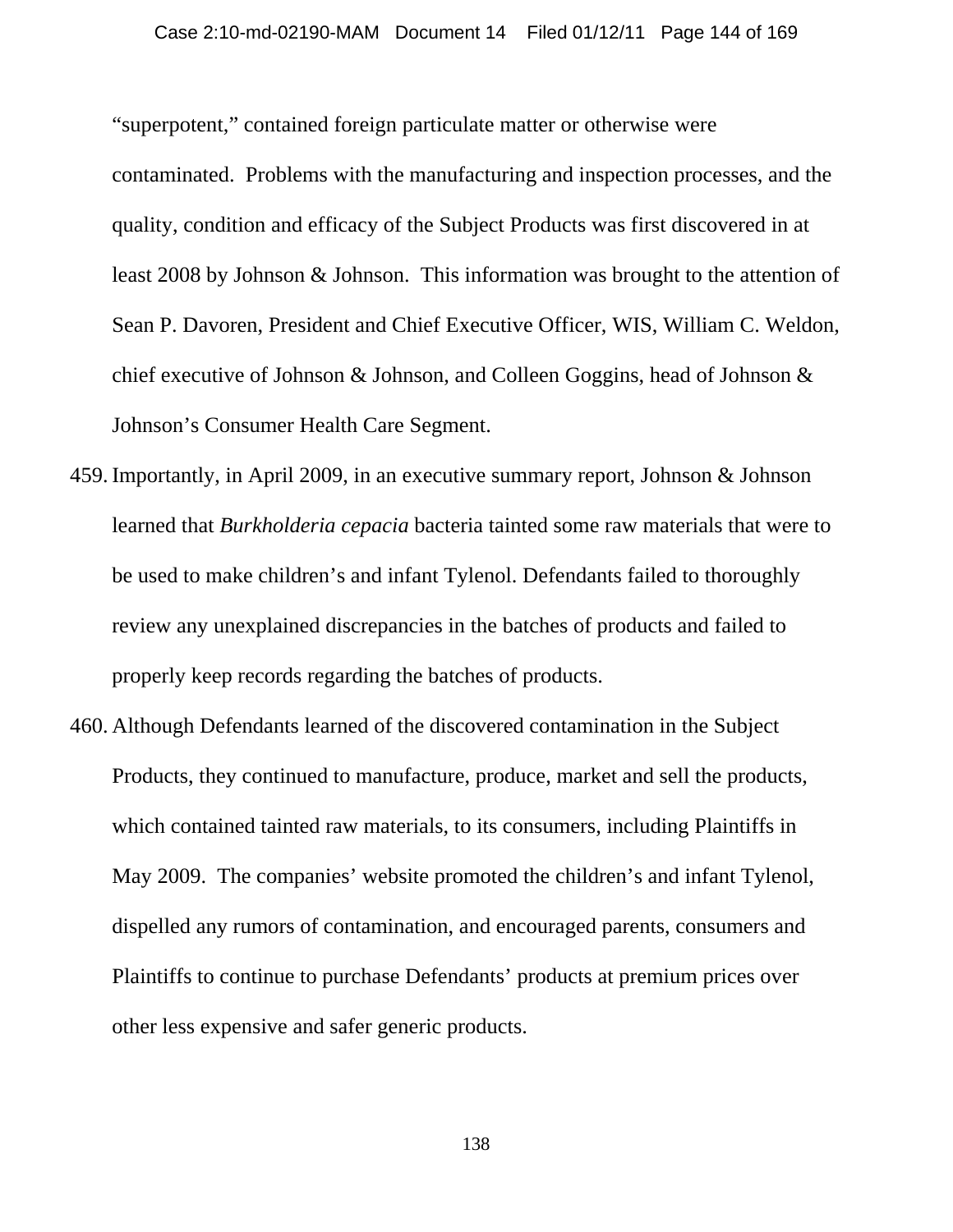"superpotent," contained foreign particulate matter or otherwise were contaminated. Problems with the manufacturing and inspection processes, and the quality, condition and efficacy of the Subject Products was first discovered in at least 2008 by Johnson & Johnson. This information was brought to the attention of Sean P. Davoren, President and Chief Executive Officer, WIS, William C. Weldon, chief executive of Johnson & Johnson, and Colleen Goggins, head of Johnson & Johnson's Consumer Health Care Segment.

459. Importantly, in April 2009, in an executive summary report, Johnson & Johnson learned that *Burkholderia cepacia* bacteria tainted some raw materials that were to be used to make children's and infant Tylenol. Defendants failed to thoroughly review any unexplained discrepancies in the batches of products and failed to properly keep records regarding the batches of products.

460. Although Defendants learned of the discovered contamination in the Subject Products, they continued to manufacture, produce, market and sell the products, which contained tainted raw materials, to its consumers, including Plaintiffs in May 2009. The companies' website promoted the children's and infant Tylenol, dispelled any rumors of contamination, and encouraged parents, consumers and Plaintiffs to continue to purchase Defendants' products at premium prices over other less expensive and safer generic products.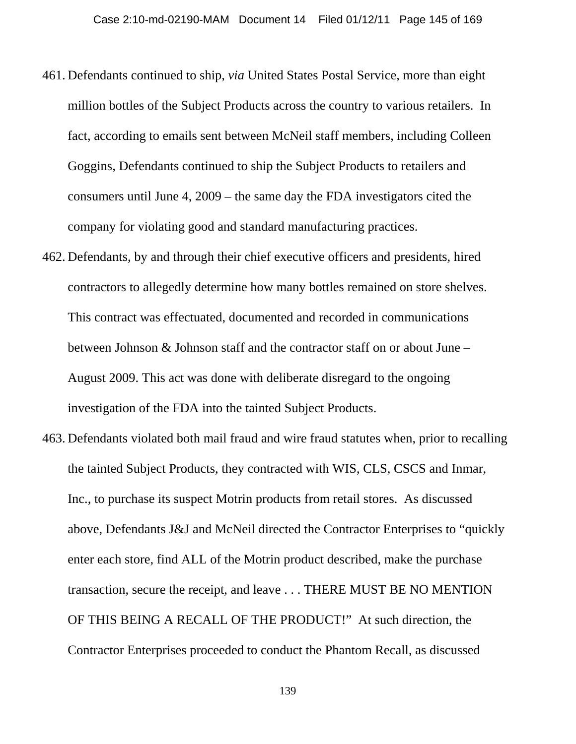461. Defendants continued to ship, *via* United States Postal Service, more than eight million bottles of the Subject Products across the country to various retailers. In fact, according to emails sent between McNeil staff members, including Colleen Goggins, Defendants continued to ship the Subject Products to retailers and consumers until June 4, 2009 – the same day the FDA investigators cited the company for violating good and standard manufacturing practices.

462. Defendants, by and through their chief executive officers and presidents, hired contractors to allegedly determine how many bottles remained on store shelves. This contract was effectuated, documented and recorded in communications between Johnson & Johnson staff and the contractor staff on or about June – August 2009. This act was done with deliberate disregard to the ongoing investigation of the FDA into the tainted Subject Products.

463. Defendants violated both mail fraud and wire fraud statutes when, prior to recalling the tainted Subject Products, they contracted with WIS, CLS, CSCS and Inmar, Inc., to purchase its suspect Motrin products from retail stores. As discussed above, Defendants J&J and McNeil directed the Contractor Enterprises to "quickly enter each store, find ALL of the Motrin product described, make the purchase transaction, secure the receipt, and leave . . . THERE MUST BE NO MENTION OF THIS BEING A RECALL OF THE PRODUCT!" At such direction, the Contractor Enterprises proceeded to conduct the Phantom Recall, as discussed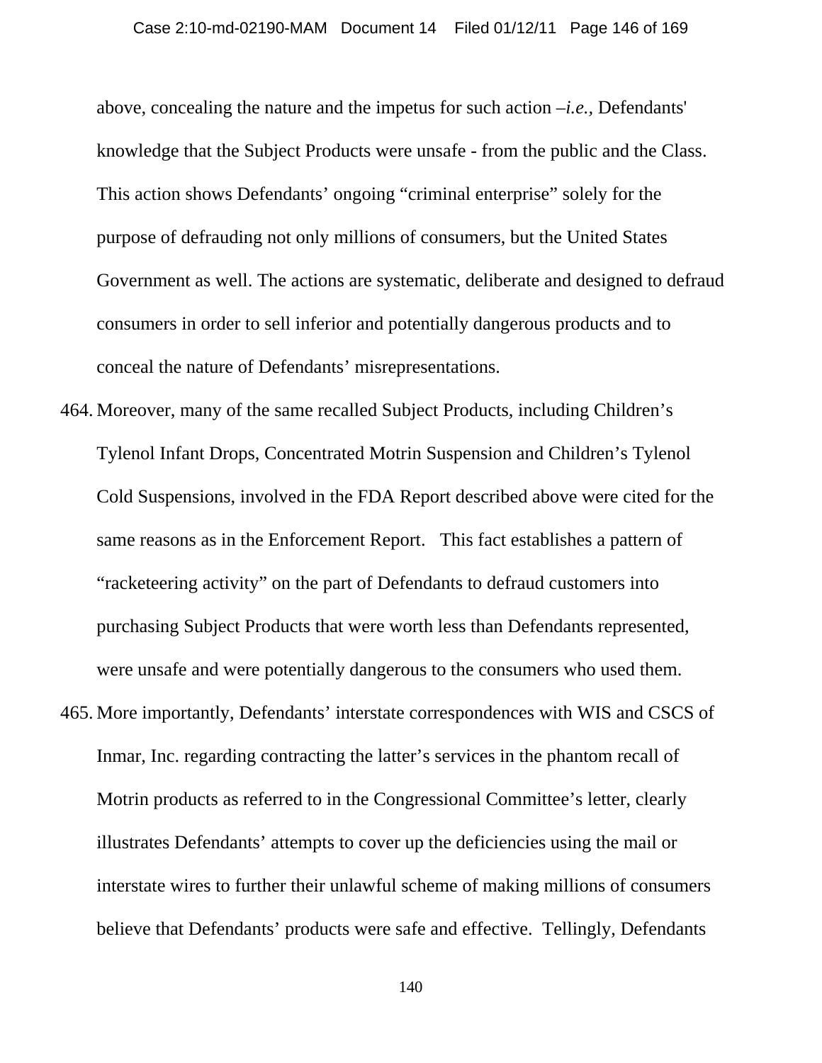above, concealing the nature and the impetus for such action –*i.e.,* Defendants' knowledge that the Subject Products were unsafe - from the public and the Class. This action shows Defendants' ongoing "criminal enterprise" solely for the purpose of defrauding not only millions of consumers, but the United States Government as well. The actions are systematic, deliberate and designed to defraud consumers in order to sell inferior and potentially dangerous products and to conceal the nature of Defendants' misrepresentations.

464. Moreover, many of the same recalled Subject Products, including Children's Tylenol Infant Drops, Concentrated Motrin Suspension and Children's Tylenol Cold Suspensions, involved in the FDA Report described above were cited for the same reasons as in the Enforcement Report. This fact establishes a pattern of "racketeering activity" on the part of Defendants to defraud customers into purchasing Subject Products that were worth less than Defendants represented, were unsafe and were potentially dangerous to the consumers who used them.

465. More importantly, Defendants' interstate correspondences with WIS and CSCS of Inmar, Inc. regarding contracting the latter's services in the phantom recall of Motrin products as referred to in the Congressional Committee's letter, clearly illustrates Defendants' attempts to cover up the deficiencies using the mail or interstate wires to further their unlawful scheme of making millions of consumers believe that Defendants' products were safe and effective. Tellingly, Defendants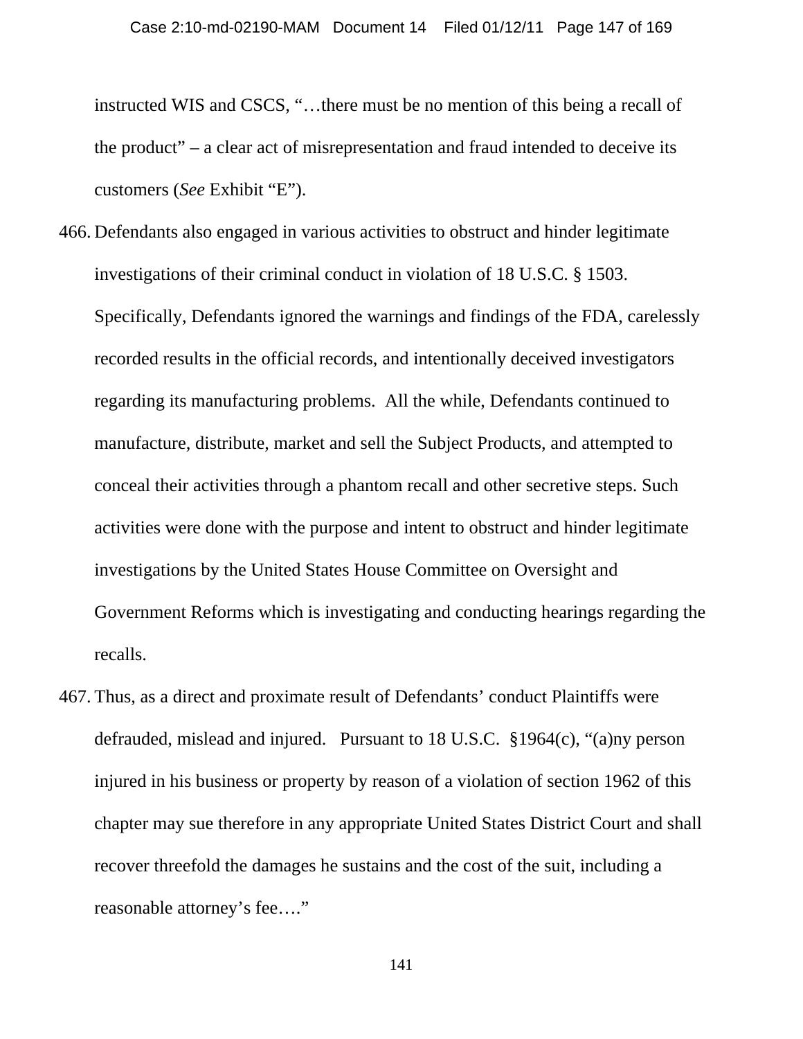instructed WIS and CSCS, "…there must be no mention of this being a recall of the product" – a clear act of misrepresentation and fraud intended to deceive its customers (*See* Exhibit "E").

466. Defendants also engaged in various activities to obstruct and hinder legitimate investigations of their criminal conduct in violation of 18 U.S.C. § 1503. Specifically, Defendants ignored the warnings and findings of the FDA, carelessly recorded results in the official records, and intentionally deceived investigators regarding its manufacturing problems. All the while, Defendants continued to manufacture, distribute, market and sell the Subject Products, and attempted to conceal their activities through a phantom recall and other secretive steps. Such activities were done with the purpose and intent to obstruct and hinder legitimate investigations by the United States House Committee on Oversight and Government Reforms which is investigating and conducting hearings regarding the recalls.

467. Thus, as a direct and proximate result of Defendants' conduct Plaintiffs were defrauded, mislead and injured. Pursuant to 18 U.S.C. §1964(c), "(a)ny person injured in his business or property by reason of a violation of section 1962 of this chapter may sue therefore in any appropriate United States District Court and shall recover threefold the damages he sustains and the cost of the suit, including a reasonable attorney's fee…."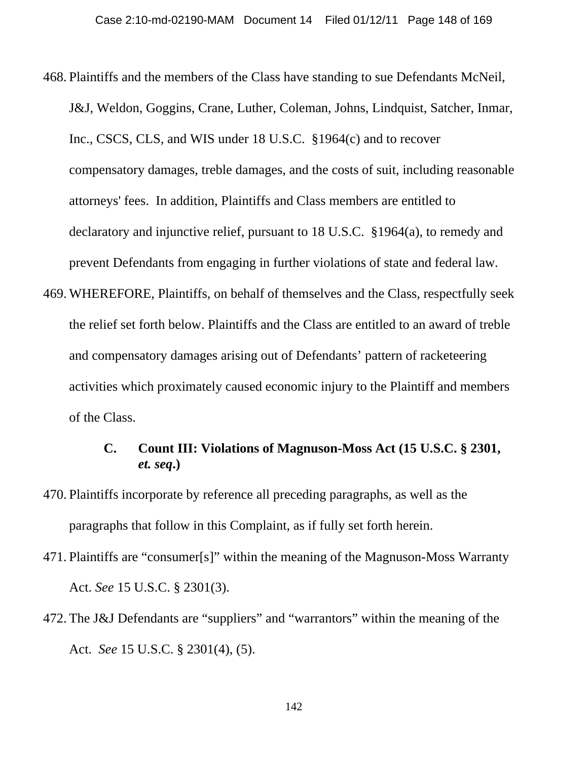468. Plaintiffs and the members of the Class have standing to sue Defendants McNeil, J&J, Weldon, Goggins, Crane, Luther, Coleman, Johns, Lindquist, Satcher, Inmar, Inc., CSCS, CLS, and WIS under 18 U.S.C. §1964(c) and to recover compensatory damages, treble damages, and the costs of suit, including reasonable attorneys' fees. In addition, Plaintiffs and Class members are entitled to declaratory and injunctive relief, pursuant to 18 U.S.C. §1964(a), to remedy and prevent Defendants from engaging in further violations of state and federal law.

469. WHEREFORE, Plaintiffs, on behalf of themselves and the Class, respectfully seek the relief set forth below. Plaintiffs and the Class are entitled to an award of treble and compensatory damages arising out of Defendants' pattern of racketeering activities which proximately caused economic injury to the Plaintiff and members of the Class.

### C. Count III: Violations of Magnuson-Moss Act (15 U.S.C. § 2301, *et. seq*.)

470. Plaintiffs incorporate by reference all preceding paragraphs, as well as the paragraphs that follow in this Complaint, as if fully set forth herein.

471. Plaintiffs are "consumer[s]" within the meaning of the Magnuson-Moss Warranty Act. *See* 15 U.S.C. § 2301(3).

472. The J&J Defendants are "suppliers" and "warrantors" within the meaning of the Act. *See* 15 U.S.C. § 2301(4), (5).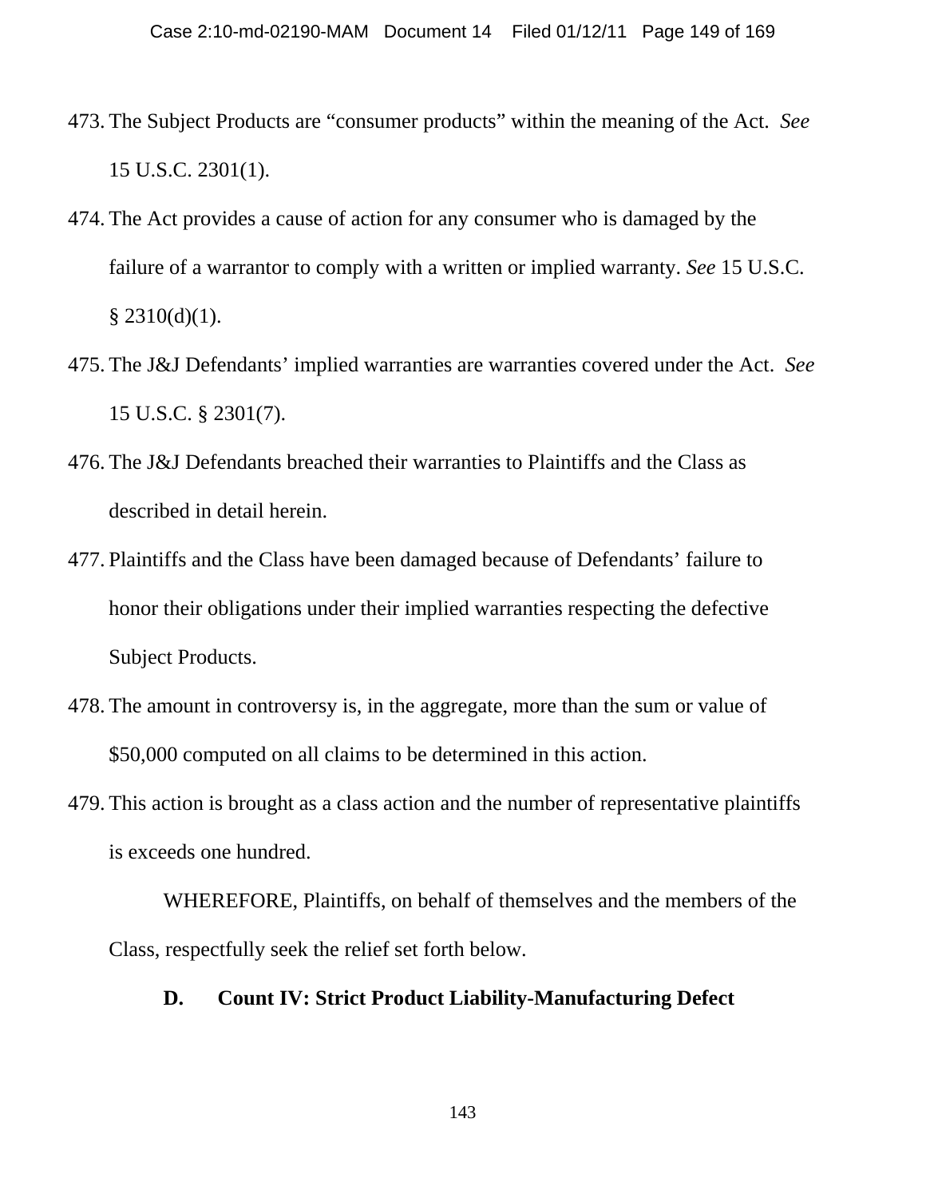473. The Subject Products are "consumer products" within the meaning of the Act. *See* 15 U.S.C. 2301(1).

474. The Act provides a cause of action for any consumer who is damaged by the failure of a warrantor to comply with a written or implied warranty. *See* 15 U.S.C. § 2310(d)(1).

475. The J&J Defendants' implied warranties are warranties covered under the Act. *See* 15 U.S.C. § 2301(7).

476. The J&J Defendants breached their warranties to Plaintiffs and the Class as described in detail herein.

477. Plaintiffs and the Class have been damaged because of Defendants' failure to honor their obligations under their implied warranties respecting the defective Subject Products.

478. The amount in controversy is, in the aggregate, more than the sum or value of $50,000 computed on all claims to be determined in this action.

479. This action is brought as a class action and the number of representative plaintiffs is exceeds one hundred.

WHEREFORE, Plaintiffs, on behalf of themselves and the members of the Class, respectfully seek the relief set forth below.

### D. Count IV: Strict Product Liability-Manufacturing Defect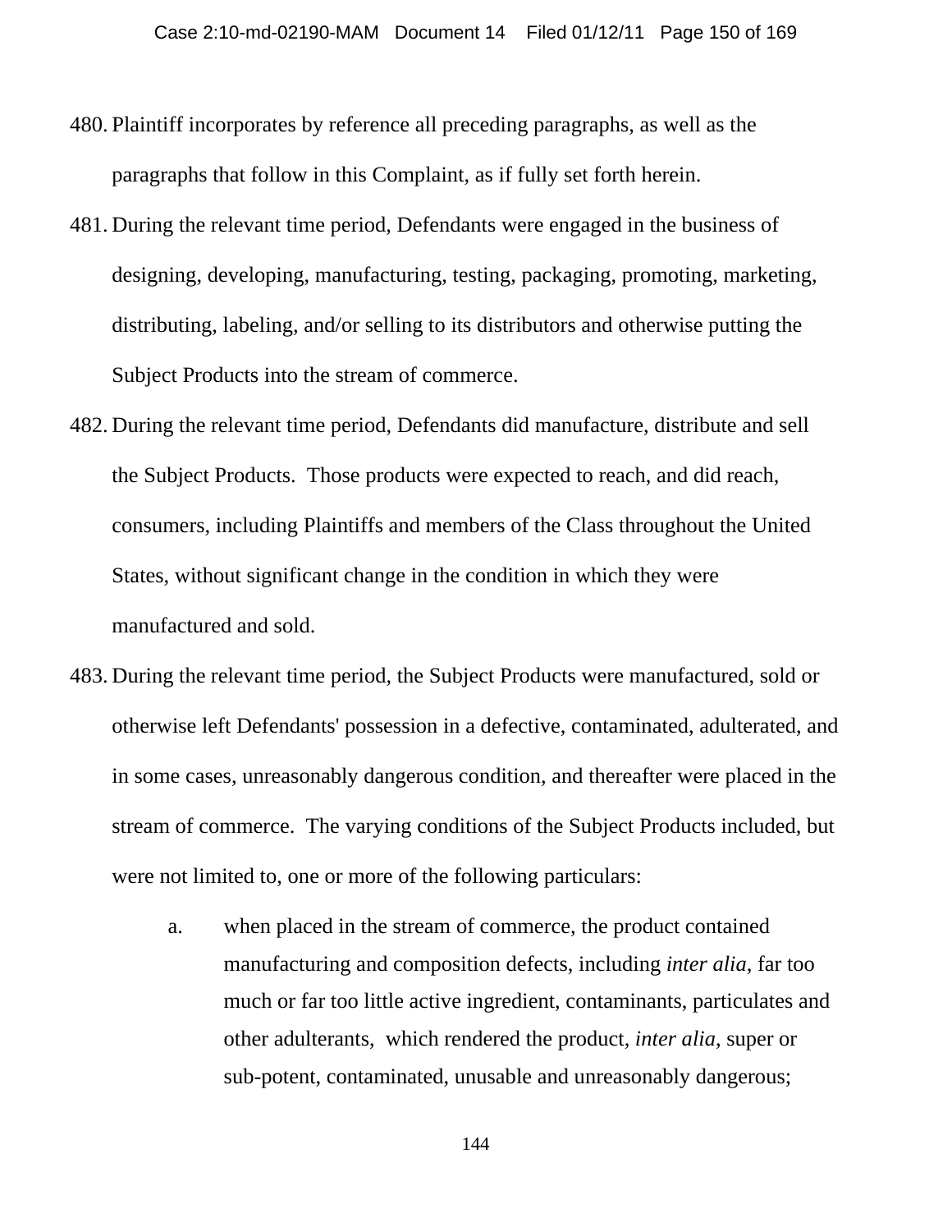480. Plaintiff incorporates by reference all preceding paragraphs, as well as the paragraphs that follow in this Complaint, as if fully set forth herein.

481. During the relevant time period, Defendants were engaged in the business of designing, developing, manufacturing, testing, packaging, promoting, marketing, distributing, labeling, and/or selling to its distributors and otherwise putting the Subject Products into the stream of commerce.

482. During the relevant time period, Defendants did manufacture, distribute and sell the Subject Products. Those products were expected to reach, and did reach, consumers, including Plaintiffs and members of the Class throughout the United States, without significant change in the condition in which they were manufactured and sold.

483. During the relevant time period, the Subject Products were manufactured, sold or otherwise left Defendants' possession in a defective, contaminated, adulterated, and in some cases, unreasonably dangerous condition, and thereafter were placed in the stream of commerce. The varying conditions of the Subject Products included, but were not limited to, one or more of the following particulars:

   a. when placed in the stream of commerce, the product contained manufacturing and composition defects, including *inter alia*, far too much or far too little active ingredient, contaminants, particulates and other adulterants, which rendered the product, *inter alia*, super or sub-potent, contaminated, unusable and unreasonably dangerous;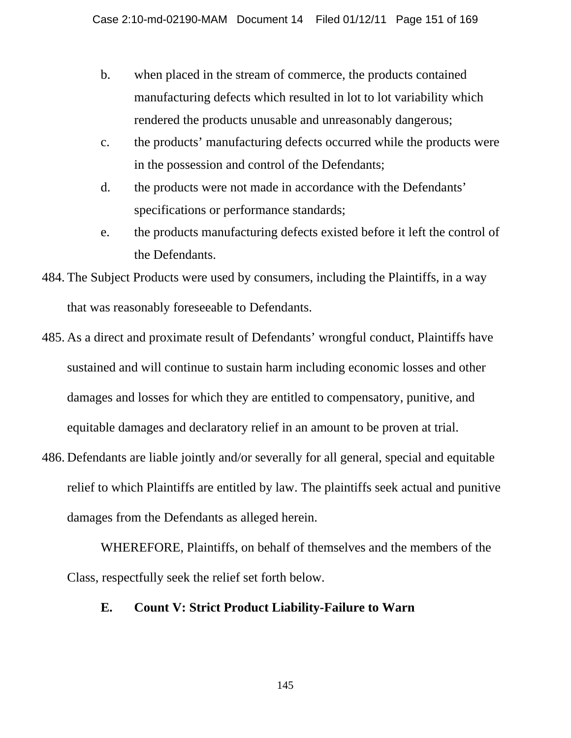b. when placed in the stream of commerce, the products contained manufacturing defects which resulted in lot to lot variability which rendered the products unusable and unreasonably dangerous;

c. the products' manufacturing defects occurred while the products were in the possession and control of the Defendants;

d. the products were not made in accordance with the Defendants' specifications or performance standards;

e. the products manufacturing defects existed before it left the control of the Defendants.

484. The Subject Products were used by consumers, including the Plaintiffs, in a way that was reasonably foreseeable to Defendants.

485. As a direct and proximate result of Defendants' wrongful conduct, Plaintiffs have sustained and will continue to sustain harm including economic losses and other damages and losses for which they are entitled to compensatory, punitive, and equitable damages and declaratory relief in an amount to be proven at trial.

486. Defendants are liable jointly and/or severally for all general, special and equitable relief to which Plaintiffs are entitled by law. The plaintiffs seek actual and punitive damages from the Defendants as alleged herein.

WHEREFORE, Plaintiffs, on behalf of themselves and the members of the Class, respectfully seek the relief set forth below.

### E. Count V: Strict Product Liability-Failure to Warn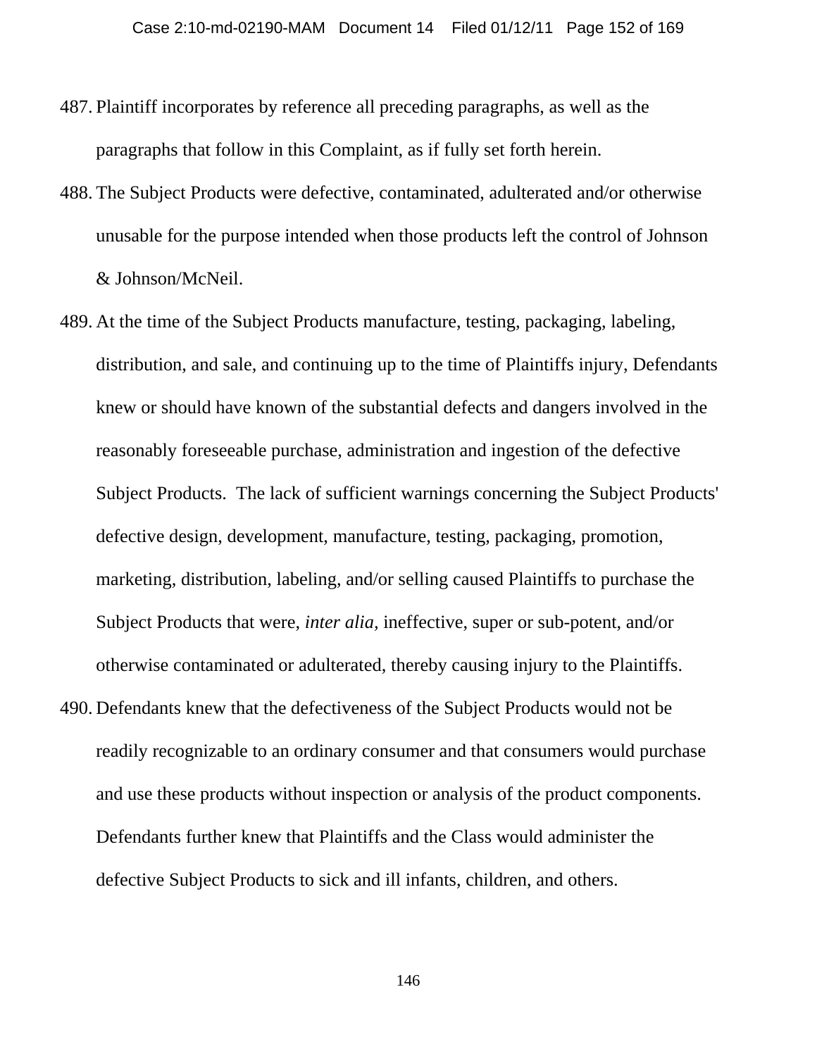487. Plaintiff incorporates by reference all preceding paragraphs, as well as the paragraphs that follow in this Complaint, as if fully set forth herein.

488. The Subject Products were defective, contaminated, adulterated and/or otherwise unusable for the purpose intended when those products left the control of Johnson & Johnson/McNeil.

489. At the time of the Subject Products manufacture, testing, packaging, labeling, distribution, and sale, and continuing up to the time of Plaintiffs injury, Defendants knew or should have known of the substantial defects and dangers involved in the reasonably foreseeable purchase, administration and ingestion of the defective Subject Products. The lack of sufficient warnings concerning the Subject Products' defective design, development, manufacture, testing, packaging, promotion, marketing, distribution, labeling, and/or selling caused Plaintiffs to purchase the Subject Products that were, *inter alia*, ineffective, super or sub-potent, and/or otherwise contaminated or adulterated, thereby causing injury to the Plaintiffs.

490. Defendants knew that the defectiveness of the Subject Products would not be readily recognizable to an ordinary consumer and that consumers would purchase and use these products without inspection or analysis of the product components. Defendants further knew that Plaintiffs and the Class would administer the defective Subject Products to sick and ill infants, children, and others.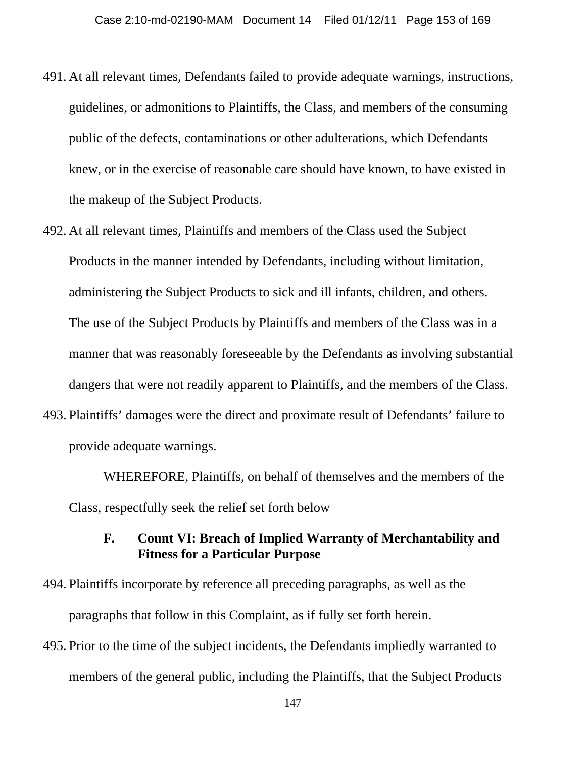491. At all relevant times, Defendants failed to provide adequate warnings, instructions, guidelines, or admonitions to Plaintiffs, the Class, and members of the consuming public of the defects, contaminations or other adulterations, which Defendants knew, or in the exercise of reasonable care should have known, to have existed in the makeup of the Subject Products.

492. At all relevant times, Plaintiffs and members of the Class used the Subject Products in the manner intended by Defendants, including without limitation, administering the Subject Products to sick and ill infants, children, and others. The use of the Subject Products by Plaintiffs and members of the Class was in a manner that was reasonably foreseeable by the Defendants as involving substantial dangers that were not readily apparent to Plaintiffs, and the members of the Class.

493. Plaintiffs' damages were the direct and proximate result of Defendants' failure to provide adequate warnings.

WHEREFORE, Plaintiffs, on behalf of themselves and the members of the Class, respectfully seek the relief set forth below

### F. Count VI: Breach of Implied Warranty of Merchantability and Fitness for a Particular Purpose

494. Plaintiffs incorporate by reference all preceding paragraphs, as well as the paragraphs that follow in this Complaint, as if fully set forth herein.

495. Prior to the time of the subject incidents, the Defendants impliedly warranted to members of the general public, including the Plaintiffs, that the Subject Products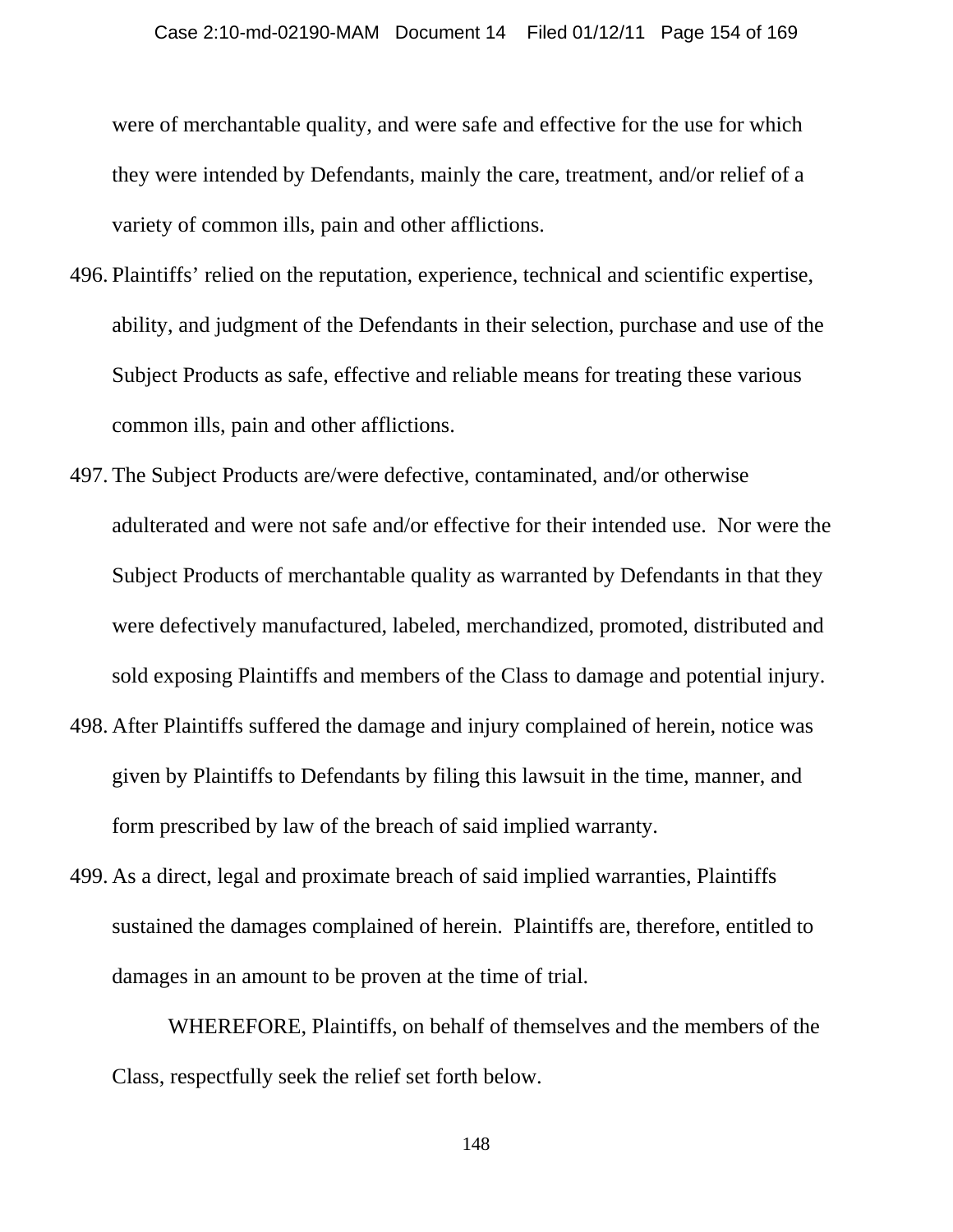were of merchantable quality, and were safe and effective for the use for which they were intended by Defendants, mainly the care, treatment, and/or relief of a variety of common ills, pain and other afflictions.

496. Plaintiffs' relied on the reputation, experience, technical and scientific expertise, ability, and judgment of the Defendants in their selection, purchase and use of the Subject Products as safe, effective and reliable means for treating these various common ills, pain and other afflictions.

497. The Subject Products are/were defective, contaminated, and/or otherwise adulterated and were not safe and/or effective for their intended use. Nor were the Subject Products of merchantable quality as warranted by Defendants in that they were defectively manufactured, labeled, merchandized, promoted, distributed and sold exposing Plaintiffs and members of the Class to damage and potential injury.

498. After Plaintiffs suffered the damage and injury complained of herein, notice was given by Plaintiffs to Defendants by filing this lawsuit in the time, manner, and form prescribed by law of the breach of said implied warranty.

499. As a direct, legal and proximate breach of said implied warranties, Plaintiffs sustained the damages complained of herein. Plaintiffs are, therefore, entitled to damages in an amount to be proven at the time of trial.

WHEREFORE, Plaintiffs, on behalf of themselves and the members of the Class, respectfully seek the relief set forth below.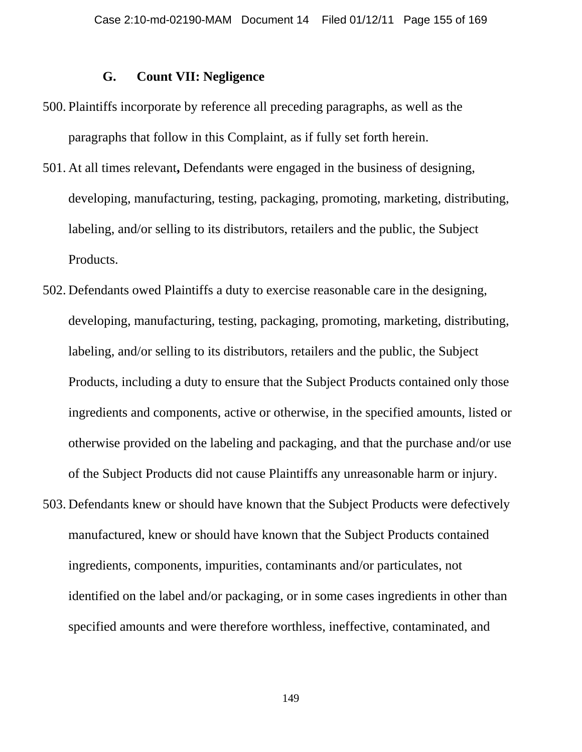### G. Count VII: Negligence

500. Plaintiffs incorporate by reference all preceding paragraphs, as well as the paragraphs that follow in this Complaint, as if fully set forth herein.

501. At all times relevant**,** Defendants were engaged in the business of designing, developing, manufacturing, testing, packaging, promoting, marketing, distributing, labeling, and/or selling to its distributors, retailers and the public, the Subject Products.

502. Defendants owed Plaintiffs a duty to exercise reasonable care in the designing, developing, manufacturing, testing, packaging, promoting, marketing, distributing, labeling, and/or selling to its distributors, retailers and the public, the Subject Products, including a duty to ensure that the Subject Products contained only those ingredients and components, active or otherwise, in the specified amounts, listed or otherwise provided on the labeling and packaging, and that the purchase and/or use of the Subject Products did not cause Plaintiffs any unreasonable harm or injury.

503. Defendants knew or should have known that the Subject Products were defectively manufactured, knew or should have known that the Subject Products contained ingredients, components, impurities, contaminants and/or particulates, not identified on the label and/or packaging, or in some cases ingredients in other than specified amounts and were therefore worthless, ineffective, contaminated, and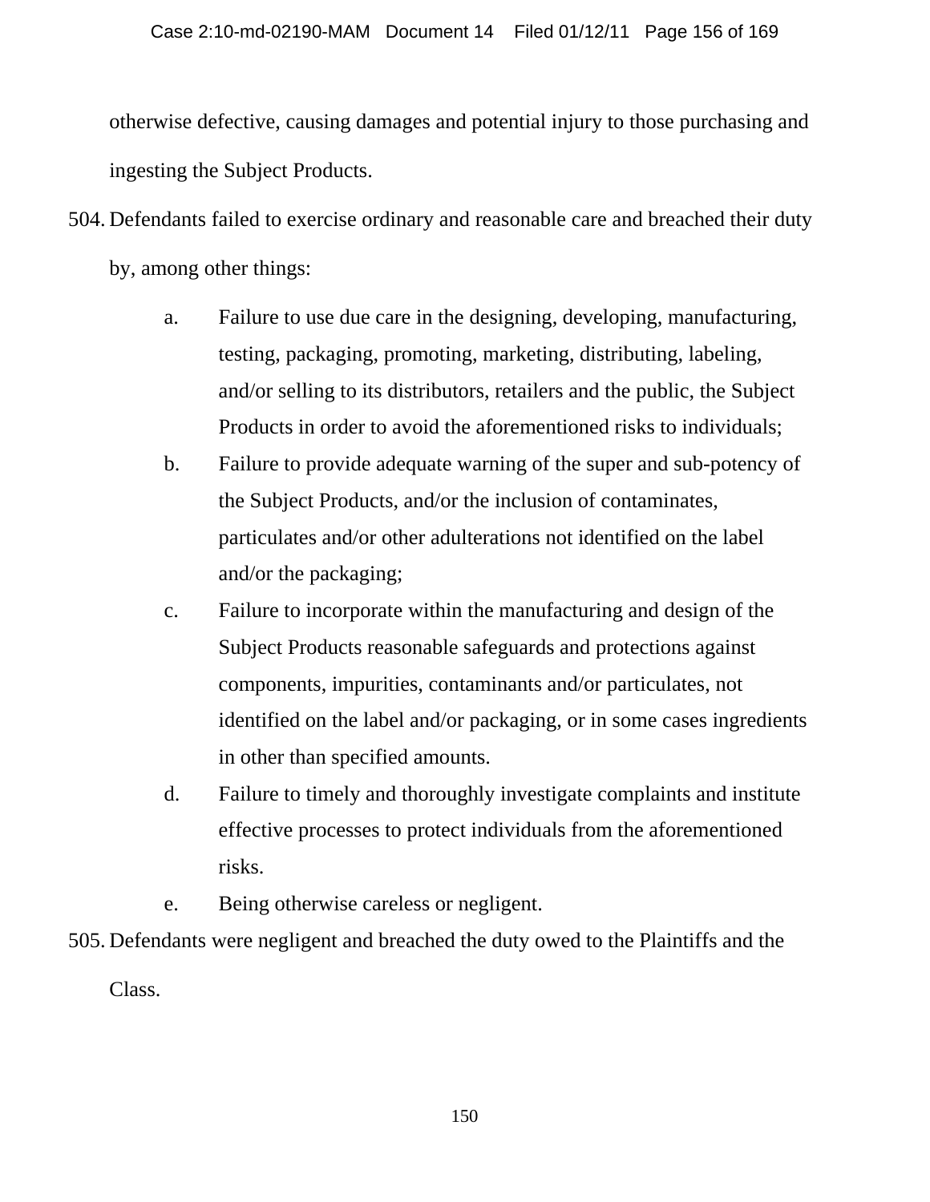otherwise defective, causing damages and potential injury to those purchasing and ingesting the Subject Products.

504. Defendants failed to exercise ordinary and reasonable care and breached their duty by, among other things:

   a. Failure to use due care in the designing, developing, manufacturing, testing, packaging, promoting, marketing, distributing, labeling, and/or selling to its distributors, retailers and the public, the Subject Products in order to avoid the aforementioned risks to individuals;

   b. Failure to provide adequate warning of the super and sub-potency of the Subject Products, and/or the inclusion of contaminates, particulates and/or other adulterations not identified on the label and/or the packaging;

   c. Failure to incorporate within the manufacturing and design of the Subject Products reasonable safeguards and protections against components, impurities, contaminants and/or particulates, not identified on the label and/or packaging, or in some cases ingredients in other than specified amounts.

   d. Failure to timely and thoroughly investigate complaints and institute effective processes to protect individuals from the aforementioned risks.

   e. Being otherwise careless or negligent.

505. Defendants were negligent and breached the duty owed to the Plaintiffs and the Class.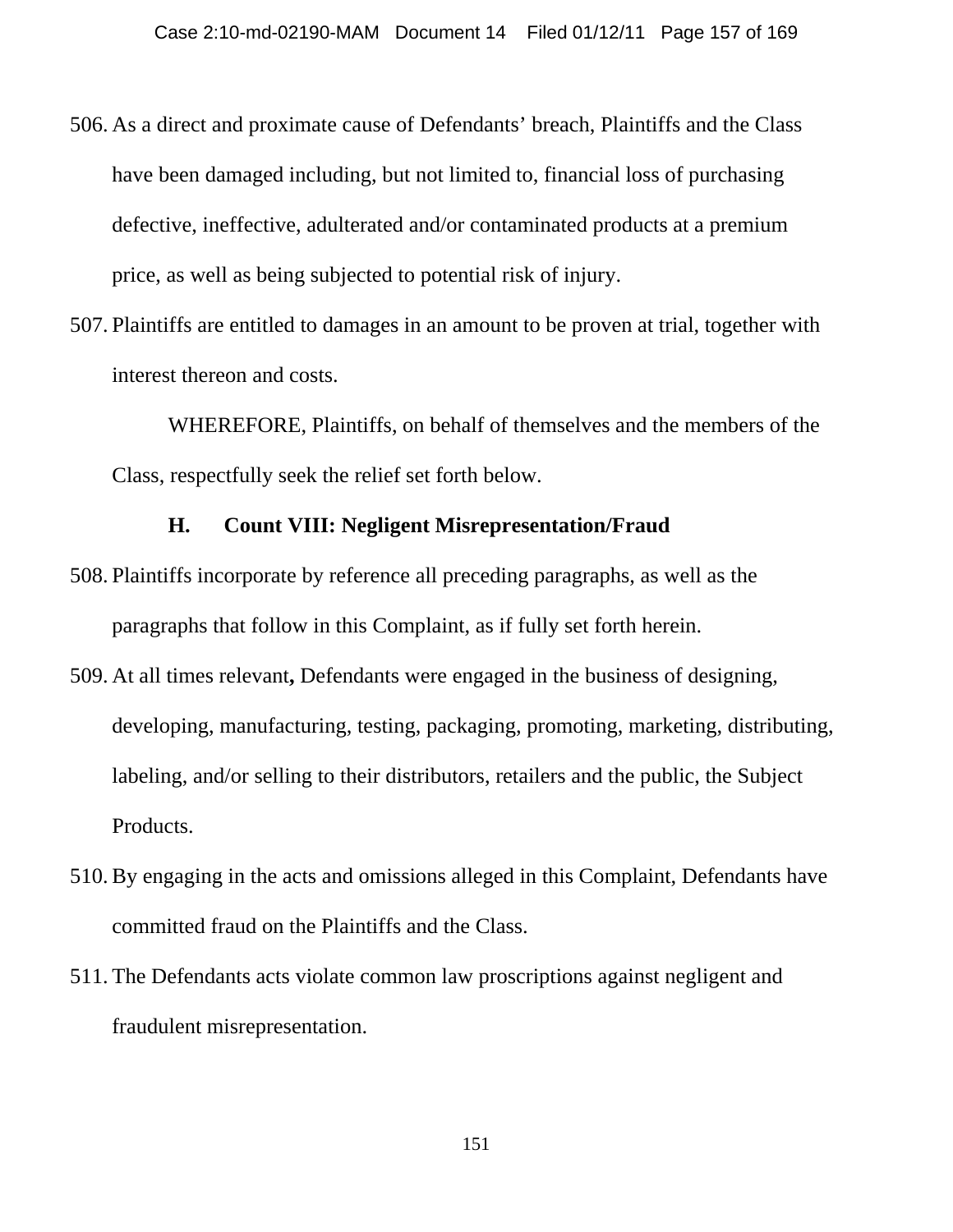506. As a direct and proximate cause of Defendants' breach, Plaintiffs and the Class have been damaged including, but not limited to, financial loss of purchasing defective, ineffective, adulterated and/or contaminated products at a premium price, as well as being subjected to potential risk of injury.

507. Plaintiffs are entitled to damages in an amount to be proven at trial, together with interest thereon and costs.

WHEREFORE, Plaintiffs, on behalf of themselves and the members of the Class, respectfully seek the relief set forth below.

### H. Count VIII: Negligent Misrepresentation/Fraud

508. Plaintiffs incorporate by reference all preceding paragraphs, as well as the paragraphs that follow in this Complaint, as if fully set forth herein.

509. At all times relevant**,** Defendants were engaged in the business of designing, developing, manufacturing, testing, packaging, promoting, marketing, distributing, labeling, and/or selling to their distributors, retailers and the public, the Subject Products.

510. By engaging in the acts and omissions alleged in this Complaint, Defendants have committed fraud on the Plaintiffs and the Class.

511. The Defendants acts violate common law proscriptions against negligent and fraudulent misrepresentation.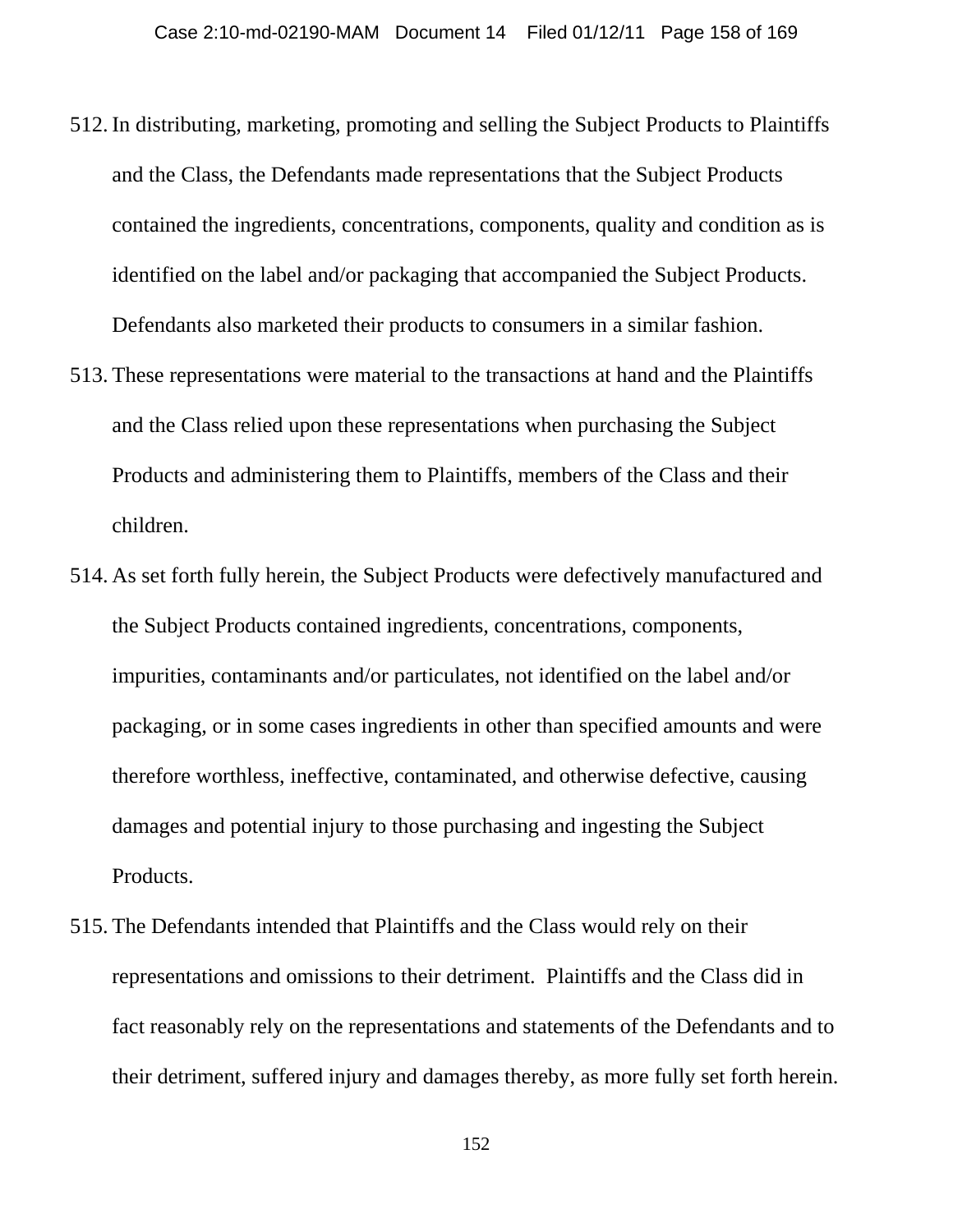512. In distributing, marketing, promoting and selling the Subject Products to Plaintiffs and the Class, the Defendants made representations that the Subject Products contained the ingredients, concentrations, components, quality and condition as is identified on the label and/or packaging that accompanied the Subject Products. Defendants also marketed their products to consumers in a similar fashion.

513. These representations were material to the transactions at hand and the Plaintiffs and the Class relied upon these representations when purchasing the Subject Products and administering them to Plaintiffs, members of the Class and their children.

514. As set forth fully herein, the Subject Products were defectively manufactured and the Subject Products contained ingredients, concentrations, components, impurities, contaminants and/or particulates, not identified on the label and/or packaging, or in some cases ingredients in other than specified amounts and were therefore worthless, ineffective, contaminated, and otherwise defective, causing damages and potential injury to those purchasing and ingesting the Subject Products.

515. The Defendants intended that Plaintiffs and the Class would rely on their representations and omissions to their detriment. Plaintiffs and the Class did in fact reasonably rely on the representations and statements of the Defendants and to their detriment, suffered injury and damages thereby, as more fully set forth herein.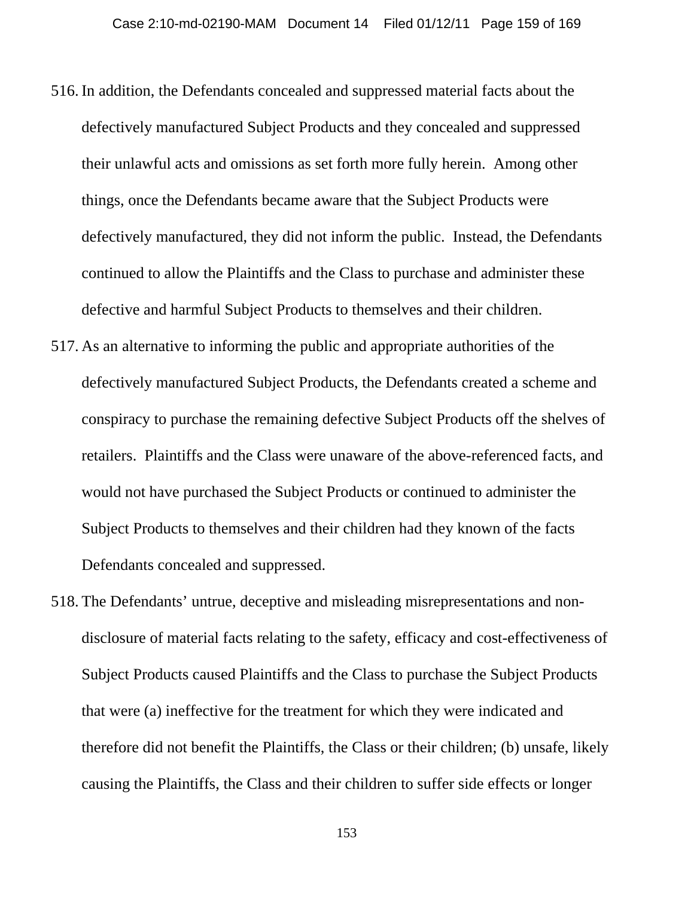516. In addition, the Defendants concealed and suppressed material facts about the defectively manufactured Subject Products and they concealed and suppressed their unlawful acts and omissions as set forth more fully herein. Among other things, once the Defendants became aware that the Subject Products were defectively manufactured, they did not inform the public. Instead, the Defendants continued to allow the Plaintiffs and the Class to purchase and administer these defective and harmful Subject Products to themselves and their children.

517. As an alternative to informing the public and appropriate authorities of the defectively manufactured Subject Products, the Defendants created a scheme and conspiracy to purchase the remaining defective Subject Products off the shelves of retailers. Plaintiffs and the Class were unaware of the above-referenced facts, and would not have purchased the Subject Products or continued to administer the Subject Products to themselves and their children had they known of the facts Defendants concealed and suppressed.

518. The Defendants' untrue, deceptive and misleading misrepresentations and non-disclosure of material facts relating to the safety, efficacy and cost-effectiveness of Subject Products caused Plaintiffs and the Class to purchase the Subject Products that were (a) ineffective for the treatment for which they were indicated and therefore did not benefit the Plaintiffs, the Class or their children; (b) unsafe, likely causing the Plaintiffs, the Class and their children to suffer side effects or longer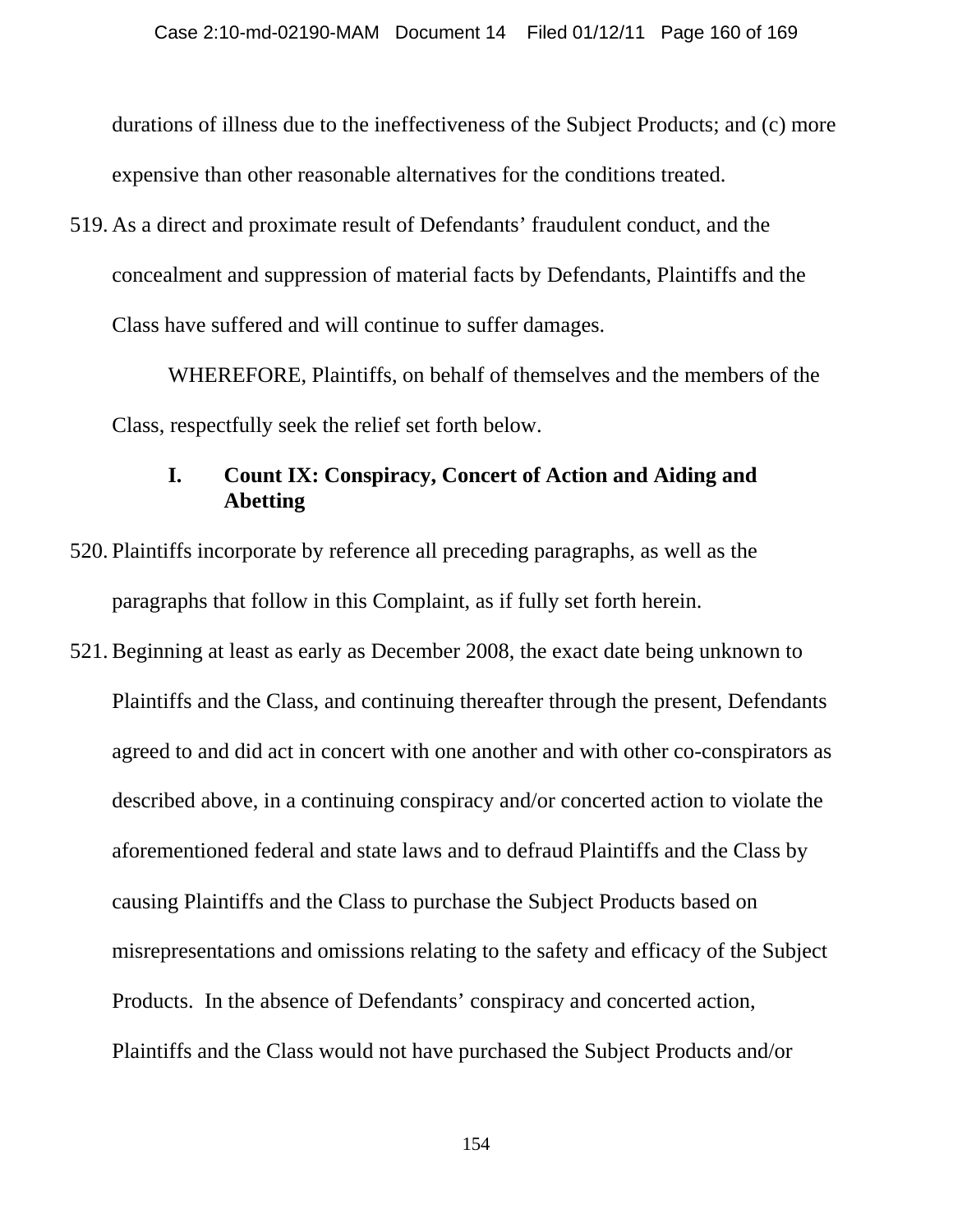durations of illness due to the ineffectiveness of the Subject Products; and (c) more expensive than other reasonable alternatives for the conditions treated.

519. As a direct and proximate result of Defendants' fraudulent conduct, and the concealment and suppression of material facts by Defendants, Plaintiffs and the Class have suffered and will continue to suffer damages.

WHEREFORE, Plaintiffs, on behalf of themselves and the members of the Class, respectfully seek the relief set forth below.

### I. Count IX: Conspiracy, Concert of Action and Aiding and Abetting

520. Plaintiffs incorporate by reference all preceding paragraphs, as well as the paragraphs that follow in this Complaint, as if fully set forth herein.

521. Beginning at least as early as December 2008, the exact date being unknown to Plaintiffs and the Class, and continuing thereafter through the present, Defendants agreed to and did act in concert with one another and with other co-conspirators as described above, in a continuing conspiracy and/or concerted action to violate the aforementioned federal and state laws and to defraud Plaintiffs and the Class by causing Plaintiffs and the Class to purchase the Subject Products based on misrepresentations and omissions relating to the safety and efficacy of the Subject Products. In the absence of Defendants' conspiracy and concerted action, Plaintiffs and the Class would not have purchased the Subject Products and/or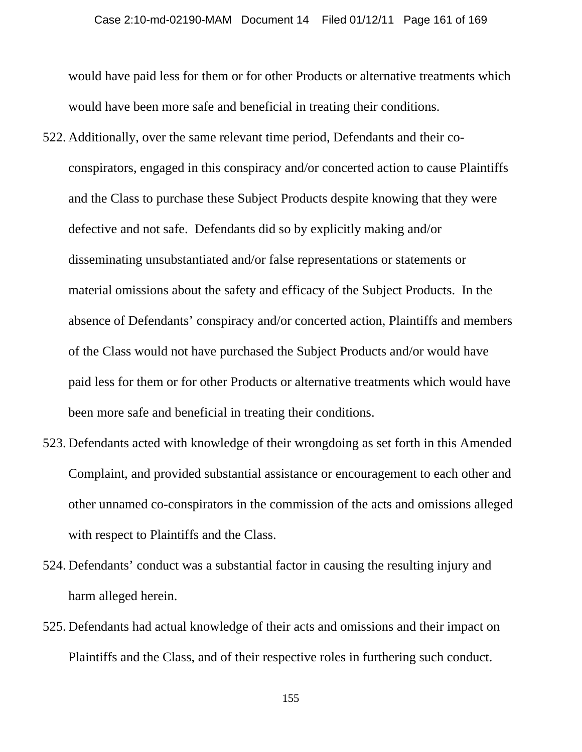would have paid less for them or for other Products or alternative treatments which would have been more safe and beneficial in treating their conditions.

522. Additionally, over the same relevant time period, Defendants and their co-conspirators, engaged in this conspiracy and/or concerted action to cause Plaintiffs and the Class to purchase these Subject Products despite knowing that they were defective and not safe. Defendants did so by explicitly making and/or disseminating unsubstantiated and/or false representations or statements or material omissions about the safety and efficacy of the Subject Products. In the absence of Defendants' conspiracy and/or concerted action, Plaintiffs and members of the Class would not have purchased the Subject Products and/or would have paid less for them or for other Products or alternative treatments which would have been more safe and beneficial in treating their conditions.

523. Defendants acted with knowledge of their wrongdoing as set forth in this Amended Complaint, and provided substantial assistance or encouragement to each other and other unnamed co-conspirators in the commission of the acts and omissions alleged with respect to Plaintiffs and the Class.

524. Defendants' conduct was a substantial factor in causing the resulting injury and harm alleged herein.

525. Defendants had actual knowledge of their acts and omissions and their impact on Plaintiffs and the Class, and of their respective roles in furthering such conduct.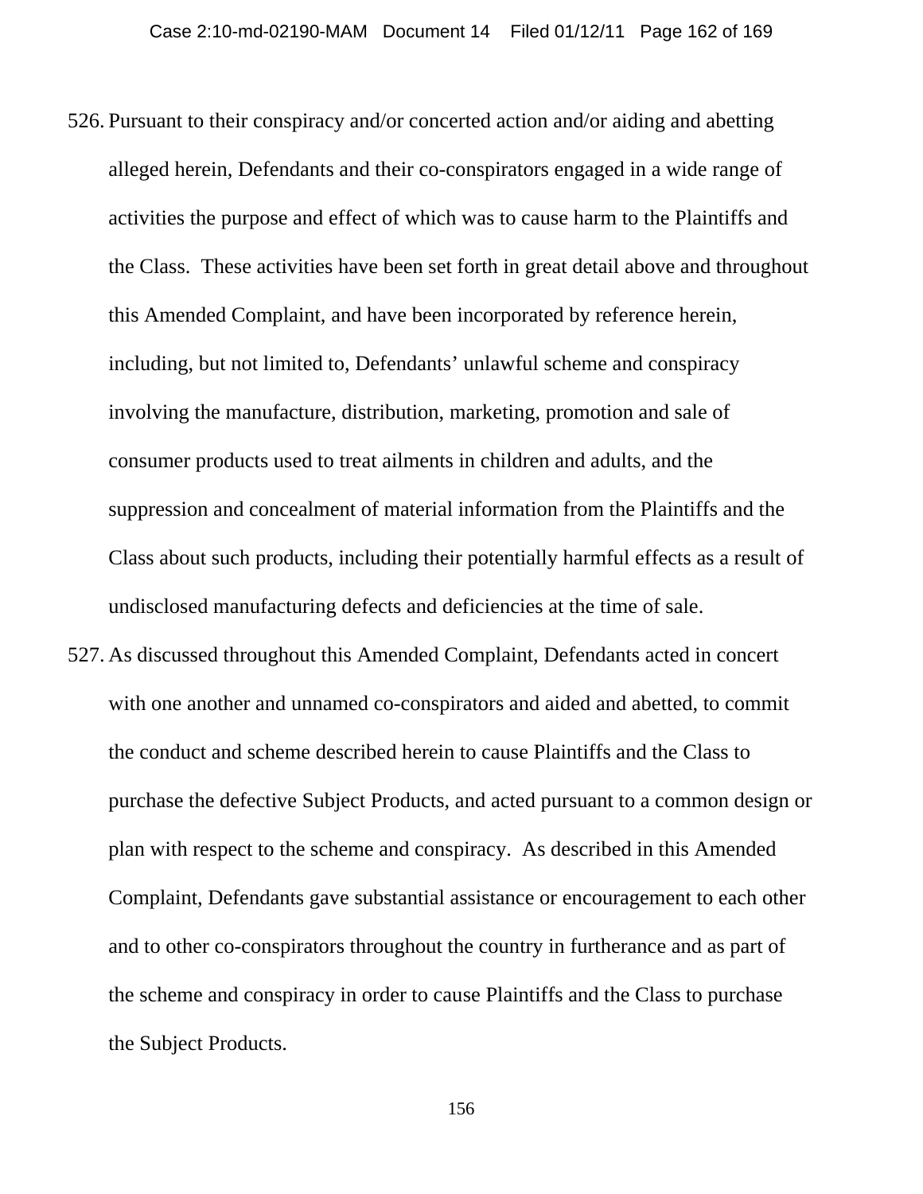526. Pursuant to their conspiracy and/or concerted action and/or aiding and abetting alleged herein, Defendants and their co-conspirators engaged in a wide range of activities the purpose and effect of which was to cause harm to the Plaintiffs and the Class. These activities have been set forth in great detail above and throughout this Amended Complaint, and have been incorporated by reference herein, including, but not limited to, Defendants' unlawful scheme and conspiracy involving the manufacture, distribution, marketing, promotion and sale of consumer products used to treat ailments in children and adults, and the suppression and concealment of material information from the Plaintiffs and the Class about such products, including their potentially harmful effects as a result of undisclosed manufacturing defects and deficiencies at the time of sale.

527. As discussed throughout this Amended Complaint, Defendants acted in concert with one another and unnamed co-conspirators and aided and abetted, to commit the conduct and scheme described herein to cause Plaintiffs and the Class to purchase the defective Subject Products, and acted pursuant to a common design or plan with respect to the scheme and conspiracy. As described in this Amended Complaint, Defendants gave substantial assistance or encouragement to each other and to other co-conspirators throughout the country in furtherance and as part of the scheme and conspiracy in order to cause Plaintiffs and the Class to purchase the Subject Products.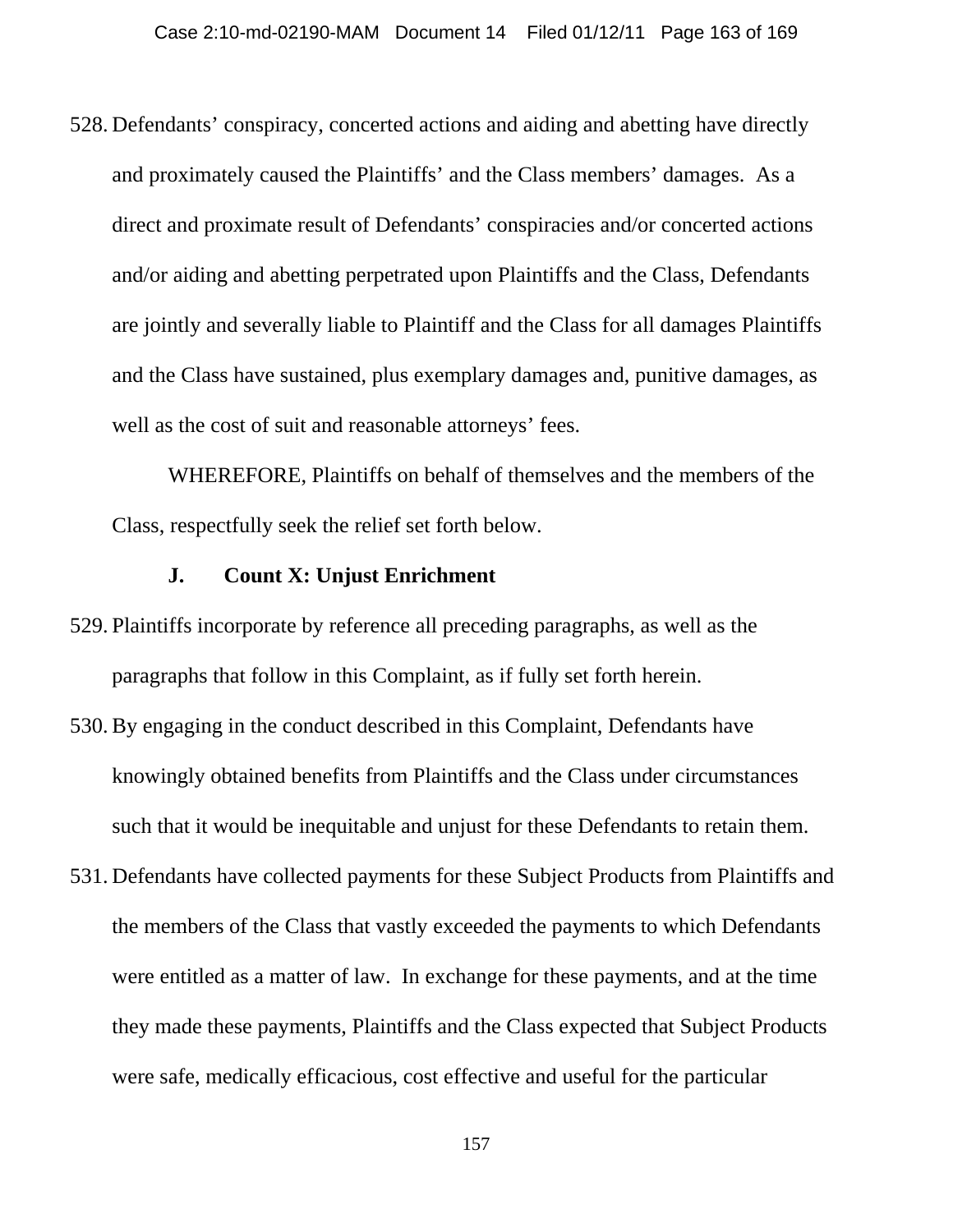528. Defendants' conspiracy, concerted actions and aiding and abetting have directly and proximately caused the Plaintiffs' and the Class members' damages. As a direct and proximate result of Defendants' conspiracies and/or concerted actions and/or aiding and abetting perpetrated upon Plaintiffs and the Class, Defendants are jointly and severally liable to Plaintiff and the Class for all damages Plaintiffs and the Class have sustained, plus exemplary damages and, punitive damages, as well as the cost of suit and reasonable attorneys' fees.

WHEREFORE, Plaintiffs on behalf of themselves and the members of the Class, respectfully seek the relief set forth below.

### J. Count X: Unjust Enrichment

529. Plaintiffs incorporate by reference all preceding paragraphs, as well as the paragraphs that follow in this Complaint, as if fully set forth herein.

530. By engaging in the conduct described in this Complaint, Defendants have knowingly obtained benefits from Plaintiffs and the Class under circumstances such that it would be inequitable and unjust for these Defendants to retain them.

531. Defendants have collected payments for these Subject Products from Plaintiffs and the members of the Class that vastly exceeded the payments to which Defendants were entitled as a matter of law. In exchange for these payments, and at the time they made these payments, Plaintiffs and the Class expected that Subject Products were safe, medically efficacious, cost effective and useful for the particular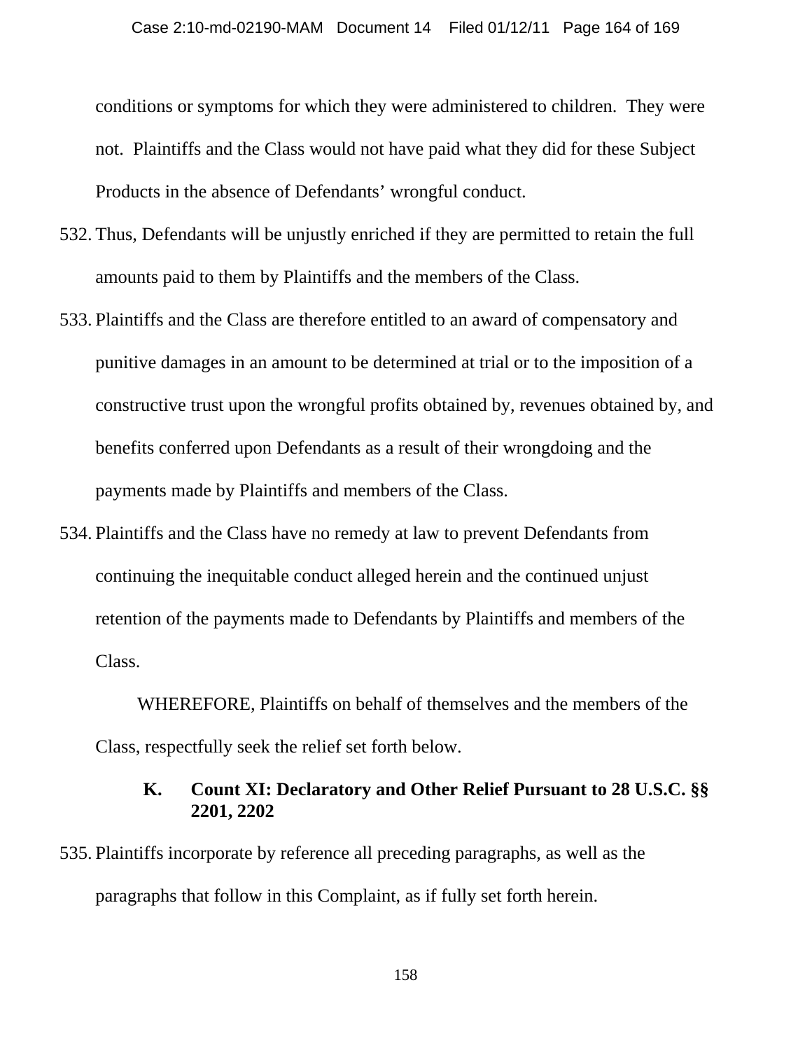conditions or symptoms for which they were administered to children. They were not. Plaintiffs and the Class would not have paid what they did for these Subject Products in the absence of Defendants' wrongful conduct.

532. Thus, Defendants will be unjustly enriched if they are permitted to retain the full amounts paid to them by Plaintiffs and the members of the Class.

533. Plaintiffs and the Class are therefore entitled to an award of compensatory and punitive damages in an amount to be determined at trial or to the imposition of a constructive trust upon the wrongful profits obtained by, revenues obtained by, and benefits conferred upon Defendants as a result of their wrongdoing and the payments made by Plaintiffs and members of the Class.

534. Plaintiffs and the Class have no remedy at law to prevent Defendants from continuing the inequitable conduct alleged herein and the continued unjust retention of the payments made to Defendants by Plaintiffs and members of the Class.

WHEREFORE, Plaintiffs on behalf of themselves and the members of the Class, respectfully seek the relief set forth below.

### K. Count XI: Declaratory and Other Relief Pursuant to 28 U.S.C. §§ 2201, 2202

535. Plaintiffs incorporate by reference all preceding paragraphs, as well as the paragraphs that follow in this Complaint, as if fully set forth herein.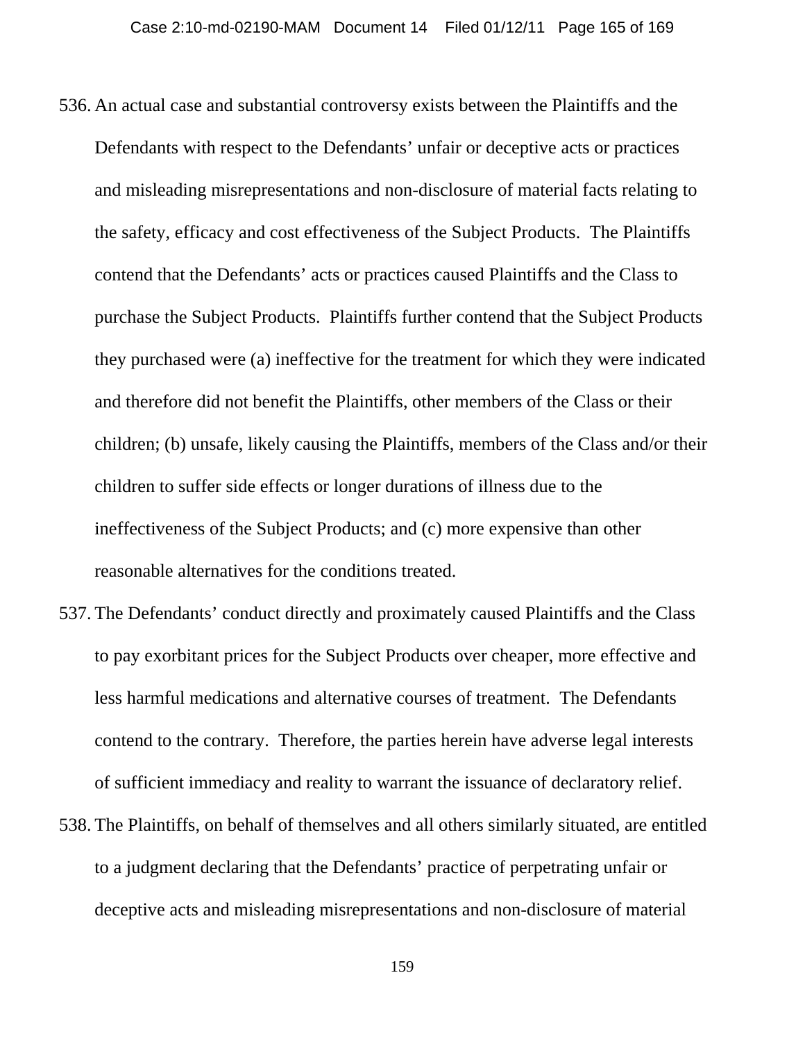536. An actual case and substantial controversy exists between the Plaintiffs and the Defendants with respect to the Defendants' unfair or deceptive acts or practices and misleading misrepresentations and non-disclosure of material facts relating to the safety, efficacy and cost effectiveness of the Subject Products. The Plaintiffs contend that the Defendants' acts or practices caused Plaintiffs and the Class to purchase the Subject Products. Plaintiffs further contend that the Subject Products they purchased were (a) ineffective for the treatment for which they were indicated and therefore did not benefit the Plaintiffs, other members of the Class or their children; (b) unsafe, likely causing the Plaintiffs, members of the Class and/or their children to suffer side effects or longer durations of illness due to the ineffectiveness of the Subject Products; and (c) more expensive than other reasonable alternatives for the conditions treated.

537. The Defendants' conduct directly and proximately caused Plaintiffs and the Class to pay exorbitant prices for the Subject Products over cheaper, more effective and less harmful medications and alternative courses of treatment. The Defendants contend to the contrary. Therefore, the parties herein have adverse legal interests of sufficient immediacy and reality to warrant the issuance of declaratory relief.

538. The Plaintiffs, on behalf of themselves and all others similarly situated, are entitled to a judgment declaring that the Defendants' practice of perpetrating unfair or deceptive acts and misleading misrepresentations and non-disclosure of material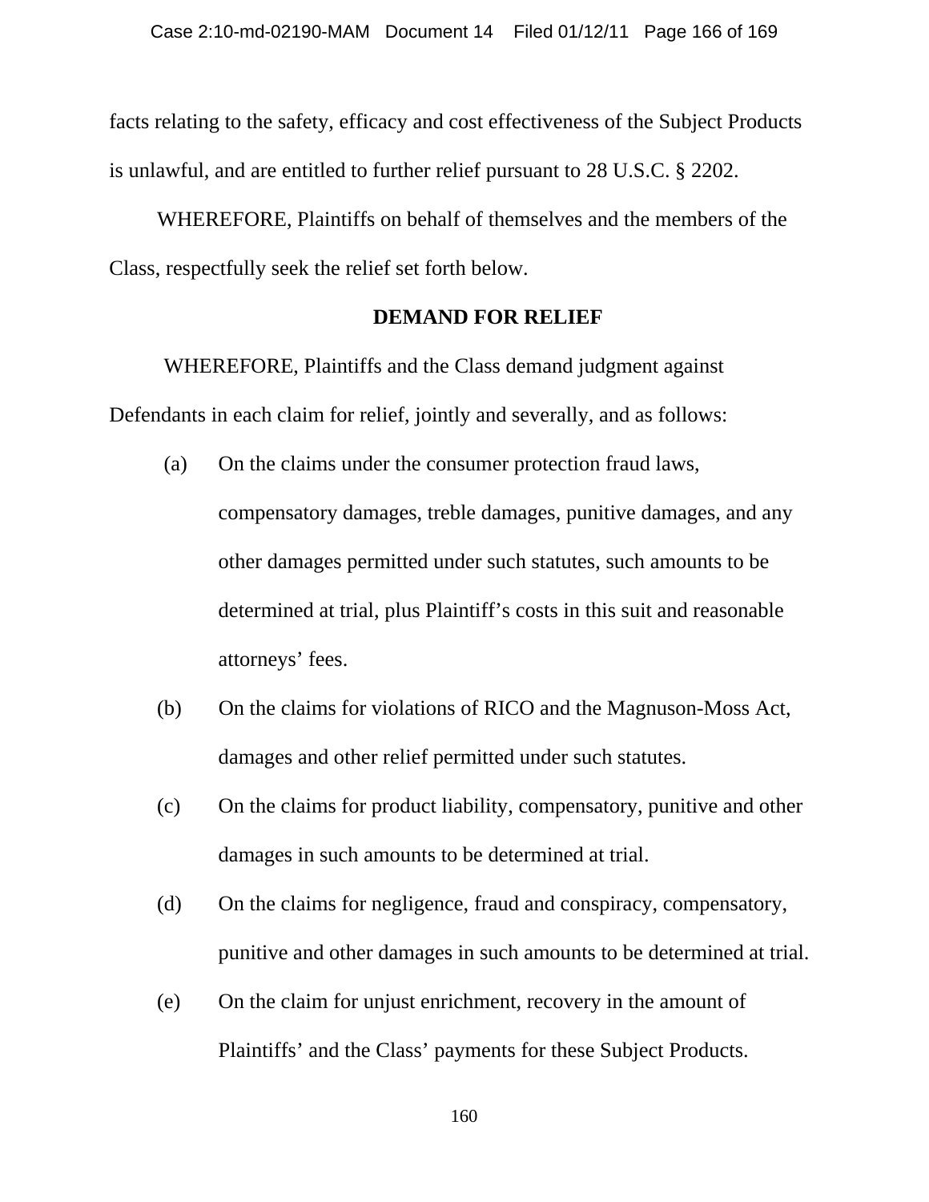facts relating to the safety, efficacy and cost effectiveness of the Subject Products is unlawful, and are entitled to further relief pursuant to 28 U.S.C. § 2202.

WHEREFORE, Plaintiffs on behalf of themselves and the members of the Class, respectfully seek the relief set forth below.

## DEMAND FOR RELIEF

WHEREFORE, Plaintiffs and the Class demand judgment against Defendants in each claim for relief, jointly and severally, and as follows:

(a) On the claims under the consumer protection fraud laws, compensatory damages, treble damages, punitive damages, and any other damages permitted under such statutes, such amounts to be determined at trial, plus Plaintiff's costs in this suit and reasonable attorneys' fees.

(b) On the claims for violations of RICO and the Magnuson-Moss Act, damages and other relief permitted under such statutes.

(c) On the claims for product liability, compensatory, punitive and other damages in such amounts to be determined at trial.

(d) On the claims for negligence, fraud and conspiracy, compensatory, punitive and other damages in such amounts to be determined at trial.

(e) On the claim for unjust enrichment, recovery in the amount of Plaintiffs' and the Class' payments for these Subject Products.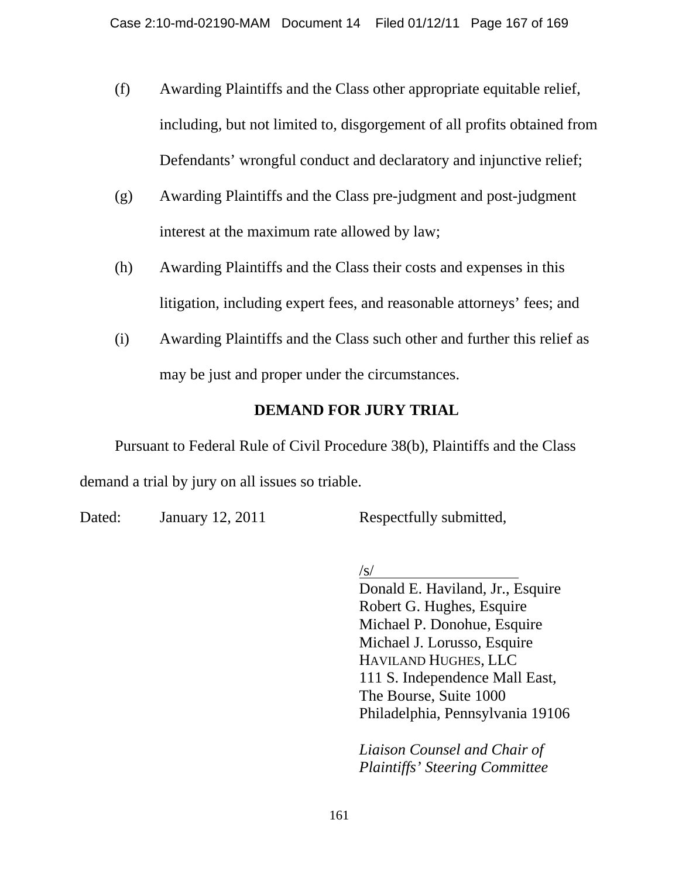(f) Awarding Plaintiffs and the Class other appropriate equitable relief, including, but not limited to, disgorgement of all profits obtained from Defendants' wrongful conduct and declaratory and injunctive relief;

(g) Awarding Plaintiffs and the Class pre-judgment and post-judgment interest at the maximum rate allowed by law;

(h) Awarding Plaintiffs and the Class their costs and expenses in this litigation, including expert fees, and reasonable attorneys' fees; and

(i) Awarding Plaintiffs and the Class such other and further this relief as may be just and proper under the circumstances.

**DEMAND FOR JURY TRIAL**

Pursuant to Federal Rule of Civil Procedure 38(b), Plaintiffs and the Class demand a trial by jury on all issues so triable.

Dated: January 12, 2011

Respectfully submitted,

/s/

Donald E. Haviland, Jr., Esquire
Robert G. Hughes, Esquire
Michael P. Donohue, Esquire
Michael J. Lorusso, Esquire
HAVILAND HUGHES, LLC
111 S. Independence Mall East,
The Bourse, Suite 1000
Philadelphia, Pennsylvania 19106

*Liaison Counsel and Chair of Plaintiffs' Steering Committee*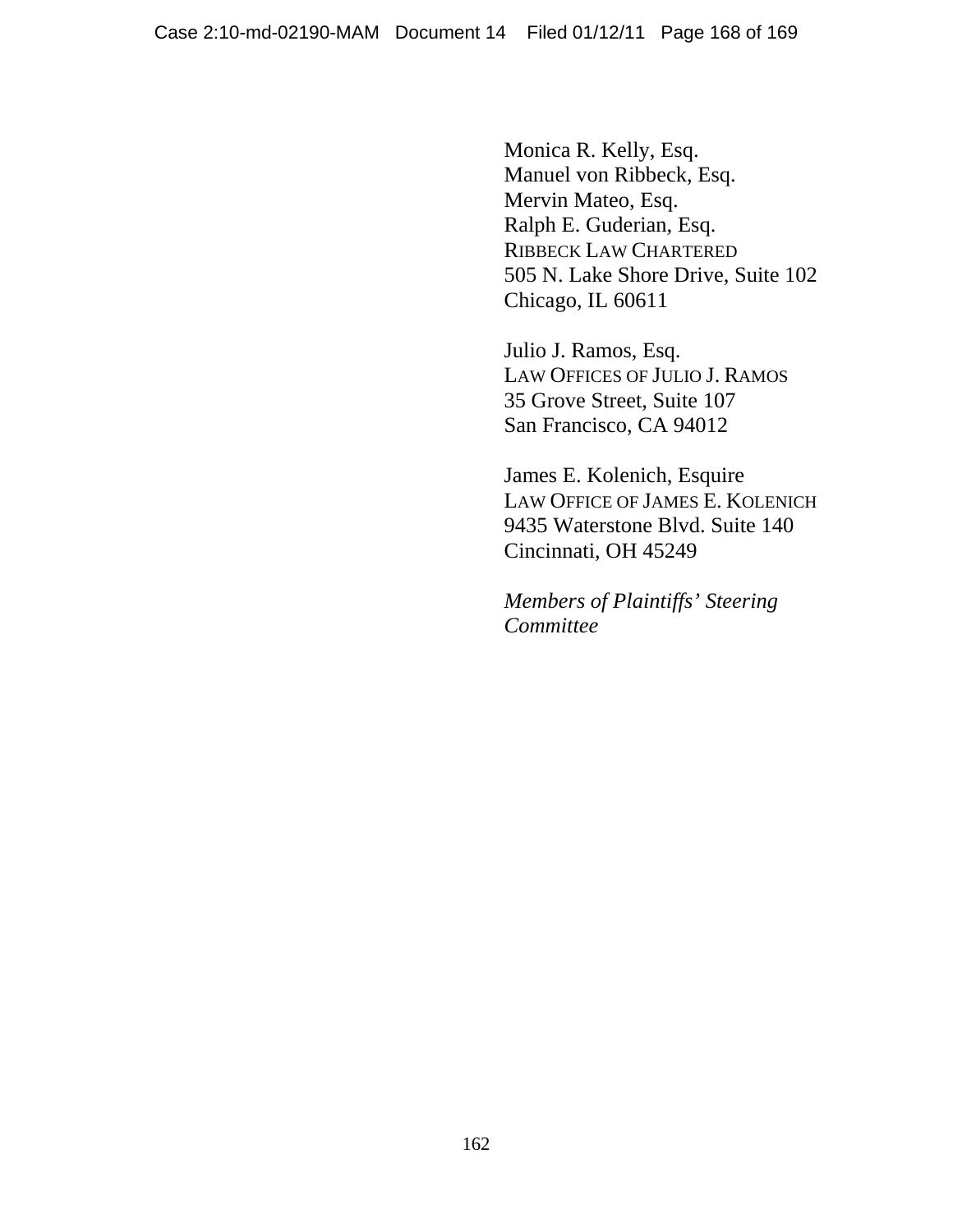Monica R. Kelly, Esq.
Manuel von Ribbeck, Esq.
Mervin Mateo, Esq.
Ralph E. Guderian, Esq.
RIBBECK LAW CHARTERED
505 N. Lake Shore Drive, Suite 102
Chicago, IL 60611

Julio J. Ramos, Esq.
LAW OFFICES OF JULIO J. RAMOS
35 Grove Street, Suite 107
San Francisco, CA 94012

James E. Kolenich, Esquire
LAW OFFICE OF JAMES E. KOLENICH
9435 Waterstone Blvd. Suite 140
Cincinnati, OH 45249

*Members of Plaintiffs' Steering Committee*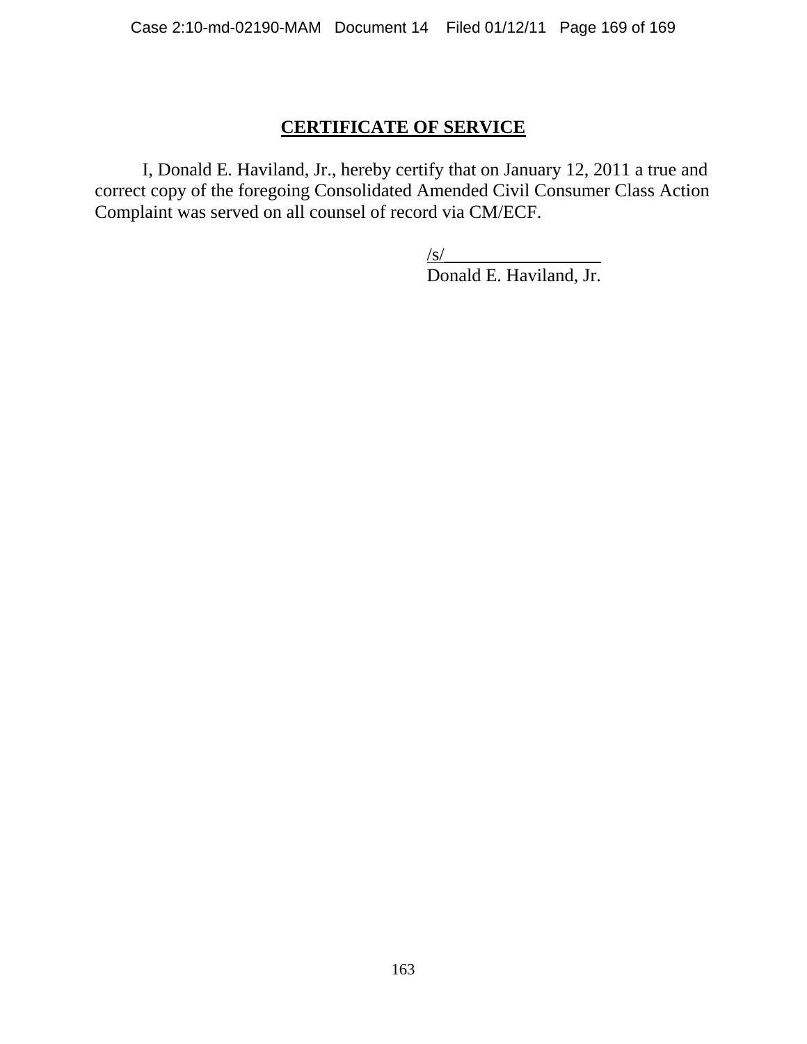## CERTIFICATE OF SERVICE

I, Donald E. Haviland, Jr., hereby certify that on January 12, 2011 a true and correct copy of the foregoing Consolidated Amended Civil Consumer Class Action Complaint was served on all counsel of record via CM/ECF.

/s/_________________
Donald E. Haviland, Jr.